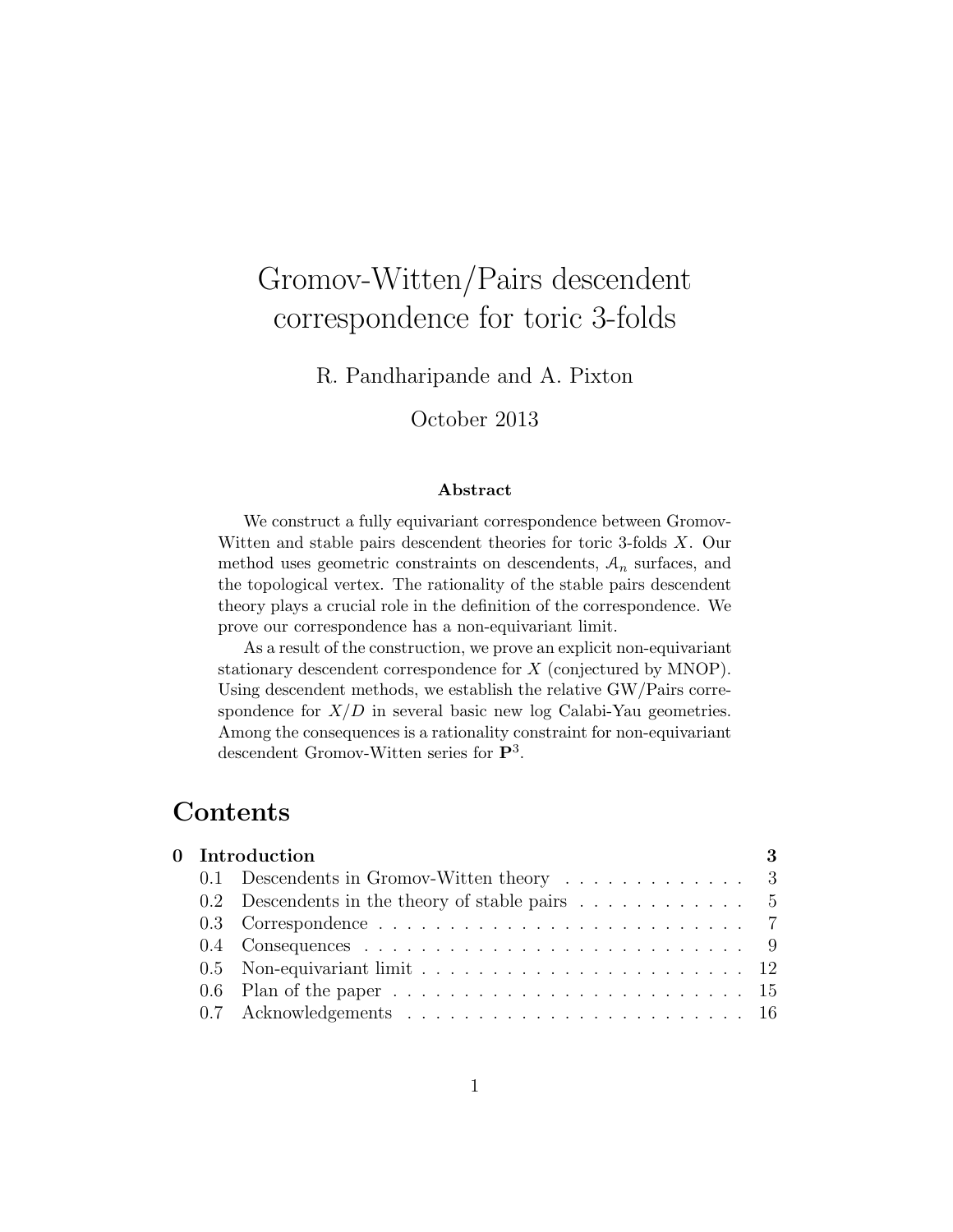# Gromov-Witten/Pairs descendent correspondence for toric 3-folds

R. Pandharipande and A. Pixton

October 2013

### Abstract

We construct a fully equivariant correspondence between Gromov-Witten and stable pairs descendent theories for toric 3-folds $X$. Our method uses geometric constraints on descendents, $\mathcal{A}_n$ surfaces, and the topological vertex. The rationality of the stable pairs descendent theory plays a crucial role in the definition of the correspondence. We prove our correspondence has a non-equivariant limit.

As a result of the construction, we prove an explicit non-equivariant stationary descendent correspondence for $X$ (conjectured by MNOP). Using descendent methods, we establish the relative GW/Pairs correspondence for $X/D$ in several basic new log Calabi-Yau geometries. Among the consequences is a rationality constraint for non-equivariant descendent Gromov-Witten series for $\mathbf{P}^3$.

## Contents

| | | |
|---|---|---|
| **0** | **Introduction** | **3** |
| 0.1 | Descendents in Gromov-Witten theory | 3 |
| 0.2 | Descendents in the theory of stable pairs | 5 |
| 0.3 | Correspondence | 7 |
| 0.4 | Consequences | 9 |
| 0.5 | Non-equivariant limit | 12 |
| 0.6 | Plan of the paper | 15 |
| 0.7 | Acknowledgements | 16 |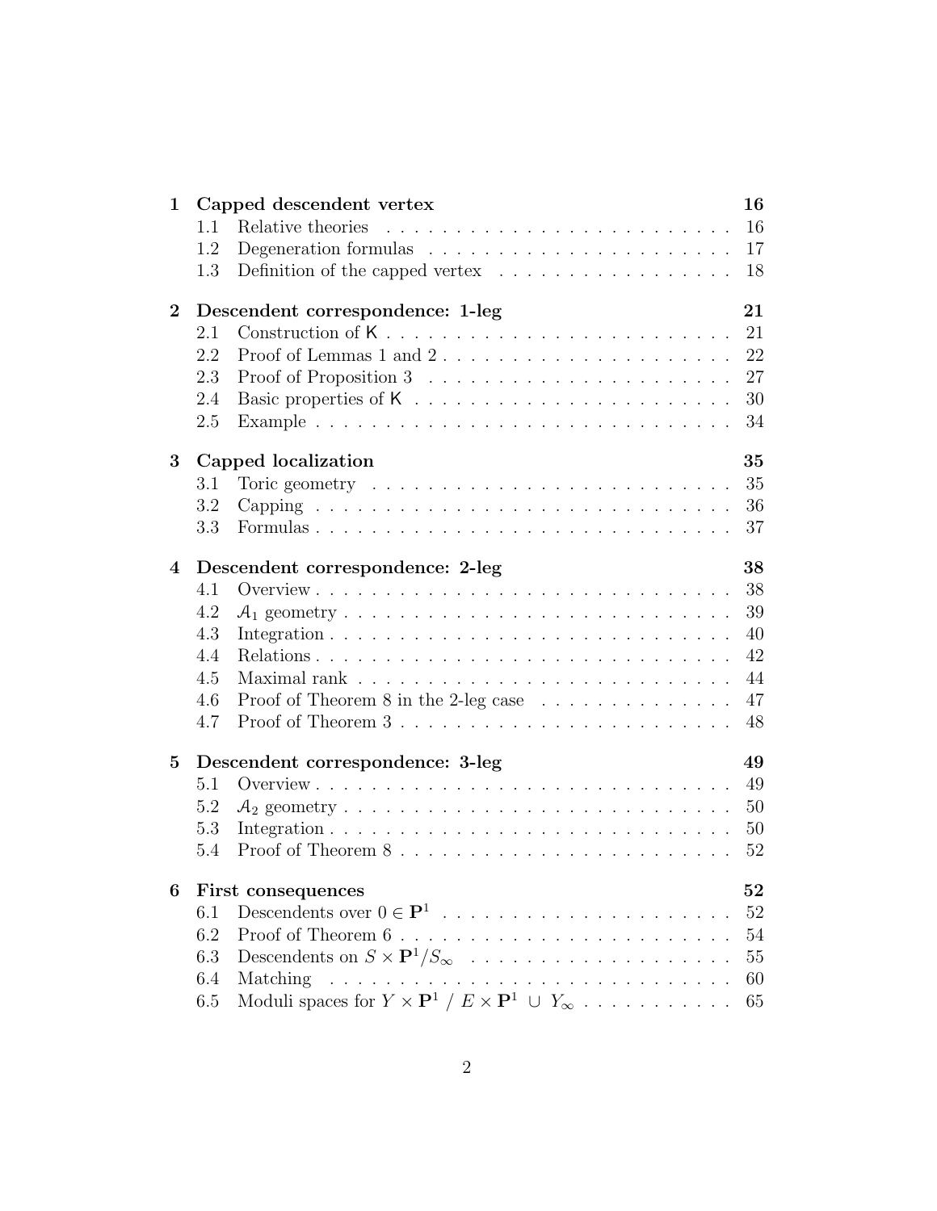**1 Capped descendent vertex** **16**
- 1.1 Relative theories . . . . . . . . . . . . . . . . . . . . . . . . . 16
- 1.2 Degeneration formulas . . . . . . . . . . . . . . . . . . . . . . 17
- 1.3 Definition of the capped vertex . . . . . . . . . . . . . . . . . 18

**2 Descendent correspondence: 1-leg** **21**
- 2.1 Construction of $\mathsf{K}$ . . . . . . . . . . . . . . . . . . . . . . . . . 21
- 2.2 Proof of Lemmas 1 and 2 . . . . . . . . . . . . . . . . . . . . 22
- 2.3 Proof of Proposition 3 . . . . . . . . . . . . . . . . . . . . . 27
- 2.4 Basic properties of $\mathsf{K}$ . . . . . . . . . . . . . . . . . . . . . . 30
- 2.5 Example . . . . . . . . . . . . . . . . . . . . . . . . . . . . . 34

**3 Capped localization** **35**
- 3.1 Toric geometry . . . . . . . . . . . . . . . . . . . . . . . . . 35
- 3.2 Capping . . . . . . . . . . . . . . . . . . . . . . . . . . . . . 36
- 3.3 Formulas . . . . . . . . . . . . . . . . . . . . . . . . . . . . . 37

**4 Descendent correspondence: 2-leg** **38**
- 4.1 Overview . . . . . . . . . . . . . . . . . . . . . . . . . . . . . 38
- 4.2 $\mathcal{A}_1$ geometry . . . . . . . . . . . . . . . . . . . . . . . . . . . 39
- 4.3 Integration . . . . . . . . . . . . . . . . . . . . . . . . . . . . 40
- 4.4 Relations . . . . . . . . . . . . . . . . . . . . . . . . . . . . . 42
- 4.5 Maximal rank . . . . . . . . . . . . . . . . . . . . . . . . . . 44
- 4.6 Proof of Theorem 8 in the 2-leg case . . . . . . . . . . . . . . 47
- 4.7 Proof of Theorem 3 . . . . . . . . . . . . . . . . . . . . . . . 48

**5 Descendent correspondence: 3-leg** **49**
- 5.1 Overview . . . . . . . . . . . . . . . . . . . . . . . . . . . . . 49
- 5.2 $\mathcal{A}_2$ geometry . . . . . . . . . . . . . . . . . . . . . . . . . . . 50
- 5.3 Integration . . . . . . . . . . . . . . . . . . . . . . . . . . . . 50
- 5.4 Proof of Theorem 8 . . . . . . . . . . . . . . . . . . . . . . . 52

**6 First consequences** **52**
- 6.1 Descendents over $0 \in \mathbf{P}^1$ . . . . . . . . . . . . . . . . . . . . . 52
- 6.2 Proof of Theorem 6 . . . . . . . . . . . . . . . . . . . . . . . 54
- 6.3 Descendents on $S \times \mathbf{P}^1/S_\infty$ . . . . . . . . . . . . . . . . . . 55
- 6.4 Matching . . . . . . . . . . . . . . . . . . . . . . . . . . . . . 60
- 6.5 Moduli spaces for $Y \times \mathbf{P}^1 \ / \ E \times \mathbf{P}^1 \ \cup \ Y_\infty$ . . . . . . . . . . . 65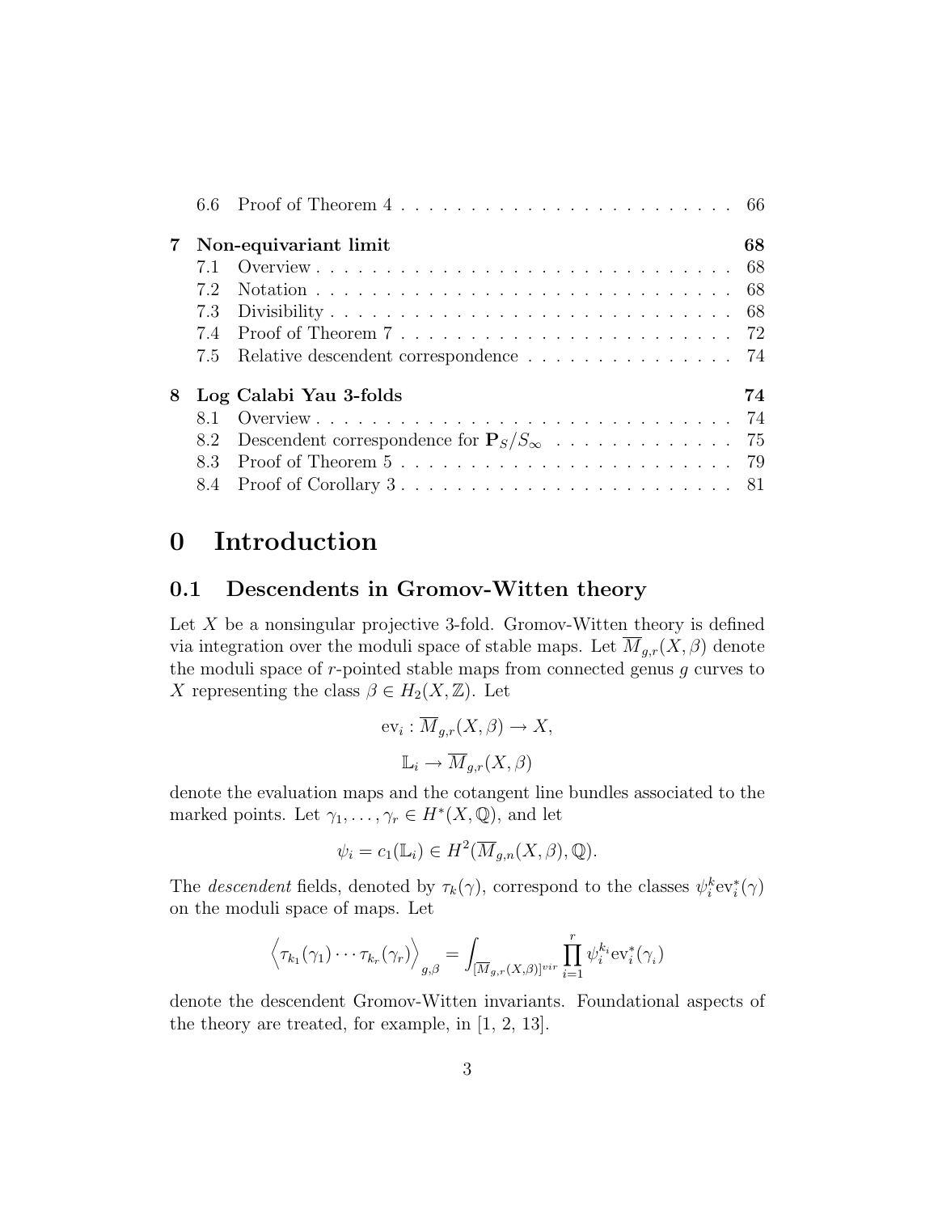6.6 Proof of Theorem 4 . . . . . . . . . . . . . . . . . . . . . . . . 66

**7 Non-equivariant limit** **68**

7.1 Overview . . . . . . . . . . . . . . . . . . . . . . . . . . . . . . . 68

7.2 Notation . . . . . . . . . . . . . . . . . . . . . . . . . . . . . . . 68

7.3 Divisibility . . . . . . . . . . . . . . . . . . . . . . . . . . . . . . 68

7.4 Proof of Theorem 7 . . . . . . . . . . . . . . . . . . . . . . . . 72

7.5 Relative descendent correspondence . . . . . . . . . . . . . . . 74

**8 Log Calabi Yau 3-folds** **74**

8.1 Overview . . . . . . . . . . . . . . . . . . . . . . . . . . . . . . . 74

8.2 Descendent correspondence for $\mathbf{P}_S/S_\infty$ . . . . . . . . . . . . . 75

8.3 Proof of Theorem 5 . . . . . . . . . . . . . . . . . . . . . . . . 79

8.4 Proof of Corollary 3 . . . . . . . . . . . . . . . . . . . . . . . . 81

# 0 Introduction

## 0.1 Descendents in Gromov-Witten theory

Let $X$ be a nonsingular projective 3-fold. Gromov-Witten theory is defined via integration over the moduli space of stable maps. Let $\overline{M}_{g,r}(X,\beta)$ denote the moduli space of $r$-pointed stable maps from connected genus $g$ curves to $X$ representing the class $\beta \in H_2(X,\mathbb{Z})$. Let

$$\mathrm{ev}_i : \overline{M}_{g,r}(X,\beta) \to X,$$

$$\mathbb{L}_i \to \overline{M}_{g,r}(X,\beta)$$

denote the evaluation maps and the cotangent line bundles associated to the marked points. Let $\gamma_1, \ldots, \gamma_r \in H^*(X,\mathbb{Q})$, and let

$$\psi_i = c_1(\mathbb{L}_i) \in H^2(\overline{M}_{g,n}(X,\beta),\mathbb{Q}).$$

The *descendent* fields, denoted by $\tau_k(\gamma)$, correspond to the classes $\psi_i^k \mathrm{ev}_i^*(\gamma)$ on the moduli space of maps. Let

$$\Big\langle \tau_{k_1}(\gamma_1)\cdots\tau_{k_r}(\gamma_r)\Big\rangle_{g,\beta} = \int_{[\overline{M}_{g,r}(X,\beta)]^{vir}} \prod_{i=1}^{r} \psi_i^{k_i} \mathrm{ev}_i^*(\gamma_i)$$

denote the descendent Gromov-Witten invariants. Foundational aspects of the theory are treated, for example, in [1, 2, 13].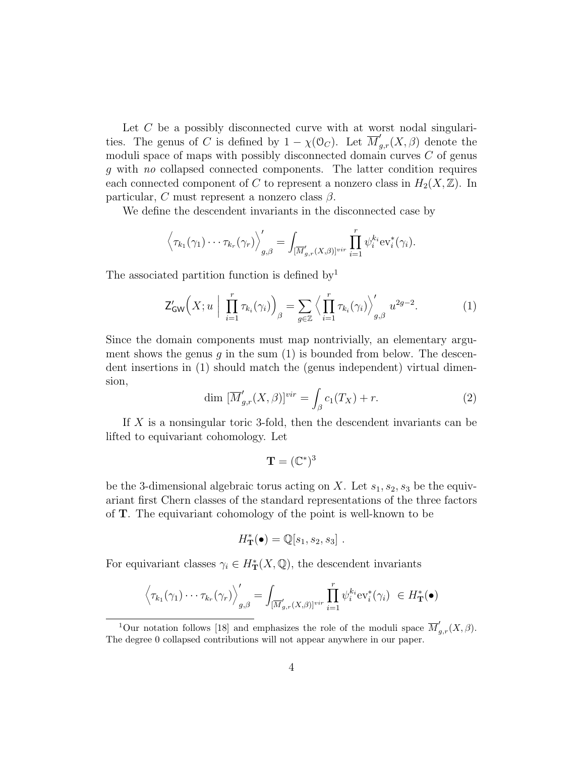Let $C$ be a possibly disconnected curve with at worst nodal singularities. The genus of $C$ is defined by $1 - \chi(\mathcal{O}_C)$. Let $\overline{M}'_{g,r}(X, \beta)$ denote the moduli space of maps with possibly disconnected domain curves $C$ of genus $g$ with *no* collapsed connected components. The latter condition requires each connected component of $C$ to represent a nonzero class in $H_2(X, \mathbb{Z})$. In particular, $C$ must represent a nonzero class $\beta$.

We define the descendent invariants in the disconnected case by

$$\Big\langle \tau_{k_1}(\gamma_1) \cdots \tau_{k_r}(\gamma_r) \Big\rangle'_{g,\beta} = \int_{[\overline{M}'_{g,r}(X,\beta)]^{vir}} \prod_{i=1}^{r} \psi_i^{k_i} \mathrm{ev}_i^*(\gamma_i).$$

The associated partition function is defined by[1]

$$\mathsf{Z}'_{\mathsf{GW}}\Big(X; u \;\Big|\; \prod_{i=1}^{r} \tau_{k_i}(\gamma_i)\Big)_{\beta} = \sum_{g \in \mathbb{Z}} \Big\langle \prod_{i=1}^{r} \tau_{k_i}(\gamma_i) \Big\rangle'_{g,\beta} u^{2g-2}. \tag{1}$$

Since the domain components must map nontrivially, an elementary argument shows the genus $g$ in the sum (1) is bounded from below. The descendent insertions in (1) should match the (genus independent) virtual dimension,

$$\dim\, [\overline{M}'_{g,r}(X, \beta)]^{vir} = \int_{\beta} c_1(T_X) + r. \tag{2}$$

If $X$ is a nonsingular toric 3-fold, then the descendent invariants can be lifted to equivariant cohomology. Let

$$\mathbf{T} = (\mathbb{C}^*)^3$$

be the 3-dimensional algebraic torus acting on $X$. Let $s_1, s_2, s_3$ be the equivariant first Chern classes of the standard representations of the three factors of $\mathbf{T}$. The equivariant cohomology of the point is well-known to be

$$H^*_{\mathbf{T}}(\bullet) = \mathbb{Q}[s_1, s_2, s_3]\ .$$

For equivariant classes $\gamma_i \in H^*_{\mathbf{T}}(X, \mathbb{Q})$, the descendent invariants

$$\Big\langle \tau_{k_1}(\gamma_1) \cdots \tau_{k_r}(\gamma_r) \Big\rangle'_{g,\beta} = \int_{[\overline{M}'_{g,r}(X,\beta)]^{vir}} \prod_{i=1}^{r} \psi_i^{k_i} \mathrm{ev}_i^*(\gamma_i) \ \in H^*_{\mathbf{T}}(\bullet)$$

---

[1] Our notation follows [18] and emphasizes the role of the moduli space $\overline{M}'_{g,r}(X, \beta)$. The degree 0 collapsed contributions will not appear anywhere in our paper.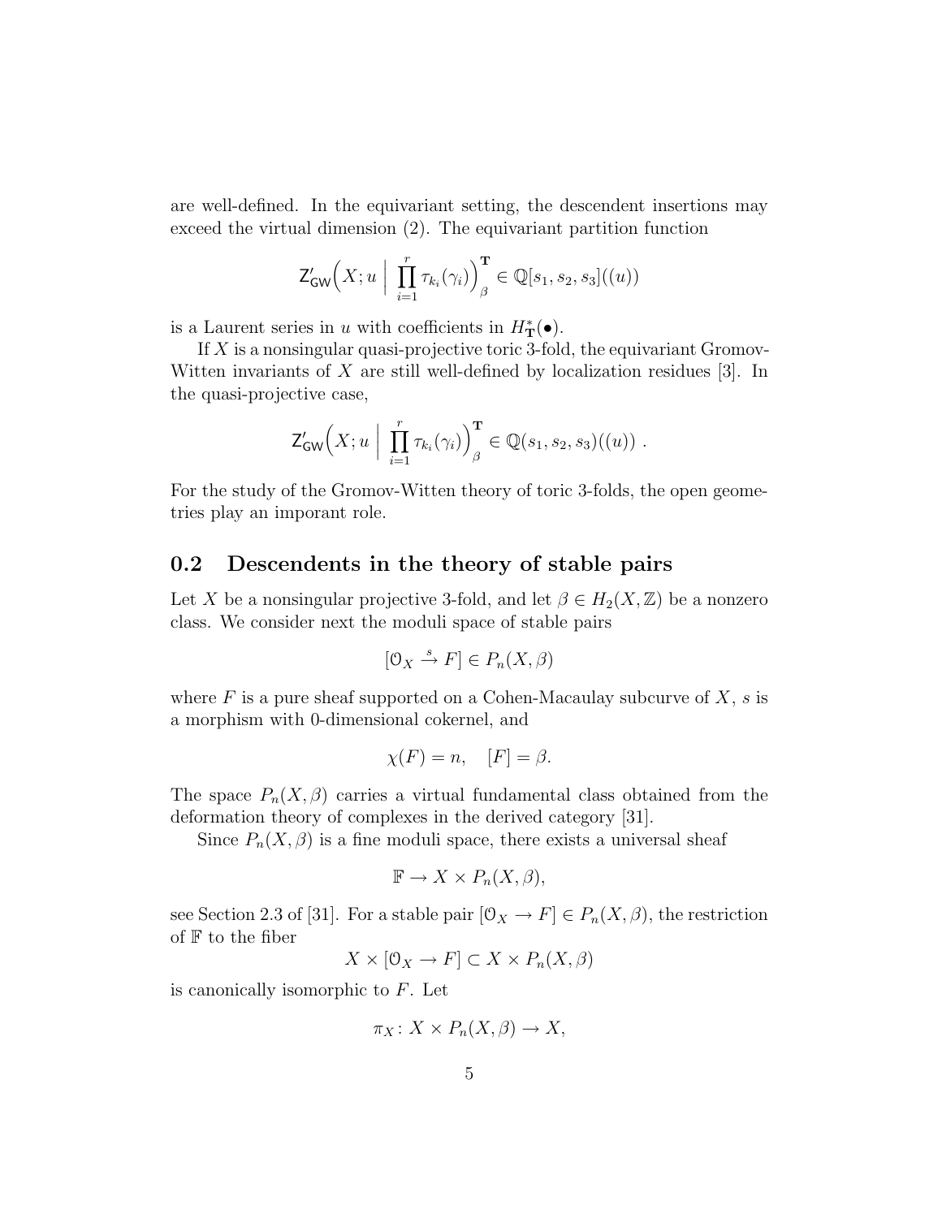are well-defined. In the equivariant setting, the descendent insertions may exceed the virtual dimension (2). The equivariant partition function

$$\mathsf{Z}'_{\mathsf{GW}}\Big(X; u \ \Big| \ \prod_{i=1}^{r} \tau_{k_i}(\gamma_i)\Big)^{\mathbf{T}}_{\beta} \in \mathbb{Q}[s_1, s_2, s_3]((u))$$

is a Laurent series in $u$ with coefficients in $H^*_{\mathbf{T}}(\bullet)$.

If $X$ is a nonsingular quasi-projective toric 3-fold, the equivariant Gromov-Witten invariants of $X$ are still well-defined by localization residues [3]. In the quasi-projective case,

$$\mathsf{Z}'_{\mathsf{GW}}\Big(X; u \ \Big| \ \prod_{i=1}^{r} \tau_{k_i}(\gamma_i)\Big)^{\mathbf{T}}_{\beta} \in \mathbb{Q}(s_1, s_2, s_3)((u)) \ .$$

For the study of the Gromov-Witten theory of toric 3-folds, the open geometries play an imporant role.

## 0.2 Descendents in the theory of stable pairs

Let $X$ be a nonsingular projective 3-fold, and let $\beta \in H_2(X, \mathbb{Z})$ be a nonzero class. We consider next the moduli space of stable pairs

$$[\mathcal{O}_X \xrightarrow{s} F] \in P_n(X, \beta)$$

where $F$ is a pure sheaf supported on a Cohen-Macaulay subcurve of $X$, $s$ is a morphism with 0-dimensional cokernel, and

$$\chi(F) = n, \quad [F] = \beta.$$

The space $P_n(X, \beta)$ carries a virtual fundamental class obtained from the deformation theory of complexes in the derived category [31].

Since $P_n(X, \beta)$ is a fine moduli space, there exists a universal sheaf

$$\mathbb{F} \to X \times P_n(X, \beta),$$

see Section 2.3 of [31]. For a stable pair $[\mathcal{O}_X \to F] \in P_n(X, \beta)$, the restriction of $\mathbb{F}$ to the fiber

$$X \times [\mathcal{O}_X \to F] \subset X \times P_n(X, \beta)$$

is canonically isomorphic to $F$. Let

$$\pi_X : X \times P_n(X, \beta) \to X,$$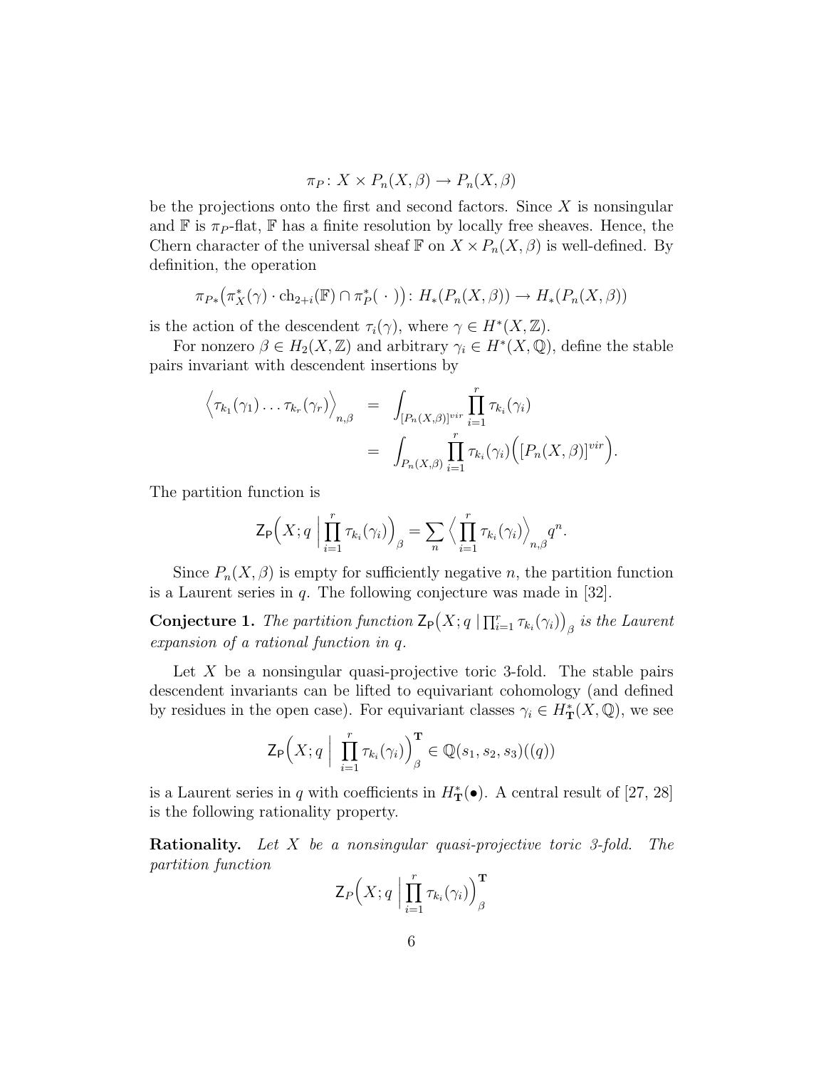$$\pi_P\colon X \times P_n(X,\beta) \to P_n(X,\beta)$$

be the projections onto the first and second factors. Since $X$ is nonsingular and $\mathbb{F}$ is $\pi_P$-flat, $\mathbb{F}$ has a finite resolution by locally free sheaves. Hence, the Chern character of the universal sheaf $\mathbb{F}$ on $X \times P_n(X,\beta)$ is well-defined. By definition, the operation

$$\pi_{P*}\big(\pi_X^*(\gamma)\cdot \mathrm{ch}_{2+i}(\mathbb{F}) \cap \pi_P^*(\ \cdot\ )\big)\colon H_*(P_n(X,\beta)) \to H_*(P_n(X,\beta))$$

is the action of the descendent $\tau_i(\gamma)$, where $\gamma \in H^*(X,\mathbb{Z})$.

For nonzero $\beta \in H_2(X,\mathbb{Z})$ and arbitrary $\gamma_i \in H^*(X,\mathbb{Q})$, define the stable pairs invariant with descendent insertions by

$$\begin{aligned}\Big\langle \tau_{k_1}(\gamma_1)\dots\tau_{k_r}(\gamma_r)\Big\rangle_{n,\beta} &= \int_{[P_n(X,\beta)]^{vir}} \prod_{i=1}^r \tau_{k_i}(\gamma_i)\\ &= \int_{P_n(X,\beta)} \prod_{i=1}^r \tau_{k_i}(\gamma_i)\Big([P_n(X,\beta)]^{vir}\Big).\end{aligned}$$

The partition function is

$$\mathsf{Z}_{\mathsf{P}}\Big(X;q\ \Big|\ \prod_{i=1}^r \tau_{k_i}(\gamma_i)\Big)_\beta = \sum_n \Big\langle \prod_{i=1}^r \tau_{k_i}(\gamma_i)\Big\rangle_{n,\beta} q^n.$$

Since $P_n(X,\beta)$ is empty for sufficiently negative $n$, the partition function is a Laurent series in $q$. The following conjecture was made in [32].

**Conjecture 1.** *The partition function $\mathsf{Z}_{\mathsf{P}}\big(X;q\ |\ \prod_{i=1}^r \tau_{k_i}(\gamma_i)\big)_\beta$ is the Laurent expansion of a rational function in $q$.*

Let $X$ be a nonsingular quasi-projective toric 3-fold. The stable pairs descendent invariants can be lifted to equivariant cohomology (and defined by residues in the open case). For equivariant classes $\gamma_i \in H^*_{\mathbf{T}}(X,\mathbb{Q})$, we see

$$\mathsf{Z}_{\mathsf{P}}\Big(X;q\ \Big|\ \prod_{i=1}^r \tau_{k_i}(\gamma_i)\Big)^{\mathbf{T}}_\beta \in \mathbb{Q}(s_1,s_2,s_3)((q))$$

is a Laurent series in $q$ with coefficients in $H^*_{\mathbf{T}}(\bullet)$. A central result of [27, 28] is the following rationality property.

**Rationality.** *Let $X$ be a nonsingular quasi-projective toric 3-fold. The partition function*

$$\mathsf{Z}_P\Big(X;q\ \Big|\ \prod_{i=1}^r \tau_{k_i}(\gamma_i)\Big)^{\mathbf{T}}_\beta$$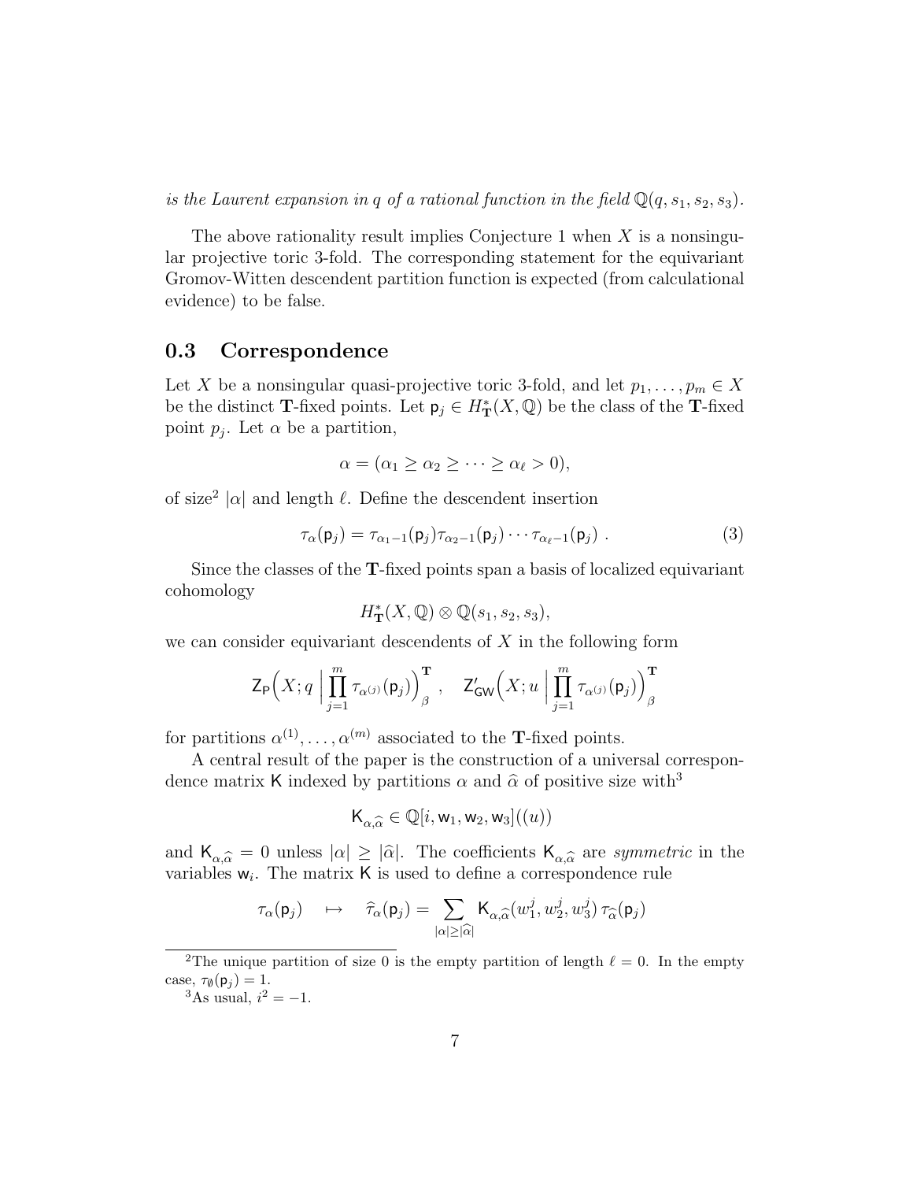*is the Laurent expansion in $q$ of a rational function in the field $\mathbb{Q}(q, s_1, s_2, s_3)$.*

The above rationality result implies Conjecture 1 when $X$ is a nonsingular projective toric 3-fold. The corresponding statement for the equivariant Gromov-Witten descendent partition function is expected (from calculational evidence) to be false.

## 0.3 Correspondence

Let $X$ be a nonsingular quasi-projective toric 3-fold, and let $p_1, \ldots, p_m \in X$ be the distinct $\mathbf{T}$-fixed points. Let $\mathsf{p}_j \in H^*_{\mathbf{T}}(X, \mathbb{Q})$ be the class of the $\mathbf{T}$-fixed point $p_j$. Let $\alpha$ be a partition,

$$\alpha = (\alpha_1 \geq \alpha_2 \geq \cdots \geq \alpha_\ell > 0),$$

of size[2] $|\alpha|$ and length $\ell$. Define the descendent insertion

$$\tau_\alpha(\mathsf{p}_j) = \tau_{\alpha_1 - 1}(\mathsf{p}_j)\tau_{\alpha_2 - 1}(\mathsf{p}_j) \cdots \tau_{\alpha_\ell - 1}(\mathsf{p}_j) \ . \tag{3}$$

Since the classes of the $\mathbf{T}$-fixed points span a basis of localized equivariant cohomology

$$H^*_{\mathbf{T}}(X, \mathbb{Q}) \otimes \mathbb{Q}(s_1, s_2, s_3),$$

we can consider equivariant descendents of $X$ in the following form

$$\mathsf{Z}_{\mathsf{P}}\Big(X; q \ \Big| \ \prod_{j=1}^{m} \tau_{\alpha^{(j)}}(\mathsf{p}_j)\Big)^{\mathbf{T}}_{\beta} , \quad \mathsf{Z}'_{\mathsf{GW}}\Big(X; u \ \Big| \ \prod_{j=1}^{m} \tau_{\alpha^{(j)}}(\mathsf{p}_j)\Big)^{\mathbf{T}}_{\beta}$$

for partitions $\alpha^{(1)}, \ldots, \alpha^{(m)}$ associated to the $\mathbf{T}$-fixed points.

A central result of the paper is the construction of a universal correspondence matrix $\mathsf{K}$ indexed by partitions $\alpha$ and $\widehat{\alpha}$ of positive size with[3]

$$\mathsf{K}_{\alpha, \widehat{\alpha}} \in \mathbb{Q}[i, \mathsf{w}_1, \mathsf{w}_2, \mathsf{w}_3]((u))$$

and $\mathsf{K}_{\alpha,\widehat{\alpha}} = 0$ unless $|\alpha| \geq |\widehat{\alpha}|$. The coefficients $\mathsf{K}_{\alpha,\widehat{\alpha}}$ are *symmetric* in the variables $\mathsf{w}_i$. The matrix $\mathsf{K}$ is used to define a correspondence rule

$$\tau_\alpha(\mathsf{p}_j) \quad \mapsto \quad \widehat{\tau}_\alpha(\mathsf{p}_j) = \sum_{|\alpha| \geq |\widehat{\alpha}|} \mathsf{K}_{\alpha, \widehat{\alpha}}(w_1^j, w_2^j, w_3^j) \, \tau_{\widehat{\alpha}}(\mathsf{p}_j)$$

---

[2] The unique partition of size 0 is the empty partition of length $\ell = 0$. In the empty case, $\tau_\emptyset(\mathsf{p}_j) = 1$.

[3] As usual, $i^2 = -1$.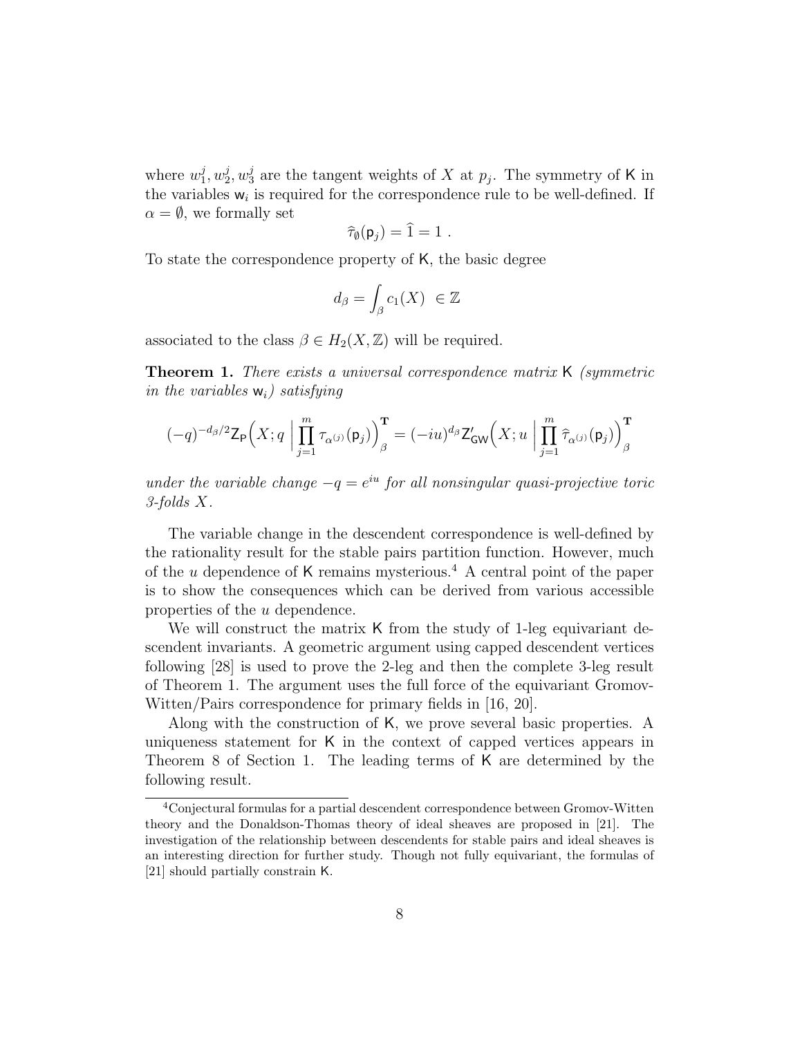where $w_1^j, w_2^j, w_3^j$ are the tangent weights of $X$ at $p_j$. The symmetry of $\mathsf{K}$ in the variables $\mathsf{w}_i$ is required for the correspondence rule to be well-defined. If $\alpha = \emptyset$, we formally set

$$\widehat{\tau}_{\emptyset}(\mathsf{p}_j) = \widehat{1} = 1 \ .$$

To state the correspondence property of $\mathsf{K}$, the basic degree

$$d_\beta = \int_\beta c_1(X) \ \in \mathbb{Z}$$

associated to the class $\beta \in H_2(X, \mathbb{Z})$ will be required.

**Theorem 1.** *There exists a universal correspondence matrix* $\mathsf{K}$ *(symmetric in the variables* $\mathsf{w}_i$*) satisfying*

$$(-q)^{-d_\beta/2} \mathsf{Z}_{\mathsf{P}}\Big(X; q \ \Big| \ \prod_{j=1}^{m} \tau_{\alpha^{(j)}}(\mathsf{p}_j)\Big)^{\mathbf{T}}_\beta = (-iu)^{d_\beta} \mathsf{Z}'_{\mathsf{GW}}\Big(X; u \ \Big| \ \prod_{j=1}^{m} \widehat{\tau}_{\alpha^{(j)}}(\mathsf{p}_j)\Big)^{\mathbf{T}}_\beta$$

*under the variable change* $-q = e^{iu}$ *for all nonsingular quasi-projective toric 3-folds* $X$*.*

The variable change in the descendent correspondence is well-defined by the rationality result for the stable pairs partition function. However, much of the $u$ dependence of $\mathsf{K}$ remains mysterious.[4] A central point of the paper is to show the consequences which can be derived from various accessible properties of the $u$ dependence.

We will construct the matrix $\mathsf{K}$ from the study of 1-leg equivariant descendent invariants. A geometric argument using capped descendent vertices following [28] is used to prove the 2-leg and then the complete 3-leg result of Theorem 1. The argument uses the full force of the equivariant Gromov-Witten/Pairs correspondence for primary fields in [16, 20].

Along with the construction of $\mathsf{K}$, we prove several basic properties. A uniqueness statement for $\mathsf{K}$ in the context of capped vertices appears in Theorem 8 of Section 1. The leading terms of $\mathsf{K}$ are determined by the following result.

[4] Conjectural formulas for a partial descendent correspondence between Gromov-Witten theory and the Donaldson-Thomas theory of ideal sheaves are proposed in [21]. The investigation of the relationship between descendents for stable pairs and ideal sheaves is an interesting direction for further study. Though not fully equivariant, the formulas of [21] should partially constrain $\mathsf{K}$.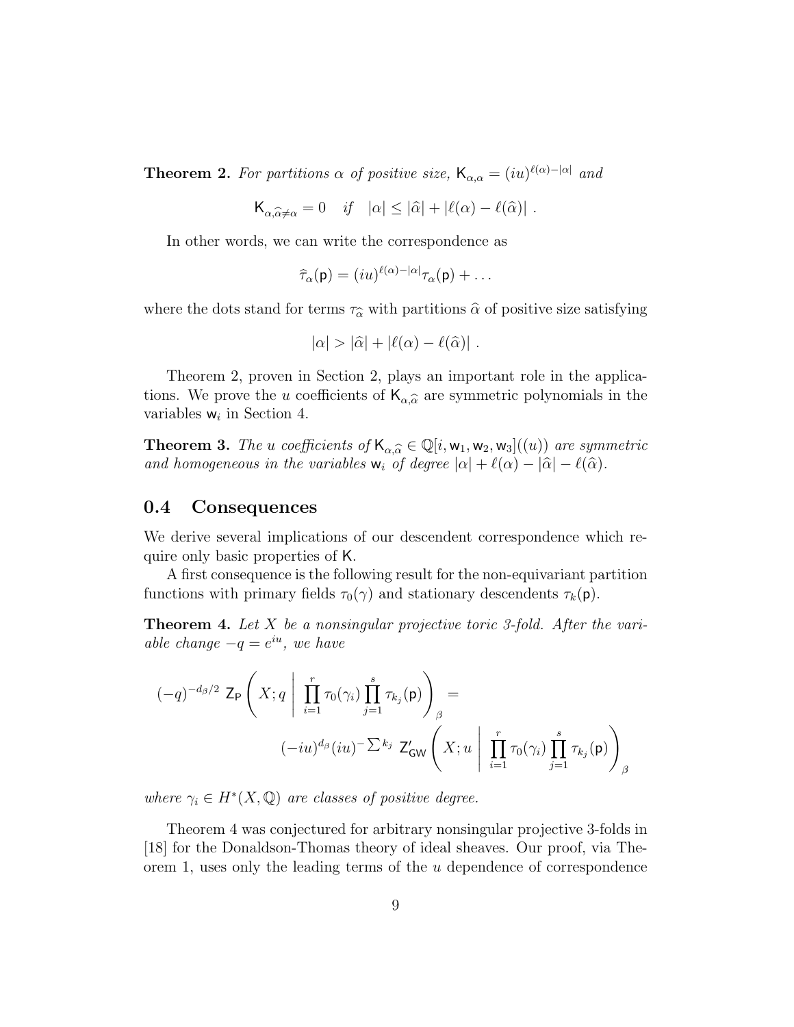**Theorem 2.** *For partitions $\alpha$ of positive size, $\mathsf{K}_{\alpha,\alpha} = (iu)^{\ell(\alpha)-|\alpha|}$ and*

$$\mathsf{K}_{\alpha,\widehat{\alpha}\neq\alpha} = 0 \quad \textit{if} \quad |\alpha| \leq |\widehat{\alpha}| + |\ell(\alpha) - \ell(\widehat{\alpha})| \ .$$

In other words, we can write the correspondence as

$$\widehat{\tau}_\alpha(\mathsf{p}) = (iu)^{\ell(\alpha)-|\alpha|}\tau_\alpha(\mathsf{p}) + \ldots$$

where the dots stand for terms $\tau_{\widehat{\alpha}}$ with partitions $\widehat{\alpha}$ of positive size satisfying

$$|\alpha| > |\widehat{\alpha}| + |\ell(\alpha) - \ell(\widehat{\alpha})| \ .$$

Theorem 2, proven in Section 2, plays an important role in the applications. We prove the $u$ coefficients of $\mathsf{K}_{\alpha,\widehat{\alpha}}$ are symmetric polynomials in the variables $\mathsf{w}_i$ in Section 4.

**Theorem 3.** *The $u$ coefficients of $\mathsf{K}_{\alpha,\widehat{\alpha}} \in \mathbb{Q}[i,\mathsf{w}_1,\mathsf{w}_2,\mathsf{w}_3]((u))$ are symmetric and homogeneous in the variables $\mathsf{w}_i$ of degree $|\alpha| + \ell(\alpha) - |\widehat{\alpha}| - \ell(\widehat{\alpha})$.*

## 0.4 Consequences

We derive several implications of our descendent correspondence which require only basic properties of $\mathsf{K}$.

A first consequence is the following result for the non-equivariant partition functions with primary fields $\tau_0(\gamma)$ and stationary descendents $\tau_k(\mathsf{p})$.

**Theorem 4.** *Let $X$ be a nonsingular projective toric 3-fold. After the variable change $-q = e^{iu}$, we have*

$$(-q)^{-d_\beta/2} \ \mathsf{Z}_{\mathsf{P}}\left(X; q \ \Bigg| \ \prod_{i=1}^{r} \tau_0(\gamma_i) \prod_{j=1}^{s} \tau_{k_j}(\mathsf{p})\right)_\beta = \\ (-iu)^{d_\beta}(iu)^{-\sum k_j} \ \mathsf{Z}'_{\mathsf{GW}}\left(X; u \ \Bigg| \ \prod_{i=1}^{r} \tau_0(\gamma_i) \prod_{j=1}^{s} \tau_{k_j}(\mathsf{p})\right)_\beta$$

*where $\gamma_i \in H^*(X,\mathbb{Q})$ are classes of positive degree.*

Theorem 4 was conjectured for arbitrary nonsingular projective 3-folds in [18] for the Donaldson-Thomas theory of ideal sheaves. Our proof, via Theorem 1, uses only the leading terms of the $u$ dependence of correspondence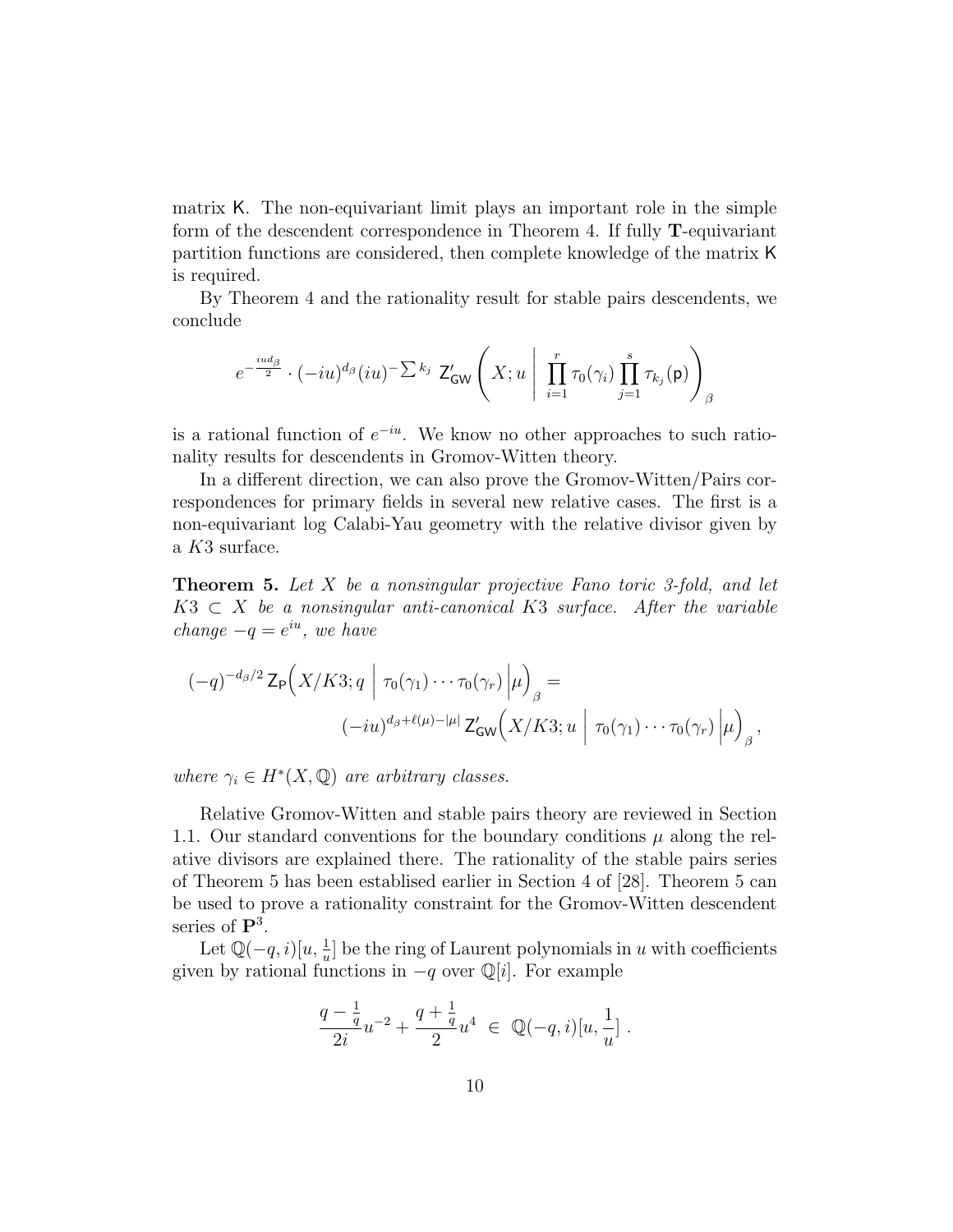matrix $\mathsf{K}$. The non-equivariant limit plays an important role in the simple form of the descendent correspondence in Theorem 4. If fully $\mathbf{T}$-equivariant partition functions are considered, then complete knowledge of the matrix $\mathsf{K}$ is required.

By Theorem 4 and the rationality result for stable pairs descendents, we conclude

$$e^{-\frac{iud_\beta}{2}} \cdot (-iu)^{d_\beta} (iu)^{-\sum k_j} \; \mathsf{Z}'_{\mathsf{GW}}\left(X; u \;\middle|\; \prod_{i=1}^{r} \tau_0(\gamma_i) \prod_{j=1}^{s} \tau_{k_j}(\mathsf{p})\right)_\beta$$

is a rational function of $e^{-iu}$. We know no other approaches to such rationality results for descendents in Gromov-Witten theory.

In a different direction, we can also prove the Gromov-Witten/Pairs correspondences for primary fields in several new relative cases. The first is a non-equivariant log Calabi-Yau geometry with the relative divisor given by a $K3$ surface.

**Theorem 5.** *Let $X$ be a nonsingular projective Fano toric 3-fold, and let $K3 \subset X$ be a nonsingular anti-canonical $K3$ surface. After the variable change $-q = e^{iu}$, we have*

$$(-q)^{-d_\beta/2} \, \mathsf{Z}_{\mathsf{P}}\Big(X/K3; q \;\Big|\; \tau_0(\gamma_1)\cdots\tau_0(\gamma_r) \,\Big|\mu\Big)_\beta =$$
$$(-iu)^{d_\beta + \ell(\mu) - |\mu|} \, \mathsf{Z}'_{\mathsf{GW}}\Big(X/K3; u \;\Big|\; \tau_0(\gamma_1)\cdots\tau_0(\gamma_r) \,\Big|\mu\Big)_\beta ,$$

*where $\gamma_i \in H^*(X, \mathbb{Q})$ are arbitrary classes.*

Relative Gromov-Witten and stable pairs theory are reviewed in Section 1.1. Our standard conventions for the boundary conditions $\mu$ along the relative divisors are explained there. The rationality of the stable pairs series of Theorem 5 has been establised earlier in Section 4 of [28]. Theorem 5 can be used to prove a rationality constraint for the Gromov-Witten descendent series of $\mathbf{P}^3$.

Let $\mathbb{Q}(-q, i)[u, \frac{1}{u}]$ be the ring of Laurent polynomials in $u$ with coefficients given by rational functions in $-q$ over $\mathbb{Q}[i]$. For example

$$\frac{q - \frac{1}{q}}{2i} u^{-2} + \frac{q + \frac{1}{q}}{2} u^4 \;\in\; \mathbb{Q}(-q, i)[u, \frac{1}{u}] \,.$$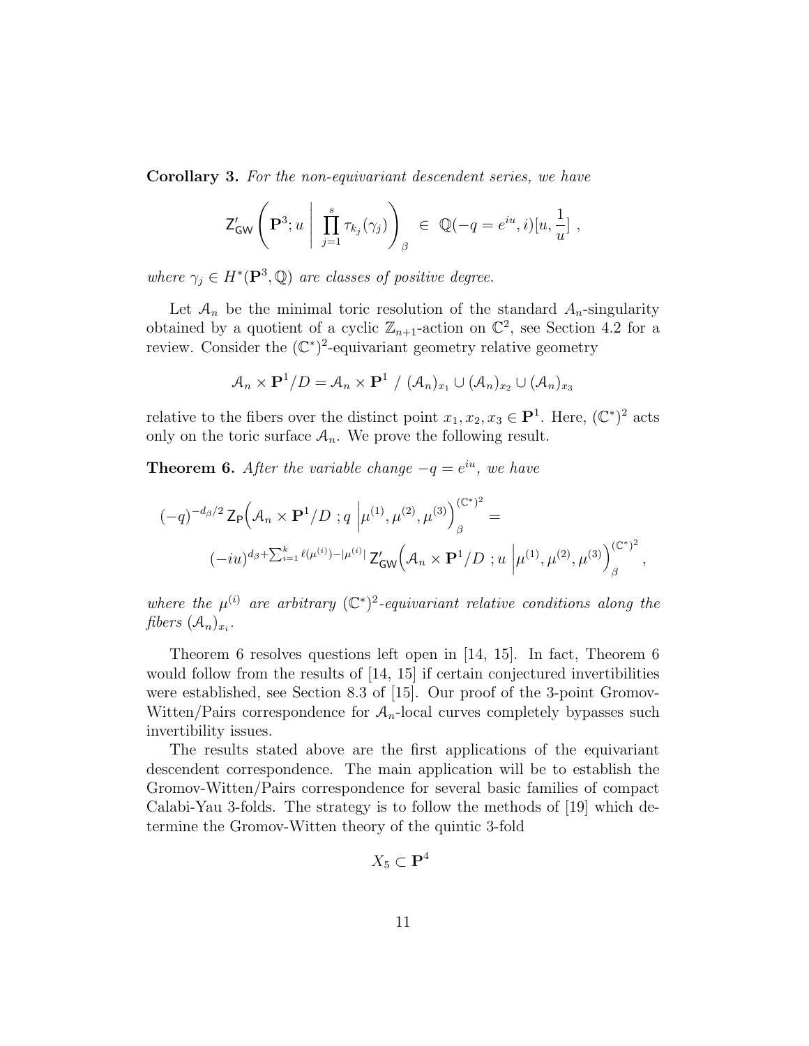**Corollary 3.** *For the non-equivariant descendent series, we have*

$$\mathsf{Z}'_{\mathsf{GW}}\left(\mathbf{P}^3; u \;\middle|\; \prod_{j=1}^{s} \tau_{k_j}(\gamma_j)\right)_\beta \;\in\; \mathbb{Q}(-q = e^{iu}, i)[u, \frac{1}{u}] \;,$$

*where $\gamma_j \in H^*(\mathbf{P}^3, \mathbb{Q})$ are classes of positive degree.*

Let $\mathcal{A}_n$ be the minimal toric resolution of the standard $A_n$-singularity obtained by a quotient of a cyclic $\mathbb{Z}_{n+1}$-action on $\mathbb{C}^2$, see Section 4.2 for a review. Consider the $(\mathbb{C}^*)^2$-equivariant geometry relative geometry

$$\mathcal{A}_n \times \mathbf{P}^1/D = \mathcal{A}_n \times \mathbf{P}^1 \;/\; (\mathcal{A}_n)_{x_1} \cup (\mathcal{A}_n)_{x_2} \cup (\mathcal{A}_n)_{x_3}$$

relative to the fibers over the distinct point $x_1, x_2, x_3 \in \mathbf{P}^1$. Here, $(\mathbb{C}^*)^2$ acts only on the toric surface $\mathcal{A}_n$. We prove the following result.

**Theorem 6.** *After the variable change $-q = e^{iu}$, we have*

$$(-q)^{-d_\beta/2}\, \mathsf{Z}_{\mathsf{P}}\Big(\mathcal{A}_n \times \mathbf{P}^1/D \;; q \;\Big|\mu^{(1)}, \mu^{(2)}, \mu^{(3)}\Big)^{(\mathbb{C}^*)^2}_\beta =$$
$$(-iu)^{d_\beta + \sum_{i=1}^k \ell(\mu^{(i)}) - |\mu^{(i)}|}\, \mathsf{Z}'_{\mathsf{GW}}\Big(\mathcal{A}_n \times \mathbf{P}^1/D \;; u \;\Big|\mu^{(1)}, \mu^{(2)}, \mu^{(3)}\Big)^{(\mathbb{C}^*)^2}_\beta ,$$

*where the $\mu^{(i)}$ are arbitrary $(\mathbb{C}^*)^2$-equivariant relative conditions along the fibers $(\mathcal{A}_n)_{x_i}$.*

Theorem 6 resolves questions left open in [14, 15]. In fact, Theorem 6 would follow from the results of [14, 15] if certain conjectured invertibilities were established, see Section 8.3 of [15]. Our proof of the 3-point Gromov-Witten/Pairs correspondence for $\mathcal{A}_n$-local curves completely bypasses such invertibility issues.

The results stated above are the first applications of the equivariant descendent correspondence. The main application will be to establish the Gromov-Witten/Pairs correspondence for several basic families of compact Calabi-Yau 3-folds. The strategy is to follow the methods of [19] which determine the Gromov-Witten theory of the quintic 3-fold

$$X_5 \subset \mathbf{P}^4$$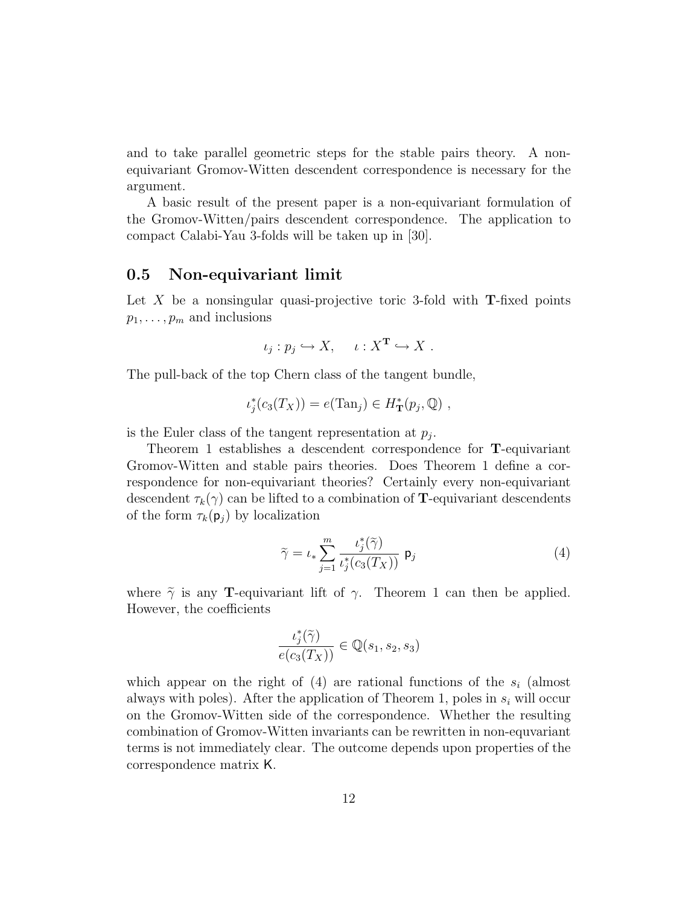and to take parallel geometric steps for the stable pairs theory. A non-equivariant Gromov-Witten descendent correspondence is necessary for the argument.

A basic result of the present paper is a non-equivariant formulation of the Gromov-Witten/pairs descendent correspondence. The application to compact Calabi-Yau 3-folds will be taken up in [30].

## 0.5 Non-equivariant limit

Let $X$ be a nonsingular quasi-projective toric 3-fold with $\mathbf{T}$-fixed points $p_1, \ldots, p_m$ and inclusions

$$\iota_j : p_j \hookrightarrow X, \quad \iota : X^{\mathbf{T}} \hookrightarrow X \ .$$

The pull-back of the top Chern class of the tangent bundle,

$$\iota_j^*(c_3(T_X)) = e(\mathrm{Tan}_j) \in H^*_{\mathbf{T}}(p_j, \mathbb{Q}) \ ,$$

is the Euler class of the tangent representation at $p_j$.

Theorem 1 establishes a descendent correspondence for $\mathbf{T}$-equivariant Gromov-Witten and stable pairs theories. Does Theorem 1 define a correspondence for non-equivariant theories? Certainly every non-equivariant descendent $\tau_k(\gamma)$ can be lifted to a combination of $\mathbf{T}$-equivariant descendents of the form $\tau_k(\mathsf{p}_j)$ by localization

$$\widetilde{\gamma} = \iota_* \sum_{j=1}^{m} \frac{\iota_j^*(\widetilde{\gamma})}{\iota_j^*(c_3(T_X))} \ \mathsf{p}_j \tag{4}$$

where $\widetilde{\gamma}$ is any $\mathbf{T}$-equivariant lift of $\gamma$. Theorem 1 can then be applied. However, the coefficients

$$\frac{\iota_j^*(\widetilde{\gamma})}{e(c_3(T_X))} \in \mathbb{Q}(s_1, s_2, s_3)$$

which appear on the right of (4) are rational functions of the $s_i$ (almost always with poles). After the application of Theorem 1, poles in $s_i$ will occur on the Gromov-Witten side of the correspondence. Whether the resulting combination of Gromov-Witten invariants can be rewritten in non-equvariant terms is not immediately clear. The outcome depends upon properties of the correspondence matrix $\mathsf{K}$.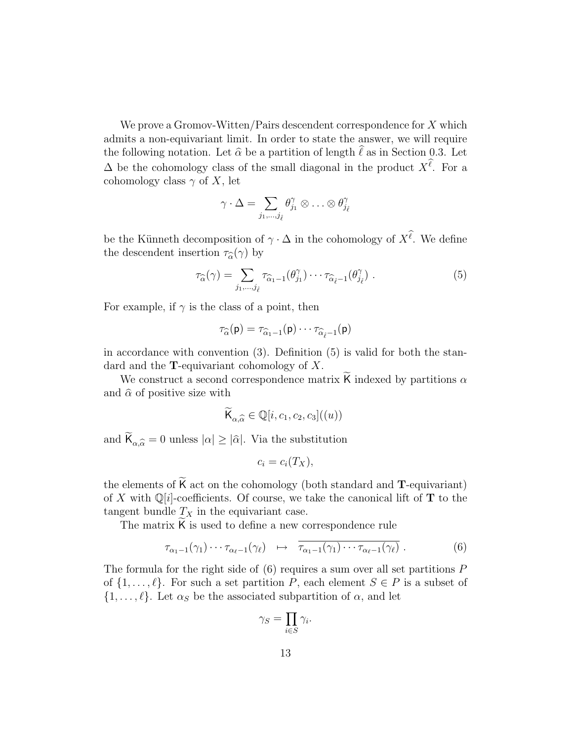We prove a Gromov-Witten/Pairs descendent correspondence for $X$ which admits a non-equivariant limit. In order to state the answer, we will require the following notation. Let $\widehat{\alpha}$ be a partition of length $\widehat{\ell}$ as in Section 0.3. Let $\Delta$ be the cohomology class of the small diagonal in the product $X^{\widehat{\ell}}$. For a cohomology class $\gamma$ of $X$, let

$$\gamma \cdot \Delta = \sum_{j_1,\ldots,j_{\widehat{\ell}}} \theta^{\gamma}_{j_1} \otimes \ldots \otimes \theta^{\gamma}_{j_{\widehat{\ell}}}$$

be the Künneth decomposition of $\gamma \cdot \Delta$ in the cohomology of $X^{\widehat{\ell}}$. We define the descendent insertion $\tau_{\widehat{\alpha}}(\gamma)$ by

$$\tau_{\widehat{\alpha}}(\gamma) = \sum_{j_1,\ldots,j_{\widehat{\ell}}} \tau_{\widehat{\alpha}_1 - 1}(\theta^{\gamma}_{j_1}) \cdots \tau_{\widehat{\alpha}_{\widehat{\ell}} - 1}(\theta^{\gamma}_{j_{\widehat{\ell}}}) \ . \tag{5}$$

For example, if $\gamma$ is the class of a point, then

$$\tau_{\widehat{\alpha}}(\mathsf{p}) = \tau_{\widehat{\alpha}_1 - 1}(\mathsf{p}) \cdots \tau_{\widehat{\alpha}_{\widehat{\ell}} - 1}(\mathsf{p})$$

in accordance with convention (3). Definition (5) is valid for both the standard and the $\mathbf{T}$-equivariant cohomology of $X$.

We construct a second correspondence matrix $\widetilde{\mathsf{K}}$ indexed by partitions $\alpha$ and $\widehat{\alpha}$ of positive size with

$$\widetilde{\mathsf{K}}_{\alpha,\widehat{\alpha}} \in \mathbb{Q}[i, c_1, c_2, c_3]((u))$$

and $\widetilde{\mathsf{K}}_{\alpha,\widehat{\alpha}} = 0$ unless $|\alpha| \geq |\widehat{\alpha}|$. Via the substitution

$$c_i = c_i(T_X),$$

the elements of $\widetilde{\mathsf{K}}$ act on the cohomology (both standard and $\mathbf{T}$-equivariant) of $X$ with $\mathbb{Q}[i]$-coefficients. Of course, we take the canonical lift of $\mathbf{T}$ to the tangent bundle $T_X$ in the equivariant case.

The matrix $\widetilde{\mathsf{K}}$ is used to define a new correspondence rule

$$\tau_{\alpha_1 - 1}(\gamma_1) \cdots \tau_{\alpha_\ell - 1}(\gamma_\ell) \quad \mapsto \quad \overline{\tau_{\alpha_1 - 1}(\gamma_1) \cdots \tau_{\alpha_\ell - 1}(\gamma_\ell)} \ . \tag{6}$$

The formula for the right side of (6) requires a sum over all set partitions $P$ of $\{1, \ldots, \ell\}$. For such a set partition $P$, each element $S \in P$ is a subset of $\{1, \ldots, \ell\}$. Let $\alpha_S$ be the associated subpartition of $\alpha$, and let

$$\gamma_S = \prod_{i \in S} \gamma_i.$$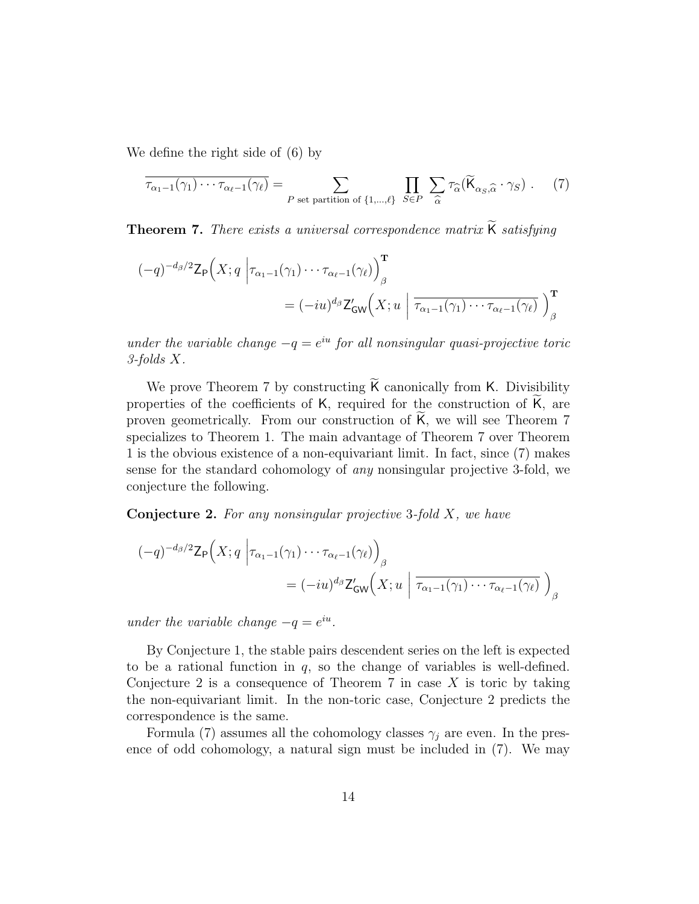We define the right side of (6) by

$$\overline{\tau_{\alpha_1-1}(\gamma_1)\cdots\tau_{\alpha_\ell-1}(\gamma_\ell)} = \sum_{P \text{ set partition of } \{1,\ldots,\ell\}} \prod_{S\in P} \sum_{\widehat{\alpha}} \tau_{\widehat{\alpha}}(\widetilde{\mathsf{K}}_{\alpha_S,\widehat{\alpha}} \cdot \gamma_S) \,. \tag{7}$$

**Theorem 7.** *There exists a universal correspondence matrix* $\widetilde{\mathsf{K}}$ *satisfying*

$$(-q)^{-d_\beta/2}\mathsf{Z}_{\mathsf{P}}\Big(X;q \;\Big|\tau_{\alpha_1-1}(\gamma_1)\cdots\tau_{\alpha_\ell-1}(\gamma_\ell)\Big)^{\mathbf{T}}_\beta = (-iu)^{d_\beta}\mathsf{Z}'_{\mathsf{GW}}\Big(X;u \;\Big|\; \overline{\tau_{\alpha_1-1}(\gamma_1)\cdots\tau_{\alpha_\ell-1}(\gamma_\ell)}\;\Big)^{\mathbf{T}}_\beta$$

*under the variable change* $-q = e^{iu}$ *for all nonsingular quasi-projective toric 3-folds* $X$.

We prove Theorem 7 by constructing $\widetilde{\mathsf{K}}$ canonically from $\mathsf{K}$. Divisibility properties of the coefficients of $\mathsf{K}$, required for the construction of $\widetilde{\mathsf{K}}$, are proven geometrically. From our construction of $\widetilde{\mathsf{K}}$, we will see Theorem 7 specializes to Theorem 1. The main advantage of Theorem 7 over Theorem 1 is the obvious existence of a non-equivariant limit. In fact, since (7) makes sense for the standard cohomology of *any* nonsingular projective 3-fold, we conjecture the following.

**Conjecture 2.** *For any nonsingular projective* 3*-fold* $X$*, we have*

$$(-q)^{-d_\beta/2}\mathsf{Z}_{\mathsf{P}}\Big(X;q \;\Big|\tau_{\alpha_1-1}(\gamma_1)\cdots\tau_{\alpha_\ell-1}(\gamma_\ell)\Big)_\beta = (-iu)^{d_\beta}\mathsf{Z}'_{\mathsf{GW}}\Big(X;u \;\Big|\; \overline{\tau_{\alpha_1-1}(\gamma_1)\cdots\tau_{\alpha_\ell-1}(\gamma_\ell)}\;\Big)_\beta$$

*under the variable change* $-q = e^{iu}$.

By Conjecture 1, the stable pairs descendent series on the left is expected to be a rational function in $q$, so the change of variables is well-defined. Conjecture 2 is a consequence of Theorem 7 in case $X$ is toric by taking the non-equivariant limit. In the non-toric case, Conjecture 2 predicts the correspondence is the same.

Formula (7) assumes all the cohomology classes $\gamma_j$ are even. In the presence of odd cohomology, a natural sign must be included in (7). We may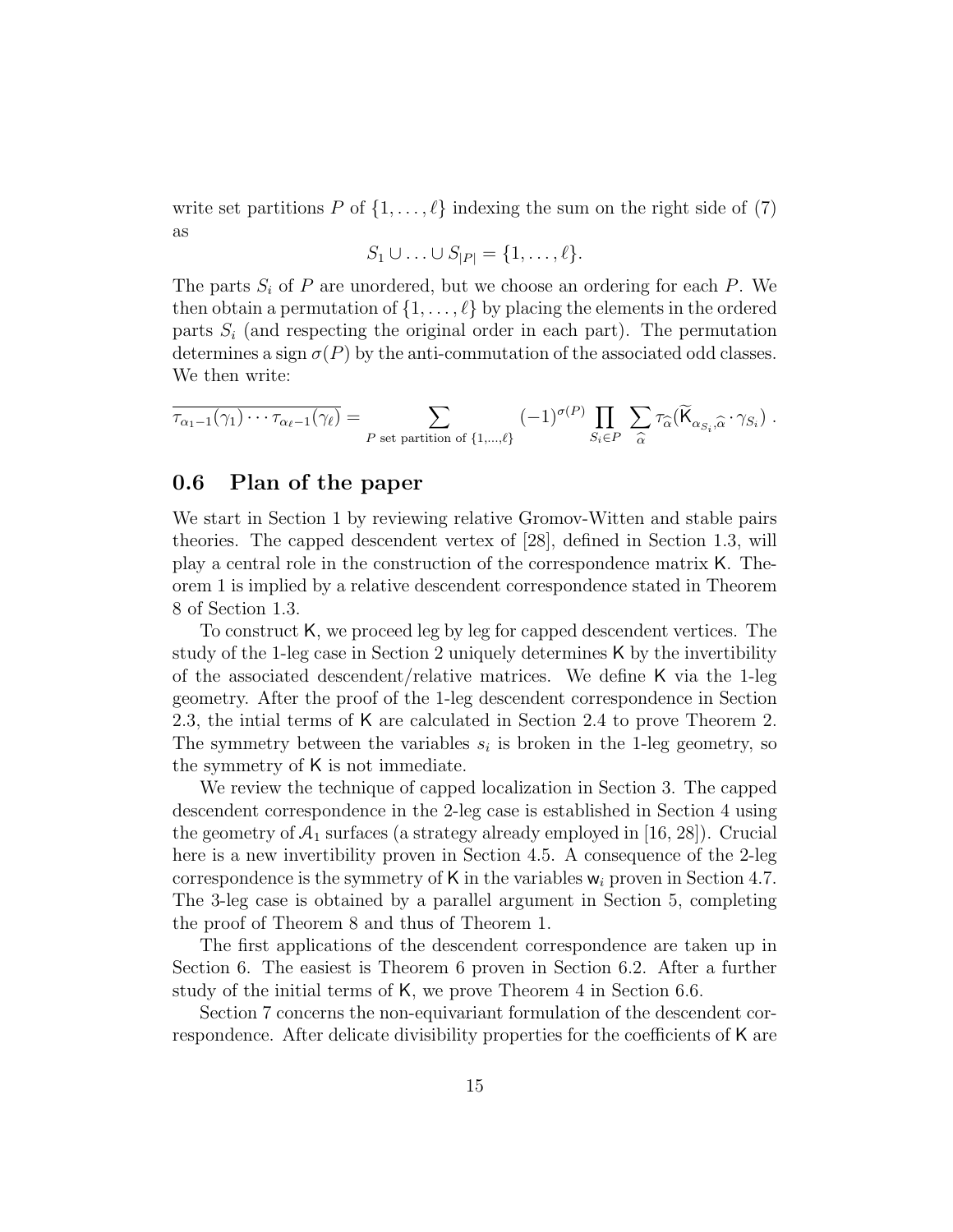write set partitions $P$ of $\{1, \ldots, \ell\}$ indexing the sum on the right side of (7) as

$$S_1 \cup \ldots \cup S_{|P|} = \{1, \ldots, \ell\}.$$

The parts $S_i$ of $P$ are unordered, but we choose an ordering for each $P$. We then obtain a permutation of $\{1, \ldots, \ell\}$ by placing the elements in the ordered parts $S_i$ (and respecting the original order in each part). The permutation determines a sign $\sigma(P)$ by the anti-commutation of the associated odd classes. We then write:

$$\overline{\tau_{\alpha_1 - 1}(\gamma_1) \cdots \tau_{\alpha_\ell - 1}(\gamma_\ell)} = \sum_{P \text{ set partition of } \{1,\ldots,\ell\}} (-1)^{\sigma(P)} \prod_{S_i \in P} \sum_{\widehat{\alpha}} \tau_{\widehat{\alpha}}(\widetilde{\mathsf{K}}_{\alpha_{S_i}, \widehat{\alpha}} \cdot \gamma_{S_i}) \, .$$

## 0.6 Plan of the paper

We start in Section 1 by reviewing relative Gromov-Witten and stable pairs theories. The capped descendent vertex of [28], defined in Section 1.3, will play a central role in the construction of the correspondence matrix $\mathsf{K}$. Theorem 1 is implied by a relative descendent correspondence stated in Theorem 8 of Section 1.3.

To construct $\mathsf{K}$, we proceed leg by leg for capped descendent vertices. The study of the 1-leg case in Section 2 uniquely determines $\mathsf{K}$ by the invertibility of the associated descendent/relative matrices. We define $\mathsf{K}$ via the 1-leg geometry. After the proof of the 1-leg descendent correspondence in Section 2.3, the intial terms of $\mathsf{K}$ are calculated in Section 2.4 to prove Theorem 2. The symmetry between the variables $s_i$ is broken in the 1-leg geometry, so the symmetry of $\mathsf{K}$ is not immediate.

We review the technique of capped localization in Section 3. The capped descendent correspondence in the 2-leg case is established in Section 4 using the geometry of $\mathcal{A}_1$ surfaces (a strategy already employed in [16, 28]). Crucial here is a new invertibility proven in Section 4.5. A consequence of the 2-leg correspondence is the symmetry of $\mathsf{K}$ in the variables $\mathsf{w}_i$ proven in Section 4.7. The 3-leg case is obtained by a parallel argument in Section 5, completing the proof of Theorem 8 and thus of Theorem 1.

The first applications of the descendent correspondence are taken up in Section 6. The easiest is Theorem 6 proven in Section 6.2. After a further study of the initial terms of $\mathsf{K}$, we prove Theorem 4 in Section 6.6.

Section 7 concerns the non-equivariant formulation of the descendent correspondence. After delicate divisibility properties for the coefficients of $\mathsf{K}$ are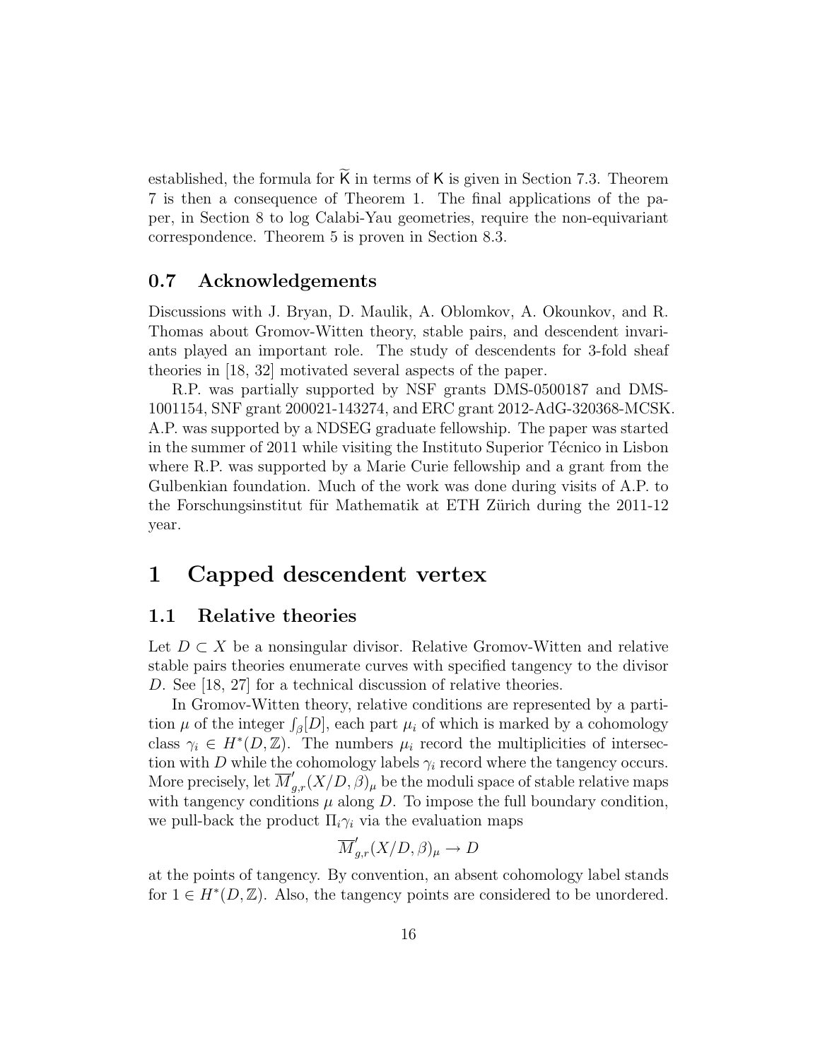established, the formula for $\widetilde{\mathsf{K}}$ in terms of $\mathsf{K}$ is given in Section 7.3. Theorem 7 is then a consequence of Theorem 1. The final applications of the paper, in Section 8 to log Calabi-Yau geometries, require the non-equivariant correspondence. Theorem 5 is proven in Section 8.3.

## 0.7 Acknowledgements

Discussions with J. Bryan, D. Maulik, A. Oblomkov, A. Okounkov, and R. Thomas about Gromov-Witten theory, stable pairs, and descendent invariants played an important role. The study of descendents for 3-fold sheaf theories in [18, 32] motivated several aspects of the paper.

R.P. was partially supported by NSF grants DMS-0500187 and DMS-1001154, SNF grant 200021-143274, and ERC grant 2012-AdG-320368-MCSK. A.P. was supported by a NDSEG graduate fellowship. The paper was started in the summer of 2011 while visiting the Instituto Superior Técnico in Lisbon where R.P. was supported by a Marie Curie fellowship and a grant from the Gulbenkian foundation. Much of the work was done during visits of A.P. to the Forschungsinstitut für Mathematik at ETH Zürich during the 2011-12 year.

# 1 Capped descendent vertex

## 1.1 Relative theories

Let $D \subset X$ be a nonsingular divisor. Relative Gromov-Witten and relative stable pairs theories enumerate curves with specified tangency to the divisor $D$. See [18, 27] for a technical discussion of relative theories.

In Gromov-Witten theory, relative conditions are represented by a partition $\mu$ of the integer $\int_\beta [D]$, each part $\mu_i$ of which is marked by a cohomology class $\gamma_i \in H^*(D, \mathbb{Z})$. The numbers $\mu_i$ record the multiplicities of intersection with $D$ while the cohomology labels $\gamma_i$ record where the tangency occurs. More precisely, let $\overline{M}'_{g,r}(X/D, \beta)_\mu$ be the moduli space of stable relative maps with tangency conditions $\mu$ along $D$. To impose the full boundary condition, we pull-back the product $\Pi_i \gamma_i$ via the evaluation maps

$$\overline{M}'_{g,r}(X/D, \beta)_\mu \to D$$

at the points of tangency. By convention, an absent cohomology label stands for $1 \in H^*(D, \mathbb{Z})$. Also, the tangency points are considered to be unordered.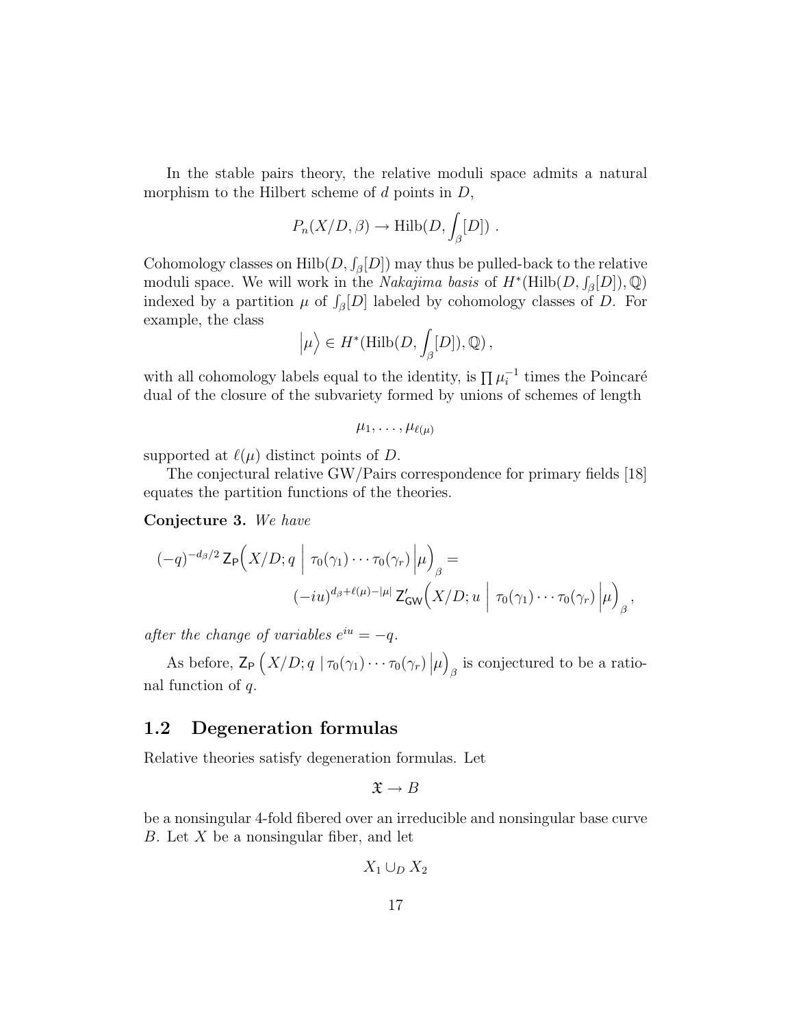In the stable pairs theory, the relative moduli space admits a natural morphism to the Hilbert scheme of $d$ points in $D$,

$$P_n(X/D, \beta) \to \mathrm{Hilb}(D, \int_\beta [D]) \; .$$

Cohomology classes on $\mathrm{Hilb}(D, \int_\beta [D])$ may thus be pulled-back to the relative moduli space. We will work in the *Nakajima basis* of $H^*(\mathrm{Hilb}(D, \int_\beta [D]), \mathbb{Q})$ indexed by a partition $\mu$ of $\int_\beta [D]$ labeled by cohomology classes of $D$. For example, the class

$$\Big|\mu\Big\rangle \in H^*(\mathrm{Hilb}(D, \int_\beta [D]), \mathbb{Q}) \, ,$$

with all cohomology labels equal to the identity, is $\prod \mu_i^{-1}$ times the Poincaré dual of the closure of the subvariety formed by unions of schemes of length

$$\mu_1, \ldots, \mu_{\ell(\mu)}$$

supported at $\ell(\mu)$ distinct points of $D$.

The conjectural relative GW/Pairs correspondence for primary fields [18] equates the partition functions of the theories.

**Conjecture 3.** *We have*

$$(-q)^{-d_\beta/2} \, \mathsf{Z}_{\mathsf{P}}\Big(X/D; q \;\Big|\; \tau_0(\gamma_1) \cdots \tau_0(\gamma_r) \Big|\mu\Big)_\beta =$$
$$(-iu)^{d_\beta + \ell(\mu) - |\mu|} \, \mathsf{Z}'_{\mathsf{GW}}\Big(X/D; u \;\Big|\; \tau_0(\gamma_1) \cdots \tau_0(\gamma_r) \Big|\mu\Big)_\beta \, ,$$

*after the change of variables $e^{iu} = -q$.*

As before, $\mathsf{Z}_{\mathsf{P}}\left(X/D; q \mid \tau_0(\gamma_1) \cdots \tau_0(\gamma_r) \Big|\mu\right)_\beta$ is conjectured to be a rational function of $q$.

## 1.2 Degeneration formulas

Relative theories satisfy degeneration formulas. Let

$$\mathfrak{X} \to B$$

be a nonsingular 4-fold fibered over an irreducible and nonsingular base curve $B$. Let $X$ be a nonsingular fiber, and let

$$X_1 \cup_D X_2$$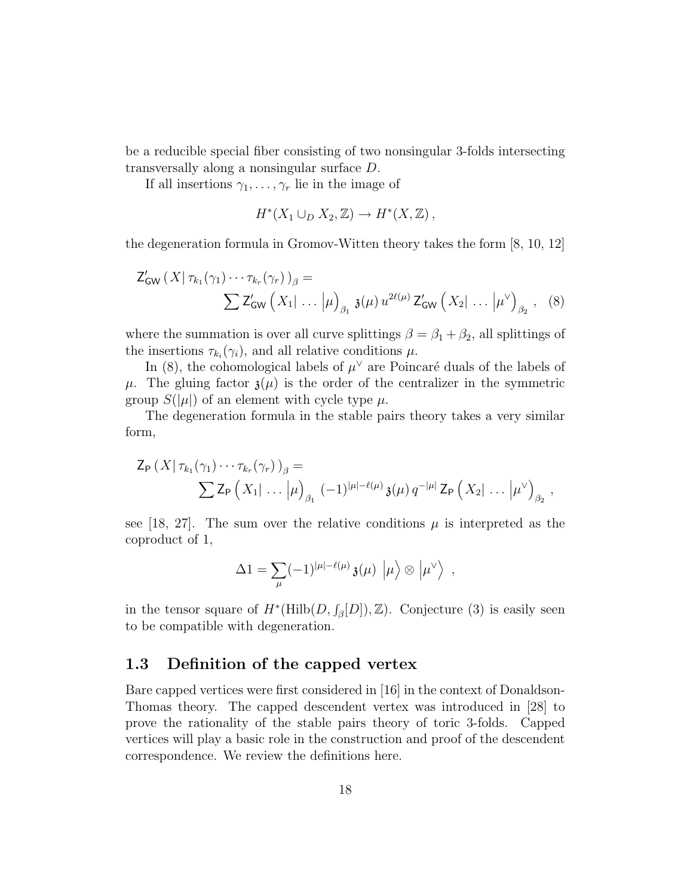be a reducible special fiber consisting of two nonsingular 3-folds intersecting transversally along a nonsingular surface $D$.

If all insertions $\gamma_1, \ldots, \gamma_r$ lie in the image of

$$H^*(X_1 \cup_D X_2, \mathbb{Z}) \to H^*(X, \mathbb{Z}),$$

the degeneration formula in Gromov-Witten theory takes the form [8, 10, 12]

$$\mathsf{Z}'_{\mathsf{GW}}\left(X \middle| \, \tau_{k_1}(\gamma_1) \cdots \tau_{k_r}(\gamma_r)\right)_\beta = \sum \mathsf{Z}'_{\mathsf{GW}}\left(X_1 \middle| \, \ldots \, \middle| \mu\right)_{\beta_1} \mathfrak{z}(\mu)\, u^{2\ell(\mu)}\, \mathsf{Z}'_{\mathsf{GW}}\left(X_2 \middle| \, \ldots \, \middle| \mu^\vee\right)_{\beta_2}, \quad (8)$$

where the summation is over all curve splittings $\beta = \beta_1 + \beta_2$, all splittings of the insertions $\tau_{k_i}(\gamma_i)$, and all relative conditions $\mu$.

In (8), the cohomological labels of $\mu^\vee$ are Poincaré duals of the labels of $\mu$. The gluing factor $\mathfrak{z}(\mu)$ is the order of the centralizer in the symmetric group $S(|\mu|)$ of an element with cycle type $\mu$.

The degeneration formula in the stable pairs theory takes a very similar form,

$$\mathsf{Z}_{\mathsf{P}}\left(X \middle| \, \tau_{k_1}(\gamma_1) \cdots \tau_{k_r}(\gamma_r)\right)_\beta = \sum \mathsf{Z}_{\mathsf{P}}\left(X_1 \middle| \, \ldots \, \middle| \mu\right)_{\beta_1} (-1)^{|\mu| - \ell(\mu)}\, \mathfrak{z}(\mu)\, q^{-|\mu|}\, \mathsf{Z}_{\mathsf{P}}\left(X_2 \middle| \, \ldots \, \middle| \mu^\vee\right)_{\beta_2},$$

see [18, 27]. The sum over the relative conditions $\mu$ is interpreted as the coproduct of 1,

$$\Delta 1 = \sum_\mu (-1)^{|\mu| - \ell(\mu)}\, \mathfrak{z}(\mu) \, \left|\mu\right\rangle \otimes \left|\mu^\vee\right\rangle,$$

in the tensor square of $H^*(\mathrm{Hilb}(D, \int_\beta [D]), \mathbb{Z})$. Conjecture (3) is easily seen to be compatible with degeneration.

## 1.3 Definition of the capped vertex

Bare capped vertices were first considered in [16] in the context of Donaldson-Thomas theory. The capped descendent vertex was introduced in [28] to prove the rationality of the stable pairs theory of toric 3-folds. Capped vertices will play a basic role in the construction and proof of the descendent correspondence. We review the definitions here.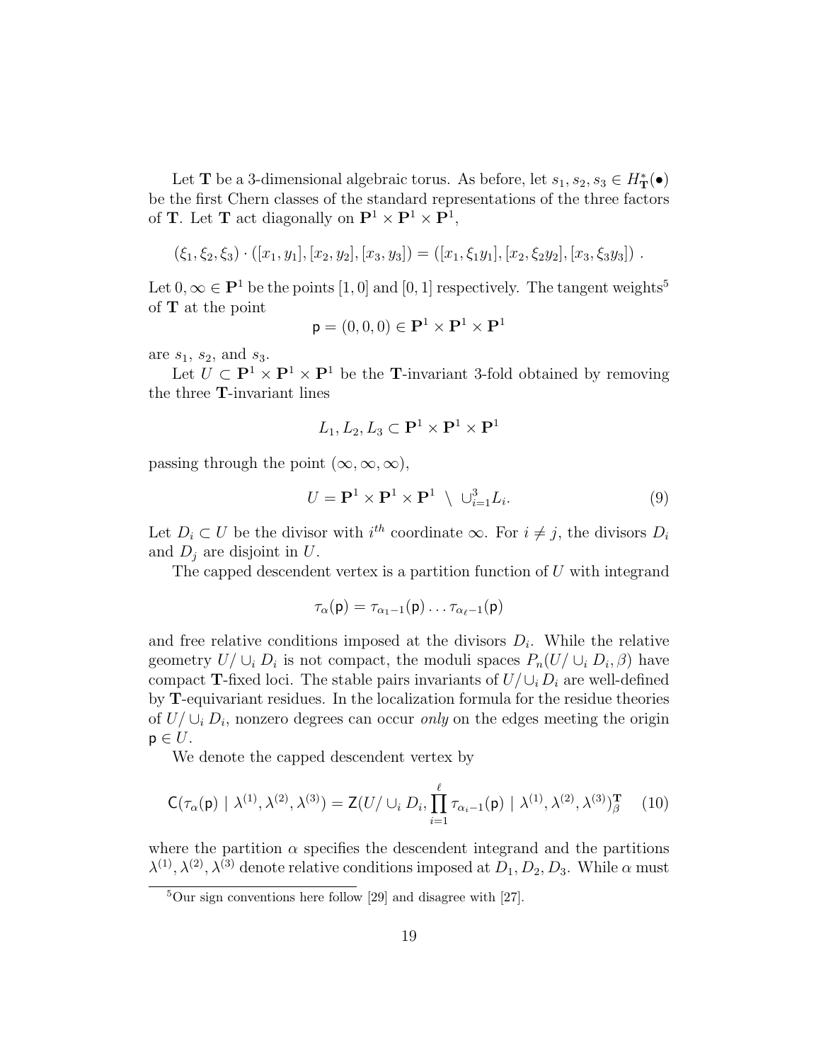Let $\mathbf{T}$ be a 3-dimensional algebraic torus. As before, let $s_1, s_2, s_3 \in H^*_{\mathbf{T}}(\bullet)$ be the first Chern classes of the standard representations of the three factors of $\mathbf{T}$. Let $\mathbf{T}$ act diagonally on $\mathbf{P}^1 \times \mathbf{P}^1 \times \mathbf{P}^1$,

$$(\xi_1, \xi_2, \xi_3) \cdot ([x_1, y_1], [x_2, y_2], [x_3, y_3]) = ([x_1, \xi_1 y_1], [x_2, \xi_2 y_2], [x_3, \xi_3 y_3]) \ .$$

Let $0, \infty \in \mathbf{P}^1$ be the points $[1, 0]$ and $[0, 1]$ respectively. The tangent weights[5] of $\mathbf{T}$ at the point

$$\mathsf{p} = (0, 0, 0) \in \mathbf{P}^1 \times \mathbf{P}^1 \times \mathbf{P}^1$$

are $s_1$, $s_2$, and $s_3$.

Let $U \subset \mathbf{P}^1 \times \mathbf{P}^1 \times \mathbf{P}^1$ be the $\mathbf{T}$-invariant 3-fold obtained by removing the three $\mathbf{T}$-invariant lines

$$L_1, L_2, L_3 \subset \mathbf{P}^1 \times \mathbf{P}^1 \times \mathbf{P}^1$$

passing through the point $(\infty, \infty, \infty)$,

$$U = \mathbf{P}^1 \times \mathbf{P}^1 \times \mathbf{P}^1 \ \setminus \ \cup_{i=1}^3 L_i. \tag{9}$$

Let $D_i \subset U$ be the divisor with $i^{th}$ coordinate $\infty$. For $i \neq j$, the divisors $D_i$ and $D_j$ are disjoint in $U$.

The capped descendent vertex is a partition function of $U$ with integrand

$$\tau_\alpha(\mathsf{p}) = \tau_{\alpha_1 - 1}(\mathsf{p}) \ldots \tau_{\alpha_\ell - 1}(\mathsf{p})$$

and free relative conditions imposed at the divisors $D_i$. While the relative geometry $U/\cup_i D_i$ is not compact, the moduli spaces $P_n(U/\cup_i D_i, \beta)$ have compact $\mathbf{T}$-fixed loci. The stable pairs invariants of $U/\cup_i D_i$ are well-defined by $\mathbf{T}$-equivariant residues. In the localization formula for the residue theories of $U/\cup_i D_i$, nonzero degrees can occur *only* on the edges meeting the origin $\mathsf{p} \in U$.

We denote the capped descendent vertex by

$$\mathsf{C}(\tau_\alpha(\mathsf{p}) \mid \lambda^{(1)}, \lambda^{(2)}, \lambda^{(3)}) = \mathsf{Z}(U/\cup_i D_i, \prod_{i=1}^{\ell} \tau_{\alpha_i - 1}(\mathsf{p}) \mid \lambda^{(1)}, \lambda^{(2)}, \lambda^{(3)})_\beta^{\mathbf{T}} \tag{10}$$

where the partition $\alpha$ specifies the descendent integrand and the partitions $\lambda^{(1)}, \lambda^{(2)}, \lambda^{(3)}$ denote relative conditions imposed at $D_1, D_2, D_3$. While $\alpha$ must

[5] Our sign conventions here follow [29] and disagree with [27].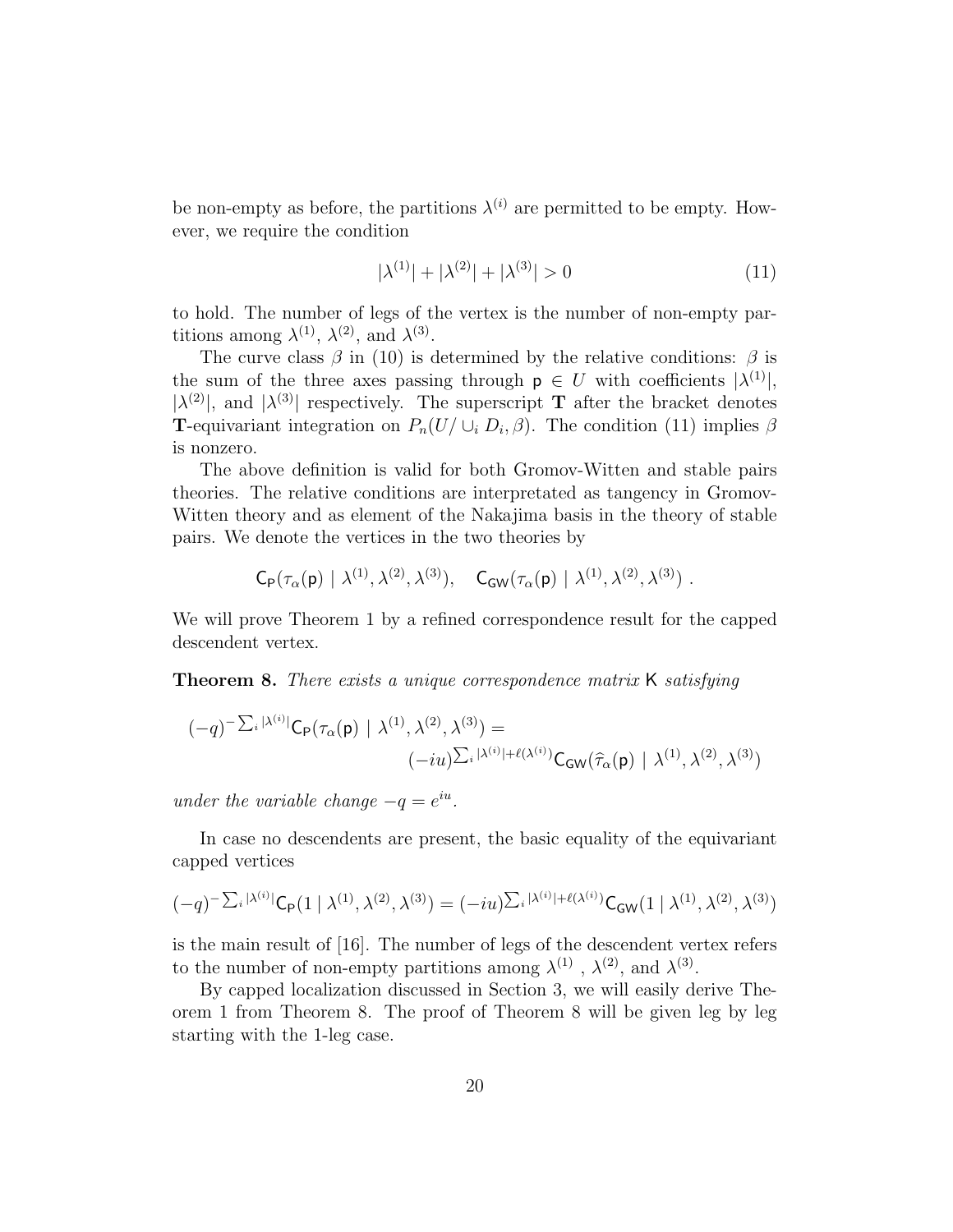be non-empty as before, the partitions $\lambda^{(i)}$ are permitted to be empty. However, we require the condition

$$|\lambda^{(1)}| + |\lambda^{(2)}| + |\lambda^{(3)}| > 0 \tag{11}$$

to hold. The number of legs of the vertex is the number of non-empty partitions among $\lambda^{(1)}$, $\lambda^{(2)}$, and $\lambda^{(3)}$.

The curve class $\beta$ in (10) is determined by the relative conditions: $\beta$ is the sum of the three axes passing through $\mathsf{p} \in U$ with coefficients $|\lambda^{(1)}|$, $|\lambda^{(2)}|$, and $|\lambda^{(3)}|$ respectively. The superscript $\mathbf{T}$ after the bracket denotes $\mathbf{T}$-equivariant integration on $P_n(U/\cup_i D_i, \beta)$. The condition (11) implies $\beta$ is nonzero.

The above definition is valid for both Gromov-Witten and stable pairs theories. The relative conditions are interpretated as tangency in Gromov-Witten theory and as element of the Nakajima basis in the theory of stable pairs. We denote the vertices in the two theories by

$$\mathsf{C}_{\mathsf{P}}(\tau_\alpha(\mathsf{p}) \mid \lambda^{(1)}, \lambda^{(2)}, \lambda^{(3)}), \quad \mathsf{C}_{\mathsf{GW}}(\tau_\alpha(\mathsf{p}) \mid \lambda^{(1)}, \lambda^{(2)}, \lambda^{(3)}) \ .$$

We will prove Theorem 1 by a refined correspondence result for the capped descendent vertex.

**Theorem 8.** *There exists a unique correspondence matrix* $\mathsf{K}$ *satisfying*

$$(-q)^{-\sum_i |\lambda^{(i)}|} \mathsf{C}_{\mathsf{P}}(\tau_\alpha(\mathsf{p}) \mid \lambda^{(1)}, \lambda^{(2)}, \lambda^{(3)}) = (-iu)^{\sum_i |\lambda^{(i)}| + \ell(\lambda^{(i)})} \mathsf{C}_{\mathsf{GW}}(\widehat{\tau}_\alpha(\mathsf{p}) \mid \lambda^{(1)}, \lambda^{(2)}, \lambda^{(3)})$$

*under the variable change* $-q = e^{iu}$.

In case no descendents are present, the basic equality of the equivariant capped vertices

$$(-q)^{-\sum_i |\lambda^{(i)}|} \mathsf{C}_{\mathsf{P}}(1 \mid \lambda^{(1)}, \lambda^{(2)}, \lambda^{(3)}) = (-iu)^{\sum_i |\lambda^{(i)}| + \ell(\lambda^{(i)})} \mathsf{C}_{\mathsf{GW}}(1 \mid \lambda^{(1)}, \lambda^{(2)}, \lambda^{(3)})$$

is the main result of [16]. The number of legs of the descendent vertex refers to the number of non-empty partitions among $\lambda^{(1)}$ , $\lambda^{(2)}$, and $\lambda^{(3)}$.

By capped localization discussed in Section 3, we will easily derive Theorem 1 from Theorem 8. The proof of Theorem 8 will be given leg by leg starting with the 1-leg case.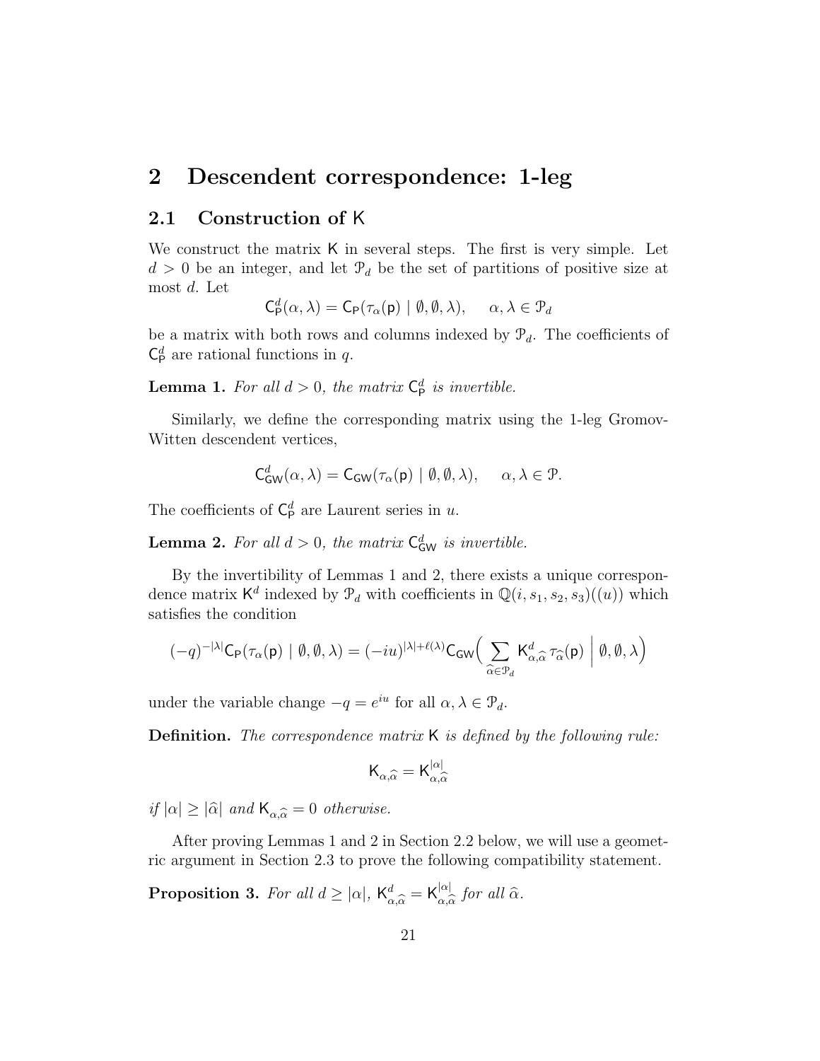# 2 Descendent correspondence: 1-leg

## 2.1 Construction of $\mathsf{K}$

We construct the matrix $\mathsf{K}$ in several steps. The first is very simple. Let $d > 0$ be an integer, and let $\mathcal{P}_d$ be the set of partitions of positive size at most $d$. Let

$$\mathsf{C}^d_{\mathsf{P}}(\alpha, \lambda) = \mathsf{C}_{\mathsf{P}}(\tau_\alpha(\mathsf{p}) \mid \emptyset, \emptyset, \lambda), \quad \alpha, \lambda \in \mathcal{P}_d$$

be a matrix with both rows and columns indexed by $\mathcal{P}_d$. The coefficients of $\mathsf{C}^d_{\mathsf{P}}$ are rational functions in $q$.

**Lemma 1.** *For all $d > 0$, the matrix $\mathsf{C}^d_{\mathsf{P}}$ is invertible.*

Similarly, we define the corresponding matrix using the 1-leg Gromov-Witten descendent vertices,

$$\mathsf{C}^d_{\mathsf{GW}}(\alpha, \lambda) = \mathsf{C}_{\mathsf{GW}}(\tau_\alpha(\mathsf{p}) \mid \emptyset, \emptyset, \lambda), \quad \alpha, \lambda \in \mathcal{P}.$$

The coefficients of $\mathsf{C}^d_{\mathsf{P}}$ are Laurent series in $u$.

**Lemma 2.** *For all $d > 0$, the matrix $\mathsf{C}^d_{\mathsf{GW}}$ is invertible.*

By the invertibility of Lemmas 1 and 2, there exists a unique correspondence matrix $\mathsf{K}^d$ indexed by $\mathcal{P}_d$ with coefficients in $\mathbb{Q}(i, s_1, s_2, s_3)((u))$ which satisfies the condition

$$(-q)^{-|\lambda|}\mathsf{C}_{\mathsf{P}}(\tau_\alpha(\mathsf{p}) \mid \emptyset, \emptyset, \lambda) = (-iu)^{|\lambda|+\ell(\lambda)}\mathsf{C}_{\mathsf{GW}}\Big(\sum_{\widehat{\alpha}\in\mathcal{P}_d} \mathsf{K}^d_{\alpha,\widehat{\alpha}}\tau_{\widehat{\alpha}}(\mathsf{p}) \,\Big|\, \emptyset, \emptyset, \lambda\Big)$$

under the variable change $-q = e^{iu}$ for all $\alpha, \lambda \in \mathcal{P}_d$.

**Definition.** *The correspondence matrix $\mathsf{K}$ is defined by the following rule:*

$$\mathsf{K}_{\alpha,\widehat{\alpha}} = \mathsf{K}^{|\alpha|}_{\alpha,\widehat{\alpha}}$$

*if $|\alpha| \geq |\widehat{\alpha}|$ and $\mathsf{K}_{\alpha,\widehat{\alpha}} = 0$ otherwise.*

After proving Lemmas 1 and 2 in Section 2.2 below, we will use a geometric argument in Section 2.3 to prove the following compatibility statement.

**Proposition 3.** *For all $d \geq |\alpha|$, $\mathsf{K}^d_{\alpha,\widehat{\alpha}} = \mathsf{K}^{|\alpha|}_{\alpha,\widehat{\alpha}}$ for all $\widehat{\alpha}$.*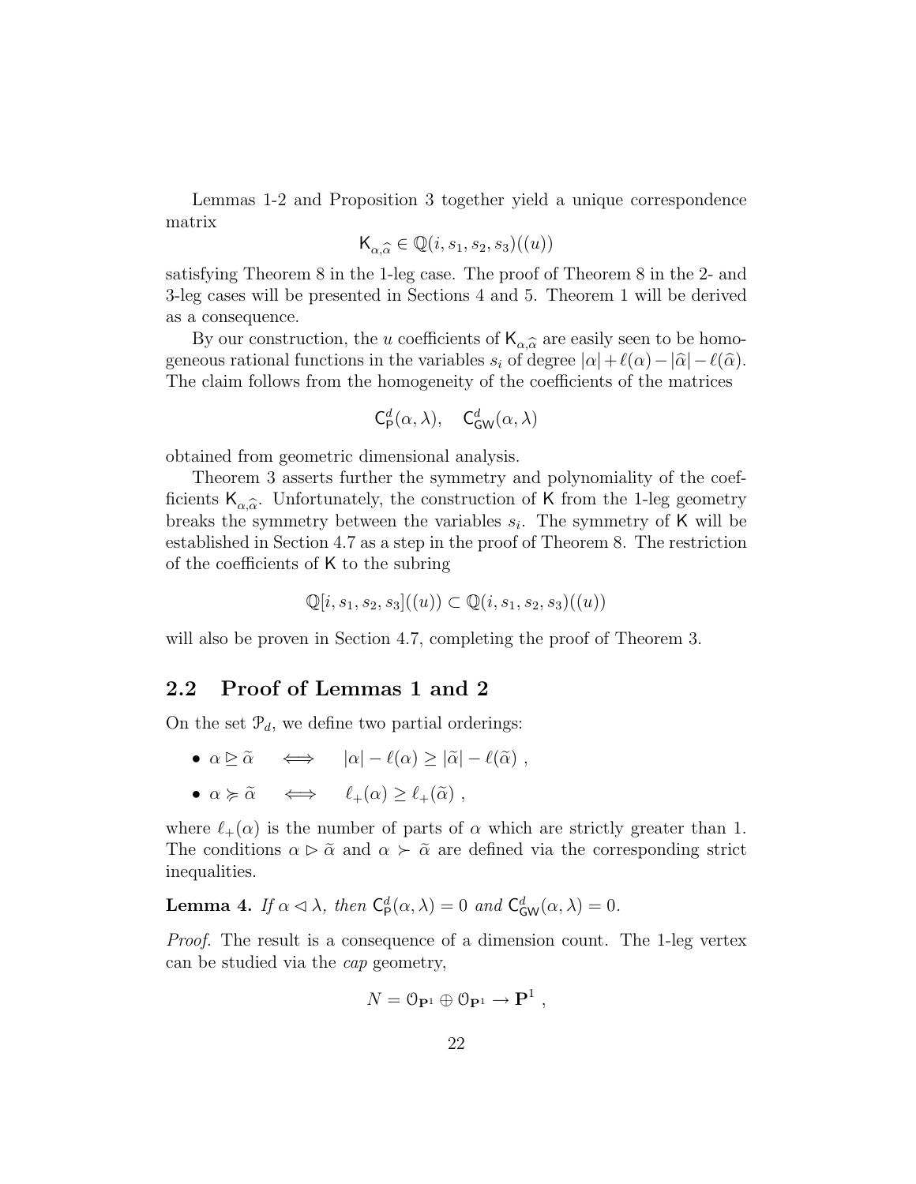Lemmas 1-2 and Proposition 3 together yield a unique correspondence matrix

$$\mathsf{K}_{\alpha,\widehat{\alpha}} \in \mathbb{Q}(i, s_1, s_2, s_3)((u))$$

satisfying Theorem 8 in the 1-leg case. The proof of Theorem 8 in the 2- and 3-leg cases will be presented in Sections 4 and 5. Theorem 1 will be derived as a consequence.

By our construction, the $u$ coefficients of $\mathsf{K}_{\alpha,\widehat{\alpha}}$ are easily seen to be homogeneous rational functions in the variables $s_i$ of degree $|\alpha|+\ell(\alpha)-|\widehat{\alpha}|-\ell(\widehat{\alpha})$. The claim follows from the homogeneity of the coefficients of the matrices

$$\mathsf{C}^d_{\mathsf{P}}(\alpha,\lambda), \quad \mathsf{C}^d_{\mathsf{GW}}(\alpha,\lambda)$$

obtained from geometric dimensional analysis.

Theorem 3 asserts further the symmetry and polynomiality of the coefficients $\mathsf{K}_{\alpha,\widehat{\alpha}}$. Unfortunately, the construction of $\mathsf{K}$ from the 1-leg geometry breaks the symmetry between the variables $s_i$. The symmetry of $\mathsf{K}$ will be established in Section 4.7 as a step in the proof of Theorem 8. The restriction of the coefficients of $\mathsf{K}$ to the subring

$$\mathbb{Q}[i, s_1, s_2, s_3]((u)) \subset \mathbb{Q}(i, s_1, s_2, s_3)((u))$$

will also be proven in Section 4.7, completing the proof of Theorem 3.

## 2.2 Proof of Lemmas 1 and 2

On the set $\mathcal{P}_d$, we define two partial orderings:

- $\alpha \trianglerighteq \widetilde{\alpha} \iff |\alpha| - \ell(\alpha) \geq |\widetilde{\alpha}| - \ell(\widetilde{\alpha})$ ,
- $\alpha \succcurlyeq \widetilde{\alpha} \iff \ell_+(\alpha) \geq \ell_+(\widetilde{\alpha})$ ,

where $\ell_+(\alpha)$ is the number of parts of $\alpha$ which are strictly greater than 1. The conditions $\alpha \triangleright \widetilde{\alpha}$ and $\alpha \succ \widetilde{\alpha}$ are defined via the corresponding strict inequalities.

**Lemma 4.** *If $\alpha \triangleleft \lambda$, then $\mathsf{C}^d_{\mathsf{P}}(\alpha,\lambda) = 0$ and $\mathsf{C}^d_{\mathsf{GW}}(\alpha,\lambda) = 0$.*

*Proof.* The result is a consequence of a dimension count. The 1-leg vertex can be studied via the *cap* geometry,

$$N = \mathcal{O}_{\mathbf{P}^1} \oplus \mathcal{O}_{\mathbf{P}^1} \to \mathbf{P}^1 \ ,$$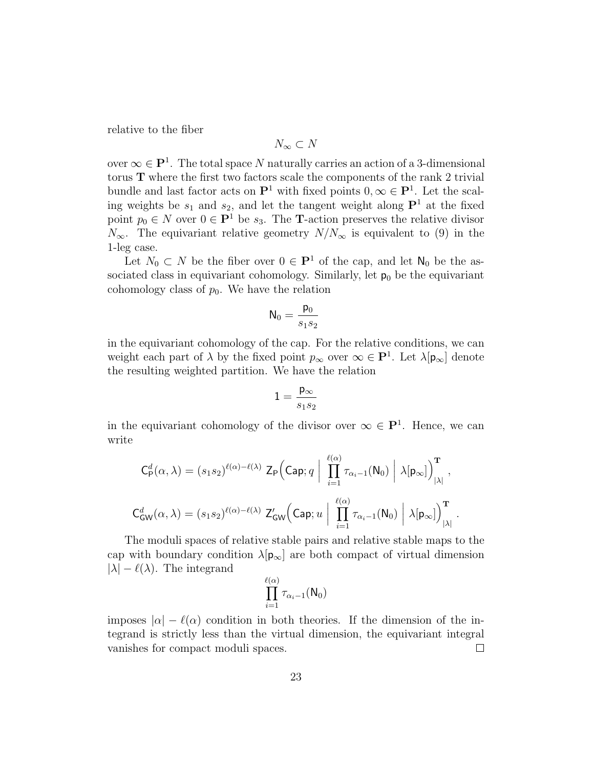relative to the fiber

$$N_\infty \subset N$$

over $\infty \in \mathbf{P}^1$. The total space $N$ naturally carries an action of a 3-dimensional torus $\mathbf{T}$ where the first two factors scale the components of the rank 2 trivial bundle and last factor acts on $\mathbf{P}^1$ with fixed points $0, \infty \in \mathbf{P}^1$. Let the scaling weights be $s_1$ and $s_2$, and let the tangent weight along $\mathbf{P}^1$ at the fixed point $p_0 \in N$ over $0 \in \mathbf{P}^1$ be $s_3$. The $\mathbf{T}$-action preserves the relative divisor $N_\infty$. The equivariant relative geometry $N/N_\infty$ is equivalent to (9) in the 1-leg case.

Let $N_0 \subset N$ be the fiber over $0 \in \mathbf{P}^1$ of the cap, and let $\mathsf{N}_0$ be the associated class in equivariant cohomology. Similarly, let $\mathsf{p}_0$ be the equivariant cohomology class of $p_0$. We have the relation

$$\mathsf{N}_0 = \frac{\mathsf{p}_0}{s_1 s_2}$$

in the equivariant cohomology of the cap. For the relative conditions, we can weight each part of $\lambda$ by the fixed point $p_\infty$ over $\infty \in \mathbf{P}^1$. Let $\lambda[\mathsf{p}_\infty]$ denote the resulting weighted partition. We have the relation

$$1 = \frac{\mathsf{p}_\infty}{s_1 s_2}$$

in the equivariant cohomology of the divisor over $\infty \in \mathbf{P}^1$. Hence, we can write

$$\mathsf{C}^d_{\mathsf{P}}(\alpha, \lambda) = (s_1 s_2)^{\ell(\alpha)-\ell(\lambda)} \; \mathsf{Z}_{\mathsf{P}}\Big(\mathsf{Cap}; q \;\Big|\; \prod_{i=1}^{\ell(\alpha)} \tau_{\alpha_i - 1}(\mathsf{N}_0) \;\Big|\; \lambda[\mathsf{p}_\infty]\Big)^{\mathbf{T}}_{|\lambda|},$$

$$\mathsf{C}^d_{\mathsf{GW}}(\alpha, \lambda) = (s_1 s_2)^{\ell(\alpha)-\ell(\lambda)} \; \mathsf{Z}'_{\mathsf{GW}}\Big(\mathsf{Cap}; u \;\Big|\; \prod_{i=1}^{\ell(\alpha)} \tau_{\alpha_i - 1}(\mathsf{N}_0) \;\Big|\; \lambda[\mathsf{p}_\infty]\Big)^{\mathbf{T}}_{|\lambda|}.$$

The moduli spaces of relative stable pairs and relative stable maps to the cap with boundary condition $\lambda[\mathsf{p}_\infty]$ are both compact of virtual dimension $|\lambda| - \ell(\lambda)$. The integrand

$$\prod_{i=1}^{\ell(\alpha)} \tau_{\alpha_i - 1}(\mathsf{N}_0)$$

imposes $|\alpha| - \ell(\alpha)$ condition in both theories. If the dimension of the integrand is strictly less than the virtual dimension, the equivariant integral vanishes for compact moduli spaces. □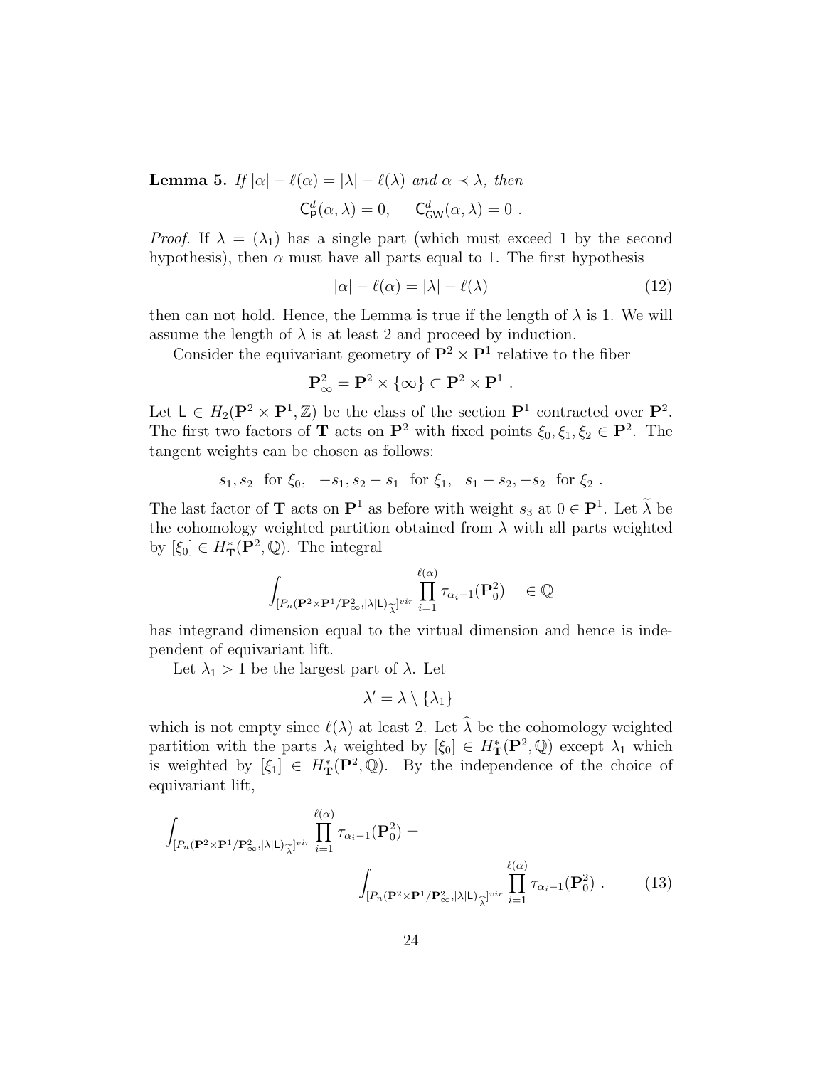**Lemma 5.** *If $|\alpha| - \ell(\alpha) = |\lambda| - \ell(\lambda)$ and $\alpha \prec \lambda$, then*

$$\mathsf{C}^d_{\mathsf{P}}(\alpha, \lambda) = 0, \quad \mathsf{C}^d_{\mathsf{GW}}(\alpha, \lambda) = 0 \ .$$

*Proof.* If $\lambda = (\lambda_1)$ has a single part (which must exceed 1 by the second hypothesis), then $\alpha$ must have all parts equal to 1. The first hypothesis

$$|\alpha| - \ell(\alpha) = |\lambda| - \ell(\lambda) \tag{12}$$

then can not hold. Hence, the Lemma is true if the length of $\lambda$ is 1. We will assume the length of $\lambda$ is at least 2 and proceed by induction.

Consider the equivariant geometry of $\mathbf{P}^2 \times \mathbf{P}^1$ relative to the fiber

$$\mathbf{P}^2_\infty = \mathbf{P}^2 \times \{\infty\} \subset \mathbf{P}^2 \times \mathbf{P}^1 \ .$$

Let $\mathsf{L} \in H_2(\mathbf{P}^2 \times \mathbf{P}^1, \mathbb{Z})$ be the class of the section $\mathbf{P}^1$ contracted over $\mathbf{P}^2$. The first two factors of $\mathbf{T}$ acts on $\mathbf{P}^2$ with fixed points $\xi_0, \xi_1, \xi_2 \in \mathbf{P}^2$. The tangent weights can be chosen as follows:

$$s_1, s_2 \ \text{ for } \xi_0, \quad -s_1, s_2 - s_1 \ \text{ for } \xi_1, \quad s_1 - s_2, -s_2 \ \text{ for } \xi_2 \ .$$

The last factor of $\mathbf{T}$ acts on $\mathbf{P}^1$ as before with weight $s_3$ at $0 \in \mathbf{P}^1$. Let $\widetilde{\lambda}$ be the cohomology weighted partition obtained from $\lambda$ with all parts weighted by $[\xi_0] \in H^*_{\mathbf{T}}(\mathbf{P}^2, \mathbb{Q})$. The integral

$$\int_{[P_n(\mathbf{P}^2 \times \mathbf{P}^1/\mathbf{P}^2_\infty, |\lambda|\mathsf{L})_{\widetilde{\lambda}}]^{vir}} \prod_{i=1}^{\ell(\alpha)} \tau_{\alpha_i - 1}(\mathbf{P}^2_0) \quad \in \mathbb{Q}$$

has integrand dimension equal to the virtual dimension and hence is independent of equivariant lift.

Let $\lambda_1 > 1$ be the largest part of $\lambda$. Let

$$\lambda' = \lambda \setminus \{\lambda_1\}$$

which is not empty since $\ell(\lambda)$ at least 2. Let $\widehat{\lambda}$ be the cohomology weighted partition with the parts $\lambda_i$ weighted by $[\xi_0] \in H^*_{\mathbf{T}}(\mathbf{P}^2, \mathbb{Q})$ except $\lambda_1$ which is weighted by $[\xi_1] \in H^*_{\mathbf{T}}(\mathbf{P}^2, \mathbb{Q})$. By the independence of the choice of equivariant lift,

$$\int_{[P_n(\mathbf{P}^2 \times \mathbf{P}^1/\mathbf{P}^2_\infty, |\lambda|\mathsf{L})_{\widetilde{\lambda}}]^{vir}} \prod_{i=1}^{\ell(\alpha)} \tau_{\alpha_i - 1}(\mathbf{P}^2_0) = \int_{[P_n(\mathbf{P}^2 \times \mathbf{P}^1/\mathbf{P}^2_\infty, |\lambda|\mathsf{L})_{\widehat{\lambda}}]^{vir}} \prod_{i=1}^{\ell(\alpha)} \tau_{\alpha_i - 1}(\mathbf{P}^2_0) \ . \tag{13}$$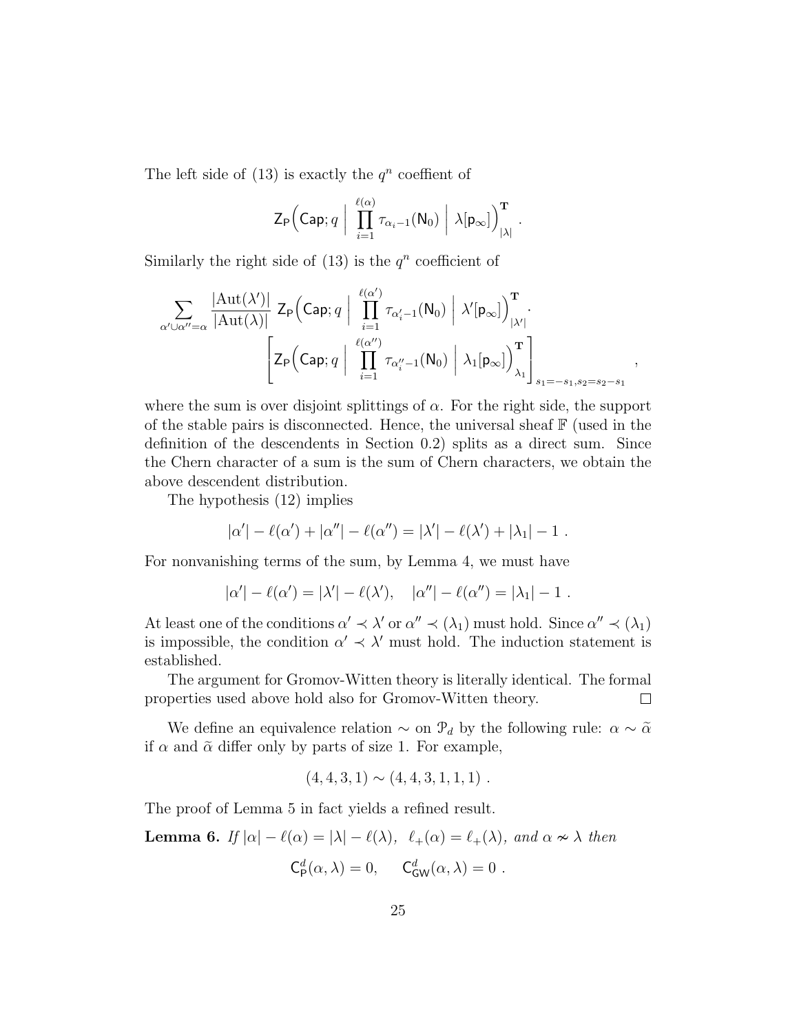The left side of (13) is exactly the $q^n$ coeffient of

$$\mathsf{Z}_{\mathsf{P}}\Big(\mathsf{Cap}; q \ \Big| \ \prod_{i=1}^{\ell(\alpha)} \tau_{\alpha_i - 1}(\mathsf{N}_0) \ \Big| \ \lambda[\mathsf{p}_\infty]\Big)^{\mathbf{T}}_{|\lambda|} .$$

Similarly the right side of (13) is the $q^n$ coefficient of

$$\sum_{\alpha' \cup \alpha'' = \alpha} \frac{|\mathrm{Aut}(\lambda')|}{|\mathrm{Aut}(\lambda)|} \ \mathsf{Z}_{\mathsf{P}}\Big(\mathsf{Cap}; q \ \Big| \ \prod_{i=1}^{\ell(\alpha')} \tau_{\alpha'_i - 1}(\mathsf{N}_0) \ \Big| \ \lambda'[\mathsf{p}_\infty]\Big)^{\mathbf{T}}_{|\lambda'|} \cdot \left[ \mathsf{Z}_{\mathsf{P}}\Big(\mathsf{Cap}; q \ \Big| \ \prod_{i=1}^{\ell(\alpha'')} \tau_{\alpha''_i - 1}(\mathsf{N}_0) \ \Big| \ \lambda_1[\mathsf{p}_\infty]\Big)^{\mathbf{T}}_{\lambda_1} \right]_{s_1 = -s_1, s_2 = s_2 - s_1} ,$$

where the sum is over disjoint splittings of $\alpha$. For the right side, the support of the stable pairs is disconnected. Hence, the universal sheaf $\mathbb{F}$ (used in the definition of the descendents in Section 0.2) splits as a direct sum. Since the Chern character of a sum is the sum of Chern characters, we obtain the above descendent distribution.

The hypothesis (12) implies

$$|\alpha'| - \ell(\alpha') + |\alpha''| - \ell(\alpha'') = |\lambda'| - \ell(\lambda') + |\lambda_1| - 1 .$$

For nonvanishing terms of the sum, by Lemma 4, we must have

$$|\alpha'| - \ell(\alpha') = |\lambda'| - \ell(\lambda'), \quad |\alpha''| - \ell(\alpha'') = |\lambda_1| - 1 .$$

At least one of the conditions $\alpha' \prec \lambda'$ or $\alpha'' \prec (\lambda_1)$ must hold. Since $\alpha'' \prec (\lambda_1)$ is impossible, the condition $\alpha' \prec \lambda'$ must hold. The induction statement is established.

The argument for Gromov-Witten theory is literally identical. The formal properties used above hold also for Gromov-Witten theory. $\square$

We define an equivalence relation $\sim$ on $\mathcal{P}_d$ by the following rule: $\alpha \sim \widetilde{\alpha}$ if $\alpha$ and $\widetilde{\alpha}$ differ only by parts of size 1. For example,

$$(4, 4, 3, 1) \sim (4, 4, 3, 1, 1, 1) .$$

The proof of Lemma 5 in fact yields a refined result.

**Lemma 6.** *If* $|\alpha| - \ell(\alpha) = |\lambda| - \ell(\lambda)$, $\ell_+(\alpha) = \ell_+(\lambda)$, *and* $\alpha \nsim \lambda$ *then*

$$\mathsf{C}^d_{\mathsf{P}}(\alpha, \lambda) = 0, \qquad \mathsf{C}^d_{\mathsf{GW}}(\alpha, \lambda) = 0 .$$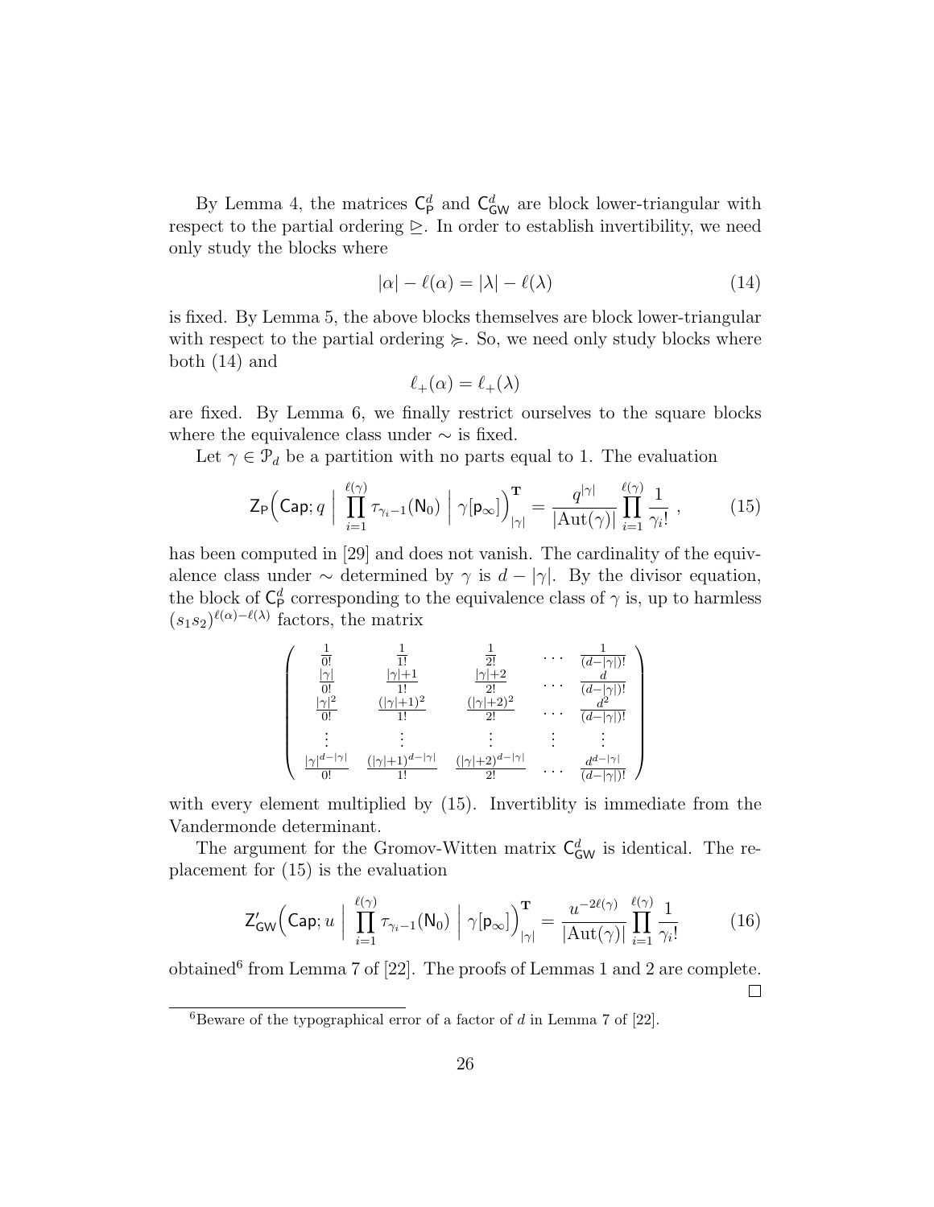By Lemma 4, the matrices $\mathsf{C}_{\mathsf{P}}^d$ and $\mathsf{C}_{\mathsf{GW}}^d$ are block lower-triangular with respect to the partial ordering $\trianglerighteq$. In order to establish invertibility, we need only study the blocks where

$$|\alpha| - \ell(\alpha) = |\lambda| - \ell(\lambda) \tag{14}$$

is fixed. By Lemma 5, the above blocks themselves are block lower-triangular with respect to the partial ordering $\succcurlyeq$. So, we need only study blocks where both (14) and

$$\ell_+(\alpha) = \ell_+(\lambda)$$

are fixed. By Lemma 6, we finally restrict ourselves to the square blocks where the equivalence class under $\sim$ is fixed.

Let $\gamma \in \mathcal{P}_d$ be a partition with no parts equal to 1. The evaluation

$$\mathsf{Z}_{\mathsf{P}}\Big(\mathsf{Cap}; q \;\Big|\; \prod_{i=1}^{\ell(\gamma)} \tau_{\gamma_i - 1}(\mathsf{N}_0) \;\Big|\; \gamma[\mathsf{p}_\infty]\Big)^{\mathbf{T}}_{|\gamma|} = \frac{q^{|\gamma|}}{|\mathrm{Aut}(\gamma)|} \prod_{i=1}^{\ell(\gamma)} \frac{1}{\gamma_i!} \;, \tag{15}$$

has been computed in [29] and does not vanish. The cardinality of the equivalence class under $\sim$ determined by $\gamma$ is $d - |\gamma|$. By the divisor equation, the block of $\mathsf{C}_{\mathsf{P}}^d$ corresponding to the equivalence class of $\gamma$ is, up to harmless $(s_1 s_2)^{\ell(\alpha) - \ell(\lambda)}$ factors, the matrix

$$\begin{pmatrix} \frac{1}{0!} & \frac{1}{1!} & \frac{1}{2!} & \cdots & \frac{1}{(d-|\gamma|)!} \\ \frac{|\gamma|}{0!} & \frac{|\gamma|+1}{1!} & \frac{|\gamma|+2}{2!} & \cdots & \frac{d}{(d-|\gamma|)!} \\ \frac{|\gamma|^2}{0!} & \frac{(|\gamma|+1)^2}{1!} & \frac{(|\gamma|+2)^2}{2!} & \cdots & \frac{d^2}{(d-|\gamma|)!} \\ \vdots & \vdots & \vdots & \vdots & \vdots \\ \frac{|\gamma|^{d-|\gamma|}}{0!} & \frac{(|\gamma|+1)^{d-|\gamma|}}{1!} & \frac{(|\gamma|+2)^{d-|\gamma|}}{2!} & \cdots & \frac{d^{d-|\gamma|}}{(d-|\gamma|)!} \end{pmatrix}$$

with every element multiplied by (15). Invertiblity is immediate from the Vandermonde determinant.

The argument for the Gromov-Witten matrix $\mathsf{C}_{\mathsf{GW}}^d$ is identical. The replacement for (15) is the evaluation

$$\mathsf{Z}'_{\mathsf{GW}}\Big(\mathsf{Cap}; u \;\Big|\; \prod_{i=1}^{\ell(\gamma)} \tau_{\gamma_i - 1}(\mathsf{N}_0) \;\Big|\; \gamma[\mathsf{p}_\infty]\Big)^{\mathbf{T}}_{|\gamma|} = \frac{u^{-2\ell(\gamma)}}{|\mathrm{Aut}(\gamma)|} \prod_{i=1}^{\ell(\gamma)} \frac{1}{\gamma_i!} \tag{16}$$

obtained[6] from Lemma 7 of [22]. The proofs of Lemmas 1 and 2 are complete. $\square$

[6] Beware of the typographical error of a factor of $d$ in Lemma 7 of [22].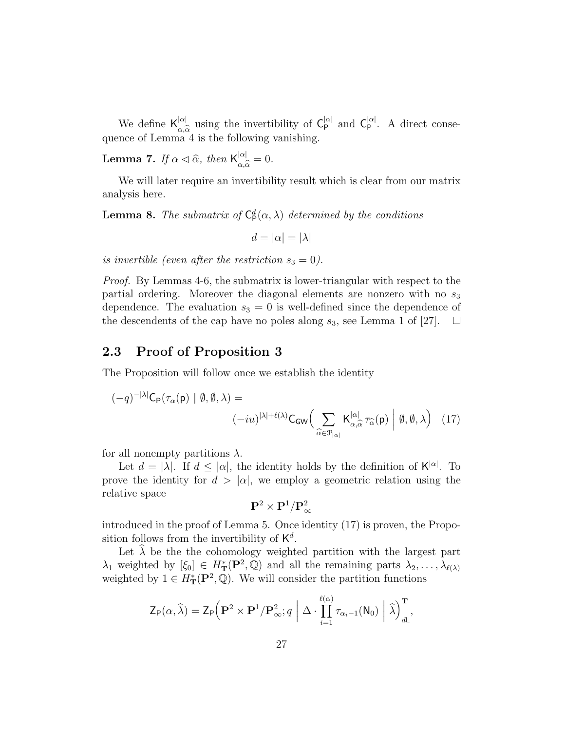We define $\mathsf{K}^{|\alpha|}_{\alpha,\widehat{\alpha}}$ using the invertibility of $\mathsf{C}^{|\alpha|}_{\mathsf{P}}$ and $\mathsf{C}^{|\alpha|}_{\mathsf{P}}$. A direct consequence of Lemma 4 is the following vanishing.

**Lemma 7.** *If $\alpha \lhd \widehat{\alpha}$, then $\mathsf{K}^{|\alpha|}_{\alpha,\widehat{\alpha}} = 0$.*

We will later require an invertibility result which is clear from our matrix analysis here.

**Lemma 8.** *The submatrix of $\mathsf{C}^d_{\mathsf{P}}(\alpha, \lambda)$ determined by the conditions*

$$d = |\alpha| = |\lambda|$$

*is invertible (even after the restriction $s_3 = 0$).*

*Proof.* By Lemmas 4-6, the submatrix is lower-triangular with respect to the partial ordering. Moreover the diagonal elements are nonzero with no $s_3$ dependence. The evaluation $s_3 = 0$ is well-defined since the dependence of the descendents of the cap have no poles along $s_3$, see Lemma 1 of [27]. $\square$

## 2.3 Proof of Proposition 3

The Proposition will follow once we establish the identity

$$(-q)^{-|\lambda|}\mathsf{C}_{\mathsf{P}}(\tau_\alpha(\mathsf{p}) \mid \emptyset, \emptyset, \lambda) = (-iu)^{|\lambda|+\ell(\lambda)}\mathsf{C}_{\mathsf{GW}}\Big( \sum_{\widehat{\alpha}\in\mathcal{P}_{|\alpha|}} \mathsf{K}^{|\alpha|}_{\alpha,\widehat{\alpha}} \tau_{\widehat{\alpha}}(\mathsf{p}) \ \Big|\ \emptyset, \emptyset, \lambda \Big) \quad (17)$$

for all nonempty partitions $\lambda$.

Let $d = |\lambda|$. If $d \leq |\alpha|$, the identity holds by the definition of $\mathsf{K}^{|\alpha|}$. To prove the identity for $d > |\alpha|$, we employ a geometric relation using the relative space

$$\mathbf{P}^2 \times \mathbf{P}^1/\mathbf{P}^2_\infty$$

introduced in the proof of Lemma 5. Once identity (17) is proven, the Proposition follows from the invertibility of $\mathsf{K}^d$.

Let $\widehat{\lambda}$ be the the cohomology weighted partition with the largest part $\lambda_1$ weighted by $[\xi_0] \in H^*_{\mathbf{T}}(\mathbf{P}^2, \mathbb{Q})$ and all the remaining parts $\lambda_2, \ldots, \lambda_{\ell(\lambda)}$ weighted by $1 \in H^*_{\mathbf{T}}(\mathbf{P}^2, \mathbb{Q})$. We will consider the partition functions

$$\mathsf{Z}_{\mathsf{P}}(\alpha, \widehat{\lambda}) = \mathsf{Z}_{\mathsf{P}}\Big(\mathbf{P}^2 \times \mathbf{P}^1/\mathbf{P}^2_\infty; q \ \Big|\ \Delta \cdot \prod_{i=1}^{\ell(\alpha)} \tau_{\alpha_i - 1}(\mathsf{N}_0) \ \Big|\ \widehat{\lambda}\Big)^{\mathbf{T}}_{d\mathsf{L}},$$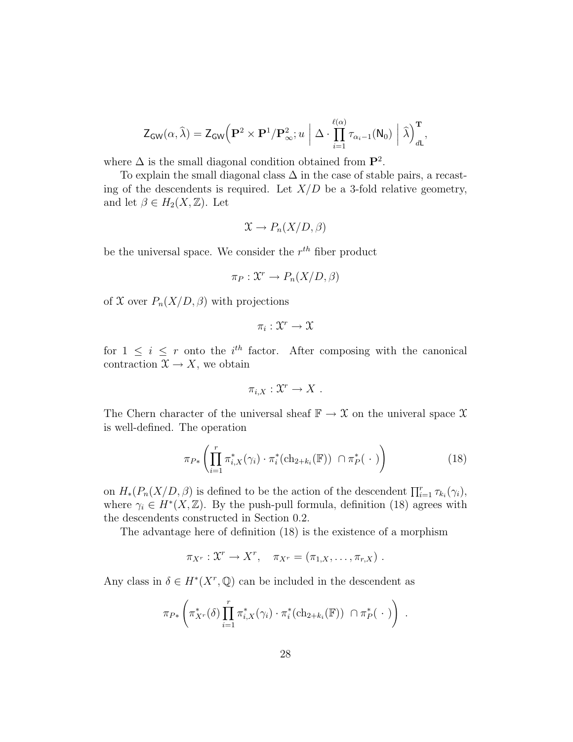$$\mathsf{Z}_{\mathsf{GW}}(\alpha, \widehat{\lambda}) = \mathsf{Z}_{\mathsf{GW}}\Big(\mathbf{P}^2 \times \mathbf{P}^1/\mathbf{P}^2_\infty; u \;\Big|\; \Delta \cdot \prod_{i=1}^{\ell(\alpha)} \tau_{\alpha_i - 1}(\mathsf{N}_0) \;\Big|\; \widehat{\lambda}\Big)^{\mathbf{T}}_{d\mathsf{L}},$$

where $\Delta$ is the small diagonal condition obtained from $\mathbf{P}^2$.

To explain the small diagonal class $\Delta$ in the case of stable pairs, a recasting of the descendents is required. Let $X/D$ be a 3-fold relative geometry, and let $\beta \in H_2(X, \mathbb{Z})$. Let

$$\mathcal{X} \to P_n(X/D, \beta)$$

be the universal space. We consider the $r^{th}$ fiber product

$$\pi_P : \mathcal{X}^r \to P_n(X/D, \beta)$$

of $\mathcal{X}$ over $P_n(X/D, \beta)$ with projections

$$\pi_i : \mathcal{X}^r \to \mathcal{X}$$

for $1 \leq i \leq r$ onto the $i^{th}$ factor. After composing with the canonical contraction $\mathcal{X} \to X$, we obtain

$$\pi_{i,X} : \mathcal{X}^r \to X \ .$$

The Chern character of the universal sheaf $\mathbb{F} \to \mathcal{X}$ on the univeral space $\mathcal{X}$ is well-defined. The operation

$$\pi_{P*}\left(\prod_{i=1}^r \pi_{i,X}^*(\gamma_i) \cdot \pi_i^*(\mathrm{ch}_{2+k_i}(\mathbb{F})) \ \cap \pi_P^*(\ \cdot\ )\right) \tag{18}$$

on $H_*(P_n(X/D, \beta)$ is defined to be the action of the descendent $\prod_{i=1}^r \tau_{k_i}(\gamma_i)$, where $\gamma_i \in H^*(X, \mathbb{Z})$. By the push-pull formula, definition (18) agrees with the descendents constructed in Section 0.2.

The advantage here of definition (18) is the existence of a morphism

$$\pi_{X^r} : \mathcal{X}^r \to X^r, \quad \pi_{X^r} = (\pi_{1,X}, \ldots, \pi_{r,X}) \ .$$

Any class in $\delta \in H^*(X^r, \mathbb{Q})$ can be included in the descendent as

$$\pi_{P*}\left(\pi_{X^r}^*(\delta) \prod_{i=1}^r \pi_{i,X}^*(\gamma_i) \cdot \pi_i^*(\mathrm{ch}_{2+k_i}(\mathbb{F})) \ \cap \pi_P^*(\ \cdot\ )\right) \ .$$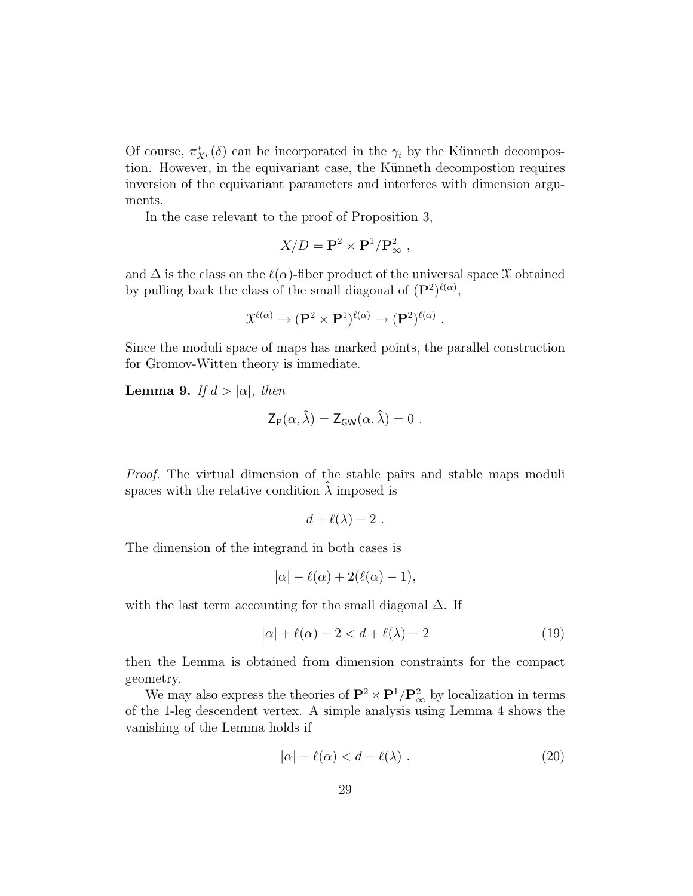Of course, $\pi_{X^r}^*(\delta)$ can be incorporated in the $\gamma_i$ by the Künneth decompostion. However, in the equivariant case, the Künneth decompostion requires inversion of the equivariant parameters and interferes with dimension arguments.

In the case relevant to the proof of Proposition 3,

$$X/D = \mathbf{P}^2 \times \mathbf{P}^1/\mathbf{P}^2_\infty \ ,$$

and $\Delta$ is the class on the $\ell(\alpha)$-fiber product of the universal space $\mathfrak{X}$ obtained by pulling back the class of the small diagonal of $(\mathbf{P}^2)^{\ell(\alpha)}$,

$$\mathfrak{X}^{\ell(\alpha)} \to (\mathbf{P}^2 \times \mathbf{P}^1)^{\ell(\alpha)} \to (\mathbf{P}^2)^{\ell(\alpha)} \ .$$

Since the moduli space of maps has marked points, the parallel construction for Gromov-Witten theory is immediate.

**Lemma 9.** *If $d > |\alpha|$, then*

$$\mathsf{Z}_{\mathsf{P}}(\alpha, \widehat{\lambda}) = \mathsf{Z}_{\mathsf{GW}}(\alpha, \widehat{\lambda}) = 0 \ .$$

*Proof.* The virtual dimension of the stable pairs and stable maps moduli spaces with the relative condition $\widehat{\lambda}$ imposed is

$$d + \ell(\lambda) - 2 \ .$$

The dimension of the integrand in both cases is

$$|\alpha| - \ell(\alpha) + 2(\ell(\alpha) - 1),$$

with the last term accounting for the small diagonal $\Delta$. If

$$|\alpha| + \ell(\alpha) - 2 < d + \ell(\lambda) - 2 \tag{19}$$

then the Lemma is obtained from dimension constraints for the compact geometry.

We may also express the theories of $\mathbf{P}^2 \times \mathbf{P}^1/\mathbf{P}^2_\infty$ by localization in terms of the 1-leg descendent vertex. A simple analysis using Lemma 4 shows the vanishing of the Lemma holds if

$$|\alpha| - \ell(\alpha) < d - \ell(\lambda) \ . \tag{20}$$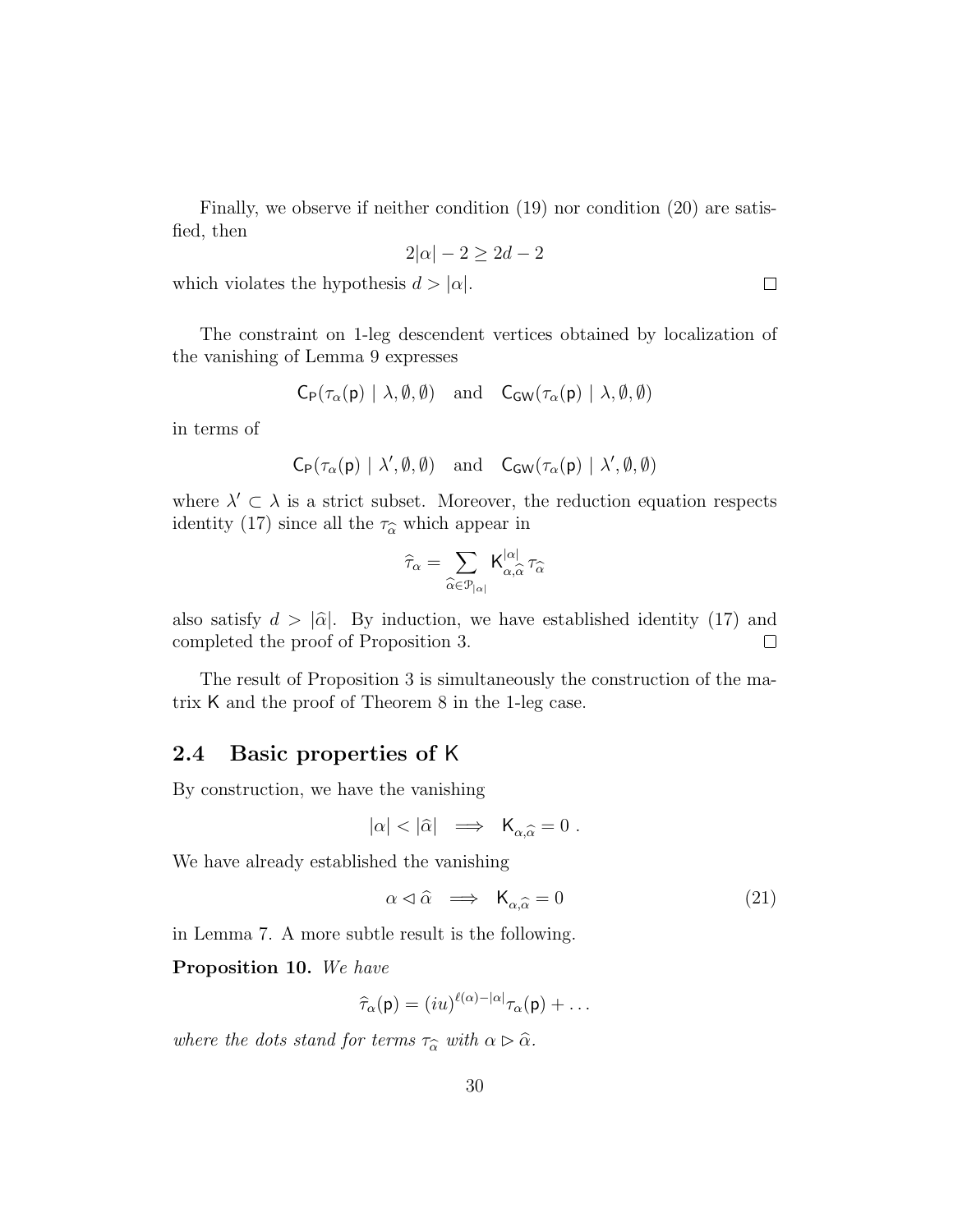Finally, we observe if neither condition (19) nor condition (20) are satisfied, then

$$2|\alpha| - 2 \geq 2d - 2$$

which violates the hypothesis $d > |\alpha|$. $\square$

The constraint on 1-leg descendent vertices obtained by localization of the vanishing of Lemma 9 expresses

$$\mathsf{C}_{\mathsf{P}}(\tau_\alpha(\mathsf{p}) \mid \lambda, \emptyset, \emptyset) \quad \text{and} \quad \mathsf{C}_{\mathsf{GW}}(\tau_\alpha(\mathsf{p}) \mid \lambda, \emptyset, \emptyset)$$

in terms of

$$\mathsf{C}_{\mathsf{P}}(\tau_\alpha(\mathsf{p}) \mid \lambda', \emptyset, \emptyset) \quad \text{and} \quad \mathsf{C}_{\mathsf{GW}}(\tau_\alpha(\mathsf{p}) \mid \lambda', \emptyset, \emptyset)$$

where $\lambda' \subset \lambda$ is a strict subset. Moreover, the reduction equation respects identity (17) since all the $\tau_{\widehat{\alpha}}$ which appear in

$$\widehat{\tau}_\alpha = \sum_{\widehat{\alpha} \in \mathcal{P}_{|\alpha|}} \mathsf{K}^{|\alpha|}_{\alpha,\widehat{\alpha}} \tau_{\widehat{\alpha}}$$

also satisfy $d > |\widehat{\alpha}|$. By induction, we have established identity (17) and completed the proof of Proposition 3. $\square$

The result of Proposition 3 is simultaneously the construction of the matrix $\mathsf{K}$ and the proof of Theorem 8 in the 1-leg case.

## 2.4 Basic properties of $\mathsf{K}$

By construction, we have the vanishing

$$|\alpha| < |\widehat{\alpha}| \implies \mathsf{K}_{\alpha,\widehat{\alpha}} = 0 \ .$$

We have already established the vanishing

$$\alpha \lhd \widehat{\alpha} \implies \mathsf{K}_{\alpha,\widehat{\alpha}} = 0 \tag{21}$$

in Lemma 7. A more subtle result is the following.

**Proposition 10.** *We have*

$$\widehat{\tau}_\alpha(\mathsf{p}) = (iu)^{\ell(\alpha)-|\alpha|} \tau_\alpha(\mathsf{p}) + \ldots$$

*where the dots stand for terms $\tau_{\widehat{\alpha}}$ with $\alpha \rhd \widehat{\alpha}$.*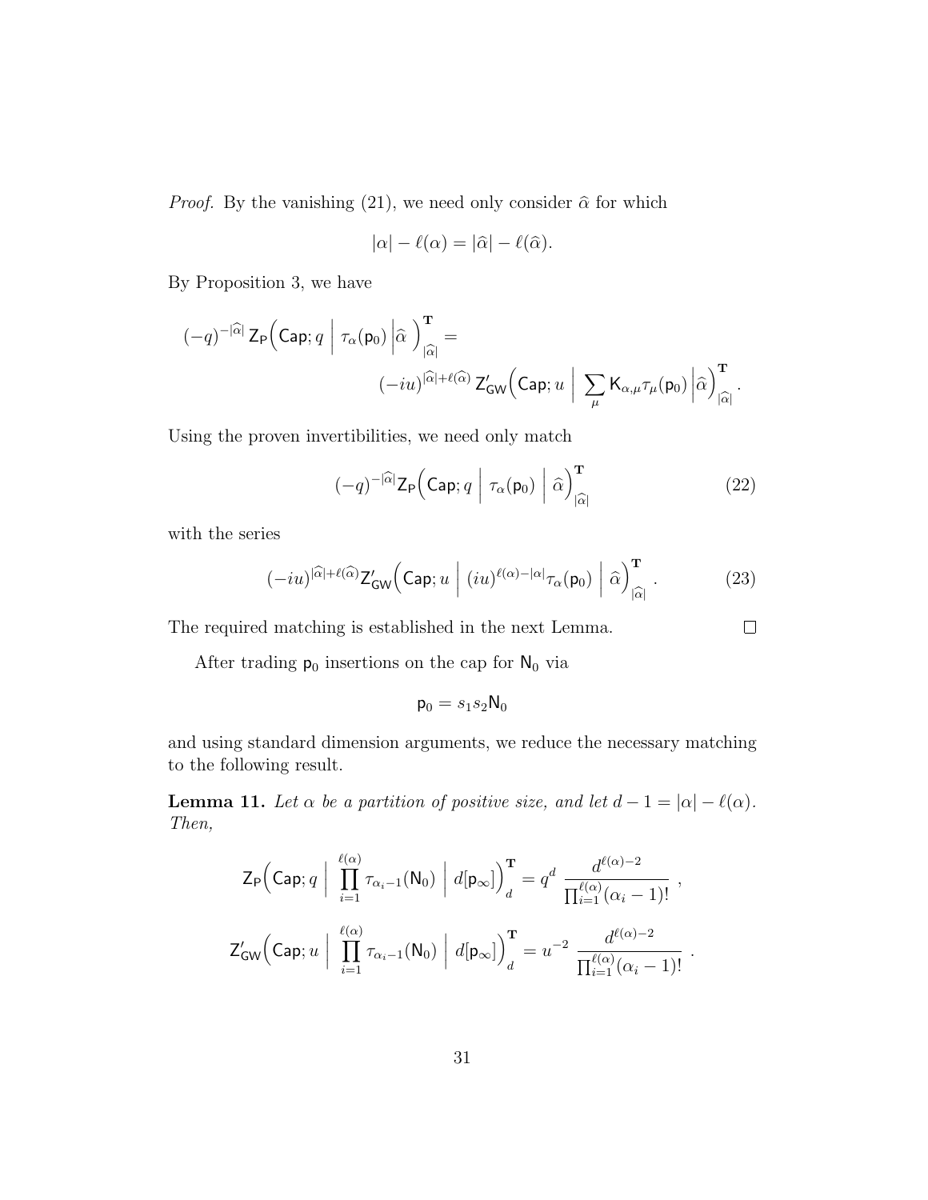*Proof.* By the vanishing (21), we need only consider $\widehat{\alpha}$ for which

$$|\alpha| - \ell(\alpha) = |\widehat{\alpha}| - \ell(\widehat{\alpha}).$$

By Proposition 3, we have

$$(-q)^{-|\widehat{\alpha}|}\, \mathsf{Z}_{\mathsf{P}}\Big(\mathsf{Cap}; q \;\Big|\; \tau_\alpha(\mathsf{p}_0) \Big|\widehat{\alpha}\;\Big)^{\mathbf{T}}_{|\widehat{\alpha}|} = \\ (-iu)^{|\widehat{\alpha}|+\ell(\widehat{\alpha})}\, \mathsf{Z}'_{\mathsf{GW}}\Big(\mathsf{Cap}; u \;\Big|\; \sum_\mu \mathsf{K}_{\alpha,\mu}\tau_\mu(\mathsf{p}_0) \Big|\widehat{\alpha}\Big)^{\mathbf{T}}_{|\widehat{\alpha}|}.$$

Using the proven invertibilities, we need only match

$$(-q)^{-|\widehat{\alpha}|}\mathsf{Z}_{\mathsf{P}}\Big(\mathsf{Cap}; q \;\Big|\; \tau_\alpha(\mathsf{p}_0) \;\Big|\; \widehat{\alpha}\Big)^{\mathbf{T}}_{|\widehat{\alpha}|} \tag{22}$$

with the series

$$(-iu)^{|\widehat{\alpha}|+\ell(\widehat{\alpha})}\mathsf{Z}'_{\mathsf{GW}}\Big(\mathsf{Cap}; u \;\Big|\; (iu)^{\ell(\alpha)-|\alpha|}\tau_\alpha(\mathsf{p}_0) \;\Big|\; \widehat{\alpha}\Big)^{\mathbf{T}}_{|\widehat{\alpha}|}. \tag{23}$$

The required matching is established in the next Lemma. ∎

After trading $\mathsf{p}_0$ insertions on the cap for $\mathsf{N}_0$ via

$$\mathsf{p}_0 = s_1 s_2 \mathsf{N}_0$$

and using standard dimension arguments, we reduce the necessary matching to the following result.

**Lemma 11.** *Let $\alpha$ be a partition of positive size, and let $d-1 = |\alpha| - \ell(\alpha)$. Then,*

$$\mathsf{Z}_{\mathsf{P}}\Big(\mathsf{Cap}; q \;\Big|\; \prod_{i=1}^{\ell(\alpha)} \tau_{\alpha_i-1}(\mathsf{N}_0) \;\Big|\; d[\mathsf{p}_\infty]\Big)^{\mathbf{T}}_d = q^d \; \frac{d^{\ell(\alpha)-2}}{\prod_{i=1}^{\ell(\alpha)}(\alpha_i-1)!}\;,$$

$$\mathsf{Z}'_{\mathsf{GW}}\Big(\mathsf{Cap}; u \;\Big|\; \prod_{i=1}^{\ell(\alpha)} \tau_{\alpha_i-1}(\mathsf{N}_0) \;\Big|\; d[\mathsf{p}_\infty]\Big)^{\mathbf{T}}_d = u^{-2} \; \frac{d^{\ell(\alpha)-2}}{\prod_{i=1}^{\ell(\alpha)}(\alpha_i-1)!}\;.$$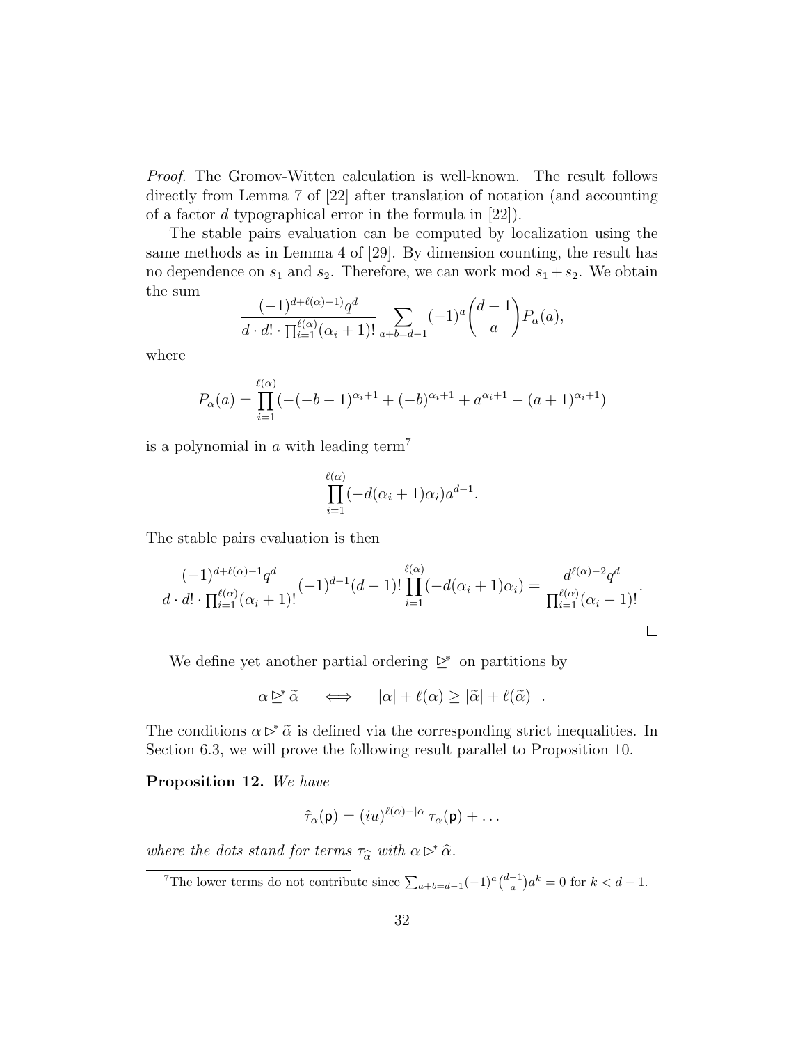*Proof.* The Gromov-Witten calculation is well-known. The result follows directly from Lemma 7 of [22] after translation of notation (and accounting of a factor $d$ typographical error in the formula in [22]).

The stable pairs evaluation can be computed by localization using the same methods as in Lemma 4 of [29]. By dimension counting, the result has no dependence on $s_1$ and $s_2$. Therefore, we can work mod $s_1 + s_2$. We obtain the sum

$$\frac{(-1)^{d+\ell(\alpha)-1)}q^d}{d \cdot d! \cdot \prod_{i=1}^{\ell(\alpha)}(\alpha_i+1)!} \sum_{a+b=d-1} (-1)^a \binom{d-1}{a} P_\alpha(a),$$

where

$$P_\alpha(a) = \prod_{i=1}^{\ell(\alpha)} (-(-b-1)^{\alpha_i+1} + (-b)^{\alpha_i+1} + a^{\alpha_i+1} - (a+1)^{\alpha_i+1})$$

is a polynomial in $a$ with leading term[7]

$$\prod_{i=1}^{\ell(\alpha)} (-d(\alpha_i+1)\alpha_i) a^{d-1}.$$

The stable pairs evaluation is then

$$\frac{(-1)^{d+\ell(\alpha)-1}q^d}{d \cdot d! \cdot \prod_{i=1}^{\ell(\alpha)}(\alpha_i+1)!}(-1)^{d-1}(d-1)! \prod_{i=1}^{\ell(\alpha)}(-d(\alpha_i+1)\alpha_i) = \frac{d^{\ell(\alpha)-2}q^d}{\prod_{i=1}^{\ell(\alpha)}(\alpha_i-1)!}.$$

□

We define yet another partial ordering $\trianglerighteq^*$ on partitions by

$$\alpha \trianglerighteq^* \widetilde{\alpha} \quad \iff \quad |\alpha| + \ell(\alpha) \geq |\widetilde{\alpha}| + \ell(\widetilde{\alpha}) \quad .$$

The conditions $\alpha \triangleright^* \widetilde{\alpha}$ is defined via the corresponding strict inequalities. In Section 6.3, we will prove the following result parallel to Proposition 10.

**Proposition 12.** *We have*

$$\widehat{\tau}_\alpha(\mathsf{p}) = (iu)^{\ell(\alpha)-|\alpha|} \tau_\alpha(\mathsf{p}) + \ldots$$

*where the dots stand for terms* $\tau_{\widehat{\alpha}}$ *with* $\alpha \triangleright^* \widehat{\alpha}$.

---

[7] The lower terms do not contribute since $\sum_{a+b=d-1}(-1)^a\binom{d-1}{a}a^k = 0$ for $k < d-1$.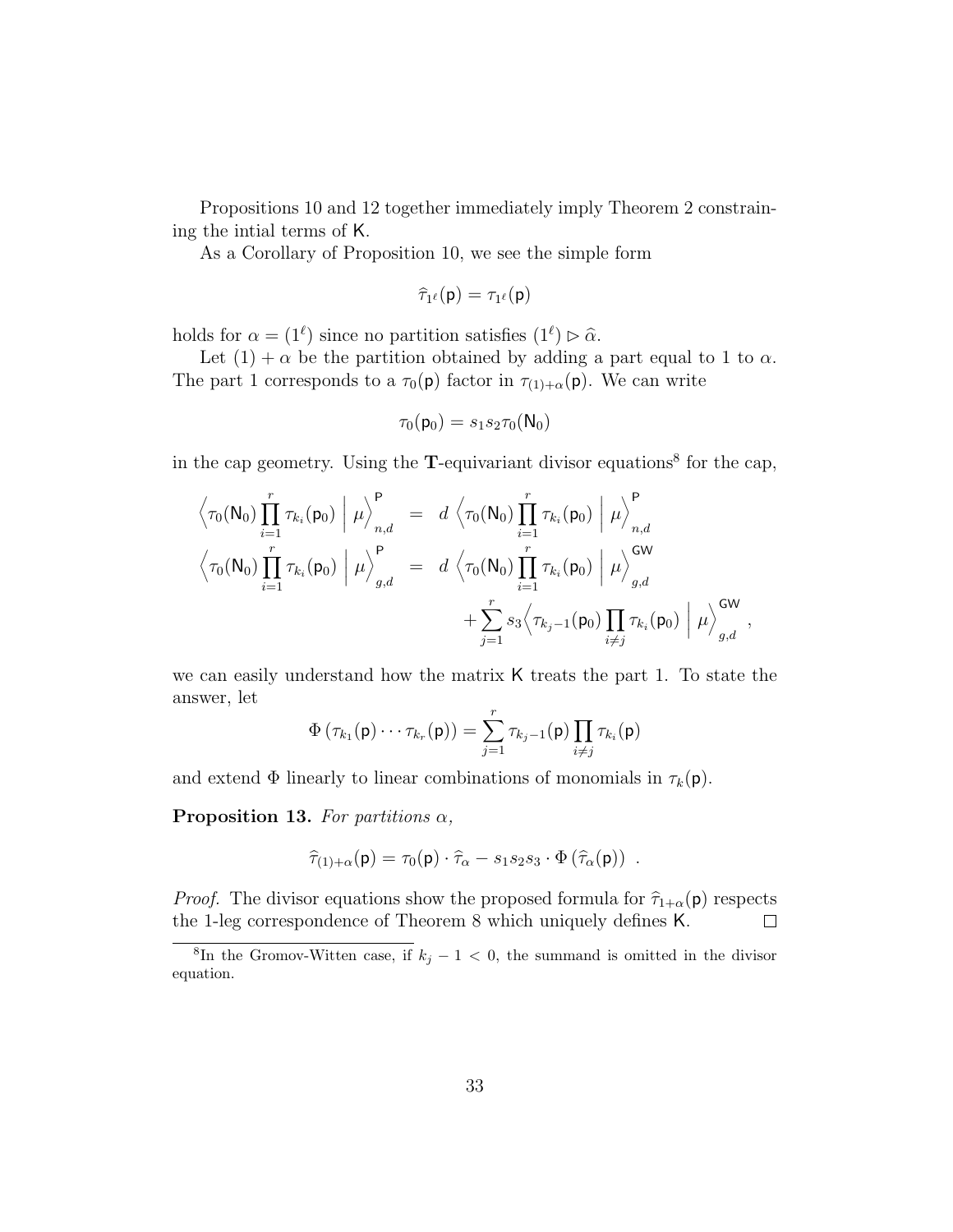Propositions 10 and 12 together immediately imply Theorem 2 constraining the intial terms of $\mathsf{K}$.

As a Corollary of Proposition 10, we see the simple form

$$\widehat{\tau}_{1^\ell}(\mathsf{p}) = \tau_{1^\ell}(\mathsf{p})$$

holds for $\alpha = (1^\ell)$ since no partition satisfies $(1^\ell) \rhd \widehat{\alpha}$.

Let $(1) + \alpha$ be the partition obtained by adding a part equal to 1 to $\alpha$. The part 1 corresponds to a $\tau_0(\mathsf{p})$ factor in $\tau_{(1)+\alpha}(\mathsf{p})$. We can write

$$\tau_0(\mathsf{p}_0) = s_1 s_2 \tau_0(\mathsf{N}_0)$$

in the cap geometry. Using the $\mathbf{T}$-equivariant divisor equations[8] for the cap,

$$\begin{aligned}
\Big\langle \tau_0(\mathsf{N}_0) \prod_{i=1}^r \tau_{k_i}(\mathsf{p}_0) \ \Big| \ \mu \Big\rangle^{\mathsf{P}}_{n,d} &= d \ \Big\langle \tau_0(\mathsf{N}_0) \prod_{i=1}^r \tau_{k_i}(\mathsf{p}_0) \ \Big| \ \mu \Big\rangle^{\mathsf{P}}_{n,d} \\
\Big\langle \tau_0(\mathsf{N}_0) \prod_{i=1}^r \tau_{k_i}(\mathsf{p}_0) \ \Big| \ \mu \Big\rangle^{\mathsf{P}}_{g,d} &= d \ \Big\langle \tau_0(\mathsf{N}_0) \prod_{i=1}^r \tau_{k_i}(\mathsf{p}_0) \ \Big| \ \mu \Big\rangle^{\mathsf{GW}}_{g,d} \\
&\quad + \sum_{j=1}^r s_3 \Big\langle \tau_{k_j - 1}(\mathsf{p}_0) \prod_{i \neq j} \tau_{k_i}(\mathsf{p}_0) \ \Big| \ \mu \Big\rangle^{\mathsf{GW}}_{g,d} ,
\end{aligned}$$

we can easily understand how the matrix $\mathsf{K}$ treats the part 1. To state the answer, let

$$\Phi\left(\tau_{k_1}(\mathsf{p}) \cdots \tau_{k_r}(\mathsf{p})\right) = \sum_{j=1}^r \tau_{k_j - 1}(\mathsf{p}) \prod_{i \neq j} \tau_{k_i}(\mathsf{p})$$

and extend $\Phi$ linearly to linear combinations of monomials in $\tau_k(\mathsf{p})$.

**Proposition 13.** *For partitions $\alpha$,*

$$\widehat{\tau}_{(1)+\alpha}(\mathsf{p}) = \tau_0(\mathsf{p}) \cdot \widehat{\tau}_\alpha - s_1 s_2 s_3 \cdot \Phi\left(\widehat{\tau}_\alpha(\mathsf{p})\right) \ .$$

*Proof.* The divisor equations show the proposed formula for $\widehat{\tau}_{1+\alpha}(\mathsf{p})$ respects the 1-leg correspondence of Theorem 8 which uniquely defines $\mathsf{K}$. $\square$

[8] In the Gromov-Witten case, if $k_j - 1 < 0$, the summand is omitted in the divisor equation.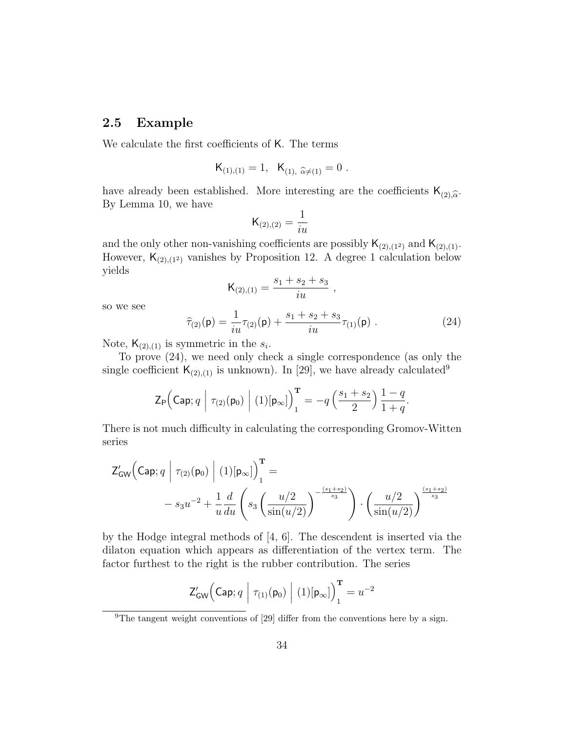## 2.5 Example

We calculate the first coefficients of $\mathsf{K}$. The terms

$$\mathsf{K}_{(1),(1)} = 1, \quad \mathsf{K}_{(1),\, \widehat{\alpha}\neq(1)} = 0 \ .$$

have already been established. More interesting are the coefficients $\mathsf{K}_{(2),\widehat{\alpha}}$. By Lemma 10, we have

$$\mathsf{K}_{(2),(2)} = \frac{1}{iu}$$

and the only other non-vanishing coefficients are possibly $\mathsf{K}_{(2),(1^2)}$ and $\mathsf{K}_{(2),(1)}$. However, $\mathsf{K}_{(2),(1^2)}$ vanishes by Proposition 12. A degree 1 calculation below yields

$$\mathsf{K}_{(2),(1)} = \frac{s_1+s_2+s_3}{iu} \ ,$$

so we see

$$\widehat{\tau}_{(2)}(\mathsf{p}) = \frac{1}{iu}\tau_{(2)}(\mathsf{p}) + \frac{s_1+s_2+s_3}{iu}\tau_{(1)}(\mathsf{p}) \ . \tag{24}$$

Note, $\mathsf{K}_{(2),(1)}$ is symmetric in the $s_i$.

To prove (24), we need only check a single correspondence (as only the single coefficient $\mathsf{K}_{(2),(1)}$ is unknown). In [29], we have already calculated[9]

$$\mathsf{Z}_{\mathsf{P}}\Big(\mathsf{Cap}; q \ \Big|\ \tau_{(2)}(\mathsf{p}_0) \ \Big|\ (1)[\mathsf{p}_\infty]\Big)^{\mathbf{T}}_1 = -q\left(\frac{s_1+s_2}{2}\right)\frac{1-q}{1+q}.$$

There is not much difficulty in calculating the corresponding Gromov-Witten series

$$\mathsf{Z}'_{\mathsf{GW}}\Big(\mathsf{Cap}; q \ \Big|\ \tau_{(2)}(\mathsf{p}_0) \ \Big|\ (1)[\mathsf{p}_\infty]\Big)^{\mathbf{T}}_1 = \\ -s_3u^{-2} + \frac{1}{u}\frac{d}{du}\left(s_3\left(\frac{u/2}{\sin(u/2)}\right)^{-\frac{(s_1+s_2)}{s_3}}\right)\cdot\left(\frac{u/2}{\sin(u/2)}\right)^{\frac{(s_1+s_2)}{s_3}}$$

by the Hodge integral methods of [4, 6]. The descendent is inserted via the dilaton equation which appears as differentiation of the vertex term. The factor furthest to the right is the rubber contribution. The series

$$\mathsf{Z}'_{\mathsf{GW}}\Big(\mathsf{Cap}; q \ \Big|\ \tau_{(1)}(\mathsf{p}_0) \ \Big|\ (1)[\mathsf{p}_\infty]\Big)^{\mathbf{T}}_1 = u^{-2}$$

[9] The tangent weight conventions of [29] differ from the conventions here by a sign.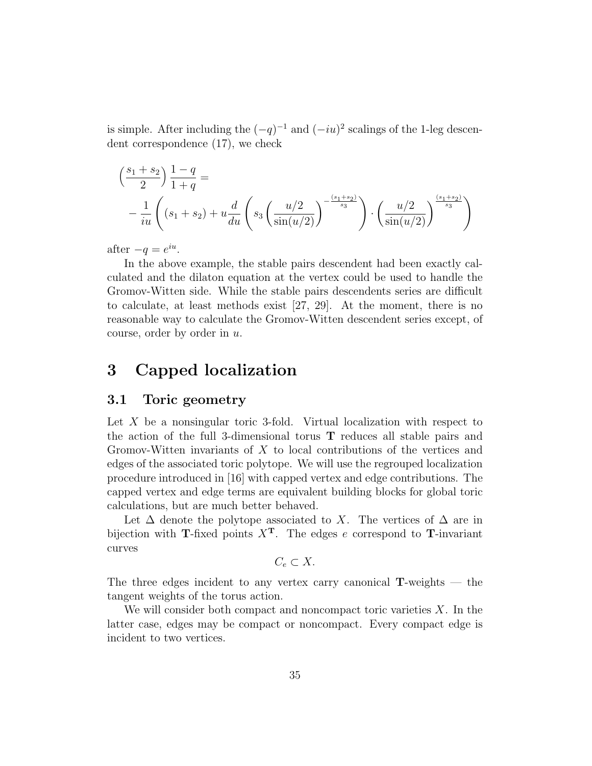is simple. After including the $(-q)^{-1}$ and $(-iu)^2$ scalings of the 1-leg descendent correspondence (17), we check

$$
\begin{aligned}
&\left(\frac{s_1+s_2}{2}\right)\frac{1-q}{1+q} = \\
&-\frac{1}{iu}\left((s_1+s_2) + u\frac{d}{du}\left(s_3\left(\frac{u/2}{\sin(u/2)}\right)^{-\frac{(s_1+s_2)}{s_3}}\right)\cdot\left(\frac{u/2}{\sin(u/2)}\right)^{\frac{(s_1+s_2)}{s_3}}\right)
\end{aligned}
$$

after $-q = e^{iu}$.

In the above example, the stable pairs descendent had been exactly calculated and the dilaton equation at the vertex could be used to handle the Gromov-Witten side. While the stable pairs descendents series are difficult to calculate, at least methods exist [27, 29]. At the moment, there is no reasonable way to calculate the Gromov-Witten descendent series except, of course, order by order in $u$.

# 3 Capped localization

## 3.1 Toric geometry

Let $X$ be a nonsingular toric 3-fold. Virtual localization with respect to the action of the full 3-dimensional torus $\mathbf{T}$ reduces all stable pairs and Gromov-Witten invariants of $X$ to local contributions of the vertices and edges of the associated toric polytope. We will use the regrouped localization procedure introduced in [16] with capped vertex and edge contributions. The capped vertex and edge terms are equivalent building blocks for global toric calculations, but are much better behaved.

Let $\Delta$ denote the polytope associated to $X$. The vertices of $\Delta$ are in bijection with $\mathbf{T}$-fixed points $X^{\mathbf{T}}$. The edges $e$ correspond to $\mathbf{T}$-invariant curves

$$C_e \subset X.$$

The three edges incident to any vertex carry canonical $\mathbf{T}$-weights — the tangent weights of the torus action.

We will consider both compact and noncompact toric varieties $X$. In the latter case, edges may be compact or noncompact. Every compact edge is incident to two vertices.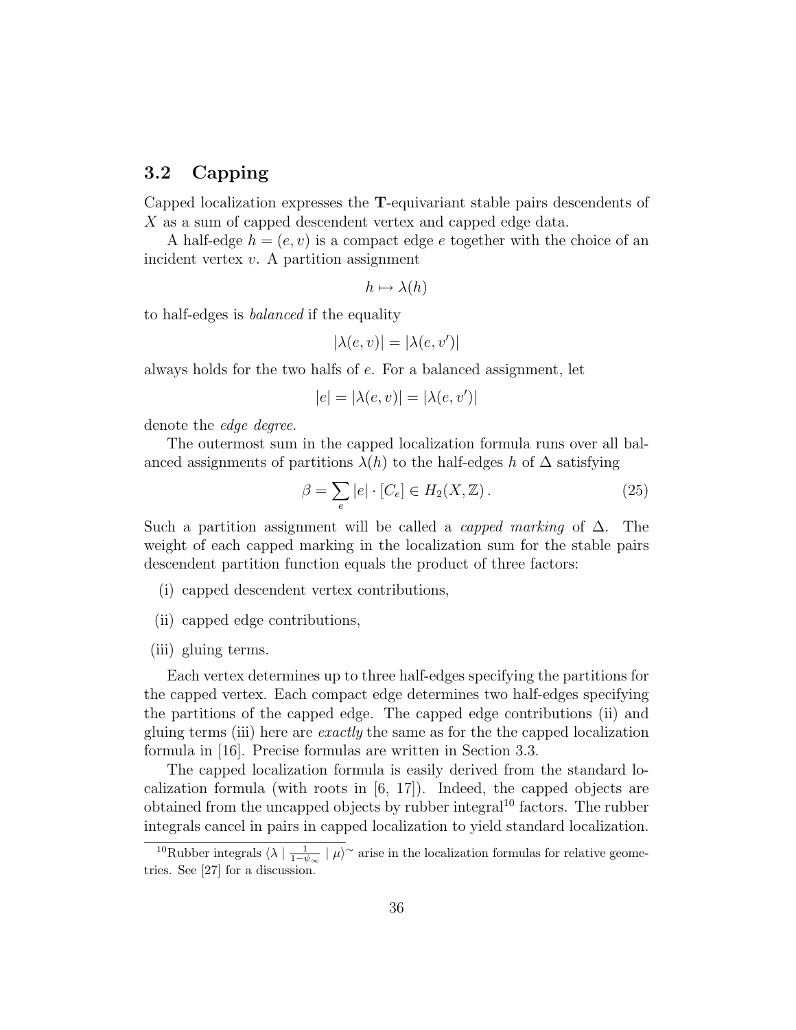### 3.2 Capping

Capped localization expresses the $\mathbf{T}$-equivariant stable pairs descendents of $X$ as a sum of capped descendent vertex and capped edge data.

A half-edge $h = (e, v)$ is a compact edge $e$ together with the choice of an incident vertex $v$. A partition assignment

$$h \mapsto \lambda(h)$$

to half-edges is *balanced* if the equality

$$|\lambda(e, v)| = |\lambda(e, v')|$$

always holds for the two halfs of $e$. For a balanced assignment, let

$$|e| = |\lambda(e, v)| = |\lambda(e, v')|$$

denote the *edge degree*.

The outermost sum in the capped localization formula runs over all balanced assignments of partitions $\lambda(h)$ to the half-edges $h$ of $\Delta$ satisfying

$$\beta = \sum_e |e| \cdot [C_e] \in H_2(X, \mathbb{Z}) \,. \tag{25}$$

Such a partition assignment will be called a *capped marking* of $\Delta$. The weight of each capped marking in the localization sum for the stable pairs descendent partition function equals the product of three factors:

(i) capped descendent vertex contributions,

(ii) capped edge contributions,

(iii) gluing terms.

Each vertex determines up to three half-edges specifying the partitions for the capped vertex. Each compact edge determines two half-edges specifying the partitions of the capped edge. The capped edge contributions (ii) and gluing terms (iii) here are *exactly* the same as for the the capped localization formula in [16]. Precise formulas are written in Section 3.3.

The capped localization formula is easily derived from the standard localization formula (with roots in [6, 17]). Indeed, the capped objects are obtained from the uncapped objects by rubber integral[10] factors. The rubber integrals cancel in pairs in capped localization to yield standard localization.

[10] Rubber integrals $\langle \lambda \mid \frac{1}{1-\psi_\infty} \mid \mu \rangle^\sim$ arise in the localization formulas for relative geometries. See [27] for a discussion.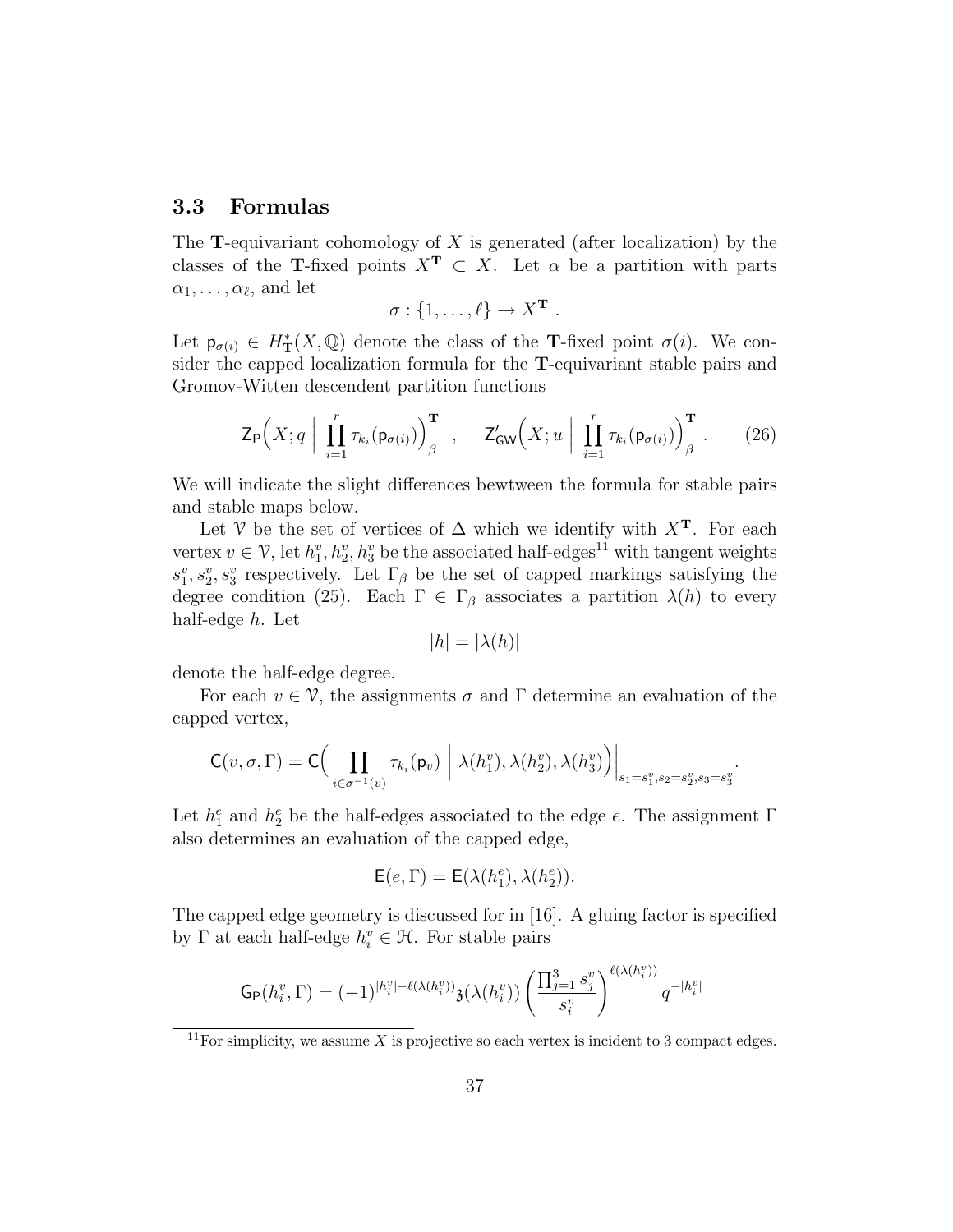### 3.3 Formulas

The $\mathbf{T}$-equivariant cohomology of $X$ is generated (after localization) by the classes of the $\mathbf{T}$-fixed points $X^{\mathbf{T}} \subset X$. Let $\alpha$ be a partition with parts $\alpha_1, \ldots, \alpha_\ell$, and let

$$\sigma : \{1, \ldots, \ell\} \to X^{\mathbf{T}} .$$

Let $\mathsf{p}_{\sigma(i)} \in H^*_{\mathbf{T}}(X, \mathbb{Q})$ denote the class of the $\mathbf{T}$-fixed point $\sigma(i)$. We consider the capped localization formula for the $\mathbf{T}$-equivariant stable pairs and Gromov-Witten descendent partition functions

$$\mathsf{Z}_{\mathsf{P}}\Big(X; q \;\Big|\; \prod_{i=1}^{r} \tau_{k_i}(\mathsf{p}_{\sigma(i)})\Big)^{\mathbf{T}}_{\beta} \quad , \quad \mathsf{Z}'_{\mathsf{GW}}\Big(X; u \;\Big|\; \prod_{i=1}^{r} \tau_{k_i}(\mathsf{p}_{\sigma(i)})\Big)^{\mathbf{T}}_{\beta} . \tag{26}$$

We will indicate the slight differences bewtween the formula for stable pairs and stable maps below.

Let $\mathcal{V}$ be the set of vertices of $\Delta$ which we identify with $X^{\mathbf{T}}$. For each vertex $v \in \mathcal{V}$, let $h_1^v, h_2^v, h_3^v$ be the associated half-edges[11] with tangent weights $s_1^v, s_2^v, s_3^v$ respectively. Let $\Gamma_\beta$ be the set of capped markings satisfying the degree condition (25). Each $\Gamma \in \Gamma_\beta$ associates a partition $\lambda(h)$ to every half-edge $h$. Let

$$|h| = |\lambda(h)|$$

denote the half-edge degree.

For each $v \in \mathcal{V}$, the assignments $\sigma$ and $\Gamma$ determine an evaluation of the capped vertex,

$$\mathsf{C}(v, \sigma, \Gamma) = \mathsf{C}\Big( \prod_{i \in \sigma^{-1}(v)} \tau_{k_i}(\mathsf{p}_v) \;\Big|\; \lambda(h_1^v), \lambda(h_2^v), \lambda(h_3^v) \Big)\Big|_{s_1 = s_1^v, s_2 = s_2^v, s_3 = s_3^v} .$$

Let $h_1^e$ and $h_2^e$ be the half-edges associated to the edge $e$. The assignment $\Gamma$ also determines an evaluation of the capped edge,

$$\mathsf{E}(e, \Gamma) = \mathsf{E}(\lambda(h_1^e), \lambda(h_2^e)).$$

The capped edge geometry is discussed for in [16]. A gluing factor is specified by $\Gamma$ at each half-edge $h_i^v \in \mathcal{H}$. For stable pairs

$$\mathsf{G}_{\mathsf{P}}(h_i^v, \Gamma) = (-1)^{|h_i^v| - \ell(\lambda(h_i^v))} \mathfrak{z}(\lambda(h_i^v)) \left( \frac{\prod_{j=1}^{3} s_j^v}{s_i^v} \right)^{\ell(\lambda(h_i^v))} q^{-|h_i^v|}$$

[11] For simplicity, we assume $X$ is projective so each vertex is incident to 3 compact edges.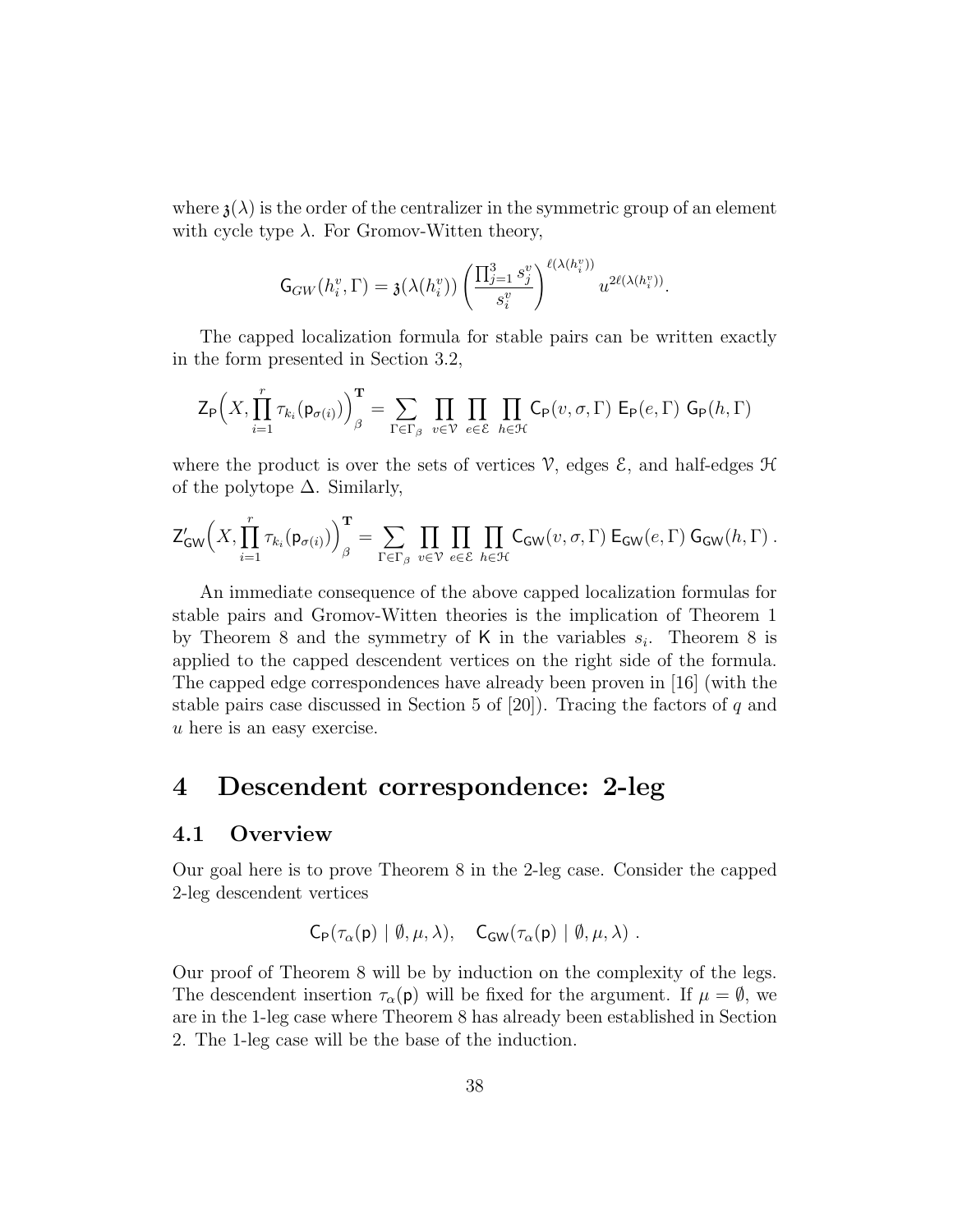where $\mathfrak{z}(\lambda)$ is the order of the centralizer in the symmetric group of an element with cycle type $\lambda$. For Gromov-Witten theory,

$$\mathsf{G}_{GW}(h_i^v, \Gamma) = \mathfrak{z}(\lambda(h_i^v)) \left( \frac{\prod_{j=1}^3 s_j^v}{s_i^v} \right)^{\ell(\lambda(h_i^v))} u^{2\ell(\lambda(h_i^v))}.$$

The capped localization formula for stable pairs can be written exactly in the form presented in Section 3.2,

$$\mathsf{Z}_{\mathsf{P}}\Big(X, \prod_{i=1}^r \tau_{k_i}(\mathsf{p}_{\sigma(i)})\Big)_\beta^{\mathbf{T}} = \sum_{\Gamma \in \Gamma_\beta} \prod_{v \in \mathcal{V}} \prod_{e \in \mathcal{E}} \prod_{h \in \mathcal{H}} \mathsf{C}_{\mathsf{P}}(v, \sigma, \Gamma) \ \mathsf{E}_{\mathsf{P}}(e, \Gamma) \ \mathsf{G}_{\mathsf{P}}(h, \Gamma)$$

where the product is over the sets of vertices $\mathcal{V}$, edges $\mathcal{E}$, and half-edges $\mathcal{H}$ of the polytope $\Delta$. Similarly,

$$\mathsf{Z}'_{\mathsf{GW}}\Big(X, \prod_{i=1}^r \tau_{k_i}(\mathsf{p}_{\sigma(i)})\Big)_\beta^{\mathbf{T}} = \sum_{\Gamma \in \Gamma_\beta} \prod_{v \in \mathcal{V}} \prod_{e \in \mathcal{E}} \prod_{h \in \mathcal{H}} \mathsf{C}_{\mathsf{GW}}(v, \sigma, \Gamma) \ \mathsf{E}_{\mathsf{GW}}(e, \Gamma) \ \mathsf{G}_{\mathsf{GW}}(h, \Gamma) \, .$$

An immediate consequence of the above capped localization formulas for stable pairs and Gromov-Witten theories is the implication of Theorem 1 by Theorem 8 and the symmetry of $\mathsf{K}$ in the variables $s_i$. Theorem 8 is applied to the capped descendent vertices on the right side of the formula. The capped edge correspondences have already been proven in [16] (with the stable pairs case discussed in Section 5 of [20]). Tracing the factors of $q$ and $u$ here is an easy exercise.

# 4 Descendent correspondence: 2-leg

## 4.1 Overview

Our goal here is to prove Theorem 8 in the 2-leg case. Consider the capped 2-leg descendent vertices

$$\mathsf{C}_{\mathsf{P}}(\tau_\alpha(\mathsf{p}) \mid \emptyset, \mu, \lambda), \quad \mathsf{C}_{\mathsf{GW}}(\tau_\alpha(\mathsf{p}) \mid \emptyset, \mu, \lambda) \, .$$

Our proof of Theorem 8 will be by induction on the complexity of the legs. The descendent insertion $\tau_\alpha(\mathsf{p})$ will be fixed for the argument. If $\mu = \emptyset$, we are in the 1-leg case where Theorem 8 has already been established in Section 2. The 1-leg case will be the base of the induction.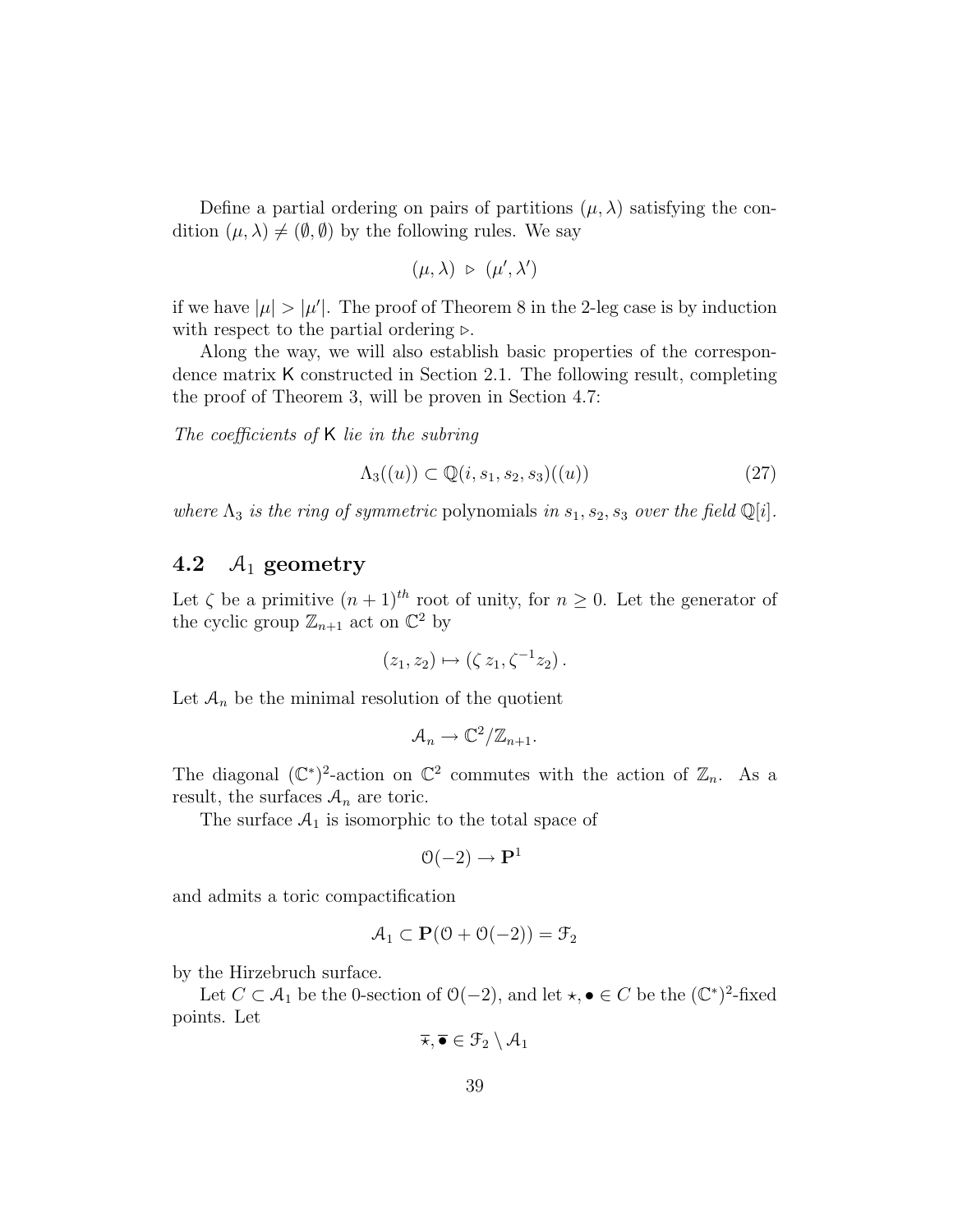Define a partial ordering on pairs of partitions $(\mu, \lambda)$ satisfying the condition $(\mu, \lambda) \neq (\emptyset, \emptyset)$ by the following rules. We say

$$(\mu, \lambda) \ \triangleright \ (\mu', \lambda')$$

if we have $|\mu| > |\mu'|$. The proof of Theorem 8 in the 2-leg case is by induction with respect to the partial ordering $\triangleright$.

Along the way, we will also establish basic properties of the correspondence matrix $\mathsf{K}$ constructed in Section 2.1. The following result, completing the proof of Theorem 3, will be proven in Section 4.7:

*The coefficients of* $\mathsf{K}$ *lie in the subring*

$$\Lambda_3((u)) \subset \mathbb{Q}(i, s_1, s_2, s_3)((u)) \tag{27}$$

*where* $\Lambda_3$ *is the ring of symmetric* polynomials *in* $s_1, s_2, s_3$ *over the field* $\mathbb{Q}[i]$.

## 4.2 $\mathcal{A}_1$ geometry

Let $\zeta$ be a primitive $(n+1)^{th}$ root of unity, for $n \geq 0$. Let the generator of the cyclic group $\mathbb{Z}_{n+1}$ act on $\mathbb{C}^2$ by

$$(z_1, z_2) \mapsto (\zeta\, z_1, \zeta^{-1} z_2)\, .$$

Let $\mathcal{A}_n$ be the minimal resolution of the quotient

$$\mathcal{A}_n \to \mathbb{C}^2/\mathbb{Z}_{n+1}.$$

The diagonal $(\mathbb{C}^*)^2$-action on $\mathbb{C}^2$ commutes with the action of $\mathbb{Z}_n$. As a result, the surfaces $\mathcal{A}_n$ are toric.

The surface $\mathcal{A}_1$ is isomorphic to the total space of

$$\mathcal{O}(-2) \to \mathbf{P}^1$$

and admits a toric compactification

$$\mathcal{A}_1 \subset \mathbf{P}(\mathcal{O} + \mathcal{O}(-2)) = \mathcal{F}_2$$

by the Hirzebruch surface.

Let $C \subset \mathcal{A}_1$ be the 0-section of $\mathcal{O}(-2)$, and let $\star, \bullet \in C$ be the $(\mathbb{C}^*)^2$-fixed points. Let

$$\overline{\star}, \overline{\bullet} \in \mathcal{F}_2 \setminus \mathcal{A}_1$$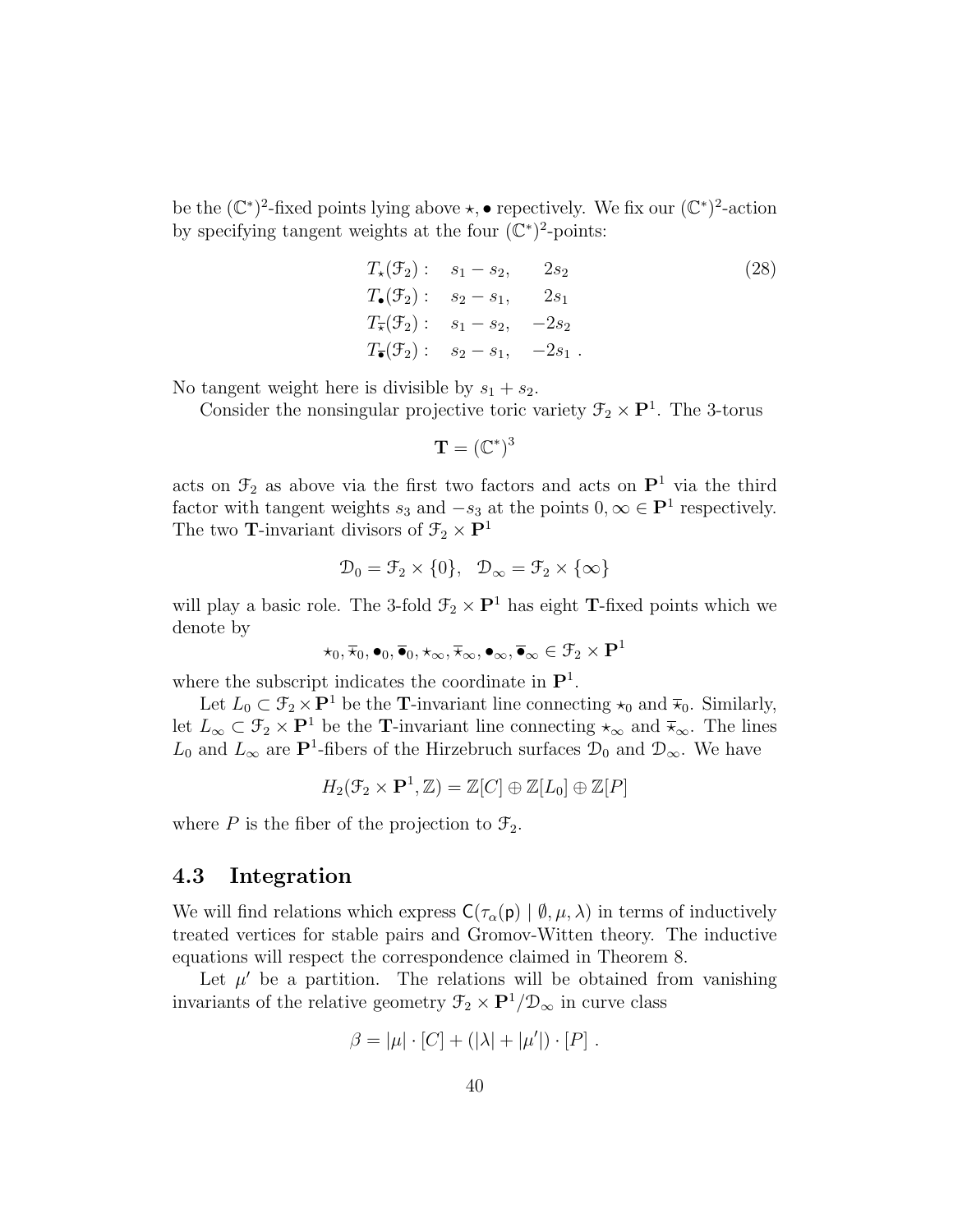be the $(\mathbb{C}^*)^2$-fixed points lying above $\star, \bullet$ repectively. We fix our $(\mathbb{C}^*)^2$-action by specifying tangent weights at the four $(\mathbb{C}^*)^2$-points:

$$
\begin{aligned}
T_\star(\mathcal{F}_2): &\quad s_1 - s_2, \quad 2s_2 \\
T_\bullet(\mathcal{F}_2): &\quad s_2 - s_1, \quad 2s_1 \\
T_{\overline{\star}}(\mathcal{F}_2): &\quad s_1 - s_2, \quad -2s_2 \\
T_{\overline{\bullet}}(\mathcal{F}_2): &\quad s_2 - s_1, \quad -2s_1 \ .
\end{aligned}
\tag{28}
$$

No tangent weight here is divisible by $s_1 + s_2$.

Consider the nonsingular projective toric variety $\mathcal{F}_2 \times \mathbf{P}^1$. The 3-torus

$$\mathbf{T} = (\mathbb{C}^*)^3$$

acts on $\mathcal{F}_2$ as above via the first two factors and acts on $\mathbf{P}^1$ via the third factor with tangent weights $s_3$ and $-s_3$ at the points $0, \infty \in \mathbf{P}^1$ respectively. The two $\mathbf{T}$-invariant divisors of $\mathcal{F}_2 \times \mathbf{P}^1$

$$\mathcal{D}_0 = \mathcal{F}_2 \times \{0\}, \quad \mathcal{D}_\infty = \mathcal{F}_2 \times \{\infty\}$$

will play a basic role. The 3-fold $\mathcal{F}_2 \times \mathbf{P}^1$ has eight $\mathbf{T}$-fixed points which we denote by

$$\star_0, \overline{\star}_0, \bullet_0, \overline{\bullet}_0, \star_\infty, \overline{\star}_\infty, \bullet_\infty, \overline{\bullet}_\infty \in \mathcal{F}_2 \times \mathbf{P}^1$$

where the subscript indicates the coordinate in $\mathbf{P}^1$.

Let $L_0 \subset \mathcal{F}_2 \times \mathbf{P}^1$ be the $\mathbf{T}$-invariant line connecting $\star_0$ and $\overline{\star}_0$. Similarly, let $L_\infty \subset \mathcal{F}_2 \times \mathbf{P}^1$ be the $\mathbf{T}$-invariant line connecting $\star_\infty$ and $\overline{\star}_\infty$. The lines $L_0$ and $L_\infty$ are $\mathbf{P}^1$-fibers of the Hirzebruch surfaces $\mathcal{D}_0$ and $\mathcal{D}_\infty$. We have

$$H_2(\mathcal{F}_2 \times \mathbf{P}^1, \mathbb{Z}) = \mathbb{Z}[C] \oplus \mathbb{Z}[L_0] \oplus \mathbb{Z}[P]$$

where $P$ is the fiber of the projection to $\mathcal{F}_2$.

## 4.3 Integration

We will find relations which express $\mathsf{C}(\tau_\alpha(\mathsf{p}) \mid \emptyset, \mu, \lambda)$ in terms of inductively treated vertices for stable pairs and Gromov-Witten theory. The inductive equations will respect the correspondence claimed in Theorem 8.

Let $\mu'$ be a partition. The relations will be obtained from vanishing invariants of the relative geometry $\mathcal{F}_2 \times \mathbf{P}^1 / \mathcal{D}_\infty$ in curve class

$$\beta = |\mu| \cdot [C] + (|\lambda| + |\mu'|) \cdot [P] \ .$$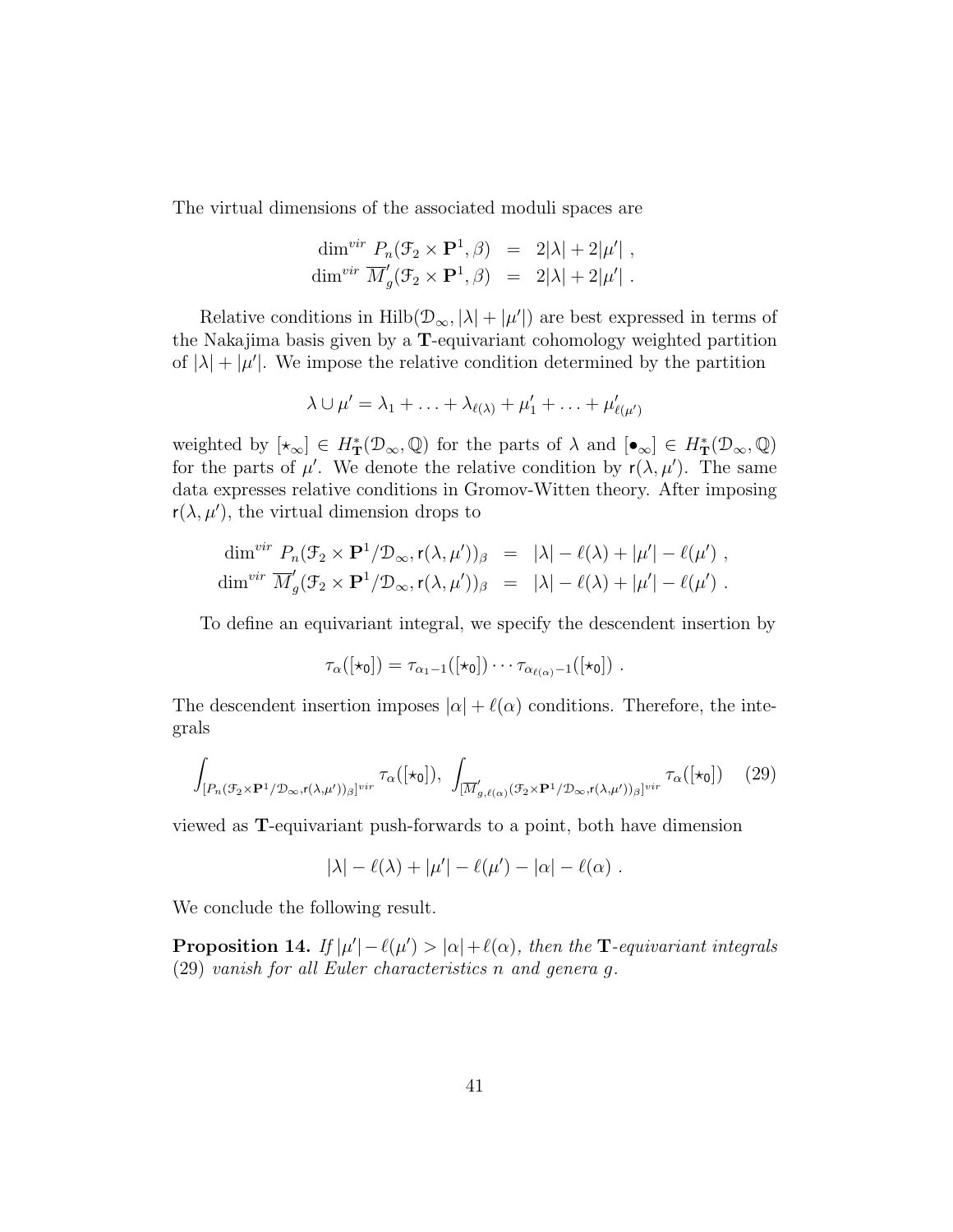The virtual dimensions of the associated moduli spaces are

$$
\begin{aligned}
\dim^{vir} \ P_n(\mathcal{F}_2 \times \mathbf{P}^1, \beta) &= 2|\lambda| + 2|\mu'| \ , \\
\dim^{vir} \ \overline{M}'_g(\mathcal{F}_2 \times \mathbf{P}^1, \beta) &= 2|\lambda| + 2|\mu'| \ .
\end{aligned}
$$

Relative conditions in $\text{Hilb}(\mathcal{D}_\infty, |\lambda| + |\mu'|)$ are best expressed in terms of the Nakajima basis given by a $\mathbf{T}$-equivariant cohomology weighted partition of $|\lambda| + |\mu'|$. We impose the relative condition determined by the partition

$$
\lambda \cup \mu' = \lambda_1 + \ldots + \lambda_{\ell(\lambda)} + \mu'_1 + \ldots + \mu'_{\ell(\mu')}
$$

weighted by $[\star_\infty] \in H^*_{\mathbf{T}}(\mathcal{D}_\infty, \mathbb{Q})$ for the parts of $\lambda$ and $[\bullet_\infty] \in H^*_{\mathbf{T}}(\mathcal{D}_\infty, \mathbb{Q})$ for the parts of $\mu'$. We denote the relative condition by $\mathsf{r}(\lambda, \mu')$. The same data expresses relative conditions in Gromov-Witten theory. After imposing $\mathsf{r}(\lambda, \mu')$, the virtual dimension drops to

$$
\begin{aligned}
\dim^{vir} \ P_n(\mathcal{F}_2 \times \mathbf{P}^1/\mathcal{D}_\infty, \mathsf{r}(\lambda, \mu'))_\beta &= |\lambda| - \ell(\lambda) + |\mu'| - \ell(\mu') \ , \\
\dim^{vir} \ \overline{M}'_g(\mathcal{F}_2 \times \mathbf{P}^1/\mathcal{D}_\infty, \mathsf{r}(\lambda, \mu'))_\beta &= |\lambda| - \ell(\lambda) + |\mu'| - \ell(\mu') \ .
\end{aligned}
$$

To define an equivariant integral, we specify the descendent insertion by

$$
\tau_\alpha([\star_0]) = \tau_{\alpha_1 - 1}([\star_0]) \cdots \tau_{\alpha_{\ell(\alpha)} - 1}([\star_0]) \ .
$$

The descendent insertion imposes $|\alpha| + \ell(\alpha)$ conditions. Therefore, the integrals

$$
\int_{[P_n(\mathcal{F}_2 \times \mathbf{P}^1/\mathcal{D}_\infty, \mathsf{r}(\lambda,\mu'))_\beta]^{vir}} \tau_\alpha([\star_0]), \ \int_{[\overline{M}'_{g,\ell(\alpha)}(\mathcal{F}_2 \times \mathbf{P}^1/\mathcal{D}_\infty, \mathsf{r}(\lambda,\mu'))_\beta]^{vir}} \tau_\alpha([\star_0]) \tag{29}
$$

viewed as $\mathbf{T}$-equivariant push-forwards to a point, both have dimension

$$
|\lambda| - \ell(\lambda) + |\mu'| - \ell(\mu') - |\alpha| - \ell(\alpha) \ .
$$

We conclude the following result.

**Proposition 14.** *If $|\mu'| - \ell(\mu') > |\alpha| + \ell(\alpha)$, then the $\mathbf{T}$-equivariant integrals (29) vanish for all Euler characteristics $n$ and genera $g$.*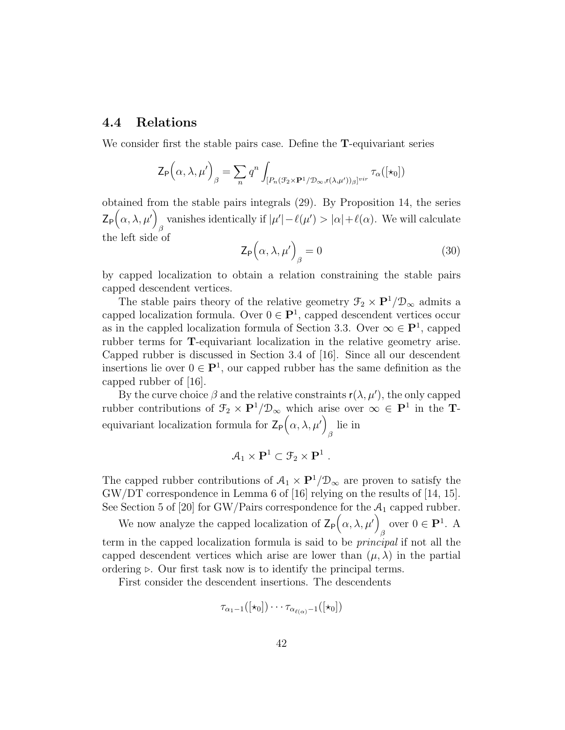### 4.4 Relations

We consider first the stable pairs case. Define the **T**-equivariant series

$$\mathsf{Z}_{\mathsf{P}}\Big(\alpha, \lambda, \mu'\Big)_\beta = \sum_n q^n \int_{[P_n(\mathcal{F}_2 \times \mathbf{P}^1/\mathcal{D}_\infty, \mathsf{r}(\lambda,\mu'))_\beta]^{vir}} \tau_\alpha([\star_0])$$

obtained from the stable pairs integrals (29). By Proposition 14, the series $\mathsf{Z}_{\mathsf{P}}\Big(\alpha, \lambda, \mu'\Big)_\beta$ vanishes identically if $|\mu'| - \ell(\mu') > |\alpha| + \ell(\alpha)$. We will calculate the left side of

$$\mathsf{Z}_{\mathsf{P}}\Big(\alpha, \lambda, \mu'\Big)_\beta = 0 \tag{30}$$

by capped localization to obtain a relation constraining the stable pairs capped descendent vertices.

The stable pairs theory of the relative geometry $\mathcal{F}_2 \times \mathbf{P}^1/\mathcal{D}_\infty$ admits a capped localization formula. Over $0 \in \mathbf{P}^1$, capped descendent vertices occur as in the cappled localization formula of Section 3.3. Over $\infty \in \mathbf{P}^1$, capped rubber terms for **T**-equivariant localization in the relative geometry arise. Capped rubber is discussed in Section 3.4 of [16]. Since all our descendent insertions lie over $0 \in \mathbf{P}^1$, our capped rubber has the same definition as the capped rubber of [16].

By the curve choice $\beta$ and the relative constraints $\mathsf{r}(\lambda, \mu')$, the only capped rubber contributions of $\mathcal{F}_2 \times \mathbf{P}^1/\mathcal{D}_\infty$ which arise over $\infty \in \mathbf{P}^1$ in the **T**-equivariant localization formula for $\mathsf{Z}_{\mathsf{P}}\Big(\alpha, \lambda, \mu'\Big)_\beta$ lie in

$$\mathcal{A}_1 \times \mathbf{P}^1 \subset \mathcal{F}_2 \times \mathbf{P}^1 \ .$$

The capped rubber contributions of $\mathcal{A}_1 \times \mathbf{P}^1/\mathcal{D}_\infty$ are proven to satisfy the GW/DT correspondence in Lemma 6 of [16] relying on the results of [14, 15]. See Section 5 of [20] for GW/Pairs correspondence for the $\mathcal{A}_1$ capped rubber.

We now analyze the capped localization of $\mathsf{Z}_{\mathsf{P}}\Big(\alpha, \lambda, \mu'\Big)_\beta$ over $0 \in \mathbf{P}^1$. A term in the capped localization formula is said to be *principal* if not all the capped descendent vertices which arise are lower than $(\mu, \lambda)$ in the partial ordering $\triangleright$. Our first task now is to identify the principal terms.

First consider the descendent insertions. The descendents

$$\tau_{\alpha_1 - 1}([\star_0]) \cdots \tau_{\alpha_{\ell(\alpha)} - 1}([\star_0])$$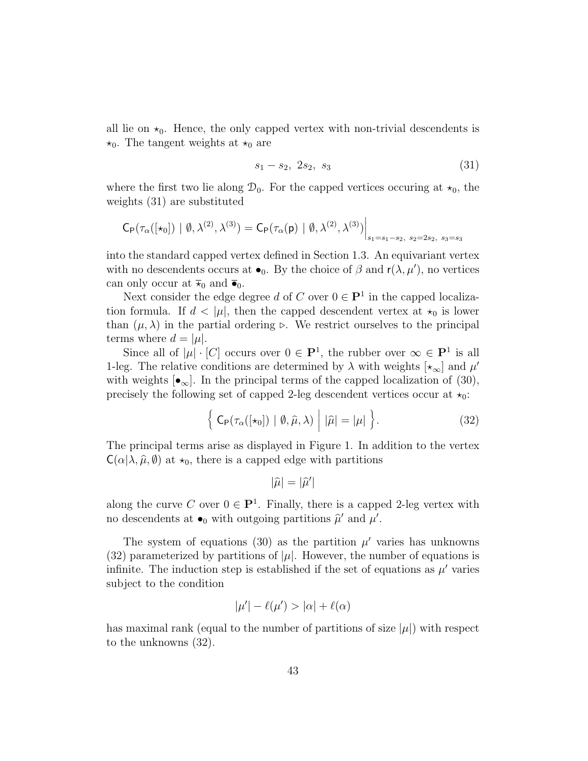all lie on $\star_0$. Hence, the only capped vertex with non-trivial descendents is $\star_0$. The tangent weights at $\star_0$ are

$$s_1 - s_2,\ 2s_2,\ s_3 \tag{31}$$

where the first two lie along $\mathcal{D}_0$. For the capped vertices occuring at $\star_0$, the weights (31) are substituted

$$\mathsf{C}_{\mathsf{P}}(\tau_\alpha([\star_0]) \mid \emptyset, \lambda^{(2)}, \lambda^{(3)}) = \mathsf{C}_{\mathsf{P}}(\tau_\alpha(\mathsf{p}) \mid \emptyset, \lambda^{(2)}, \lambda^{(3)})\Big|_{s_1=s_1-s_2,\ s_2=2s_2,\ s_3=s_3}$$

into the standard capped vertex defined in Section 1.3. An equivariant vertex with no descendents occurs at $\bullet_0$. By the choice of $\beta$ and $\mathsf{r}(\lambda, \mu')$, no vertices can only occur at $\overline{\star}_0$ and $\overline{\bullet}_0$.

Next consider the edge degree $d$ of $C$ over $0 \in \mathbf{P}^1$ in the capped localization formula. If $d < |\mu|$, then the capped descendent vertex at $\star_0$ is lower than $(\mu, \lambda)$ in the partial ordering $\triangleright$. We restrict ourselves to the principal terms where $d = |\mu|$.

Since all of $|\mu| \cdot [C]$ occurs over $0 \in \mathbf{P}^1$, the rubber over $\infty \in \mathbf{P}^1$ is all 1-leg. The relative conditions are determined by $\lambda$ with weights $[\star_\infty]$ and $\mu'$ with weights $[\bullet_\infty]$. In the principal terms of the capped localization of (30), precisely the following set of capped 2-leg descendent vertices occur at $\star_0$:

$$\Big\{\ \mathsf{C}_{\mathsf{P}}(\tau_\alpha([\star_0]) \mid \emptyset, \widehat{\mu}, \lambda)\ \Big|\ |\widehat{\mu}| = |\mu|\ \Big\}. \tag{32}$$

The principal terms arise as displayed in Figure 1. In addition to the vertex $\mathsf{C}(\alpha|\lambda, \widehat{\mu}, \emptyset)$ at $\star_0$, there is a capped edge with partitions

$$|\widehat{\mu}| = |\widehat{\mu}'|$$

along the curve $C$ over $0 \in \mathbf{P}^1$. Finally, there is a capped 2-leg vertex with no descendents at $\bullet_0$ with outgoing partitions $\widehat{\mu}'$ and $\mu'$.

The system of equations (30) as the partition $\mu'$ varies has unknowns (32) parameterized by partitions of $|\mu|$. However, the number of equations is infinite. The induction step is established if the set of equations as $\mu'$ varies subject to the condition

$$|\mu'| - \ell(\mu') > |\alpha| + \ell(\alpha)$$

has maximal rank (equal to the number of partitions of size $|\mu|$) with respect to the unknowns (32).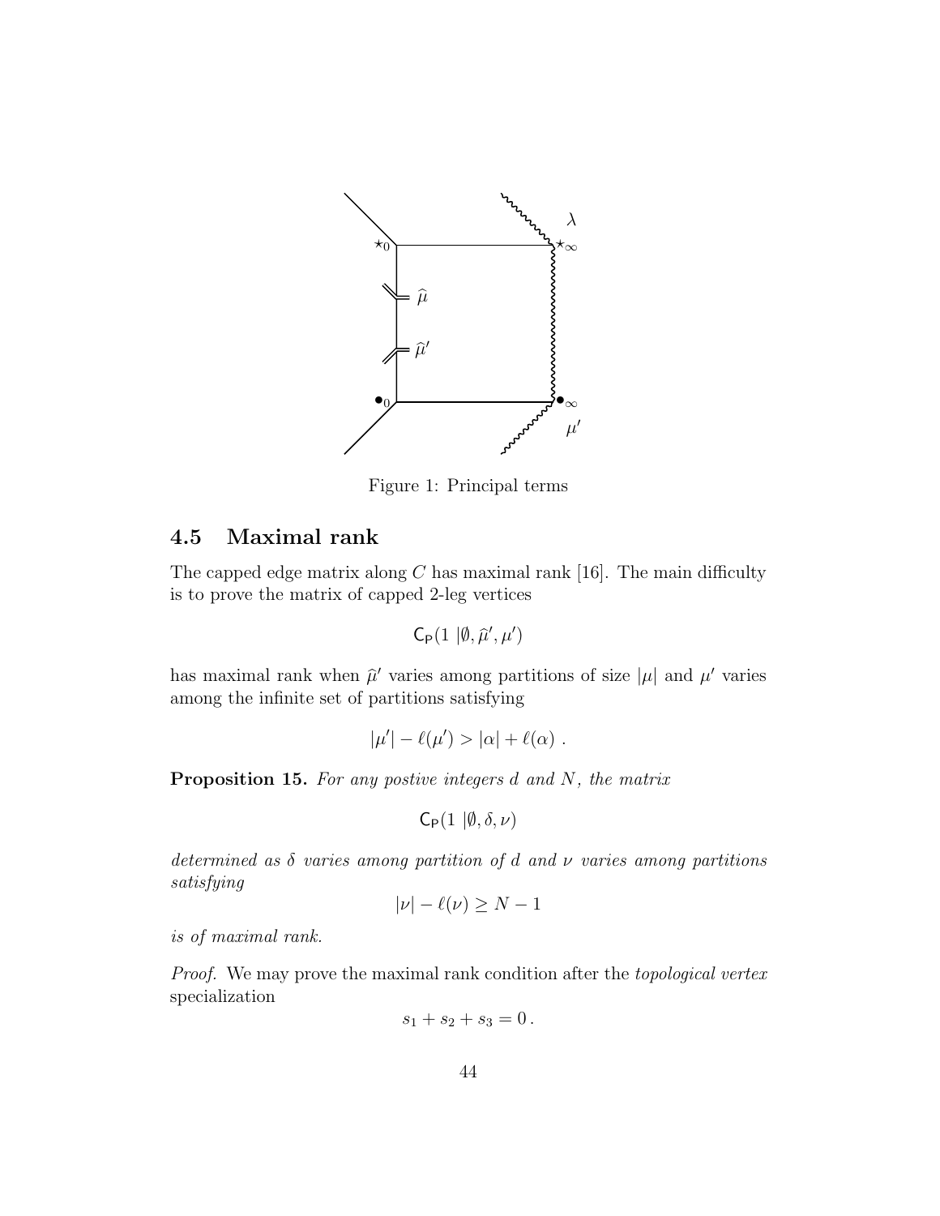Figure 1: Principal terms

## 4.5 Maximal rank

The capped edge matrix along $C$ has maximal rank [16]. The main difficulty is to prove the matrix of capped 2-leg vertices

$$\mathsf{C}_{\mathsf{P}}(1 \mid \emptyset, \widehat{\mu}', \mu')$$

has maximal rank when $\widehat{\mu}'$ varies among partitions of size $|\mu|$ and $\mu'$ varies among the infinite set of partitions satisfying

$$|\mu'| - \ell(\mu') > |\alpha| + \ell(\alpha) \ .$$

**Proposition 15.** *For any postive integers $d$ and $N$, the matrix*

$$\mathsf{C}_{\mathsf{P}}(1 \mid \emptyset, \delta, \nu)$$

*determined as $\delta$ varies among partition of $d$ and $\nu$ varies among partitions satisfying*

$$|\nu| - \ell(\nu) \geq N - 1$$

*is of maximal rank.*

*Proof.* We may prove the maximal rank condition after the *topological vertex* specialization

$$s_1 + s_2 + s_3 = 0 \,.$$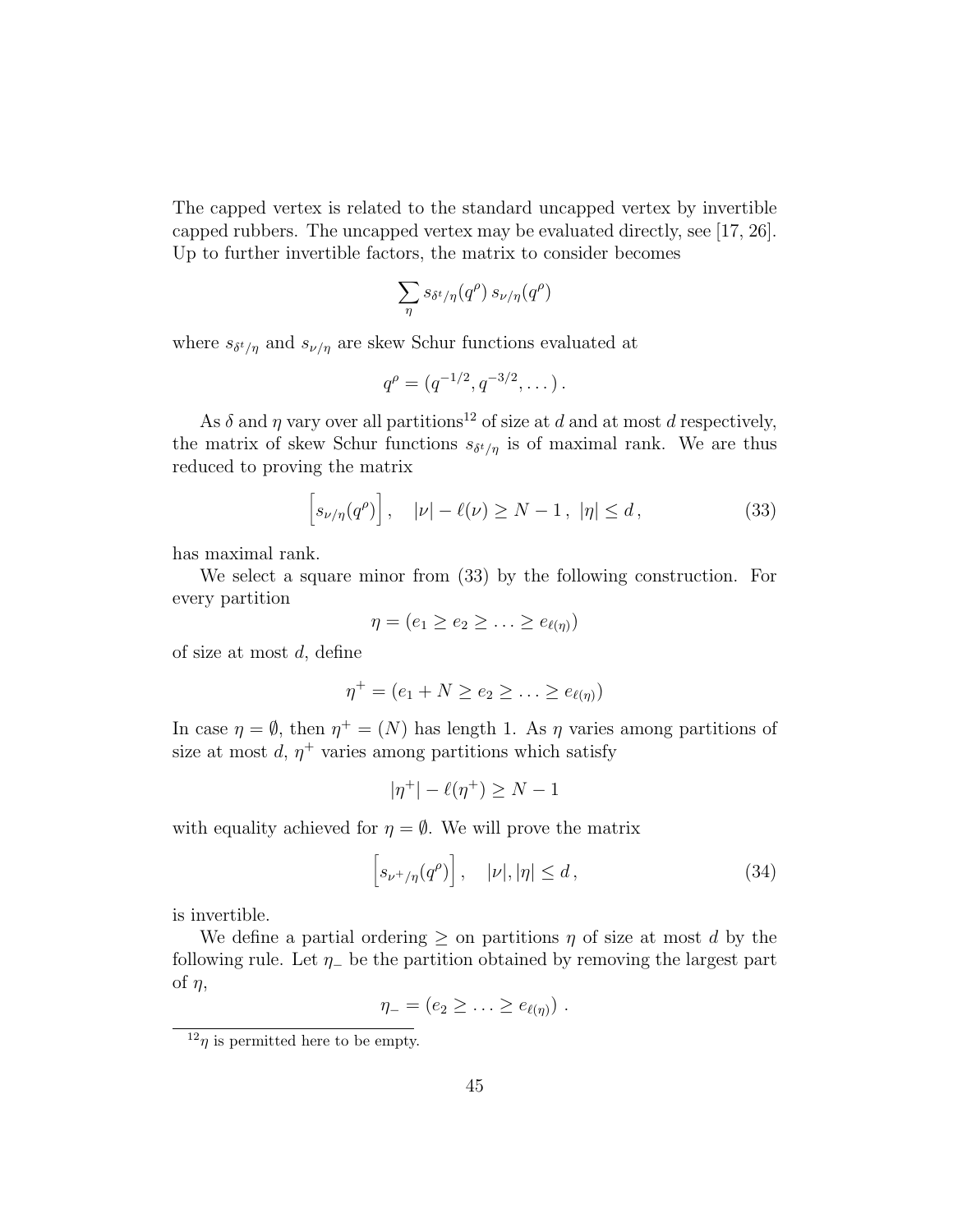The capped vertex is related to the standard uncapped vertex by invertible capped rubbers. The uncapped vertex may be evaluated directly, see [17, 26]. Up to further invertible factors, the matrix to consider becomes

$$\sum_\eta s_{\delta^t/\eta}(q^\rho)\, s_{\nu/\eta}(q^\rho)$$

where $s_{\delta^t/\eta}$ and $s_{\nu/\eta}$ are skew Schur functions evaluated at

$$q^\rho = (q^{-1/2}, q^{-3/2}, \dots)\,.$$

As $\delta$ and $\eta$ vary over all partitions[12] of size at $d$ and at most $d$ respectively, the matrix of skew Schur functions $s_{\delta^t/\eta}$ is of maximal rank. We are thus reduced to proving the matrix

$$\Big[s_{\nu/\eta}(q^\rho)\Big], \quad |\nu| - \ell(\nu) \geq N-1\,,\ |\eta| \leq d\,, \tag{33}$$

has maximal rank.

We select a square minor from (33) by the following construction. For every partition

$$\eta = (e_1 \geq e_2 \geq \ldots \geq e_{\ell(\eta)})$$

of size at most $d$, define

$$\eta^+ = (e_1 + N \geq e_2 \geq \ldots \geq e_{\ell(\eta)})$$

In case $\eta = \emptyset$, then $\eta^+ = (N)$ has length 1. As $\eta$ varies among partitions of size at most $d$, $\eta^+$ varies among partitions which satisfy

$$|\eta^+| - \ell(\eta^+) \geq N-1$$

with equality achieved for $\eta = \emptyset$. We will prove the matrix

$$\Big[s_{\nu^+/\eta}(q^\rho)\Big], \quad |\nu|, |\eta| \leq d\,, \tag{34}$$

is invertible.

We define a partial ordering $\geq$ on partitions $\eta$ of size at most $d$ by the following rule. Let $\eta_-$ be the partition obtained by removing the largest part of $\eta$,

$$\eta_- = (e_2 \geq \ldots \geq e_{\ell(\eta)})\,.$$

[12] $\eta$ is permitted here to be empty.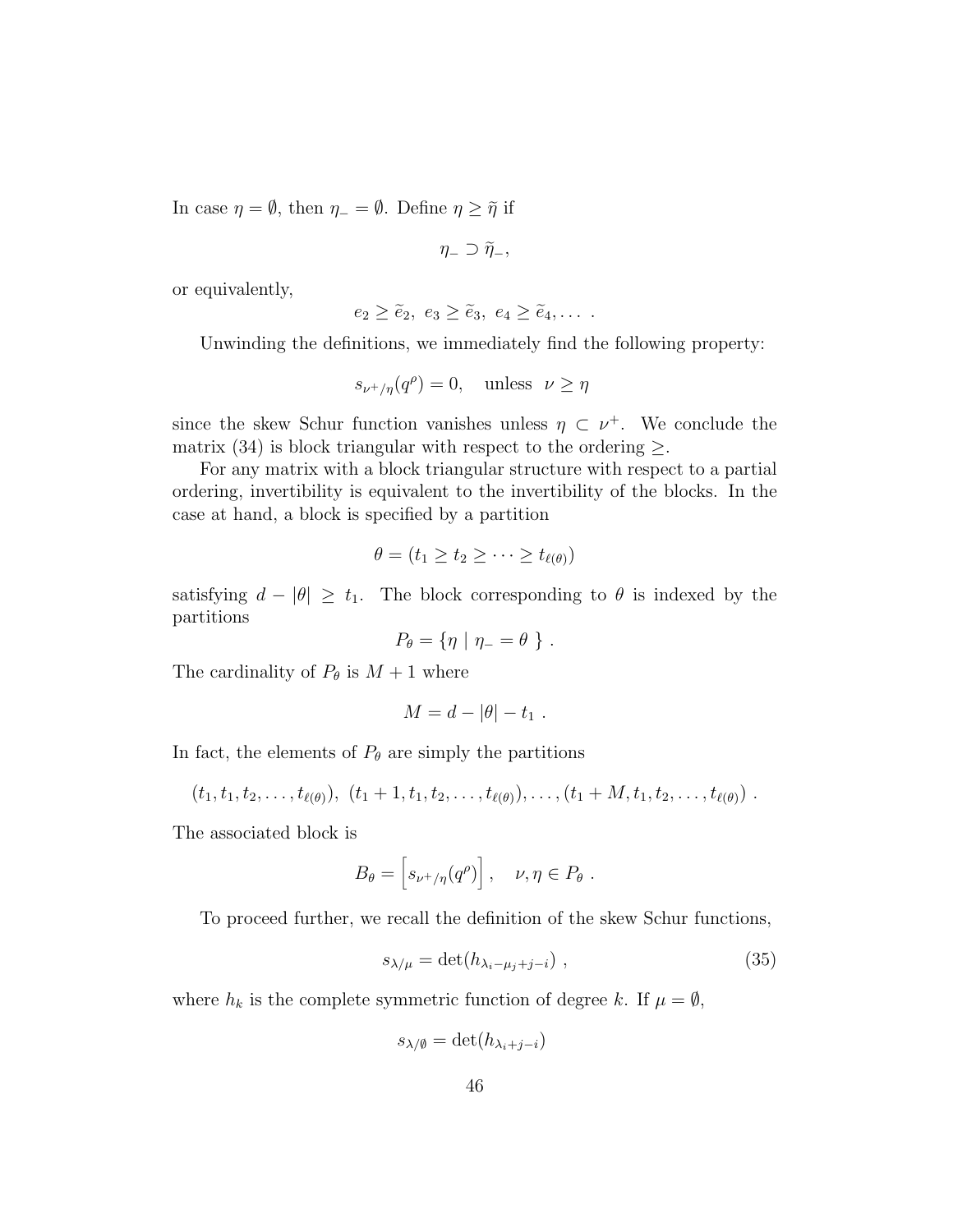In case $\eta = \emptyset$, then $\eta_- = \emptyset$. Define $\eta \geq \widetilde{\eta}$ if

$$\eta_- \supset \widetilde{\eta}_-,$$

or equivalently,

$$e_2 \geq \widetilde{e}_2,\ e_3 \geq \widetilde{e}_3,\ e_4 \geq \widetilde{e}_4, \dots\ .$$

Unwinding the definitions, we immediately find the following property:

$$s_{\nu^+/\eta}(q^\rho) = 0, \quad \text{unless} \ \ \nu \geq \eta$$

since the skew Schur function vanishes unless $\eta \subset \nu^+$. We conclude the matrix (34) is block triangular with respect to the ordering $\geq$.

For any matrix with a block triangular structure with respect to a partial ordering, invertibility is equivalent to the invertibility of the blocks. In the case at hand, a block is specified by a partition

$$\theta = (t_1 \geq t_2 \geq \cdots \geq t_{\ell(\theta)})$$

satisfying $d - |\theta| \geq t_1$. The block corresponding to $\theta$ is indexed by the partitions

$$P_\theta = \{ \eta \mid \eta_- = \theta \ \}\ .$$

The cardinality of $P_\theta$ is $M+1$ where

$$M = d - |\theta| - t_1\ .$$

In fact, the elements of $P_\theta$ are simply the partitions

$$(t_1, t_1, t_2, \dots, t_{\ell(\theta)}),\ (t_1+1, t_1, t_2, \dots, t_{\ell(\theta)}), \dots, (t_1+M, t_1, t_2, \dots, t_{\ell(\theta)})\ .$$

The associated block is

$$B_\theta = \Big[ s_{\nu^+/\eta}(q^\rho) \Big]\ , \quad \nu, \eta \in P_\theta\ .$$

To proceed further, we recall the definition of the skew Schur functions,

$$s_{\lambda/\mu} = \det(h_{\lambda_i - \mu_j + j - i})\ , \tag{35}$$

where $h_k$ is the complete symmetric function of degree $k$. If $\mu = \emptyset$,

$$s_{\lambda/\emptyset} = \det(h_{\lambda_i + j - i})$$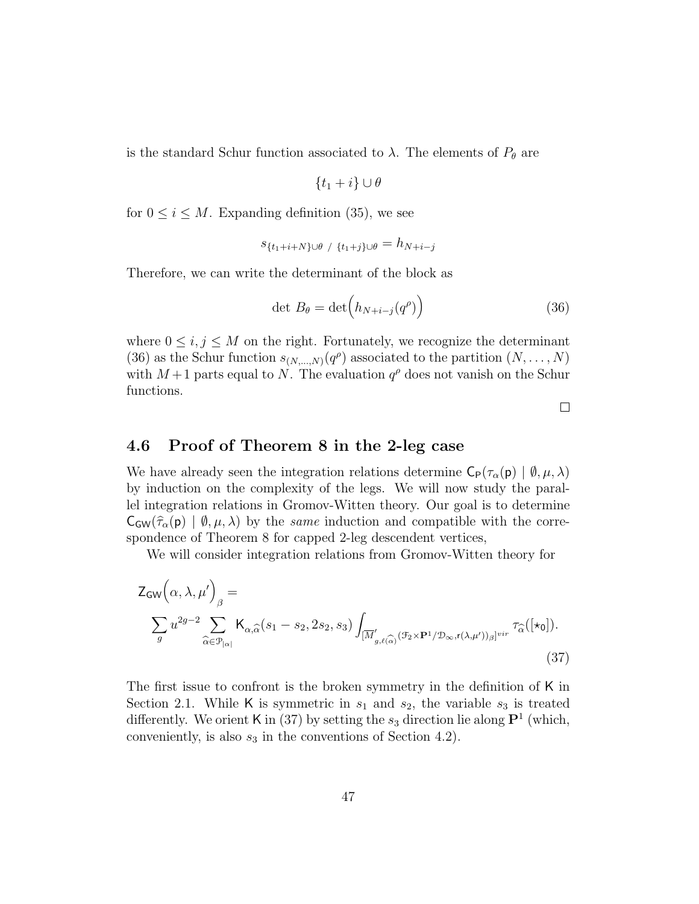is the standard Schur function associated to $\lambda$. The elements of $P_\theta$ are

$$\{t_1 + i\} \cup \theta$$

for $0 \leq i \leq M$. Expanding definition (35), we see

$$s_{\{t_1+i+N\}\cup\theta \ / \ \{t_1+j\}\cup\theta} = h_{N+i-j}$$

Therefore, we can write the determinant of the block as

$$\det\, B_\theta = \det\Big(h_{N+i-j}(q^\rho)\Big) \tag{36}$$

where $0 \leq i, j \leq M$ on the right. Fortunately, we recognize the determinant (36) as the Schur function $s_{(N,\ldots,N)}(q^\rho)$ associated to the partition $(N, \ldots, N)$ with $M+1$ parts equal to $N$. The evaluation $q^\rho$ does not vanish on the Schur functions.

□

## 4.6 Proof of Theorem 8 in the 2-leg case

We have already seen the integration relations determine $\mathsf{C}_\mathsf{P}(\tau_\alpha(\mathsf{p}) \mid \emptyset, \mu, \lambda)$ by induction on the complexity of the legs. We will now study the parallel integration relations in Gromov-Witten theory. Our goal is to determine $\mathsf{C}_\mathsf{GW}(\widehat{\tau}_\alpha(\mathsf{p}) \mid \emptyset, \mu, \lambda)$ by the *same* induction and compatible with the correspondence of Theorem 8 for capped 2-leg descendent vertices,

We will consider integration relations from Gromov-Witten theory for

$$\mathsf{Z}_\mathsf{GW}\Big(\alpha, \lambda, \mu'\Big)_\beta = \sum_g u^{2g-2} \sum_{\widehat{\alpha}\in\mathcal{P}_{|\alpha|}} \mathsf{K}_{\alpha,\widehat{\alpha}}(s_1 - s_2, 2s_2, s_3) \int_{[\overline{M}'_{g,\ell(\widehat{\alpha})}(\mathcal{F}_2\times\mathbf{P}^1/\mathcal{D}_\infty, \mathsf{r}(\lambda,\mu'))_\beta]^{vir}} \tau_{\widehat{\alpha}}([\star_0]). \tag{37}$$

The first issue to confront is the broken symmetry in the definition of $\mathsf{K}$ in Section 2.1. While $\mathsf{K}$ is symmetric in $s_1$ and $s_2$, the variable $s_3$ is treated differently. We orient $\mathsf{K}$ in (37) by setting the $s_3$ direction lie along $\mathbf{P}^1$ (which, conveniently, is also $s_3$ in the conventions of Section 4.2).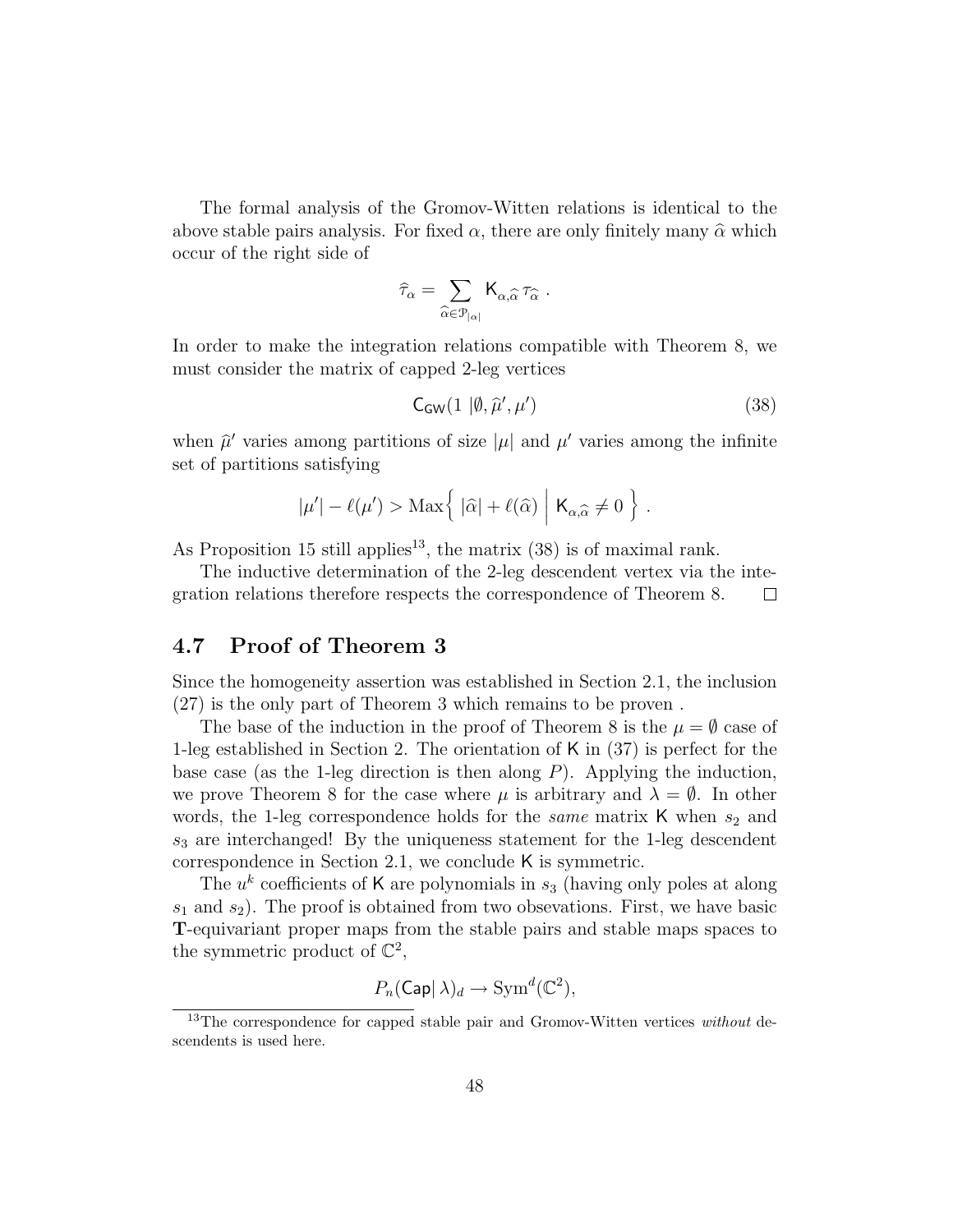The formal analysis of the Gromov-Witten relations is identical to the above stable pairs analysis. For fixed $\alpha$, there are only finitely many $\widehat{\alpha}$ which occur of the right side of

$$\widehat{\tau}_\alpha = \sum_{\widehat{\alpha} \in \mathcal{P}_{|\alpha|}} \mathsf{K}_{\alpha,\widehat{\alpha}} \, \tau_{\widehat{\alpha}} \ .$$

In order to make the integration relations compatible with Theorem 8, we must consider the matrix of capped 2-leg vertices

$$\mathsf{C}_{\mathsf{GW}}(1 \mid \emptyset, \widehat{\mu}', \mu') \tag{38}$$

when $\widehat{\mu}'$ varies among partitions of size $|\mu|$ and $\mu'$ varies among the infinite set of partitions satisfying

$$|\mu'| - \ell(\mu') > \mathrm{Max}\Big\{ \ |\widehat{\alpha}| + \ell(\widehat{\alpha}) \ \Big| \ \mathsf{K}_{\alpha,\widehat{\alpha}} \neq 0 \ \Big\} \ .$$

As Proposition 15 still applies[13], the matrix (38) is of maximal rank.

The inductive determination of the 2-leg descendent vertex via the integration relations therefore respects the correspondence of Theorem 8. $\square$

## 4.7 Proof of Theorem 3

Since the homogeneity assertion was established in Section 2.1, the inclusion (27) is the only part of Theorem 3 which remains to be proven .

The base of the induction in the proof of Theorem 8 is the $\mu = \emptyset$ case of 1-leg established in Section 2. The orientation of $\mathsf{K}$ in (37) is perfect for the base case (as the 1-leg direction is then along $P$). Applying the induction, we prove Theorem 8 for the case where $\mu$ is arbitrary and $\lambda = \emptyset$. In other words, the 1-leg correspondence holds for the *same* matrix $\mathsf{K}$ when $s_2$ and $s_3$ are interchanged! By the uniqueness statement for the 1-leg descendent correspondence in Section 2.1, we conclude $\mathsf{K}$ is symmetric.

The $u^k$ coefficients of $\mathsf{K}$ are polynomials in $s_3$ (having only poles at along $s_1$ and $s_2$). The proof is obtained from two obsevations. First, we have basic $\mathbf{T}$-equivariant proper maps from the stable pairs and stable maps spaces to the symmetric product of $\mathbb{C}^2$,

$$P_n(\mathsf{Cap}|\,\lambda)_d \to \mathrm{Sym}^d(\mathbb{C}^2),$$

[13] The correspondence for capped stable pair and Gromov-Witten vertices *without* descendents is used here.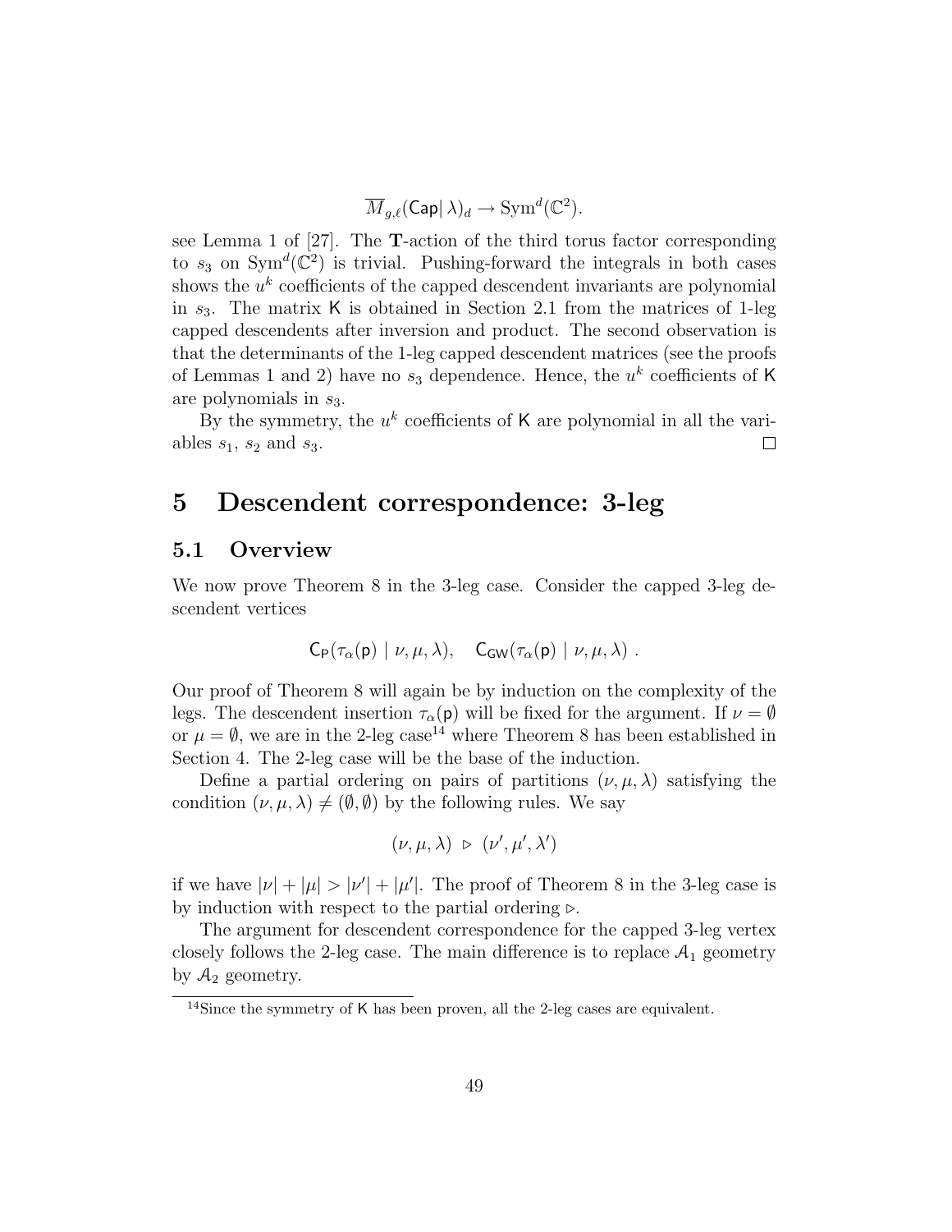$$\overline{M}_{g,\ell}(\mathsf{Cap}|\,\lambda)_d \to \mathrm{Sym}^d(\mathbb{C}^2).$$

see Lemma 1 of [27]. The $\mathbf{T}$-action of the third torus factor corresponding to $s_3$ on $\mathrm{Sym}^d(\mathbb{C}^2)$ is trivial. Pushing-forward the integrals in both cases shows the $u^k$ coefficients of the capped descendent invariants are polynomial in $s_3$. The matrix $\mathsf{K}$ is obtained in Section 2.1 from the matrices of 1-leg capped descendents after inversion and product. The second observation is that the determinants of the 1-leg capped descendent matrices (see the proofs of Lemmas 1 and 2) have no $s_3$ dependence. Hence, the $u^k$ coefficients of $\mathsf{K}$ are polynomials in $s_3$.

By the symmetry, the $u^k$ coefficients of $\mathsf{K}$ are polynomial in all the variables $s_1$, $s_2$ and $s_3$. □

# 5 Descendent correspondence: 3-leg

## 5.1 Overview

We now prove Theorem 8 in the 3-leg case. Consider the capped 3-leg descendent vertices

$$\mathsf{C}_{\mathsf{P}}(\tau_\alpha(\mathsf{p}) \mid \nu, \mu, \lambda), \quad \mathsf{C}_{\mathsf{GW}}(\tau_\alpha(\mathsf{p}) \mid \nu, \mu, \lambda)\ .$$

Our proof of Theorem 8 will again be by induction on the complexity of the legs. The descendent insertion $\tau_\alpha(\mathsf{p})$ will be fixed for the argument. If $\nu = \emptyset$ or $\mu = \emptyset$, we are in the 2-leg case[14] where Theorem 8 has been established in Section 4. The 2-leg case will be the base of the induction.

Define a partial ordering on pairs of partitions $(\nu, \mu, \lambda)$ satisfying the condition $(\nu, \mu, \lambda) \neq (\emptyset, \emptyset)$ by the following rules. We say

$$(\nu, \mu, \lambda) \ \triangleright\ (\nu', \mu', \lambda')$$

if we have $|\nu| + |\mu| > |\nu'| + |\mu'|$. The proof of Theorem 8 in the 3-leg case is by induction with respect to the partial ordering $\triangleright$.

The argument for descendent correspondence for the capped 3-leg vertex closely follows the 2-leg case. The main difference is to replace $\mathcal{A}_1$ geometry by $\mathcal{A}_2$ geometry.

[14] Since the symmetry of $\mathsf{K}$ has been proven, all the 2-leg cases are equivalent.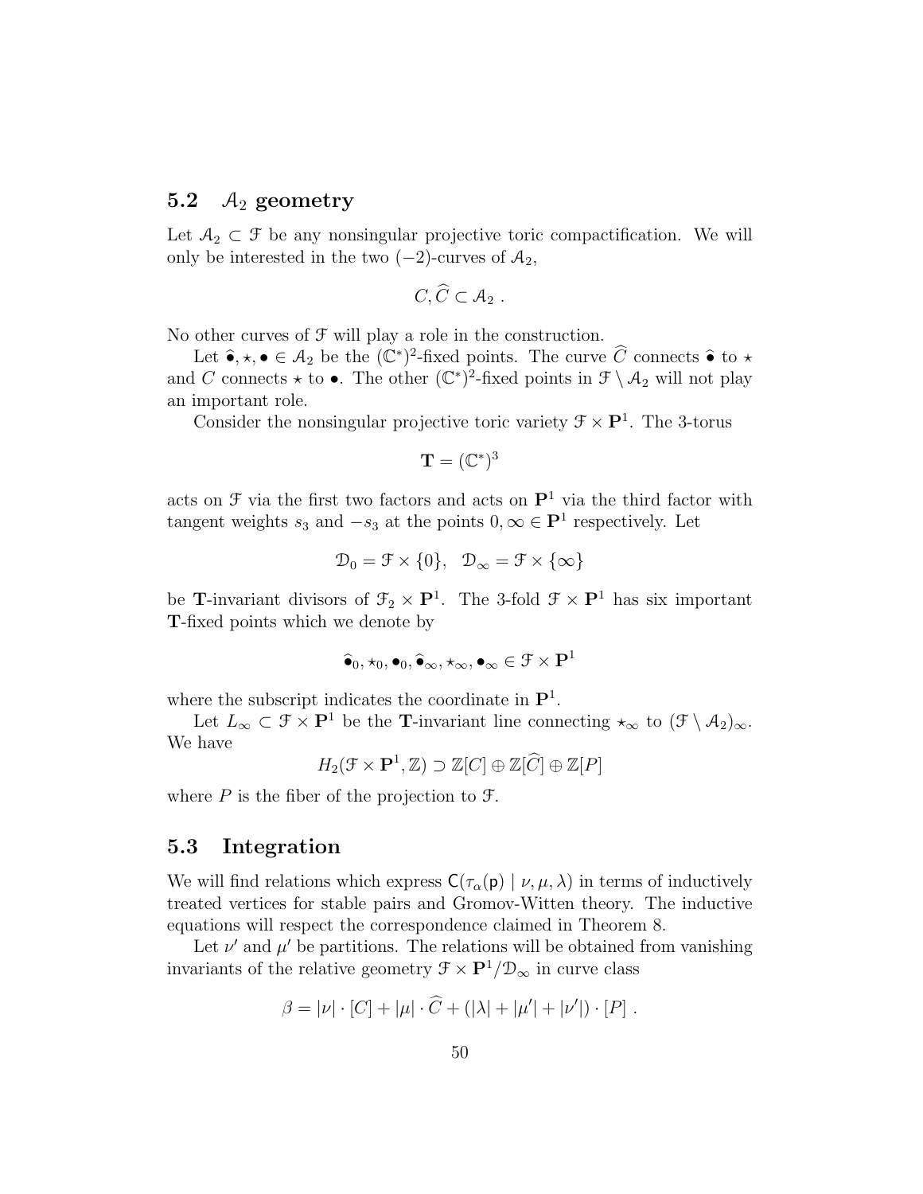## 5.2 $\mathcal{A}_2$ geometry

Let $\mathcal{A}_2 \subset \mathcal{F}$ be any nonsingular projective toric compactification. We will only be interested in the two $(-2)$-curves of $\mathcal{A}_2$,

$$C, \widehat{C} \subset \mathcal{A}_2 \; .$$

No other curves of $\mathcal{F}$ will play a role in the construction.

Let $\widehat{\bullet}, \star, \bullet \in \mathcal{A}_2$ be the $(\mathbb{C}^*)^2$-fixed points. The curve $\widehat{C}$ connects $\widehat{\bullet}$ to $\star$ and $C$ connects $\star$ to $\bullet$. The other $(\mathbb{C}^*)^2$-fixed points in $\mathcal{F} \setminus \mathcal{A}_2$ will not play an important role.

Consider the nonsingular projective toric variety $\mathcal{F} \times \mathbf{P}^1$. The 3-torus

$$\mathbf{T} = (\mathbb{C}^*)^3$$

acts on $\mathcal{F}$ via the first two factors and acts on $\mathbf{P}^1$ via the third factor with tangent weights $s_3$ and $-s_3$ at the points $0, \infty \in \mathbf{P}^1$ respectively. Let

$$\mathcal{D}_0 = \mathcal{F} \times \{0\}, \quad \mathcal{D}_\infty = \mathcal{F} \times \{\infty\}$$

be $\mathbf{T}$-invariant divisors of $\mathcal{F}_2 \times \mathbf{P}^1$. The 3-fold $\mathcal{F} \times \mathbf{P}^1$ has six important $\mathbf{T}$-fixed points which we denote by

$$\widehat{\bullet}_0, \star_0, \bullet_0, \widehat{\bullet}_\infty, \star_\infty, \bullet_\infty \in \mathcal{F} \times \mathbf{P}^1$$

where the subscript indicates the coordinate in $\mathbf{P}^1$.

Let $L_\infty \subset \mathcal{F} \times \mathbf{P}^1$ be the $\mathbf{T}$-invariant line connecting $\star_\infty$ to $(\mathcal{F} \setminus \mathcal{A}_2)_\infty$. We have

$$H_2(\mathcal{F} \times \mathbf{P}^1, \mathbb{Z}) \supset \mathbb{Z}[C] \oplus \mathbb{Z}[\widehat{C}] \oplus \mathbb{Z}[P]$$

where $P$ is the fiber of the projection to $\mathcal{F}$.

## 5.3 Integration

We will find relations which express $\mathsf{C}(\tau_\alpha(\mathsf{p}) \mid \nu, \mu, \lambda)$ in terms of inductively treated vertices for stable pairs and Gromov-Witten theory. The inductive equations will respect the correspondence claimed in Theorem 8.

Let $\nu'$ and $\mu'$ be partitions. The relations will be obtained from vanishing invariants of the relative geometry $\mathcal{F} \times \mathbf{P}^1/\mathcal{D}_\infty$ in curve class

$$\beta = |\nu| \cdot [C] + |\mu| \cdot \widehat{C} + (|\lambda| + |\mu'| + |\nu'|) \cdot [P] \; .$$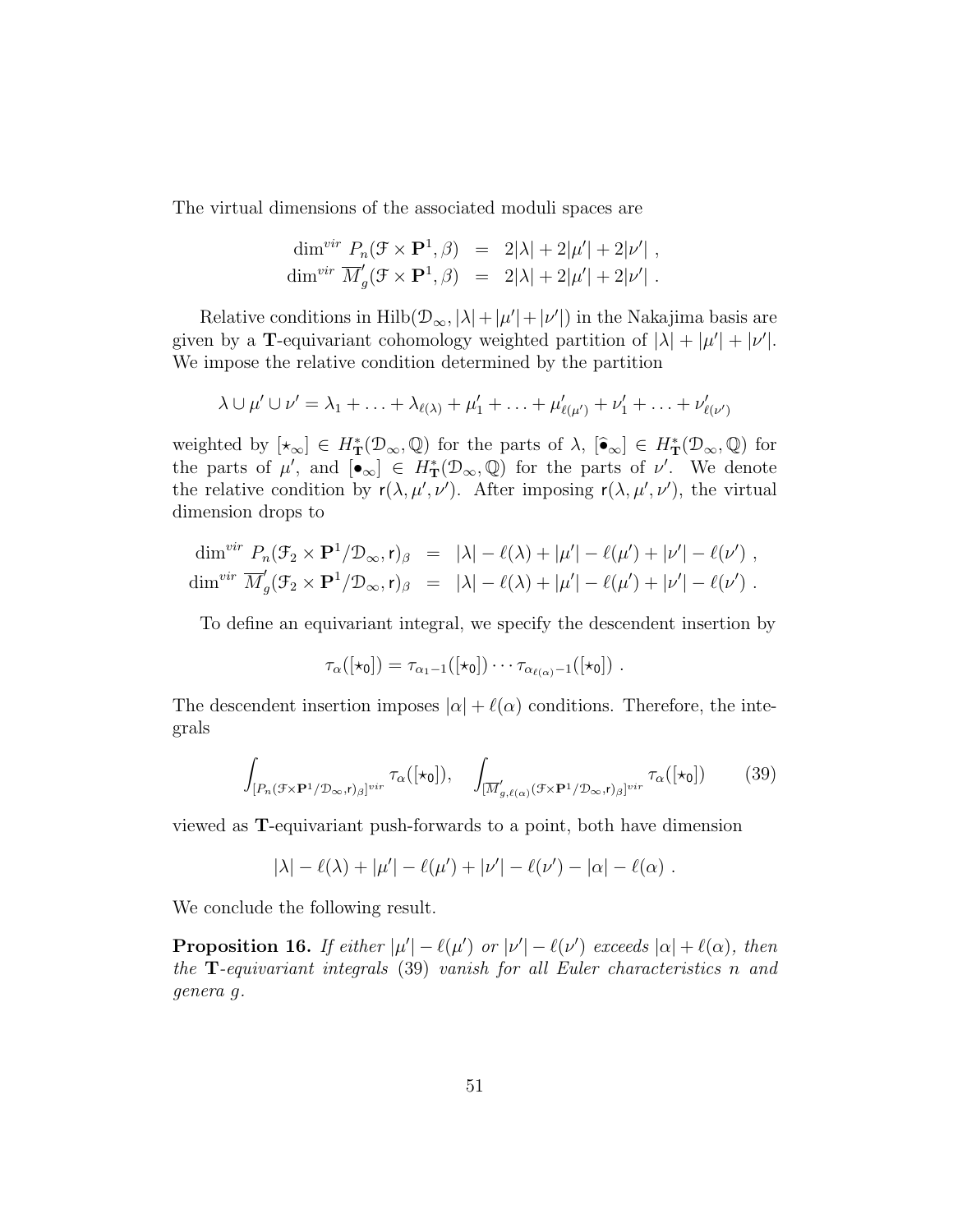The virtual dimensions of the associated moduli spaces are

$$\begin{aligned}
\dim^{vir}\, P_n(\mathcal{F}\times \mathbf{P}^1,\beta) &= 2|\lambda| + 2|\mu'| + 2|\nu'| \;, \\
\dim^{vir}\, \overline{M}'_g(\mathcal{F}\times \mathbf{P}^1,\beta) &= 2|\lambda| + 2|\mu'| + 2|\nu'| \;.
\end{aligned}$$

Relative conditions in $\mathrm{Hilb}(\mathcal{D}_\infty, |\lambda|+|\mu'|+|\nu'|)$ in the Nakajima basis are given by a $\mathbf{T}$-equivariant cohomology weighted partition of $|\lambda|+|\mu'|+|\nu'|$. We impose the relative condition determined by the partition

$$\lambda\cup\mu'\cup\nu' = \lambda_1+\ldots+\lambda_{\ell(\lambda)} + \mu'_1+\ldots+\mu'_{\ell(\mu')} + \nu'_1+\ldots+\nu'_{\ell(\nu')}$$

weighted by $[\star_\infty]\in H^*_{\mathbf{T}}(\mathcal{D}_\infty,\mathbb{Q})$ for the parts of $\lambda$, $[\widehat{\bullet}_\infty]\in H^*_{\mathbf{T}}(\mathcal{D}_\infty,\mathbb{Q})$ for the parts of $\mu'$, and $[\bullet_\infty]\in H^*_{\mathbf{T}}(\mathcal{D}_\infty,\mathbb{Q})$ for the parts of $\nu'$. We denote the relative condition by $\mathsf{r}(\lambda,\mu',\nu')$. After imposing $\mathsf{r}(\lambda,\mu',\nu')$, the virtual dimension drops to

$$\begin{aligned}
\dim^{vir}\, P_n(\mathcal{F}_2\times \mathbf{P}^1/\mathcal{D}_\infty,\mathsf{r})_\beta &= |\lambda|-\ell(\lambda)+|\mu'|-\ell(\mu')+|\nu'|-\ell(\nu') \;, \\
\dim^{vir}\, \overline{M}'_g(\mathcal{F}_2\times \mathbf{P}^1/\mathcal{D}_\infty,\mathsf{r})_\beta &= |\lambda|-\ell(\lambda)+|\mu'|-\ell(\mu')+|\nu'|-\ell(\nu') \;.
\end{aligned}$$

To define an equivariant integral, we specify the descendent insertion by

$$\tau_\alpha([\star_0]) = \tau_{\alpha_1-1}([\star_0])\cdots\tau_{\alpha_{\ell(\alpha)}-1}([\star_0]) \;.$$

The descendent insertion imposes $|\alpha|+\ell(\alpha)$ conditions. Therefore, the integrals

$$\int_{[P_n(\mathcal{F}\times\mathbf{P}^1/\mathcal{D}_\infty,\mathsf{r})_\beta]^{vir}} \tau_\alpha([\star_0]), \quad \int_{[\overline{M}'_{g,\ell(\alpha)}(\mathcal{F}\times\mathbf{P}^1/\mathcal{D}_\infty,\mathsf{r})_\beta]^{vir}} \tau_\alpha([\star_0]) \tag{39}$$

viewed as $\mathbf{T}$-equivariant push-forwards to a point, both have dimension

$$|\lambda|-\ell(\lambda)+|\mu'|-\ell(\mu')+|\nu'|-\ell(\nu')-|\alpha|-\ell(\alpha) \;.$$

We conclude the following result.

**Proposition 16.** *If either $|\mu'|-\ell(\mu')$ or $|\nu'|-\ell(\nu')$ exceeds $|\alpha|+\ell(\alpha)$, then the $\mathbf{T}$-equivariant integrals (39) vanish for all Euler characteristics $n$ and genera $g$.*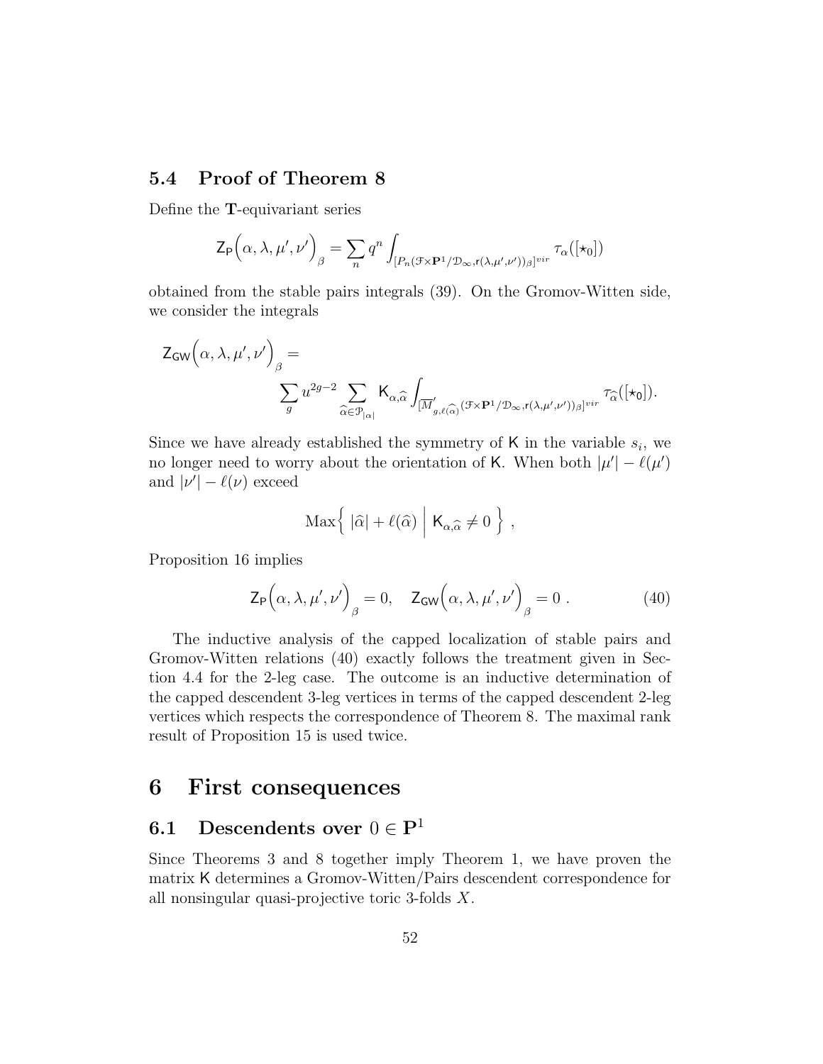## 5.4 Proof of Theorem 8

Define the **T**-equivariant series

$$\mathsf{Z}_{\mathsf{P}}\Big(\alpha, \lambda, \mu', \nu'\Big)_{\beta} = \sum_n q^n \int_{[P_n(\mathcal{F}\times\mathbf{P}^1/\mathcal{D}_\infty, \mathsf{r}(\lambda,\mu',\nu'))_\beta]^{vir}} \tau_\alpha([\star_0])$$

obtained from the stable pairs integrals (39). On the Gromov-Witten side, we consider the integrals

$$\mathsf{Z}_{\mathsf{GW}}\Big(\alpha, \lambda, \mu', \nu'\Big)_{\beta} = \sum_g u^{2g-2} \sum_{\widehat{\alpha}\in\mathcal{P}_{|\alpha|}} \mathsf{K}_{\alpha,\widehat{\alpha}} \int_{[\overline{M}'_{g,\ell(\widehat{\alpha})}(\mathcal{F}\times\mathbf{P}^1/\mathcal{D}_\infty, \mathsf{r}(\lambda,\mu',\nu'))_\beta]^{vir}} \tau_{\widehat{\alpha}}([\star_0]).$$

Since we have already established the symmetry of $\mathsf{K}$ in the variable $s_i$, we no longer need to worry about the orientation of $\mathsf{K}$. When both $|\mu'| - \ell(\mu')$ and $|\nu'| - \ell(\nu)$ exceed

$$\mathrm{Max}\Big\{ \, |\widehat{\alpha}| + \ell(\widehat{\alpha}) \;\Big|\; \mathsf{K}_{\alpha,\widehat{\alpha}} \neq 0 \, \Big\} \, ,$$

Proposition 16 implies

$$\mathsf{Z}_{\mathsf{P}}\Big(\alpha, \lambda, \mu', \nu'\Big)_{\beta} = 0, \quad \mathsf{Z}_{\mathsf{GW}}\Big(\alpha, \lambda, \mu', \nu'\Big)_{\beta} = 0 \; . \tag{40}$$

The inductive analysis of the capped localization of stable pairs and Gromov-Witten relations (40) exactly follows the treatment given in Section 4.4 for the 2-leg case. The outcome is an inductive determination of the capped descendent 3-leg vertices in terms of the capped descendent 2-leg vertices which respects the correspondence of Theorem 8. The maximal rank result of Proposition 15 is used twice.

# 6 First consequences

## 6.1 Descendents over $0 \in \mathbf{P}^1$

Since Theorems 3 and 8 together imply Theorem 1, we have proven the matrix $\mathsf{K}$ determines a Gromov-Witten/Pairs descendent correspondence for all nonsingular quasi-projective toric 3-folds $X$.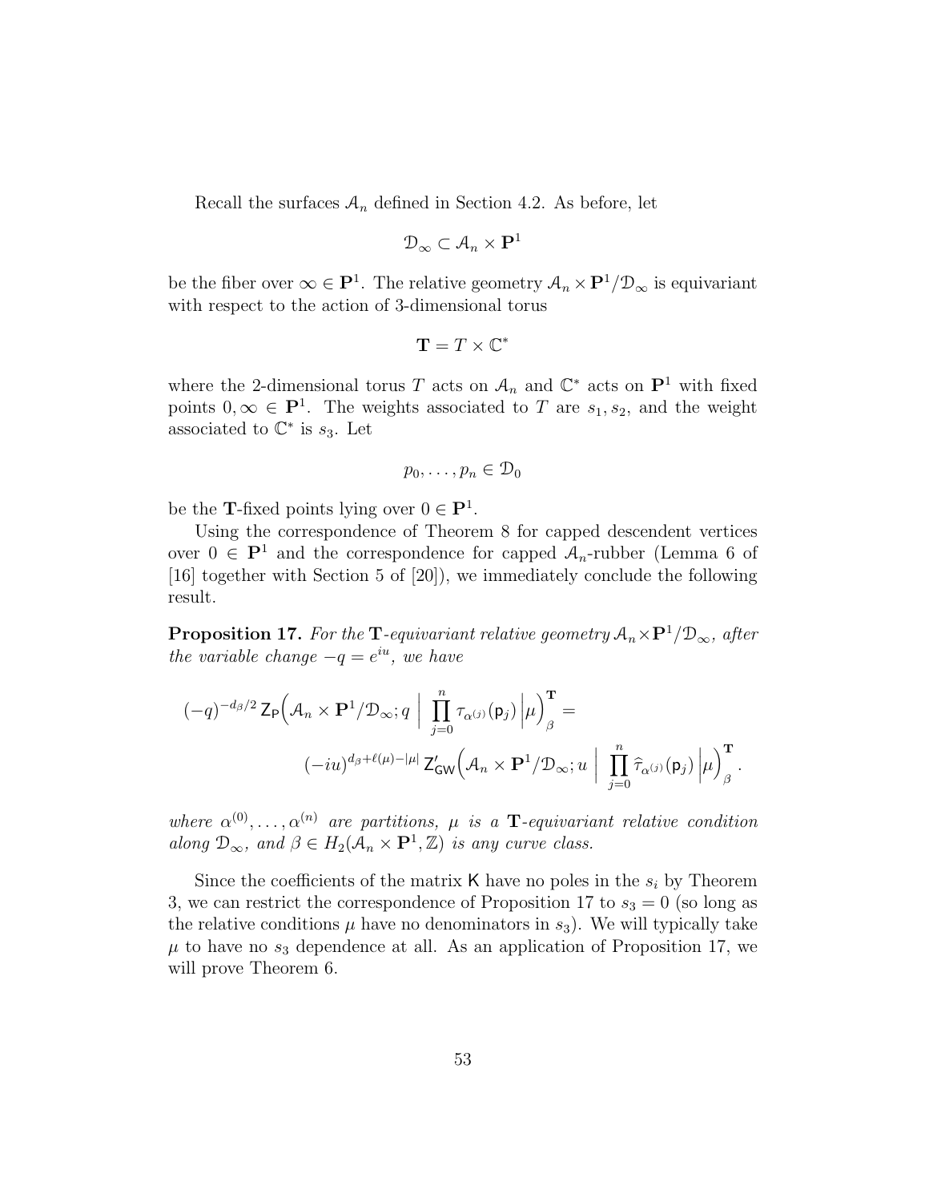Recall the surfaces $\mathcal{A}_n$ defined in Section 4.2. As before, let

$$\mathcal{D}_\infty \subset \mathcal{A}_n \times \mathbf{P}^1$$

be the fiber over $\infty \in \mathbf{P}^1$. The relative geometry $\mathcal{A}_n \times \mathbf{P}^1/\mathcal{D}_\infty$ is equivariant with respect to the action of 3-dimensional torus

$$\mathbf{T} = T \times \mathbb{C}^*$$

where the 2-dimensional torus $T$ acts on $\mathcal{A}_n$ and $\mathbb{C}^*$ acts on $\mathbf{P}^1$ with fixed points $0, \infty \in \mathbf{P}^1$. The weights associated to $T$ are $s_1, s_2$, and the weight associated to $\mathbb{C}^*$ is $s_3$. Let

$$p_0, \ldots, p_n \in \mathcal{D}_0$$

be the $\mathbf{T}$-fixed points lying over $0 \in \mathbf{P}^1$.

Using the correspondence of Theorem 8 for capped descendent vertices over $0 \in \mathbf{P}^1$ and the correspondence for capped $\mathcal{A}_n$-rubber (Lemma 6 of [16] together with Section 5 of [20]), we immediately conclude the following result.

**Proposition 17.** *For the $\mathbf{T}$-equivariant relative geometry $\mathcal{A}_n \times \mathbf{P}^1/\mathcal{D}_\infty$, after the variable change $-q = e^{iu}$, we have*

$$(-q)^{-d_\beta/2}\, \mathsf{Z}_{\mathsf{P}}\Big(\mathcal{A}_n \times \mathbf{P}^1/\mathcal{D}_\infty; q \;\Big|\; \prod_{j=0}^{n} \tau_{\alpha^{(j)}}(\mathsf{p}_j) \Big| \mu\Big)^{\mathbf{T}}_\beta =$$
$$(-iu)^{d_\beta + \ell(\mu) - |\mu|}\, \mathsf{Z}'_{\mathsf{GW}}\Big(\mathcal{A}_n \times \mathbf{P}^1/\mathcal{D}_\infty; u \;\Big|\; \prod_{j=0}^{n} \widehat{\tau}_{\alpha^{(j)}}(\mathsf{p}_j) \Big| \mu\Big)^{\mathbf{T}}_\beta .$$

*where $\alpha^{(0)}, \ldots, \alpha^{(n)}$ are partitions, $\mu$ is a $\mathbf{T}$-equivariant relative condition along $\mathcal{D}_\infty$, and $\beta \in H_2(\mathcal{A}_n \times \mathbf{P}^1, \mathbb{Z})$ is any curve class.*

Since the coefficients of the matrix $\mathsf{K}$ have no poles in the $s_i$ by Theorem 3, we can restrict the correspondence of Proposition 17 to $s_3 = 0$ (so long as the relative conditions $\mu$ have no denominators in $s_3$). We will typically take $\mu$ to have no $s_3$ dependence at all. As an application of Proposition 17, we will prove Theorem 6.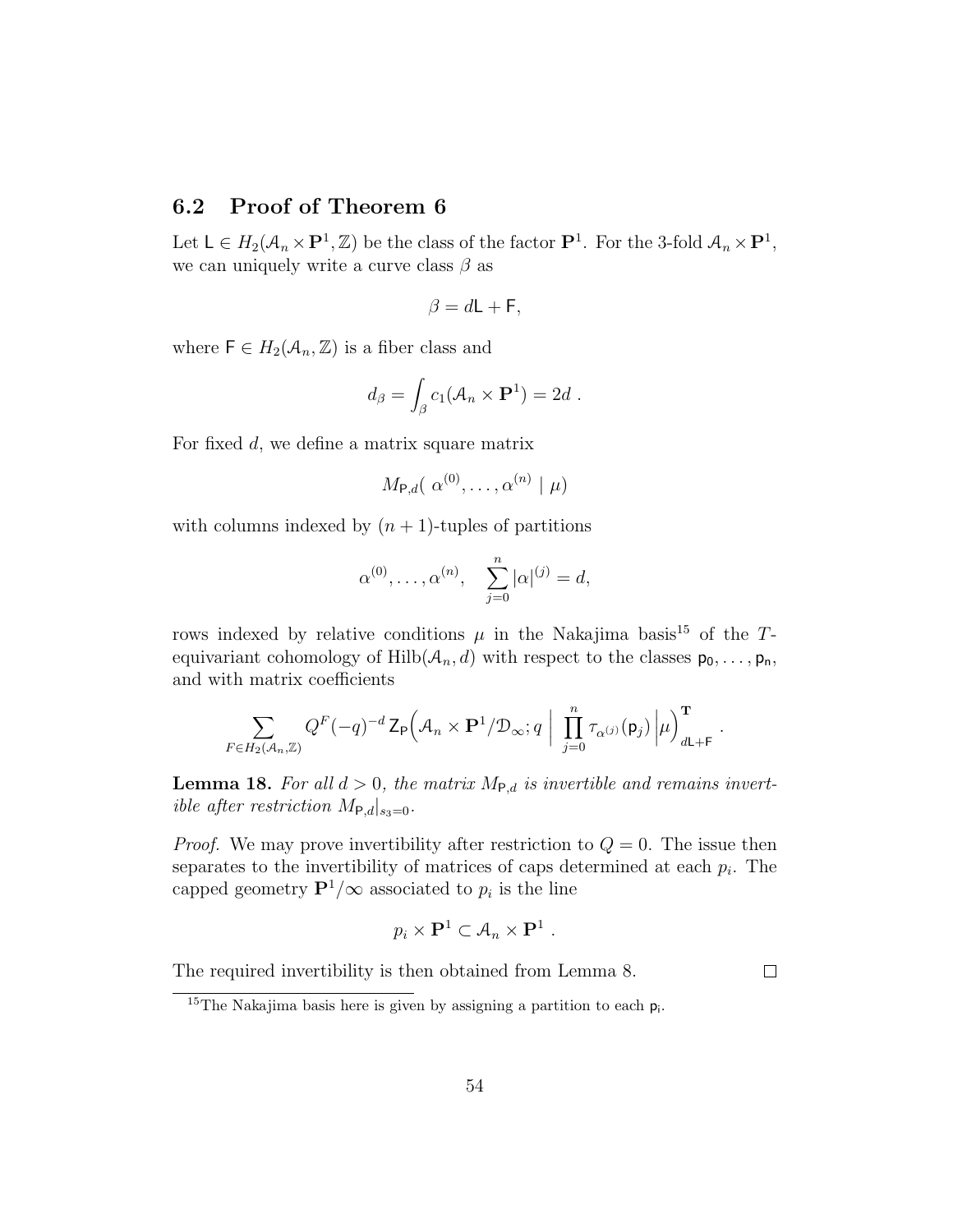## 6.2 Proof of Theorem 6

Let $\mathsf{L} \in H_2(\mathcal{A}_n \times \mathbf{P}^1, \mathbb{Z})$ be the class of the factor $\mathbf{P}^1$. For the 3-fold $\mathcal{A}_n \times \mathbf{P}^1$, we can uniquely write a curve class $\beta$ as

$$\beta = d\mathsf{L} + \mathsf{F},$$

where $\mathsf{F} \in H_2(\mathcal{A}_n, \mathbb{Z})$ is a fiber class and

$$d_\beta = \int_\beta c_1(\mathcal{A}_n \times \mathbf{P}^1) = 2d \ .$$

For fixed $d$, we define a matrix square matrix

$$M_{\mathsf{P},d}( \ \alpha^{(0)}, \dots, \alpha^{(n)} \mid \mu)$$

with columns indexed by $(n+1)$-tuples of partitions

$$\alpha^{(0)}, \dots, \alpha^{(n)}, \quad \sum_{j=0}^{n} |\alpha|^{(j)} = d,$$

rows indexed by relative conditions $\mu$ in the Nakajima basis[15] of the $T$-equivariant cohomology of $\text{Hilb}(\mathcal{A}_n, d)$ with respect to the classes $\mathsf{p}_0, \dots, \mathsf{p}_n$, and with matrix coefficients

$$\sum_{F \in H_2(\mathcal{A}_n, \mathbb{Z})} Q^F (-q)^{-d} \, \mathsf{Z}_\mathsf{P}\Big(\mathcal{A}_n \times \mathbf{P}^1 / \mathcal{D}_\infty; q \ \Big| \ \prod_{j=0}^{n} \tau_{\alpha^{(j)}}(\mathsf{p}_j) \Big| \mu \Big)^{\mathbf{T}}_{d\mathsf{L}+\mathsf{F}} \ .$$

**Lemma 18.** *For all $d > 0$, the matrix $M_{\mathsf{P},d}$ is invertible and remains invertible after restriction $M_{\mathsf{P},d}|_{s_3=0}$.*

*Proof.* We may prove invertibility after restriction to $Q = 0$. The issue then separates to the invertibility of matrices of caps determined at each $p_i$. The capped geometry $\mathbf{P}^1/\infty$ associated to $p_i$ is the line

$$p_i \times \mathbf{P}^1 \subset \mathcal{A}_n \times \mathbf{P}^1 \ .$$

The required invertibility is then obtained from Lemma 8. $\square$

[15] The Nakajima basis here is given by assigning a partition to each $\mathsf{p}_i$.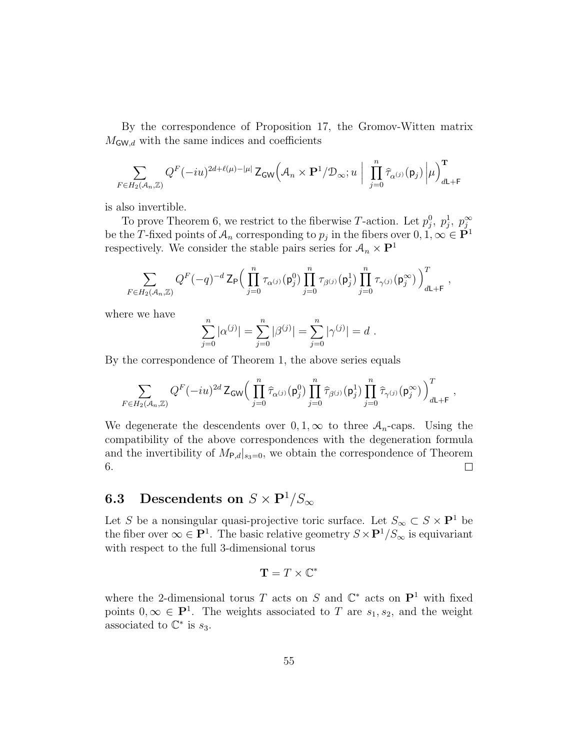By the correspondence of Proposition 17, the Gromov-Witten matrix $M_{\mathsf{GW},d}$ with the same indices and coefficients

$$\sum_{F\in H_2(\mathcal{A}_n,\mathbb{Z})} Q^F(-iu)^{2d+\ell(\mu)-|\mu|}\,\mathsf{Z}_{\mathsf{GW}}\Big(\mathcal{A}_n\times\mathbf{P}^1/\mathcal{D}_\infty;u\;\Big|\;\prod_{j=0}^{n}\widehat{\tau}_{\alpha^{(j)}}(\mathsf{p}_j)\;\Big|\mu\Big)^{\mathbf{T}}_{d\mathsf{L}+\mathsf{F}}$$

is also invertible.

To prove Theorem 6, we restrict to the fiberwise $T$-action. Let $p_j^0,\ p_j^1,\ p_j^\infty$ be the $T$-fixed points of $\mathcal{A}_n$ corresponding to $p_j$ in the fibers over $0,1,\infty\in\mathbf{P}^1$ respectively. We consider the stable pairs series for $\mathcal{A}_n\times\mathbf{P}^1$

$$\sum_{F\in H_2(\mathcal{A}_n,\mathbb{Z})} Q^F(-q)^{-d}\,\mathsf{Z}_{\mathsf{P}}\Big(\prod_{j=0}^{n}\tau_{\alpha^{(j)}}(\mathsf{p}_j^0)\prod_{j=0}^{n}\tau_{\beta^{(j)}}(\mathsf{p}_j^1)\prod_{j=0}^{n}\tau_{\gamma^{(j)}}(\mathsf{p}_j^\infty)\Big)^{T}_{d\mathsf{L}+\mathsf{F}}\ ,$$

where we have

$$\sum_{j=0}^{n}|\alpha^{(j)}|=\sum_{j=0}^{n}|\beta^{(j)}|=\sum_{j=0}^{n}|\gamma^{(j)}|=d\ .$$

By the correspondence of Theorem 1, the above series equals

$$\sum_{F\in H_2(\mathcal{A}_n,\mathbb{Z})} Q^F(-iu)^{2d}\,\mathsf{Z}_{\mathsf{GW}}\Big(\prod_{j=0}^{n}\widehat{\tau}_{\alpha^{(j)}}(\mathsf{p}_j^0)\prod_{j=0}^{n}\widehat{\tau}_{\beta^{(j)}}(\mathsf{p}_j^1)\prod_{j=0}^{n}\widehat{\tau}_{\gamma^{(j)}}(\mathsf{p}_j^\infty)\Big)^{T}_{d\mathsf{L}+\mathsf{F}}\ ,$$

We degenerate the descendents over $0,1,\infty$ to three $\mathcal{A}_n$-caps. Using the compatibility of the above correspondences with the degeneration formula and the invertibility of $M_{\mathsf{P},d}|_{s_3=0}$, we obtain the correspondence of Theorem 6. □

## 6.3 Descendents on $S\times\mathbf{P}^1/S_\infty$

Let $S$ be a nonsingular quasi-projective toric surface. Let $S_\infty\subset S\times\mathbf{P}^1$ be the fiber over $\infty\in\mathbf{P}^1$. The basic relative geometry $S\times\mathbf{P}^1/S_\infty$ is equivariant with respect to the full 3-dimensional torus

$$\mathbf{T}=T\times\mathbb{C}^*$$

where the 2-dimensional torus $T$ acts on $S$ and $\mathbb{C}^*$ acts on $\mathbf{P}^1$ with fixed points $0,\infty\in\mathbf{P}^1$. The weights associated to $T$ are $s_1,s_2$, and the weight associated to $\mathbb{C}^*$ is $s_3$.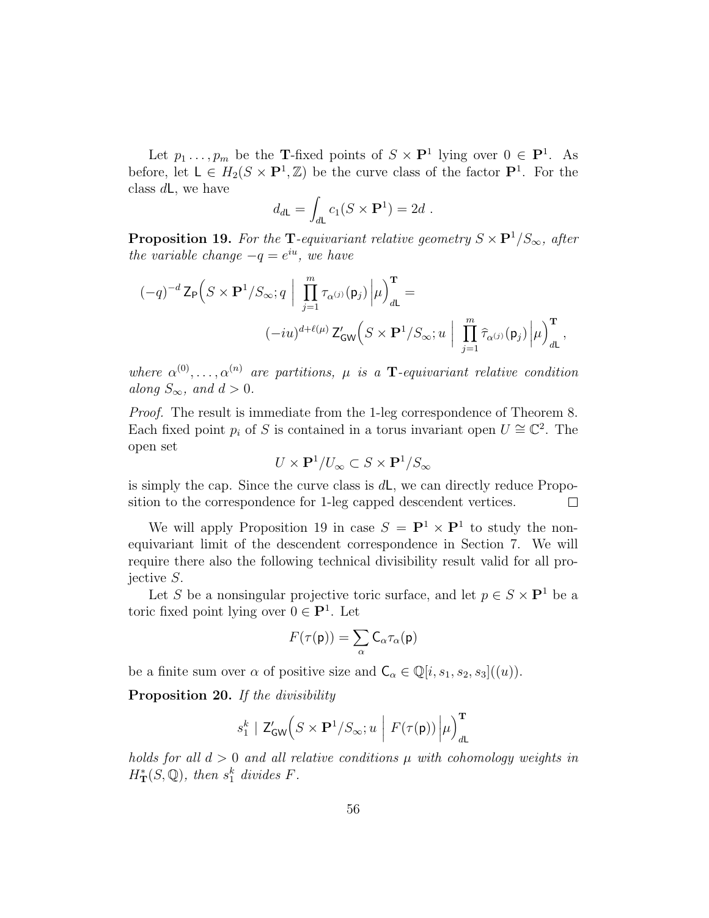Let $p_1 \ldots, p_m$ be the $\mathbf{T}$-fixed points of $S \times \mathbf{P}^1$ lying over $0 \in \mathbf{P}^1$. As before, let $\mathsf{L} \in H_2(S \times \mathbf{P}^1, \mathbb{Z})$ be the curve class of the factor $\mathbf{P}^1$. For the class $d\mathsf{L}$, we have

$$d_{d\mathsf{L}} = \int_{d\mathsf{L}} c_1(S \times \mathbf{P}^1) = 2d \; .$$

**Proposition 19.** *For the $\mathbf{T}$-equivariant relative geometry $S \times \mathbf{P}^1/S_\infty$, after the variable change $-q = e^{iu}$, we have*

$$(-q)^{-d}\, \mathsf{Z}_{\mathsf{P}}\Big(S \times \mathbf{P}^1/S_\infty; q \;\Big|\; \prod_{j=1}^{m} \tau_{\alpha^{(j)}}(\mathsf{p}_j) \Big| \mu\Big)^{\mathbf{T}}_{d\mathsf{L}} =$$
$$(-iu)^{d+\ell(\mu)}\, \mathsf{Z}'_{\mathsf{GW}}\Big(S \times \mathbf{P}^1/S_\infty; u \;\Big|\; \prod_{j=1}^{m} \widehat{\tau}_{\alpha^{(j)}}(\mathsf{p}_j) \Big| \mu\Big)^{\mathbf{T}}_{d\mathsf{L}} \, ,$$

*where $\alpha^{(0)}, \ldots, \alpha^{(n)}$ are partitions, $\mu$ is a $\mathbf{T}$-equivariant relative condition along $S_\infty$, and $d > 0$.*

*Proof.* The result is immediate from the 1-leg correspondence of Theorem 8. Each fixed point $p_i$ of $S$ is contained in a torus invariant open $U \cong \mathbb{C}^2$. The open set

$$U \times \mathbf{P}^1/U_\infty \subset S \times \mathbf{P}^1/S_\infty$$

is simply the cap. Since the curve class is $d\mathsf{L}$, we can directly reduce Proposition to the correspondence for 1-leg capped descendent vertices. □

We will apply Proposition 19 in case $S = \mathbf{P}^1 \times \mathbf{P}^1$ to study the non-equivariant limit of the descendent correspondence in Section 7. We will require there also the following technical divisibility result valid for all projective $S$.

Let $S$ be a nonsingular projective toric surface, and let $p \in S \times \mathbf{P}^1$ be a toric fixed point lying over $0 \in \mathbf{P}^1$. Let

$$F(\tau(\mathsf{p})) = \sum_{\alpha} \mathsf{C}_\alpha \tau_\alpha(\mathsf{p})$$

be a finite sum over $\alpha$ of positive size and $\mathsf{C}_\alpha \in \mathbb{Q}[i, s_1, s_2, s_3]((u))$.

**Proposition 20.** *If the divisibility*

$$s_1^k \mid \mathsf{Z}'_{\mathsf{GW}}\Big(S \times \mathbf{P}^1/S_\infty; u \;\Big|\; F(\tau(\mathsf{p})) \Big| \mu\Big)^{\mathbf{T}}_{d\mathsf{L}}$$

*holds for all $d > 0$ and all relative conditions $\mu$ with cohomology weights in $H^*_{\mathbf{T}}(S, \mathbb{Q})$, then $s_1^k$ divides $F$.*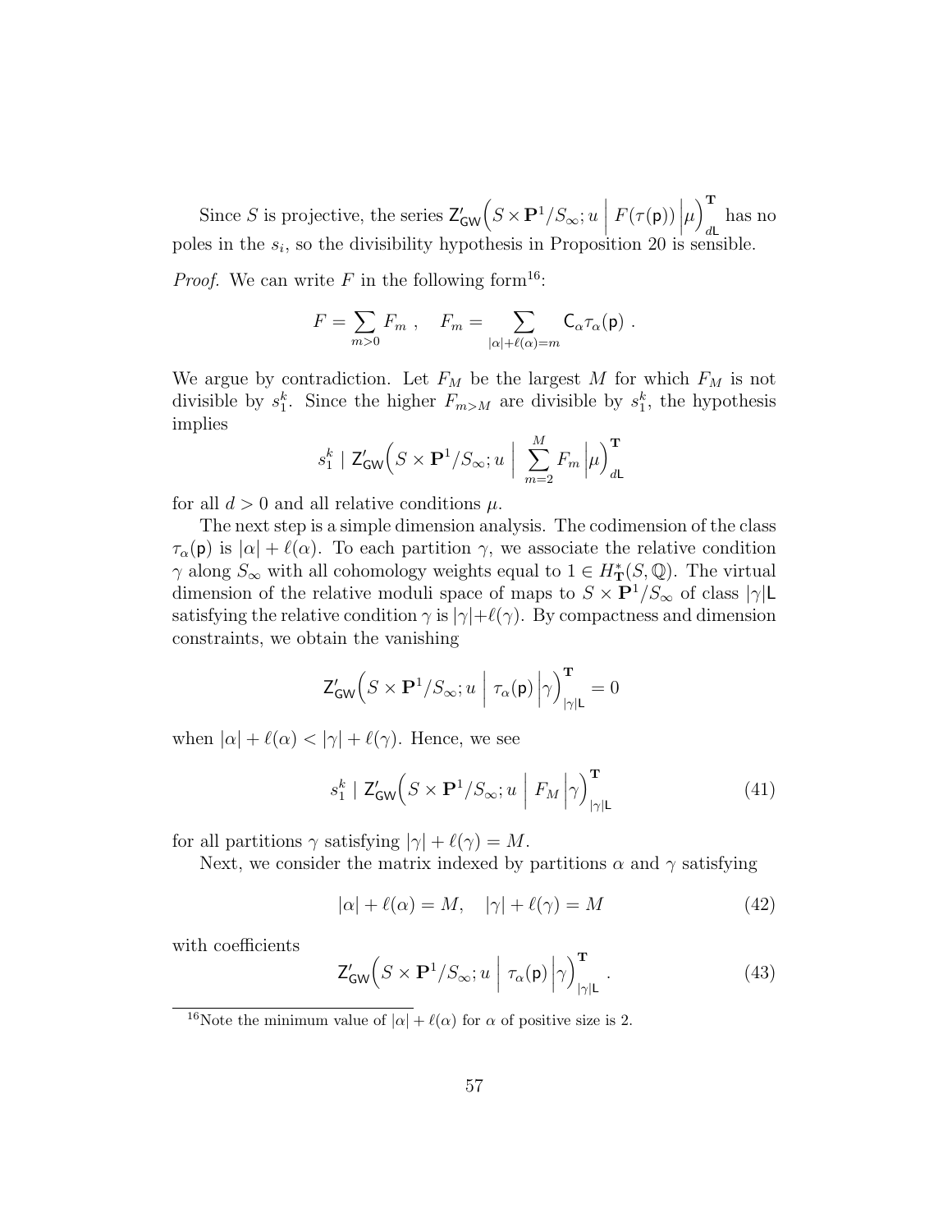Since $S$ is projective, the series $\mathsf{Z}'_{\mathsf{GW}}\Big(S \times \mathbf{P}^1/S_\infty; u \;\Big|\; F(\tau(\mathsf{p})) \Big|\mu\Big)^{\mathbf{T}}_{d\mathsf{L}}$ has no poles in the $s_i$, so the divisibility hypothesis in Proposition 20 is sensible.

*Proof.* We can write $F$ in the following form[16]:

$$F = \sum_{m>0} F_m \ , \quad F_m = \sum_{|\alpha|+\ell(\alpha)=m} \mathsf{C}_\alpha \tau_\alpha(\mathsf{p}) \ .$$

We argue by contradiction. Let $F_M$ be the largest $M$ for which $F_M$ is not divisible by $s_1^k$. Since the higher $F_{m>M}$ are divisible by $s_1^k$, the hypothesis implies

$$s_1^k \mid \mathsf{Z}'_{\mathsf{GW}}\Big(S \times \mathbf{P}^1/S_\infty; u \;\Big|\; \sum_{m=2}^{M} F_m \Big|\mu\Big)^{\mathbf{T}}_{d\mathsf{L}}$$

for all $d > 0$ and all relative conditions $\mu$.

The next step is a simple dimension analysis. The codimension of the class $\tau_\alpha(\mathsf{p})$ is $|\alpha| + \ell(\alpha)$. To each partition $\gamma$, we associate the relative condition $\gamma$ along $S_\infty$ with all cohomology weights equal to $1 \in H^*_{\mathbf{T}}(S, \mathbb{Q})$. The virtual dimension of the relative moduli space of maps to $S \times \mathbf{P}^1/S_\infty$ of class $|\gamma|\mathsf{L}$ satisfying the relative condition $\gamma$ is $|\gamma|+\ell(\gamma)$. By compactness and dimension constraints, we obtain the vanishing

$$\mathsf{Z}'_{\mathsf{GW}}\Big(S \times \mathbf{P}^1/S_\infty; u \;\Big|\; \tau_\alpha(\mathsf{p}) \Big|\gamma\Big)^{\mathbf{T}}_{|\gamma|\mathsf{L}} = 0$$

when $|\alpha| + \ell(\alpha) < |\gamma| + \ell(\gamma)$. Hence, we see

$$s_1^k \mid \mathsf{Z}'_{\mathsf{GW}}\Big(S \times \mathbf{P}^1/S_\infty; u \;\Big|\; F_M \Big|\gamma\Big)^{\mathbf{T}}_{|\gamma|\mathsf{L}} \tag{41}$$

for all partitions $\gamma$ satisfying $|\gamma| + \ell(\gamma) = M$.

Next, we consider the matrix indexed by partitions $\alpha$ and $\gamma$ satisfying

$$|\alpha| + \ell(\alpha) = M, \quad |\gamma| + \ell(\gamma) = M \tag{42}$$

with coefficients

$$\mathsf{Z}'_{\mathsf{GW}}\Big(S \times \mathbf{P}^1/S_\infty; u \;\Big|\; \tau_\alpha(\mathsf{p}) \Big|\gamma\Big)^{\mathbf{T}}_{|\gamma|\mathsf{L}} \ . \tag{43}$$

[16] Note the minimum value of $|\alpha| + \ell(\alpha)$ for $\alpha$ of positive size is 2.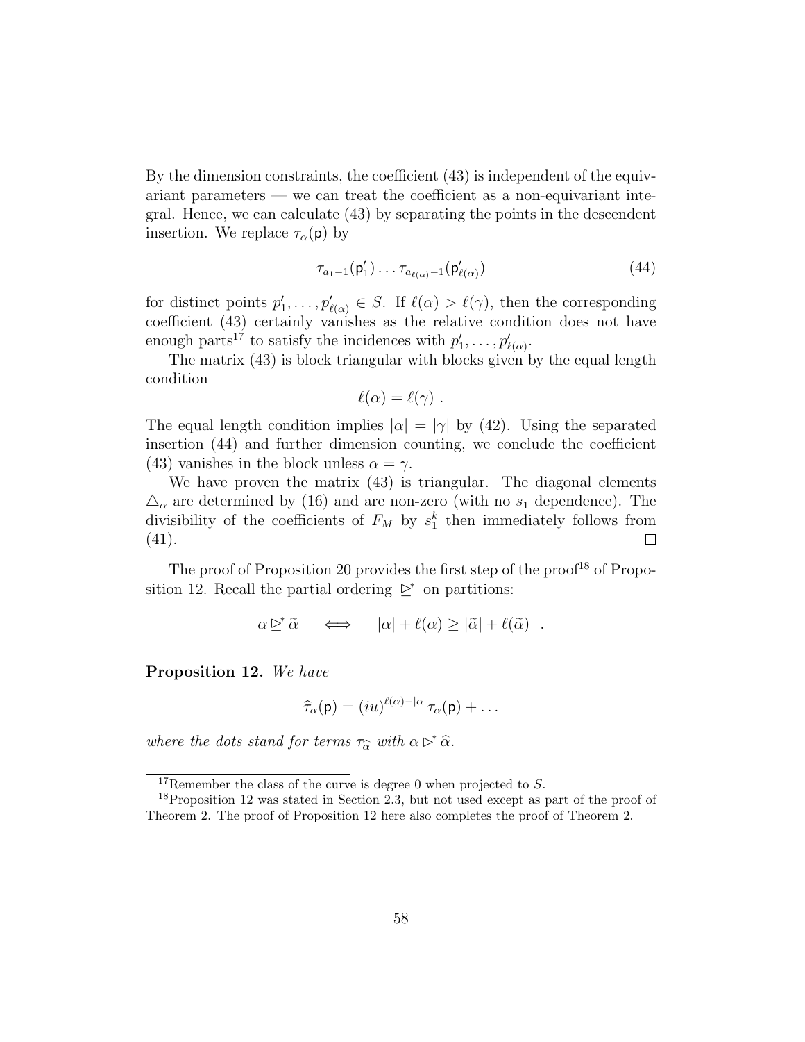By the dimension constraints, the coefficient (43) is independent of the equivariant parameters — we can treat the coefficient as a non-equivariant integral. Hence, we can calculate (43) by separating the points in the descendent insertion. We replace $\tau_\alpha(\mathsf{p})$ by

$$\tau_{a_1-1}(\mathsf{p}'_1)\dots\tau_{a_{\ell(\alpha)}-1}(\mathsf{p}'_{\ell(\alpha)}) \tag{44}$$

for distinct points $p'_1,\dots,p'_{\ell(\alpha)} \in S$. If $\ell(\alpha) > \ell(\gamma)$, then the corresponding coefficient (43) certainly vanishes as the relative condition does not have enough parts[17] to satisfy the incidences with $p'_1,\dots,p'_{\ell(\alpha)}$.

The matrix (43) is block triangular with blocks given by the equal length condition

$$\ell(\alpha) = \ell(\gamma) \ .$$

The equal length condition implies $|\alpha| = |\gamma|$ by (42). Using the separated insertion (44) and further dimension counting, we conclude the coefficient (43) vanishes in the block unless $\alpha = \gamma$.

We have proven the matrix (43) is triangular. The diagonal elements $\triangle_\alpha$ are determined by (16) and are non-zero (with no $s_1$ dependence). The divisibility of the coefficients of $F_M$ by $s_1^k$ then immediately follows from (41). □

The proof of Proposition 20 provides the first step of the proof[18] of Proposition 12. Recall the partial ordering $\trianglerighteq^*$ on partitions:

$$\alpha \trianglerighteq^* \widetilde{\alpha} \quad \iff \quad |\alpha| + \ell(\alpha) \geq |\widetilde{\alpha}| + \ell(\widetilde{\alpha}) \ .$$

**Proposition 12.** *We have*

$$\widehat{\tau}_\alpha(\mathsf{p}) = (iu)^{\ell(\alpha)-|\alpha|}\tau_\alpha(\mathsf{p}) + \dots$$

*where the dots stand for terms $\tau_{\widehat{\alpha}}$ with $\alpha \triangleright^* \widehat{\alpha}$.*

---

[17] Remember the class of the curve is degree 0 when projected to $S$.

[18] Proposition 12 was stated in Section 2.3, but not used except as part of the proof of Theorem 2. The proof of Proposition 12 here also completes the proof of Theorem 2.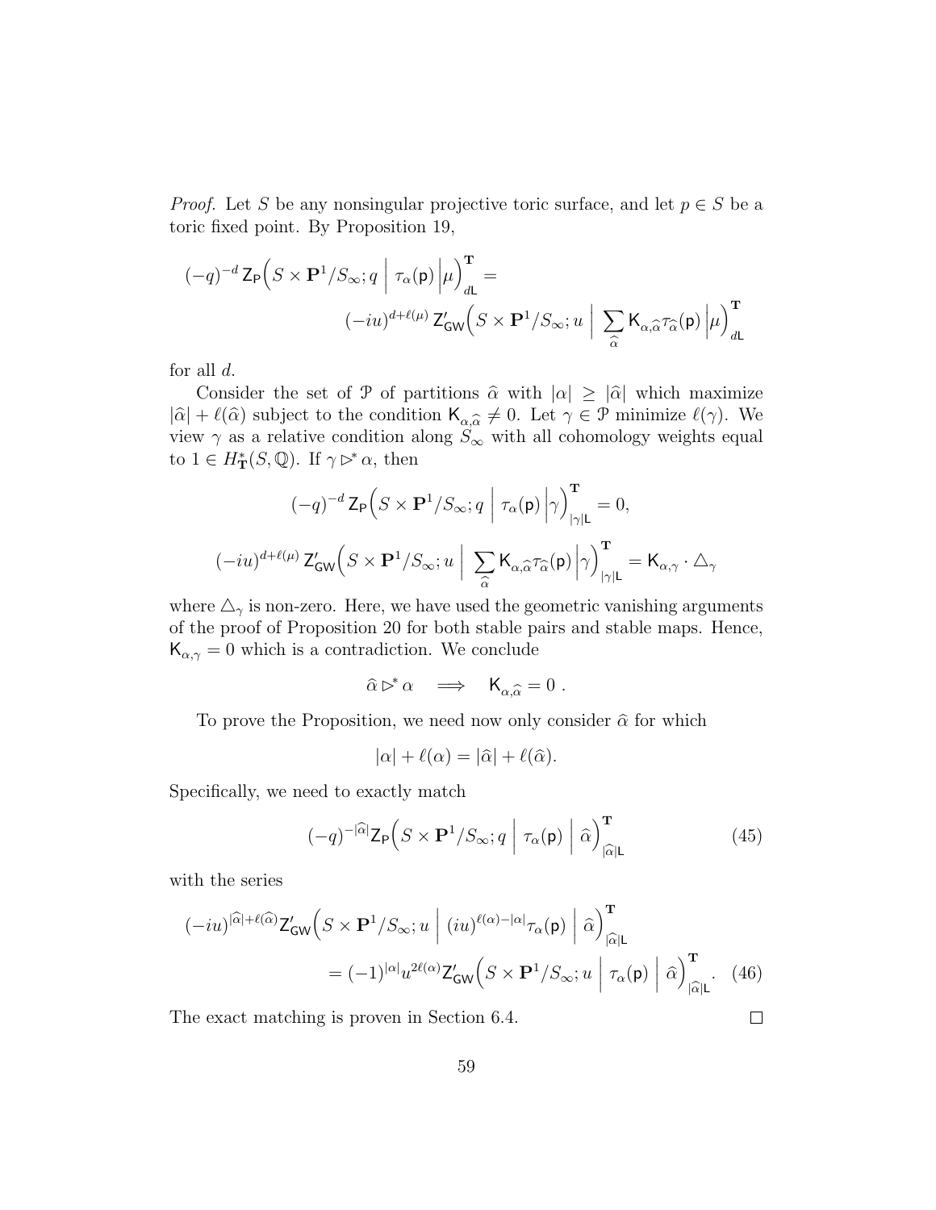*Proof.* Let $S$ be any nonsingular projective toric surface, and let $p \in S$ be a toric fixed point. By Proposition 19,

$$(-q)^{-d}\, \mathsf{Z}_{\mathsf{P}}\Big(S \times \mathbf{P}^1/S_\infty; q \;\Big|\; \tau_\alpha(\mathsf{p}) \Big| \mu\Big)^{\mathbf{T}}_{d\mathsf{L}} =$$
$$(-iu)^{d+\ell(\mu)}\, \mathsf{Z}'_{\mathsf{GW}}\Big(S \times \mathbf{P}^1/S_\infty; u \;\Big|\; \sum_{\widehat{\alpha}} \mathsf{K}_{\alpha,\widehat{\alpha}} \tau_{\widehat{\alpha}}(\mathsf{p}) \Big| \mu\Big)^{\mathbf{T}}_{d\mathsf{L}}$$

for all $d$.

Consider the set of $\mathcal{P}$ of partitions $\widehat{\alpha}$ with $|\alpha| \geq |\widehat{\alpha}|$ which maximize $|\widehat{\alpha}| + \ell(\widehat{\alpha})$ subject to the condition $\mathsf{K}_{\alpha,\widehat{\alpha}} \neq 0$. Let $\gamma \in \mathcal{P}$ minimize $\ell(\gamma)$. We view $\gamma$ as a relative condition along $S_\infty$ with all cohomology weights equal to $1 \in H^*_{\mathbf{T}}(S, \mathbb{Q})$. If $\gamma \rhd^* \alpha$, then

$$(-q)^{-d}\, \mathsf{Z}_{\mathsf{P}}\Big(S \times \mathbf{P}^1/S_\infty; q \;\Big|\; \tau_\alpha(\mathsf{p}) \Big| \gamma\Big)^{\mathbf{T}}_{|\gamma|\mathsf{L}} = 0,$$

$$(-iu)^{d+\ell(\mu)}\, \mathsf{Z}'_{\mathsf{GW}}\Big(S \times \mathbf{P}^1/S_\infty; u \;\Big|\; \sum_{\widehat{\alpha}} \mathsf{K}_{\alpha,\widehat{\alpha}} \tau_{\widehat{\alpha}}(\mathsf{p}) \Big| \gamma\Big)^{\mathbf{T}}_{|\gamma|\mathsf{L}} = \mathsf{K}_{\alpha,\gamma} \cdot \triangle_\gamma$$

where $\triangle_\gamma$ is non-zero. Here, we have used the geometric vanishing arguments of the proof of Proposition 20 for both stable pairs and stable maps. Hence, $\mathsf{K}_{\alpha,\gamma} = 0$ which is a contradiction. We conclude

$$\widehat{\alpha} \rhd^* \alpha \quad \Longrightarrow \quad \mathsf{K}_{\alpha,\widehat{\alpha}} = 0\ .$$

To prove the Proposition, we need now only consider $\widehat{\alpha}$ for which

$$|\alpha| + \ell(\alpha) = |\widehat{\alpha}| + \ell(\widehat{\alpha}).$$

Specifically, we need to exactly match

$$(-q)^{-|\widehat{\alpha}|}\mathsf{Z}_{\mathsf{P}}\Big(S \times \mathbf{P}^1/S_\infty; q \;\Big|\; \tau_\alpha(\mathsf{p}) \;\Big|\; \widehat{\alpha}\Big)^{\mathbf{T}}_{|\widehat{\alpha}|\mathsf{L}} \tag{45}$$

with the series

$$(-iu)^{|\widehat{\alpha}|+\ell(\widehat{\alpha})}\mathsf{Z}'_{\mathsf{GW}}\Big(S \times \mathbf{P}^1/S_\infty; u \;\Big|\; (iu)^{\ell(\alpha)-|\alpha|}\tau_\alpha(\mathsf{p}) \;\Big|\; \widehat{\alpha}\Big)^{\mathbf{T}}_{|\widehat{\alpha}|\mathsf{L}}$$
$$= (-1)^{|\alpha|}u^{2\ell(\alpha)}\mathsf{Z}'_{\mathsf{GW}}\Big(S \times \mathbf{P}^1/S_\infty; u \;\Big|\; \tau_\alpha(\mathsf{p}) \;\Big|\; \widehat{\alpha}\Big)^{\mathbf{T}}_{|\widehat{\alpha}|\mathsf{L}}. \tag{46}$$

The exact matching is proven in Section 6.4. $\square$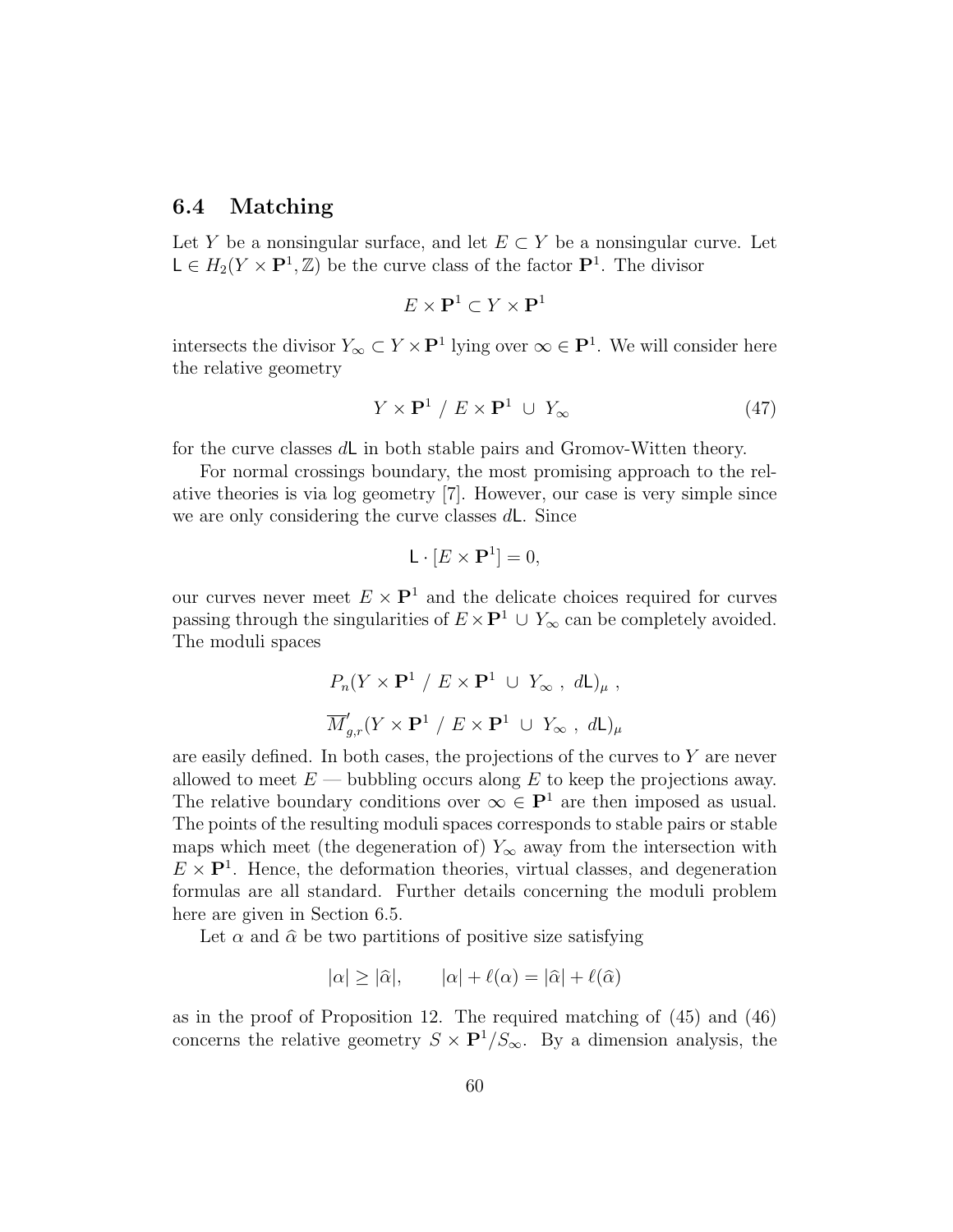## 6.4 Matching

Let $Y$ be a nonsingular surface, and let $E \subset Y$ be a nonsingular curve. Let $\mathsf{L} \in H_2(Y \times \mathbf{P}^1, \mathbb{Z})$ be the curve class of the factor $\mathbf{P}^1$. The divisor

$$E \times \mathbf{P}^1 \subset Y \times \mathbf{P}^1$$

intersects the divisor $Y_\infty \subset Y \times \mathbf{P}^1$ lying over $\infty \in \mathbf{P}^1$. We will consider here the relative geometry

$$Y \times \mathbf{P}^1 \ / \ E \times \mathbf{P}^1 \ \cup \ Y_\infty \tag{47}$$

for the curve classes $d\mathsf{L}$ in both stable pairs and Gromov-Witten theory.

For normal crossings boundary, the most promising approach to the relative theories is via log geometry [7]. However, our case is very simple since we are only considering the curve classes $d\mathsf{L}$. Since

$$\mathsf{L} \cdot [E \times \mathbf{P}^1] = 0,$$

our curves never meet $E \times \mathbf{P}^1$ and the delicate choices required for curves passing through the singularities of $E \times \mathbf{P}^1 \cup Y_\infty$ can be completely avoided. The moduli spaces

$$P_n(Y \times \mathbf{P}^1 \ / \ E \times \mathbf{P}^1 \ \cup \ Y_\infty \ , \ d\mathsf{L})_\mu \ ,$$

$$\overline{M}'_{g,r}(Y \times \mathbf{P}^1 \ / \ E \times \mathbf{P}^1 \ \cup \ Y_\infty \ , \ d\mathsf{L})_\mu$$

are easily defined. In both cases, the projections of the curves to $Y$ are never allowed to meet $E$ — bubbling occurs along $E$ to keep the projections away. The relative boundary conditions over $\infty \in \mathbf{P}^1$ are then imposed as usual. The points of the resulting moduli spaces corresponds to stable pairs or stable maps which meet (the degeneration of) $Y_\infty$ away from the intersection with $E \times \mathbf{P}^1$. Hence, the deformation theories, virtual classes, and degeneration formulas are all standard. Further details concerning the moduli problem here are given in Section 6.5.

Let $\alpha$ and $\widehat{\alpha}$ be two partitions of positive size satisfying

$$|\alpha| \geq |\widehat{\alpha}|, \qquad |\alpha| + \ell(\alpha) = |\widehat{\alpha}| + \ell(\widehat{\alpha})$$

as in the proof of Proposition 12. The required matching of (45) and (46) concerns the relative geometry $S \times \mathbf{P}^1 / S_\infty$. By a dimension analysis, the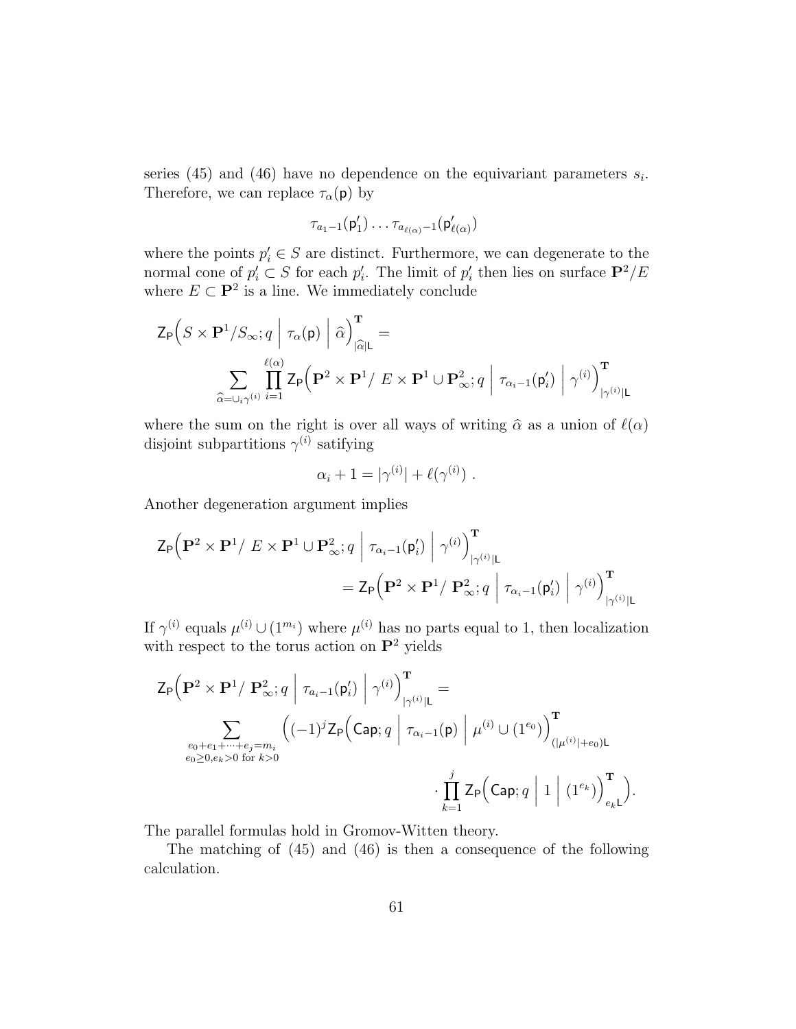series (45) and (46) have no dependence on the equivariant parameters $s_i$. Therefore, we can replace $\tau_\alpha(\mathsf{p})$ by

$$\tau_{a_1-1}(\mathsf{p}'_1)\ldots\tau_{a_{\ell(\alpha)}-1}(\mathsf{p}'_{\ell(\alpha)})$$

where the points $p'_i \in S$ are distinct. Furthermore, we can degenerate to the normal cone of $p'_i \subset S$ for each $p'_i$. The limit of $p'_i$ then lies on surface $\mathbf{P}^2/E$ where $E \subset \mathbf{P}^2$ is a line. We immediately conclude

$$\mathsf{Z}_{\mathsf{P}}\Big(S\times\mathbf{P}^1/S_\infty; q\ \Big|\ \tau_\alpha(\mathsf{p})\ \Big|\ \widehat{\alpha}\Big)^{\mathbf{T}}_{|\widehat{\alpha}|\mathsf{L}} =$$

$$\sum_{\widehat{\alpha}=\cup_i\gamma^{(i)}}\prod_{i=1}^{\ell(\alpha)}\mathsf{Z}_{\mathsf{P}}\Big(\mathbf{P}^2\times\mathbf{P}^1/\ E\times\mathbf{P}^1\cup\mathbf{P}^2_\infty; q\ \Big|\ \tau_{\alpha_i-1}(\mathsf{p}'_i)\ \Big|\ \gamma^{(i)}\Big)^{\mathbf{T}}_{|\gamma^{(i)}|\mathsf{L}}$$

where the sum on the right is over all ways of writing $\widehat{\alpha}$ as a union of $\ell(\alpha)$ disjoint subpartitions $\gamma^{(i)}$ satisfying

$$\alpha_i + 1 = |\gamma^{(i)}| + \ell(\gamma^{(i)})\ .$$

Another degeneration argument implies

$$\mathsf{Z}_{\mathsf{P}}\Big(\mathbf{P}^2\times\mathbf{P}^1/\ E\times\mathbf{P}^1\cup\mathbf{P}^2_\infty; q\ \Big|\ \tau_{\alpha_i-1}(\mathsf{p}'_i)\ \Big|\ \gamma^{(i)}\Big)^{\mathbf{T}}_{|\gamma^{(i)}|\mathsf{L}}$$
$$= \mathsf{Z}_{\mathsf{P}}\Big(\mathbf{P}^2\times\mathbf{P}^1/\ \mathbf{P}^2_\infty; q\ \Big|\ \tau_{\alpha_i-1}(\mathsf{p}'_i)\ \Big|\ \gamma^{(i)}\Big)^{\mathbf{T}}_{|\gamma^{(i)}|\mathsf{L}}$$

If $\gamma^{(i)}$ equals $\mu^{(i)}\cup(1^{m_i})$ where $\mu^{(i)}$ has no parts equal to 1, then localization with respect to the torus action on $\mathbf{P}^2$ yields

$$\mathsf{Z}_{\mathsf{P}}\Big(\mathbf{P}^2\times\mathbf{P}^1/\ \mathbf{P}^2_\infty; q\ \Big|\ \tau_{a_i-1}(\mathsf{p}'_i)\ \Big|\ \gamma^{(i)}\Big)^{\mathbf{T}}_{|\gamma^{(i)}|\mathsf{L}} =$$

$$\sum_{\substack{e_0+e_1+\cdots+e_j=m_i\\ e_0\geq 0, e_k>0 \text{ for } k>0}}\Big((-1)^j\mathsf{Z}_{\mathsf{P}}\Big(\mathsf{Cap}; q\ \Big|\ \tau_{\alpha_i-1}(\mathsf{p})\ \Big|\ \mu^{(i)}\cup(1^{e_0})\Big)^{\mathbf{T}}_{(|\mu^{(i)}|+e_0)\mathsf{L}}$$

$$\cdot\prod_{k=1}^{j}\mathsf{Z}_{\mathsf{P}}\Big(\mathsf{Cap}; q\ \Big|\ 1\ \Big|\ (1^{e_k})\Big)^{\mathbf{T}}_{e_k\mathsf{L}}\Big).$$

The parallel formulas hold in Gromov-Witten theory.

The matching of (45) and (46) is then a consequence of the following calculation.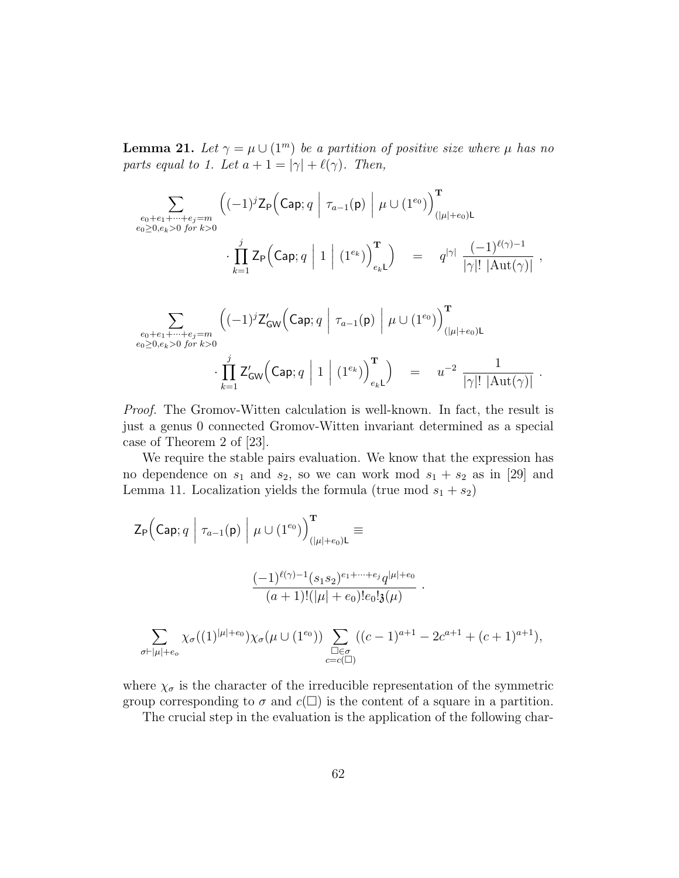**Lemma 21.** *Let $\gamma = \mu \cup (1^m)$ be a partition of positive size where $\mu$ has no parts equal to 1. Let $a+1 = |\gamma| + \ell(\gamma)$. Then,*

$$\sum_{\substack{e_0+e_1+\cdots+e_j=m \\ e_0\geq 0, e_k>0 \text{ for } k>0}} \Big( (-1)^j \mathsf{Z}_{\mathsf{P}}\Big(\mathsf{Cap}; q \;\Big|\; \tau_{a-1}(\mathsf{p}) \;\Big|\; \mu \cup (1^{e_0})\Big)^{\mathbf{T}}_{(|\mu|+e_0)\mathsf{L}} \cdot \prod_{k=1}^{j} \mathsf{Z}_{\mathsf{P}}\Big(\mathsf{Cap}; q \;\Big|\; 1 \;\Big|\; (1^{e_k})\Big)^{\mathbf{T}}_{e_k\mathsf{L}} \Big) \quad = \quad q^{|\gamma|} \, \frac{(-1)^{\ell(\gamma)-1}}{|\gamma|! \; |\mathrm{Aut}(\gamma)|} \;,$$

$$\sum_{\substack{e_0+e_1+\cdots+e_j=m \\ e_0\geq 0, e_k>0 \text{ for } k>0}} \Big( (-1)^j \mathsf{Z}'_{\mathsf{GW}}\Big(\mathsf{Cap}; q \;\Big|\; \tau_{a-1}(\mathsf{p}) \;\Big|\; \mu \cup (1^{e_0})\Big)^{\mathbf{T}}_{(|\mu|+e_0)\mathsf{L}} \cdot \prod_{k=1}^{j} \mathsf{Z}'_{\mathsf{GW}}\Big(\mathsf{Cap}; q \;\Big|\; 1 \;\Big|\; (1^{e_k})\Big)^{\mathbf{T}}_{e_k\mathsf{L}} \Big) \quad = \quad u^{-2} \, \frac{1}{|\gamma|! \; |\mathrm{Aut}(\gamma)|} \;.$$

*Proof.* The Gromov-Witten calculation is well-known. In fact, the result is just a genus 0 connected Gromov-Witten invariant determined as a special case of Theorem 2 of [23].

We require the stable pairs evaluation. We know that the expression has no dependence on $s_1$ and $s_2$, so we can work mod $s_1+s_2$ as in [29] and Lemma 11. Localization yields the formula (true mod $s_1+s_2$)

$$\mathsf{Z}_{\mathsf{P}}\Big(\mathsf{Cap}; q \;\Big|\; \tau_{a-1}(\mathsf{p}) \;\Big|\; \mu \cup (1^{e_0})\Big)^{\mathbf{T}}_{(|\mu|+e_0)\mathsf{L}} \equiv$$

$$\frac{(-1)^{\ell(\gamma)-1}(s_1s_2)^{e_1+\cdots+e_j} q^{|\mu|+e_0}}{(a+1)!(|\mu|+e_0)!e_0!\mathfrak{z}(\mu)} \,.$$

$$\sum_{\sigma\vdash|\mu|+e_o} \chi_\sigma((1)^{|\mu|+e_0})\chi_\sigma(\mu\cup(1^{e_0})) \sum_{\substack{\square\in\sigma \\ c=c(\square)}} ((c-1)^{a+1} - 2c^{a+1} + (c+1)^{a+1}),$$

where $\chi_\sigma$ is the character of the irreducible representation of the symmetric group corresponding to $\sigma$ and $c(\square)$ is the content of a square in a partition.

The crucial step in the evaluation is the application of the following char-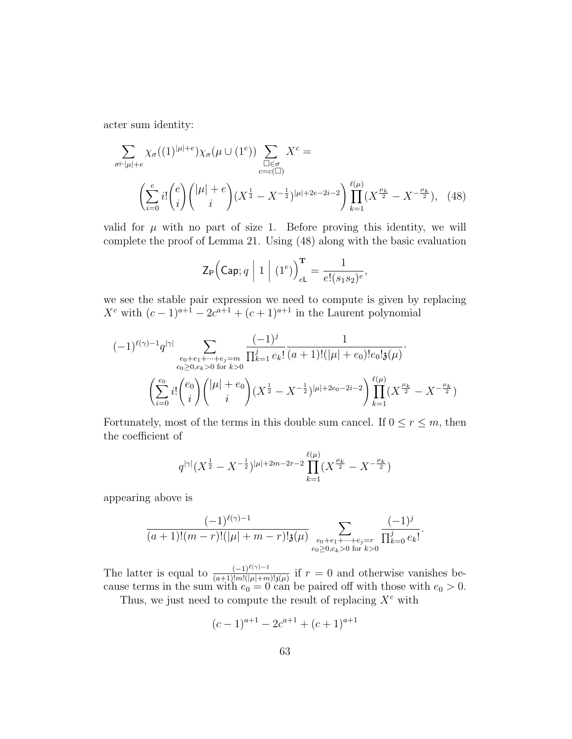acter sum identity:

$$\sum_{\sigma \vdash |\mu|+e} \chi_\sigma((1)^{|\mu|+e})\chi_\sigma(\mu \cup (1^e)) \sum_{\substack{\square \in \sigma \\ c = c(\square)}} X^c =$$

$$\left( \sum_{i=0}^{e} i! \binom{e}{i} \binom{|\mu|+e}{i} (X^{\frac{1}{2}} - X^{-\frac{1}{2}})^{|\mu|+2e-2i-2} \right) \prod_{k=1}^{\ell(\mu)} (X^{\frac{\mu_k}{2}} - X^{-\frac{\mu_k}{2}}), \quad (48)$$

valid for $\mu$ with no part of size 1. Before proving this identity, we will complete the proof of Lemma 21. Using (48) along with the basic evaluation

$$\mathsf{Z}_{\mathsf{P}}\Big(\mathsf{Cap}; q \;\Big|\; 1 \;\Big|\; (1^e)\Big)^{\mathbf{T}}_{e\mathsf{L}} = \frac{1}{e!(s_1 s_2)^e},$$

we see the stable pair expression we need to compute is given by replacing $X^c$ with $(c-1)^{a+1} - 2c^{a+1} + (c+1)^{a+1}$ in the Laurent polynomial

$$(-1)^{\ell(\gamma)-1} q^{|\gamma|} \sum_{\substack{e_0+e_1+\cdots+e_j=m \\ e_0 \geq 0, e_k > 0 \text{ for } k>0}} \frac{(-1)^j}{\prod_{k=1}^{j} e_k!} \frac{1}{(a+1)!(|\mu|+e_0)!e_0!\mathfrak{z}(\mu)} \cdot$$

$$\left( \sum_{i=0}^{e_0} i! \binom{e_0}{i} \binom{|\mu|+e_0}{i} (X^{\frac{1}{2}} - X^{-\frac{1}{2}})^{|\mu|+2e_0-2i-2} \right) \prod_{k=1}^{\ell(\mu)} (X^{\frac{\mu_k}{2}} - X^{-\frac{\mu_k}{2}})$$

Fortunately, most of the terms in this double sum cancel. If $0 \leq r \leq m$, then the coefficient of

$$q^{|\gamma|} (X^{\frac{1}{2}} - X^{-\frac{1}{2}})^{|\mu|+2m-2r-2} \prod_{k=1}^{\ell(\mu)} (X^{\frac{\mu_k}{2}} - X^{-\frac{\mu_k}{2}})$$

appearing above is

$$\frac{(-1)^{\ell(\gamma)-1}}{(a+1)!(m-r)!(|\mu|+m-r)!\mathfrak{z}(\mu)} \sum_{\substack{e_0+e_1+\cdots+e_j=r \\ e_0 \geq 0, e_k > 0 \text{ for } k>0}} \frac{(-1)^j}{\prod_{k=0}^{j} e_k!}.$$

The latter is equal to $\frac{(-1)^{\ell(\gamma)-1}}{(a+1)!m!(|\mu|+m)!\mathfrak{z}(\mu)}$ if $r = 0$ and otherwise vanishes because terms in the sum with $e_0 = 0$ can be paired off with those with $e_0 > 0$.

Thus, we just need to compute the result of replacing $X^c$ with

$$(c-1)^{a+1} - 2c^{a+1} + (c+1)^{a+1}$$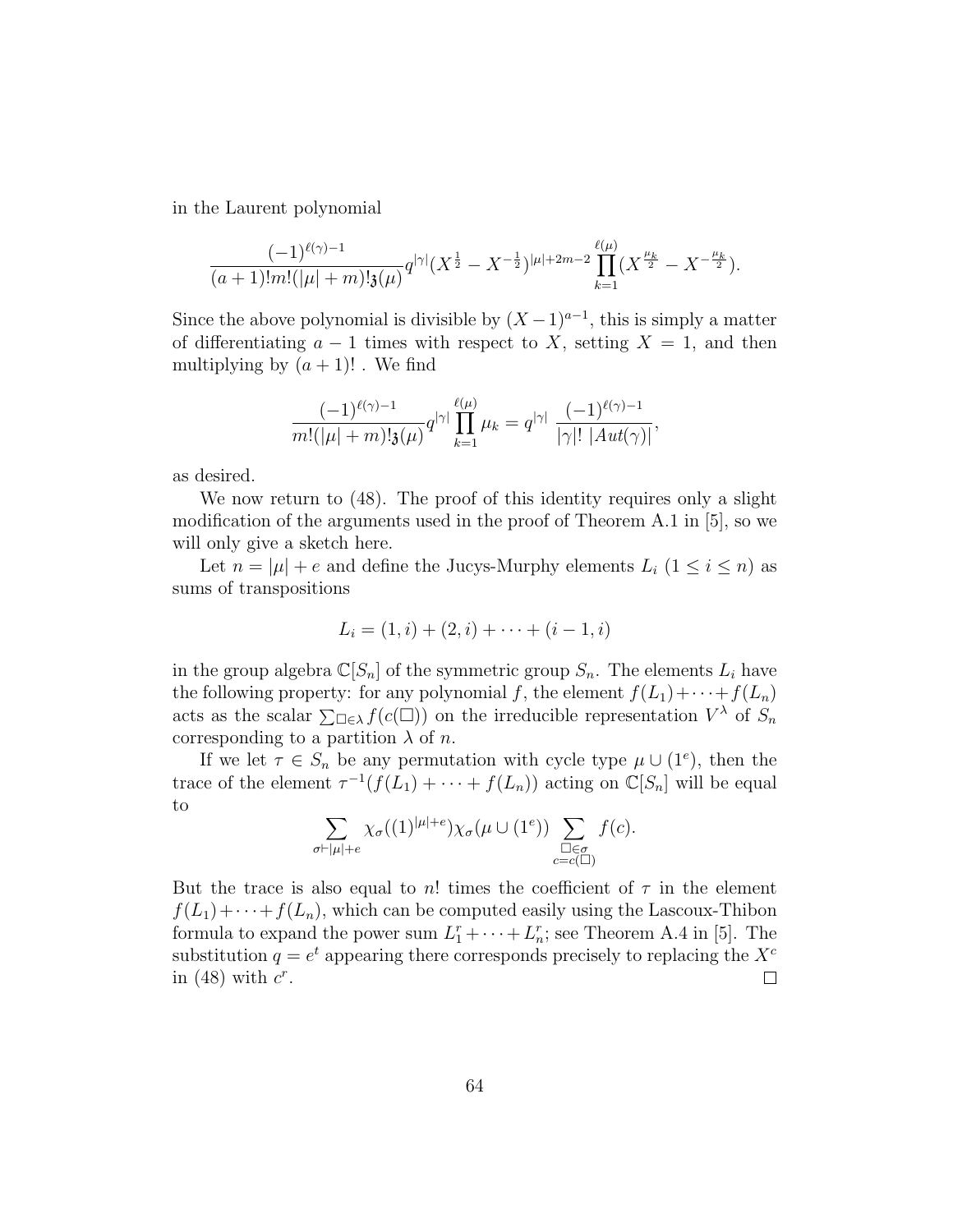in the Laurent polynomial

$$\frac{(-1)^{\ell(\gamma)-1}}{(a+1)!m!(|\mu|+m)!\mathfrak{z}(\mu)}q^{|\gamma|}(X^{\frac{1}{2}}-X^{-\frac{1}{2}})^{|\mu|+2m-2}\prod_{k=1}^{\ell(\mu)}(X^{\frac{\mu_k}{2}}-X^{-\frac{\mu_k}{2}}).$$

Since the above polynomial is divisible by $(X-1)^{a-1}$, this is simply a matter of differentiating $a-1$ times with respect to $X$, setting $X=1$, and then multiplying by $(a+1)!$ . We find

$$\frac{(-1)^{\ell(\gamma)-1}}{m!(|\mu|+m)!\mathfrak{z}(\mu)}q^{|\gamma|}\prod_{k=1}^{\ell(\mu)}\mu_k = q^{|\gamma|}\ \frac{(-1)^{\ell(\gamma)-1}}{|\gamma|!\ |Aut(\gamma)|},$$

as desired.

We now return to (48). The proof of this identity requires only a slight modification of the arguments used in the proof of Theorem A.1 in [5], so we will only give a sketch here.

Let $n=|\mu|+e$ and define the Jucys-Murphy elements $L_i$ $(1\leq i\leq n)$ as sums of transpositions

$$L_i=(1,i)+(2,i)+\cdots+(i-1,i)$$

in the group algebra $\mathbb{C}[S_n]$ of the symmetric group $S_n$. The elements $L_i$ have the following property: for any polynomial $f$, the element $f(L_1)+\cdots+f(L_n)$ acts as the scalar $\sum_{\square\in\lambda}f(c(\square))$ on the irreducible representation $V^\lambda$ of $S_n$ corresponding to a partition $\lambda$ of $n$.

If we let $\tau\in S_n$ be any permutation with cycle type $\mu\cup(1^e)$, then the trace of the element $\tau^{-1}(f(L_1)+\cdots+f(L_n))$ acting on $\mathbb{C}[S_n]$ will be equal to

$$\sum_{\sigma\vdash|\mu|+e}\chi_\sigma((1)^{|\mu|+e})\chi_\sigma(\mu\cup(1^e))\sum_{\substack{\square\in\sigma\\ c=c(\square)}}f(c).$$

But the trace is also equal to $n!$ times the coefficient of $\tau$ in the element $f(L_1)+\cdots+f(L_n)$, which can be computed easily using the Lascoux-Thibon formula to expand the power sum $L_1^r+\cdots+L_n^r$; see Theorem A.4 in [5]. The substitution $q=e^t$ appearing there corresponds precisely to replacing the $X^c$ in (48) with $c^r$. $\square$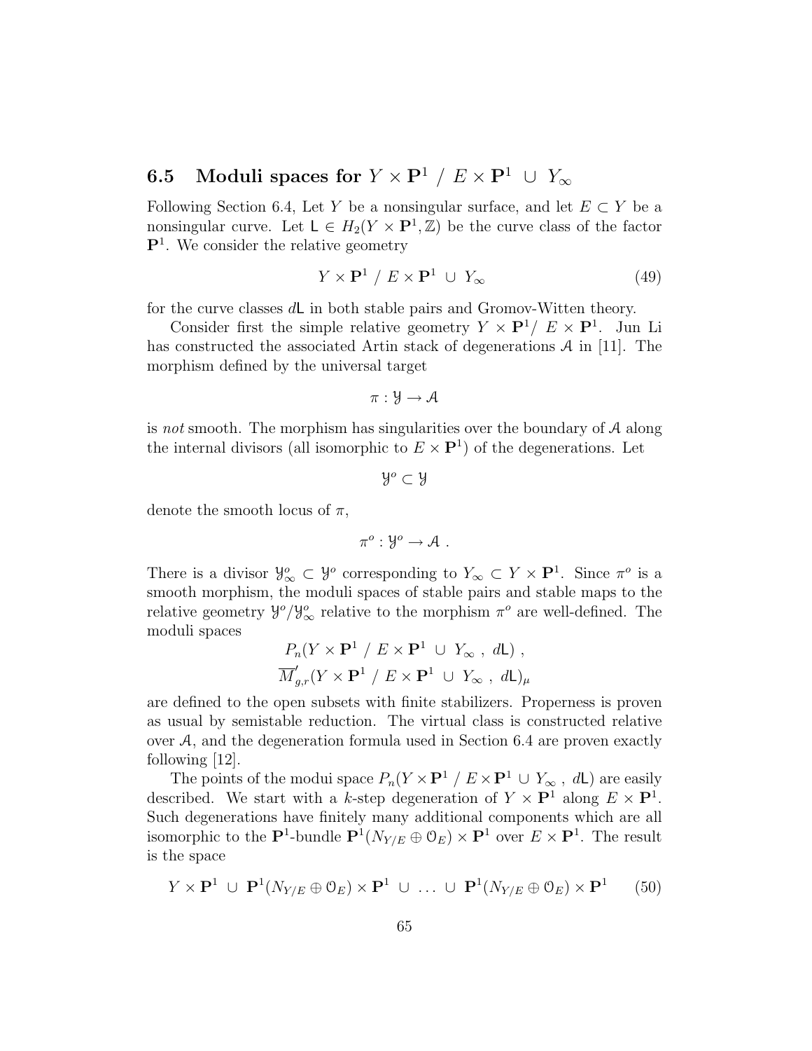## 6.5 Moduli spaces for $Y \times \mathbf{P}^1 \ / \ E \times \mathbf{P}^1 \ \cup \ Y_\infty$

Following Section 6.4, Let $Y$ be a nonsingular surface, and let $E \subset Y$ be a nonsingular curve. Let $\mathsf{L} \in H_2(Y \times \mathbf{P}^1, \mathbb{Z})$ be the curve class of the factor $\mathbf{P}^1$. We consider the relative geometry

$$Y \times \mathbf{P}^1 \ / \ E \times \mathbf{P}^1 \ \cup \ Y_\infty \tag{49}$$

for the curve classes $d\mathsf{L}$ in both stable pairs and Gromov-Witten theory.

Consider first the simple relative geometry $Y \times \mathbf{P}^1 / \ E \times \mathbf{P}^1$. Jun Li has constructed the associated Artin stack of degenerations $\mathcal{A}$ in [11]. The morphism defined by the universal target

$$\pi : \mathcal{Y} \to \mathcal{A}$$

is *not* smooth. The morphism has singularities over the boundary of $\mathcal{A}$ along the internal divisors (all isomorphic to $E \times \mathbf{P}^1$) of the degenerations. Let

$$\mathcal{Y}^o \subset \mathcal{Y}$$

denote the smooth locus of $\pi$,

$$\pi^o : \mathcal{Y}^o \to \mathcal{A} \ .$$

There is a divisor $\mathcal{Y}^o_\infty \subset \mathcal{Y}^o$ corresponding to $Y_\infty \subset Y \times \mathbf{P}^1$. Since $\pi^o$ is a smooth morphism, the moduli spaces of stable pairs and stable maps to the relative geometry $\mathcal{Y}^o / \mathcal{Y}^o_\infty$ relative to the morphism $\pi^o$ are well-defined. The moduli spaces

$$P_n(Y \times \mathbf{P}^1 \ / \ E \times \mathbf{P}^1 \ \cup \ Y_\infty \ , \ d\mathsf{L}) \ ,$$
$$\overline{M}'_{g,r}(Y \times \mathbf{P}^1 \ / \ E \times \mathbf{P}^1 \ \cup \ Y_\infty \ , \ d\mathsf{L})_\mu$$

are defined to the open subsets with finite stabilizers. Properness is proven as usual by semistable reduction. The virtual class is constructed relative over $\mathcal{A}$, and the degeneration formula used in Section 6.4 are proven exactly following [12].

The points of the modui space $P_n(Y \times \mathbf{P}^1 \ / \ E \times \mathbf{P}^1 \cup Y_\infty \ , \ d\mathsf{L})$ are easily described. We start with a $k$-step degeneration of $Y \times \mathbf{P}^1$ along $E \times \mathbf{P}^1$. Such degenerations have finitely many additional components which are all isomorphic to the $\mathbf{P}^1$-bundle $\mathbf{P}^1(N_{Y/E} \oplus \mathcal{O}_E) \times \mathbf{P}^1$ over $E \times \mathbf{P}^1$. The result is the space

$$Y \times \mathbf{P}^1 \ \cup \ \mathbf{P}^1(N_{Y/E} \oplus \mathcal{O}_E) \times \mathbf{P}^1 \ \cup \ \ldots \ \cup \ \mathbf{P}^1(N_{Y/E} \oplus \mathcal{O}_E) \times \mathbf{P}^1 \tag{50}$$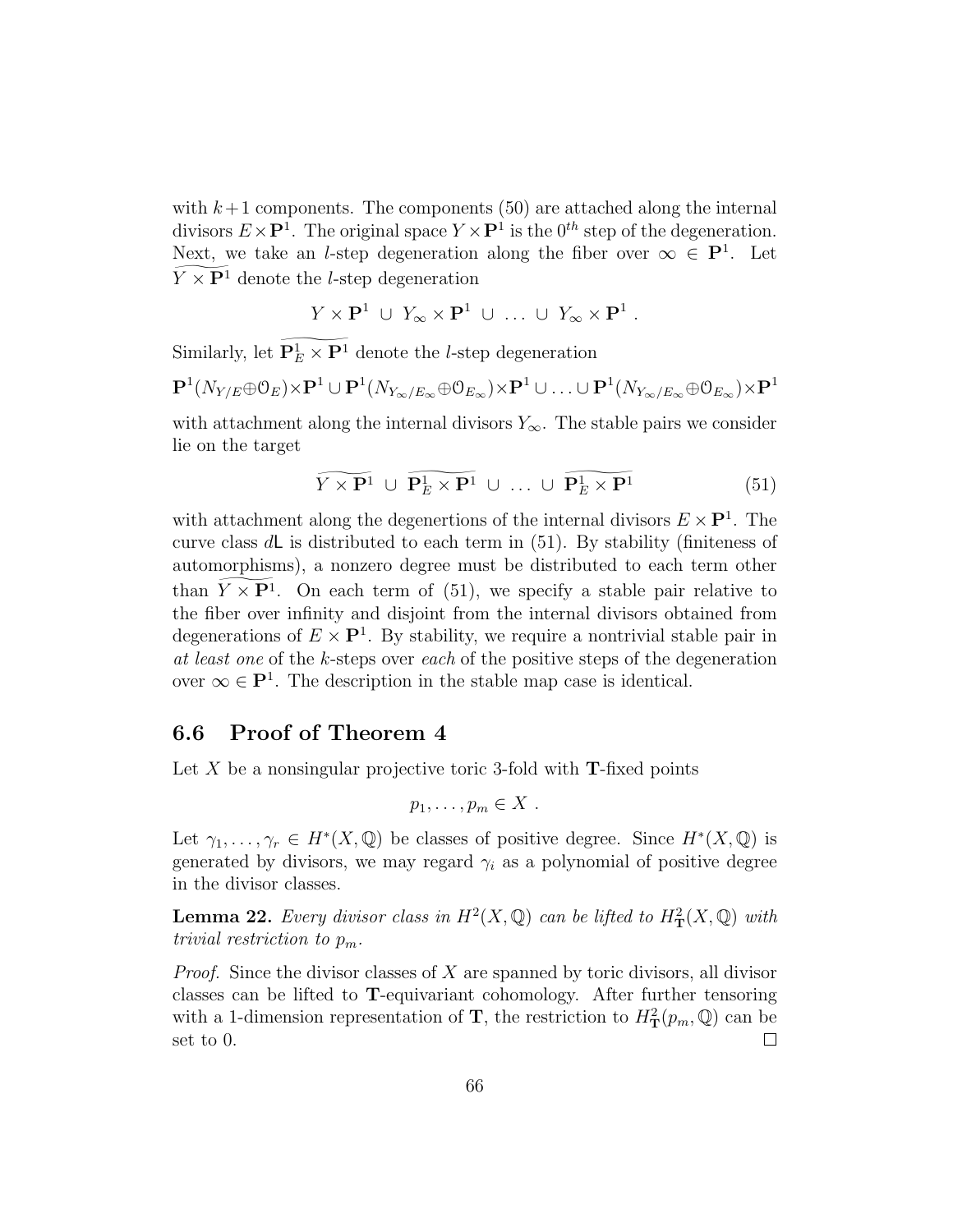with $k+1$ components. The components (50) are attached along the internal divisors $E \times \mathbf{P}^1$. The original space $Y \times \mathbf{P}^1$ is the $0^{th}$ step of the degeneration. Next, we take an $l$-step degeneration along the fiber over $\infty \in \mathbf{P}^1$. Let $\widetilde{Y \times \mathbf{P}^1}$ denote the $l$-step degeneration

$$Y \times \mathbf{P}^1 \ \cup \ Y_\infty \times \mathbf{P}^1 \ \cup \ \ldots \ \cup \ Y_\infty \times \mathbf{P}^1 \ .$$

Similarly, let $\widetilde{\mathbf{P}^1_E \times \mathbf{P}^1}$ denote the $l$-step degeneration

$$\mathbf{P}^1(N_{Y/E} \oplus \mathcal{O}_E) \times \mathbf{P}^1 \cup \mathbf{P}^1(N_{Y_\infty/E_\infty} \oplus \mathcal{O}_{E_\infty}) \times \mathbf{P}^1 \cup \ldots \cup \mathbf{P}^1(N_{Y_\infty/E_\infty} \oplus \mathcal{O}_{E_\infty}) \times \mathbf{P}^1$$

with attachment along the internal divisors $Y_\infty$. The stable pairs we consider lie on the target

$$\widetilde{Y \times \mathbf{P}^1} \ \cup \ \widetilde{\mathbf{P}^1_E \times \mathbf{P}^1} \ \cup \ \ldots \ \cup \ \widetilde{\mathbf{P}^1_E \times \mathbf{P}^1} \tag{51}$$

with attachment along the degenertions of the internal divisors $E \times \mathbf{P}^1$. The curve class $d\mathsf{L}$ is distributed to each term in (51). By stability (finiteness of automorphisms), a nonzero degree must be distributed to each term other than $\widetilde{Y \times \mathbf{P}^1}$. On each term of (51), we specify a stable pair relative to the fiber over infinity and disjoint from the internal divisors obtained from degenerations of $E \times \mathbf{P}^1$. By stability, we require a nontrivial stable pair in *at least one* of the $k$-steps over *each* of the positive steps of the degeneration over $\infty \in \mathbf{P}^1$. The description in the stable map case is identical.

## 6.6 Proof of Theorem 4

Let $X$ be a nonsingular projective toric 3-fold with $\mathbf{T}$-fixed points

$$p_1, \ldots, p_m \in X \ .$$

Let $\gamma_1, \ldots, \gamma_r \in H^*(X, \mathbb{Q})$ be classes of positive degree. Since $H^*(X, \mathbb{Q})$ is generated by divisors, we may regard $\gamma_i$ as a polynomial of positive degree in the divisor classes.

**Lemma 22.** *Every divisor class in $H^2(X, \mathbb{Q})$ can be lifted to $H^2_{\mathbf{T}}(X, \mathbb{Q})$ with trivial restriction to $p_m$.*

*Proof.* Since the divisor classes of $X$ are spanned by toric divisors, all divisor classes can be lifted to $\mathbf{T}$-equivariant cohomology. After further tensoring with a 1-dimension representation of $\mathbf{T}$, the restriction to $H^2_{\mathbf{T}}(p_m, \mathbb{Q})$ can be set to 0. $\square$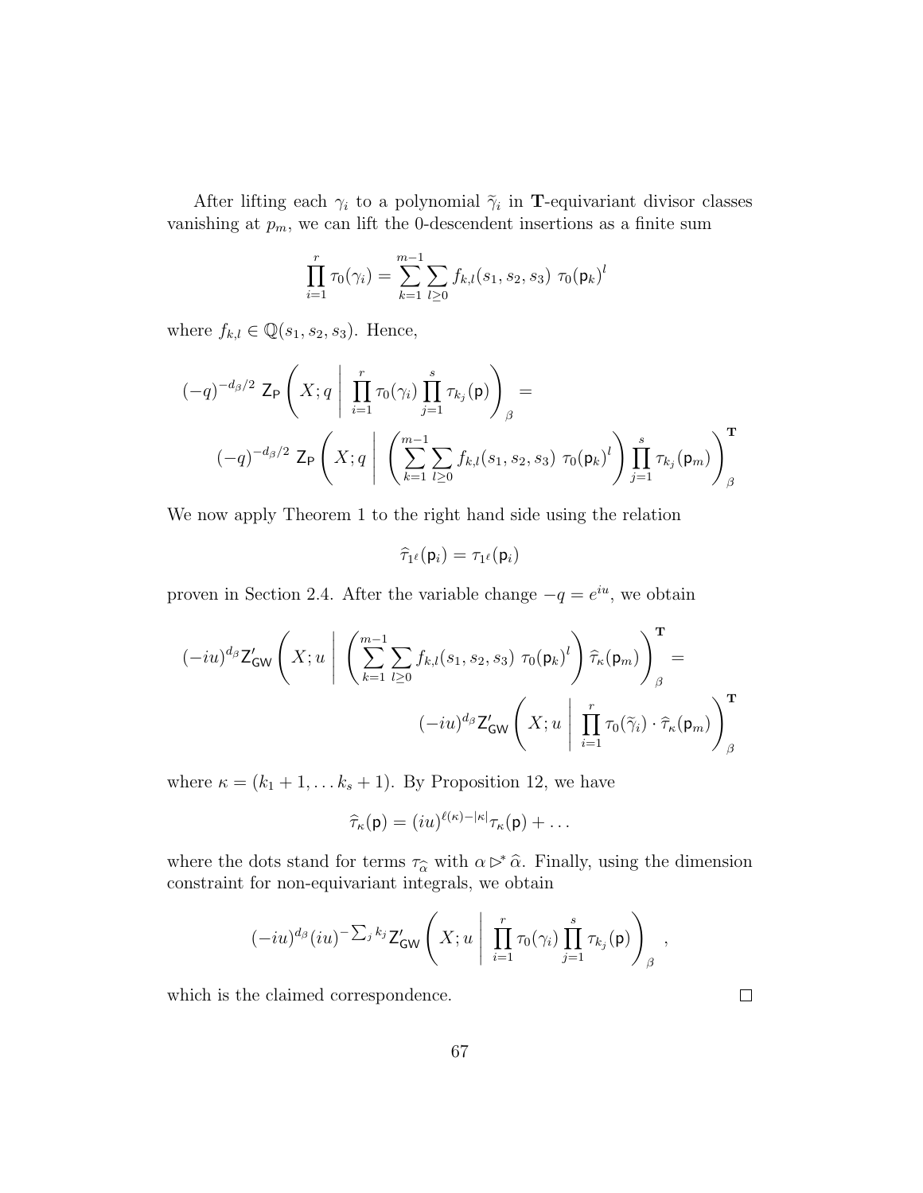After lifting each $\gamma_i$ to a polynomial $\widetilde{\gamma}_i$ in $\mathbf{T}$-equivariant divisor classes vanishing at $p_m$, we can lift the 0-descendent insertions as a finite sum

$$\prod_{i=1}^{r} \tau_0(\gamma_i) = \sum_{k=1}^{m-1} \sum_{l \geq 0} f_{k,l}(s_1, s_2, s_3) \ \tau_0(\mathsf{p}_k)^l$$

where $f_{k,l} \in \mathbb{Q}(s_1, s_2, s_3)$. Hence,

$$(-q)^{-d_\beta/2} \ \mathsf{Z}_{\mathsf{P}} \left( X; q \ \middle| \ \prod_{i=1}^{r} \tau_0(\gamma_i) \prod_{j=1}^{s} \tau_{k_j}(\mathsf{p}) \right)_\beta =$$
$$(-q)^{-d_\beta/2} \ \mathsf{Z}_{\mathsf{P}} \left( X; q \ \middle| \ \left( \sum_{k=1}^{m-1} \sum_{l \geq 0} f_{k,l}(s_1, s_2, s_3) \ \tau_0(\mathsf{p}_k)^l \right) \prod_{j=1}^{s} \tau_{k_j}(\mathsf{p}_m) \right)_\beta^{\mathbf{T}}$$

We now apply Theorem 1 to the right hand side using the relation

$$\widehat{\tau}_{1^\ell}(\mathsf{p}_i) = \tau_{1^\ell}(\mathsf{p}_i)$$

proven in Section 2.4. After the variable change $-q = e^{iu}$, we obtain

$$(-iu)^{d_\beta} \mathsf{Z}'_{\mathsf{GW}} \left( X; u \ \middle| \ \left( \sum_{k=1}^{m-1} \sum_{l \geq 0} f_{k,l}(s_1, s_2, s_3) \ \tau_0(\mathsf{p}_k)^l \right) \widehat{\tau}_\kappa(\mathsf{p}_m) \right)_\beta^{\mathbf{T}} =$$
$$(-iu)^{d_\beta} \mathsf{Z}'_{\mathsf{GW}} \left( X; u \ \middle| \ \prod_{i=1}^{r} \tau_0(\widetilde{\gamma}_i) \cdot \widehat{\tau}_\kappa(\mathsf{p}_m) \right)_\beta^{\mathbf{T}}$$

where $\kappa = (k_1 + 1, \ldots k_s + 1)$. By Proposition 12, we have

$$\widehat{\tau}_\kappa(\mathsf{p}) = (iu)^{\ell(\kappa) - |\kappa|} \tau_\kappa(\mathsf{p}) + \ldots$$

where the dots stand for terms $\tau_{\widehat{\alpha}}$ with $\alpha \rhd^* \widehat{\alpha}$. Finally, using the dimension constraint for non-equivariant integrals, we obtain

$$(-iu)^{d_\beta} (iu)^{-\sum_j k_j} \mathsf{Z}'_{\mathsf{GW}} \left( X; u \ \middle| \ \prod_{i=1}^{r} \tau_0(\gamma_i) \prod_{j=1}^{s} \tau_{k_j}(\mathsf{p}) \right)_\beta ,$$

which is the claimed correspondence. $\square$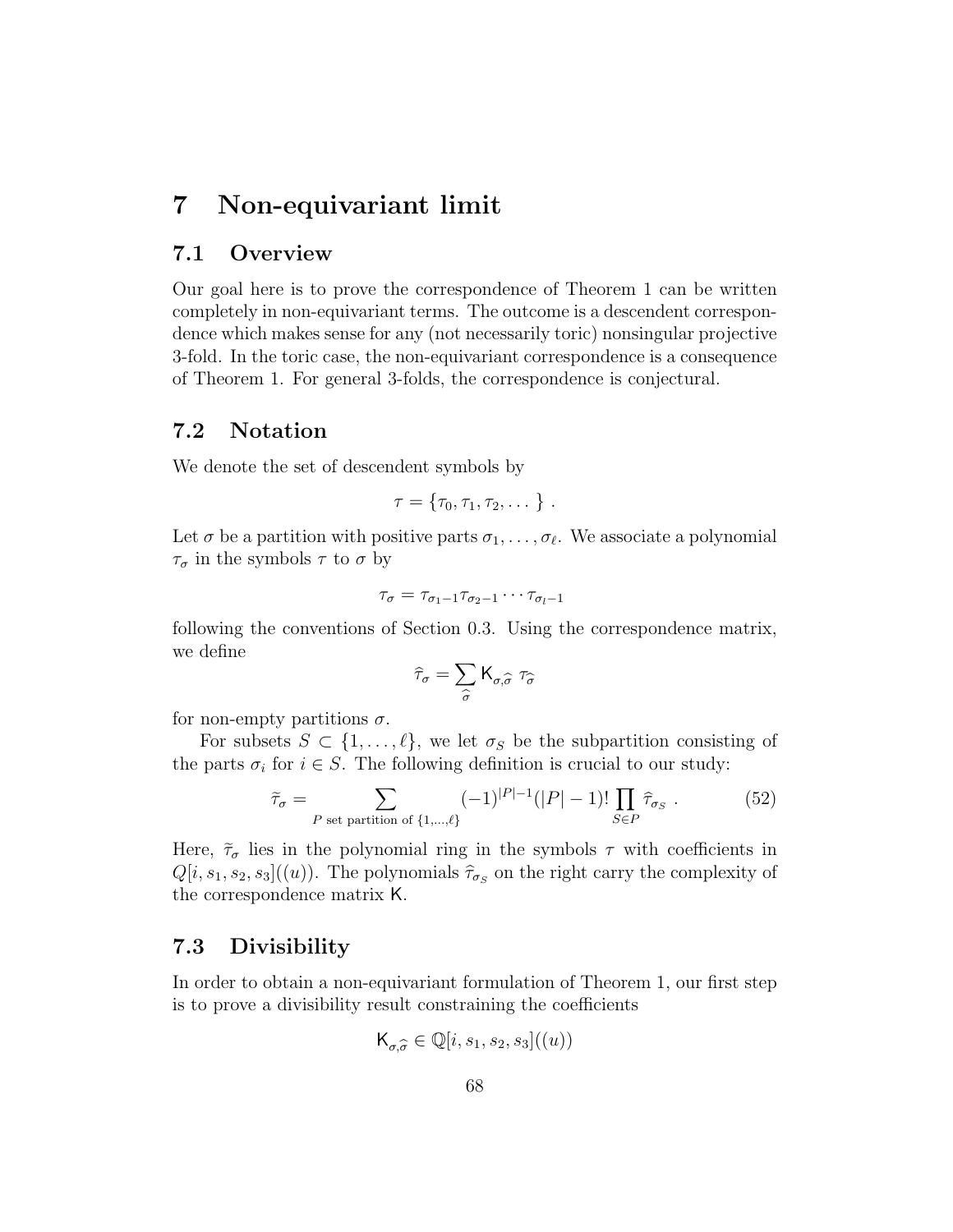# 7 Non-equivariant limit

## 7.1 Overview

Our goal here is to prove the correspondence of Theorem 1 can be written completely in non-equivariant terms. The outcome is a descendent correspondence which makes sense for any (not necessarily toric) nonsingular projective 3-fold. In the toric case, the non-equivariant correspondence is a consequence of Theorem 1. For general 3-folds, the correspondence is conjectural.

## 7.2 Notation

We denote the set of descendent symbols by

$$\tau = \{\tau_0, \tau_1, \tau_2, \dots\} \ .$$

Let $\sigma$ be a partition with positive parts $\sigma_1, \dots, \sigma_\ell$. We associate a polynomial $\tau_\sigma$ in the symbols $\tau$ to $\sigma$ by

$$\tau_\sigma = \tau_{\sigma_1 - 1}\tau_{\sigma_2 - 1}\cdots\tau_{\sigma_l - 1}$$

following the conventions of Section 0.3. Using the correspondence matrix, we define

$$\widehat{\tau}_\sigma = \sum_{\widehat{\sigma}} \mathsf{K}_{\sigma,\widehat{\sigma}}\ \tau_{\widehat{\sigma}}$$

for non-empty partitions $\sigma$.

For subsets $S \subset \{1,\dots,\ell\}$, we let $\sigma_S$ be the subpartition consisting of the parts $\sigma_i$ for $i \in S$. The following definition is crucial to our study:

$$\widetilde{\tau}_\sigma = \sum_{P \text{ set partition of } \{1,\dots,\ell\}} (-1)^{|P|-1}(|P|-1)! \prod_{S\in P} \widehat{\tau}_{\sigma_S} \ . \tag{52}$$

Here, $\widetilde{\tau}_\sigma$ lies in the polynomial ring in the symbols $\tau$ with coefficients in $Q[i, s_1, s_2, s_3]((u))$. The polynomials $\widehat{\tau}_{\sigma_S}$ on the right carry the complexity of the correspondence matrix $\mathsf{K}$.

## 7.3 Divisibility

In order to obtain a non-equivariant formulation of Theorem 1, our first step is to prove a divisibility result constraining the coefficients

$$\mathsf{K}_{\sigma,\widehat{\sigma}} \in \mathbb{Q}[i, s_1, s_2, s_3]((u))$$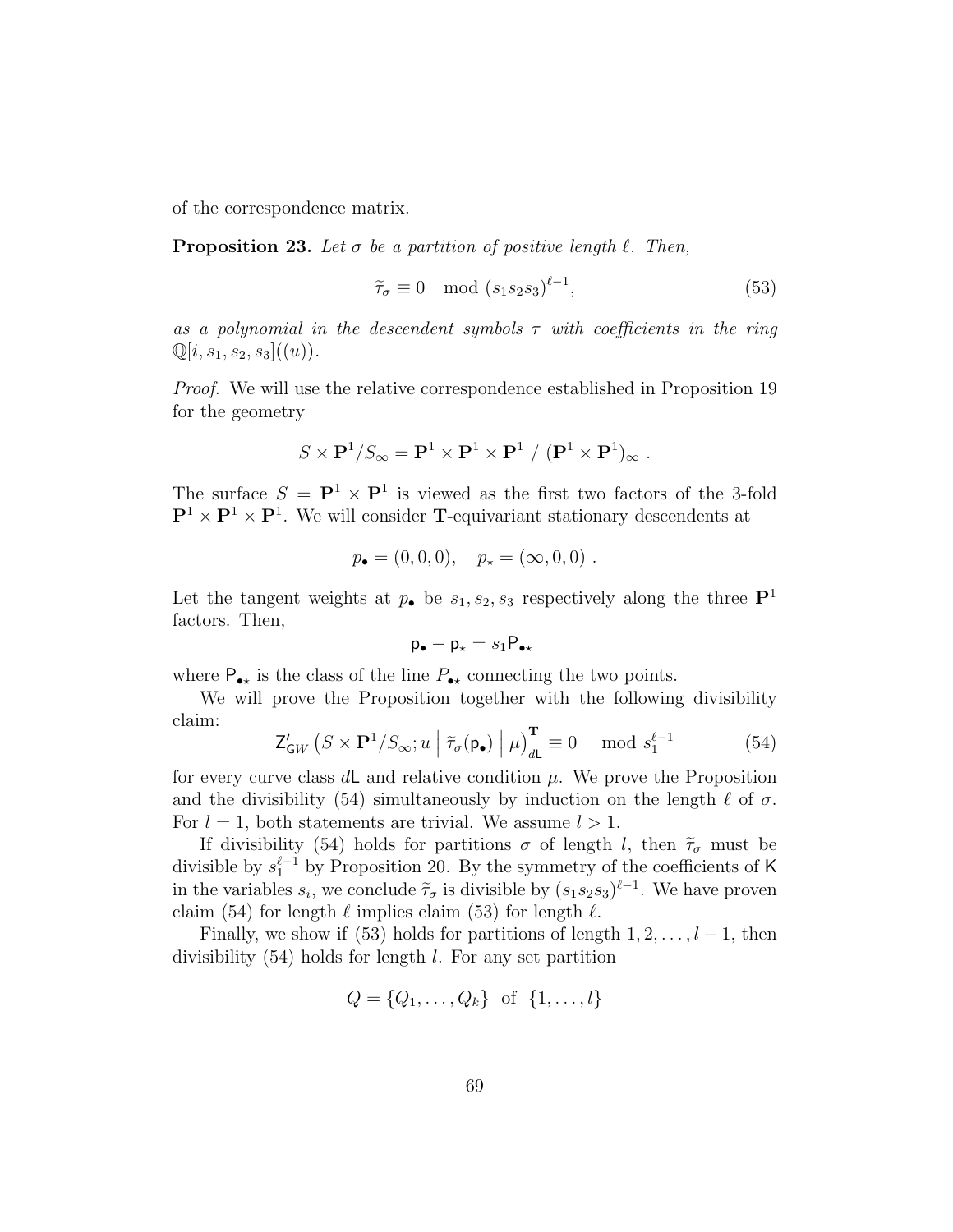of the correspondence matrix.

**Proposition 23.** *Let $\sigma$ be a partition of positive length $\ell$. Then,*

$$\widetilde{\tau}_\sigma \equiv 0 \mod (s_1 s_2 s_3)^{\ell-1}, \tag{53}$$

*as a polynomial in the descendent symbols $\tau$ with coefficients in the ring $\mathbb{Q}[i, s_1, s_2, s_3]((u))$.*

*Proof.* We will use the relative correspondence established in Proposition 19 for the geometry

$$S \times \mathbf{P}^1 / S_\infty = \mathbf{P}^1 \times \mathbf{P}^1 \times \mathbf{P}^1 \ / \ (\mathbf{P}^1 \times \mathbf{P}^1)_\infty \ .$$

The surface $S = \mathbf{P}^1 \times \mathbf{P}^1$ is viewed as the first two factors of the 3-fold $\mathbf{P}^1 \times \mathbf{P}^1 \times \mathbf{P}^1$. We will consider $\mathbf{T}$-equivariant stationary descendents at

$$p_\bullet = (0,0,0), \quad p_\star = (\infty, 0, 0) \ .$$

Let the tangent weights at $p_\bullet$ be $s_1, s_2, s_3$ respectively along the three $\mathbf{P}^1$ factors. Then,

$$\mathsf{p}_\bullet - \mathsf{p}_\star = s_1 \mathsf{P}_{\bullet\star}$$

where $\mathsf{P}_{\bullet\star}$ is the class of the line $P_{\bullet\star}$ connecting the two points.

We will prove the Proposition together with the following divisibility claim:

$$\mathsf{Z}'_{\mathsf{GW}}\left(S \times \mathbf{P}^1/S_\infty; u \,\middle|\, \widetilde{\tau}_\sigma(\mathsf{p}_\bullet) \,\middle|\, \mu\right)^{\mathbf{T}}_{d\mathsf{L}} \equiv 0 \mod s_1^{\ell-1} \tag{54}$$

for every curve class $d\mathsf{L}$ and relative condition $\mu$. We prove the Proposition and the divisibility (54) simultaneously by induction on the length $\ell$ of $\sigma$. For $l = 1$, both statements are trivial. We assume $l > 1$.

If divisibility (54) holds for partitions $\sigma$ of length $l$, then $\widetilde{\tau}_\sigma$ must be divisible by $s_1^{\ell-1}$ by Proposition 20. By the symmetry of the coefficients of $\mathsf{K}$ in the variables $s_i$, we conclude $\widetilde{\tau}_\sigma$ is divisible by $(s_1 s_2 s_3)^{\ell-1}$. We have proven claim (54) for length $\ell$ implies claim (53) for length $\ell$.

Finally, we show if (53) holds for partitions of length $1, 2, \ldots, l-1$, then divisibility (54) holds for length $l$. For any set partition

$$Q = \{Q_1, \ldots, Q_k\} \ \text{ of } \ \{1, \ldots, l\}$$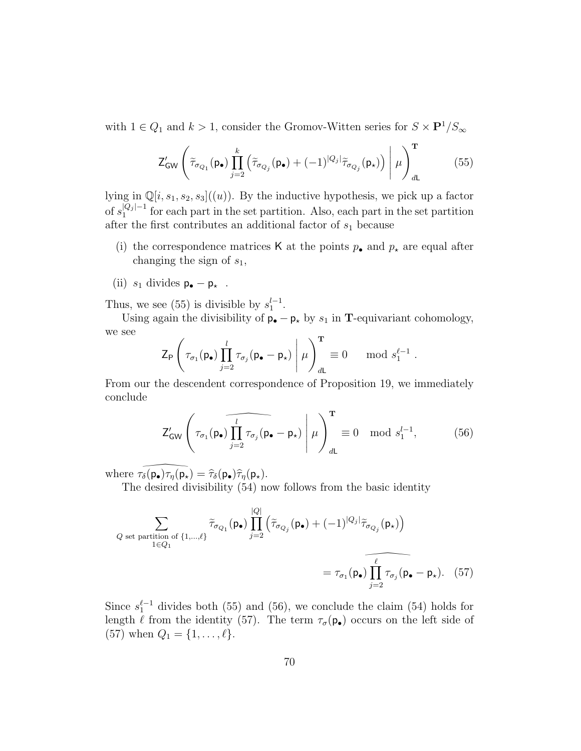with $1 \in Q_1$ and $k > 1$, consider the Gromov-Witten series for $S \times \mathbf{P}^1/S_\infty$

$$\mathsf{Z}'_{\mathsf{GW}}\left( \widetilde{\tau}_{\sigma_{Q_1}}(\mathsf{p}_\bullet) \prod_{j=2}^{k} \left( \widetilde{\tau}_{\sigma_{Q_j}}(\mathsf{p}_\bullet) + (-1)^{|Q_j|} \widetilde{\tau}_{\sigma_{Q_j}}(\mathsf{p}_\star) \right) \,\middle|\, \mu \right)^{\mathbf{T}}_{d\mathsf{L}} \tag{55}$$

lying in $\mathbb{Q}[i, s_1, s_2, s_3]((u))$. By the inductive hypothesis, we pick up a factor of $s_1^{|Q_j|-1}$ for each part in the set partition. Also, each part in the set partition after the first contributes an additional factor of $s_1$ because

(i) the correspondence matrices $\mathsf{K}$ at the points $p_\bullet$ and $p_\star$ are equal after changing the sign of $s_1$,

(ii) $s_1$ divides $\mathsf{p}_\bullet - \mathsf{p}_\star$ .

Thus, we see (55) is divisible by $s_1^{l-1}$.

Using again the divisibility of $\mathsf{p}_\bullet - \mathsf{p}_\star$ by $s_1$ in $\mathbf{T}$-equivariant cohomology, we see

$$\mathsf{Z}_{\mathsf{P}}\left( \tau_{\sigma_1}(\mathsf{p}_\bullet) \prod_{j=2}^{l} \tau_{\sigma_j}(\mathsf{p}_\bullet - \mathsf{p}_\star) \,\middle|\, \mu \right)^{\mathbf{T}}_{d\mathsf{L}} \equiv 0 \mod s_1^{\ell-1} \,.$$

From our the descendent correspondence of Proposition 19, we immediately conclude

$$\mathsf{Z}'_{\mathsf{GW}}\left( \tau_{\sigma_1}(\mathsf{p}_\bullet) \widehat{\prod_{j=2}^{l} \tau_{\sigma_j}(\mathsf{p}_\bullet - \mathsf{p}_\star)} \,\middle|\, \mu \right)^{\mathbf{T}}_{d\mathsf{L}} \equiv 0 \mod s_1^{l-1}, \tag{56}$$

where $\widehat{\tau_\delta(\mathsf{p}_\bullet)\tau_\eta(\mathsf{p}_\star)} = \widehat{\tau}_\delta(\mathsf{p}_\bullet)\widehat{\tau}_\eta(\mathsf{p}_\star)$.

The desired divisibility (54) now follows from the basic identity

$$\sum_{\substack{Q \text{ set partition of } \{1,\ldots,\ell\} \\ 1 \in Q_1}} \widetilde{\tau}_{\sigma_{Q_1}}(\mathsf{p}_\bullet) \prod_{j=2}^{|Q|} \left( \widetilde{\tau}_{\sigma_{Q_j}}(\mathsf{p}_\bullet) + (-1)^{|Q_j|} \widetilde{\tau}_{\sigma_{Q_j}}(\mathsf{p}_\star) \right)$$

$$= \tau_{\sigma_1}(\mathsf{p}_\bullet) \widehat{\prod_{j=2}^{\ell} \tau_{\sigma_j}(\mathsf{p}_\bullet - \mathsf{p}_\star)}. \tag{57}$$

Since $s_1^{\ell-1}$ divides both (55) and (56), we conclude the claim (54) holds for length $\ell$ from the identity (57). The term $\tau_\sigma(\mathsf{p}_\bullet)$ occurs on the left side of (57) when $Q_1 = \{1, \ldots, \ell\}$.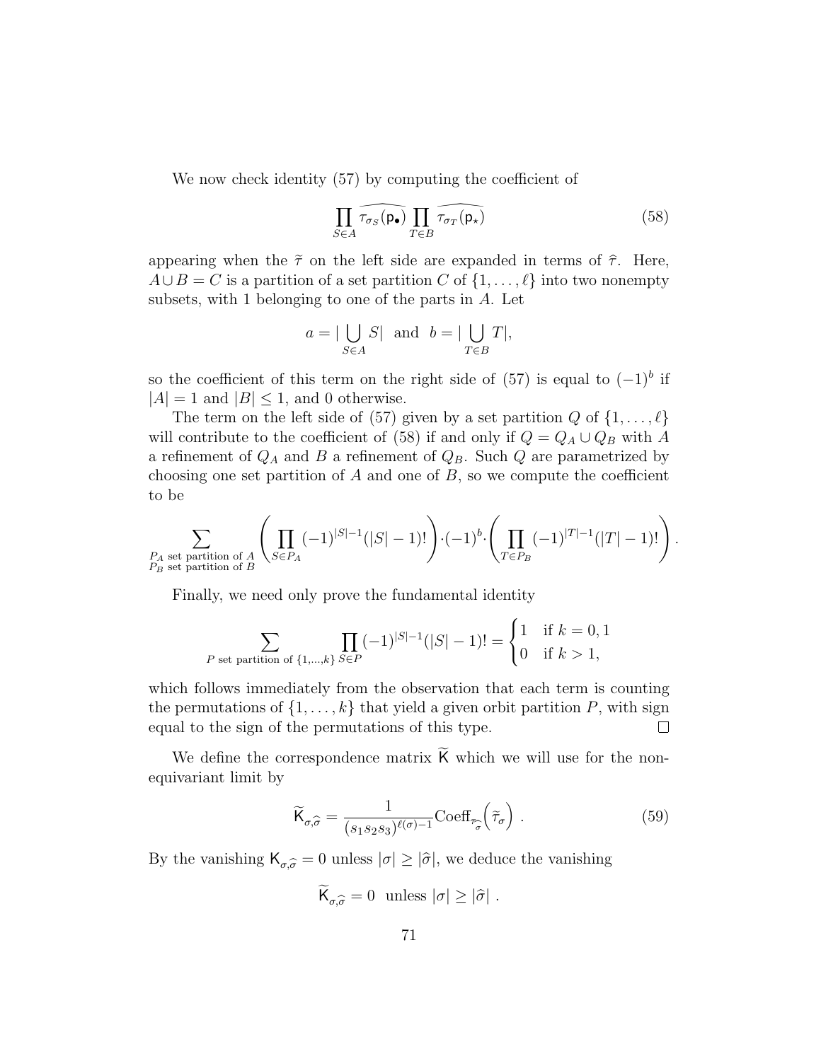We now check identity (57) by computing the coefficient of

$$\prod_{S\in A} \widehat{\tau_{\sigma_S}(\mathsf{p}_\bullet)} \prod_{T\in B} \widehat{\tau_{\sigma_T}(\mathsf{p}_\star)} \tag{58}$$

appearing when the $\widetilde{\tau}$ on the left side are expanded in terms of $\widehat{\tau}$. Here, $A\cup B = C$ is a partition of a set partition $C$ of $\{1,\ldots,\ell\}$ into two nonempty subsets, with 1 belonging to one of the parts in $A$. Let

$$a = |\bigcup_{S\in A} S| \ \text{ and } \ b = |\bigcup_{T\in B} T|,$$

so the coefficient of this term on the right side of (57) is equal to $(-1)^b$ if $|A| = 1$ and $|B| \leq 1$, and 0 otherwise.

The term on the left side of (57) given by a set partition $Q$ of $\{1,\ldots,\ell\}$ will contribute to the coefficient of (58) if and only if $Q = Q_A \cup Q_B$ with $A$ a refinement of $Q_A$ and $B$ a refinement of $Q_B$. Such $Q$ are parametrized by choosing one set partition of $A$ and one of $B$, so we compute the coefficient to be

$$\sum_{\substack{P_A \text{ set partition of } A\\ P_B \text{ set partition of } B}} \left(\prod_{S\in P_A} (-1)^{|S|-1}(|S|-1)!\right)\cdot(-1)^b\cdot\left(\prod_{T\in P_B} (-1)^{|T|-1}(|T|-1)!\right).$$

Finally, we need only prove the fundamental identity

$$\sum_{P \text{ set partition of } \{1,\ldots,k\}} \prod_{S\in P} (-1)^{|S|-1}(|S|-1)! = \begin{cases} 1 & \text{if } k=0,1\\ 0 & \text{if } k>1,\end{cases}$$

which follows immediately from the observation that each term is counting the permutations of $\{1,\ldots,k\}$ that yield a given orbit partition $P$, with sign equal to the sign of the permutations of this type. $\square$

We define the correspondence matrix $\widetilde{\mathsf{K}}$ which we will use for the non-equivariant limit by

$$\widetilde{\mathsf{K}}_{\sigma,\widehat{\sigma}} = \frac{1}{(s_1s_2s_3)^{\ell(\sigma)-1}}\text{Coeff}_{\widehat{\tau_{\widehat{\sigma}}}}\Big(\widetilde{\tau}_\sigma\Big)\ . \tag{59}$$

By the vanishing $\mathsf{K}_{\sigma,\widehat{\sigma}} = 0$ unless $|\sigma| \geq |\widehat{\sigma}|$, we deduce the vanishing

$$\widetilde{\mathsf{K}}_{\sigma,\widehat{\sigma}} = 0 \ \text{ unless } |\sigma| \geq |\widehat{\sigma}|\ .$$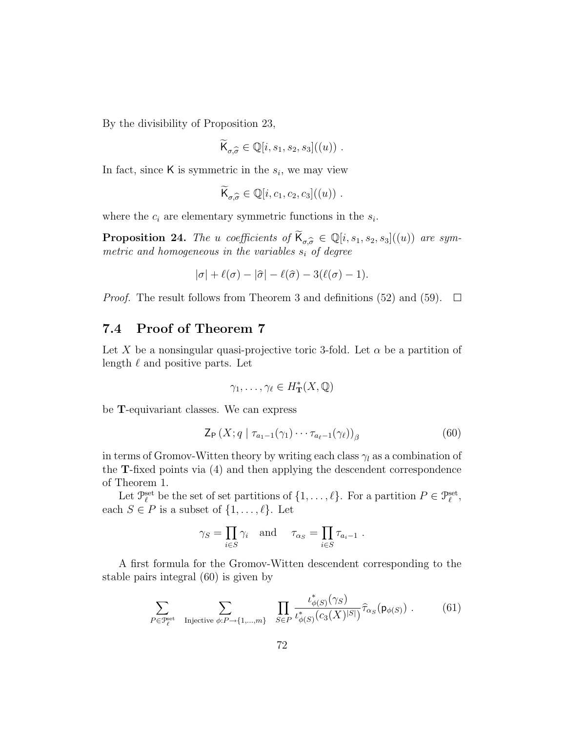By the divisibility of Proposition 23,

$$\widetilde{\mathsf{K}}_{\sigma,\widehat{\sigma}} \in \mathbb{Q}[i, s_1, s_2, s_3]((u)) \ .$$

In fact, since $\mathsf{K}$ is symmetric in the $s_i$, we may view

$$\widetilde{\mathsf{K}}_{\sigma,\widehat{\sigma}} \in \mathbb{Q}[i, c_1, c_2, c_3]((u)) \ .$$

where the $c_i$ are elementary symmetric functions in the $s_i$.

**Proposition 24.** *The $u$ coefficients of $\widetilde{\mathsf{K}}_{\sigma,\widehat{\sigma}} \in \mathbb{Q}[i, s_1, s_2, s_3]((u))$ are symmetric and homogeneous in the variables $s_i$ of degree*

$$|\sigma| + \ell(\sigma) - |\widehat{\sigma}| - \ell(\widehat{\sigma}) - 3(\ell(\sigma) - 1).$$

*Proof.* The result follows from Theorem 3 and definitions (52) and (59). $\square$

## 7.4 Proof of Theorem 7

Let $X$ be a nonsingular quasi-projective toric 3-fold. Let $\alpha$ be a partition of length $\ell$ and positive parts. Let

$$\gamma_1, \ldots, \gamma_\ell \in H^*_{\mathbf{T}}(X, \mathbb{Q})$$

be $\mathbf{T}$-equivariant classes. We can express

$$\mathsf{Z}_{\mathsf{P}}\left(X; q \mid \tau_{a_1-1}(\gamma_1) \cdots \tau_{a_\ell-1}(\gamma_\ell)\right)_\beta \tag{60}$$

in terms of Gromov-Witten theory by writing each class $\gamma_l$ as a combination of the $\mathbf{T}$-fixed points via (4) and then applying the descendent correspondence of Theorem 1.

Let $\mathcal{P}^{\text{set}}_\ell$ be the set of set partitions of $\{1, \ldots, \ell\}$. For a partition $P \in \mathcal{P}^{\text{set}}_\ell$, each $S \in P$ is a subset of $\{1, \ldots, \ell\}$. Let

$$\gamma_S = \prod_{i \in S} \gamma_i \quad \text{and} \quad \tau_{\alpha_S} = \prod_{i \in S} \tau_{a_i - 1} \ .$$

A first formula for the Gromov-Witten descendent corresponding to the stable pairs integral (60) is given by

$$\sum_{P \in \mathcal{P}^{\text{set}}_\ell} \ \sum_{\text{Injective } \phi: P \to \{1,\ldots,m\}} \ \prod_{S \in P} \frac{\iota^*_{\phi(S)}(\gamma_S)}{\iota^*_{\phi(S)}(c_3(X)^{|S|})} \widehat{\tau}_{\alpha_S}(\mathsf{p}_{\phi(S)}) \ . \tag{61}$$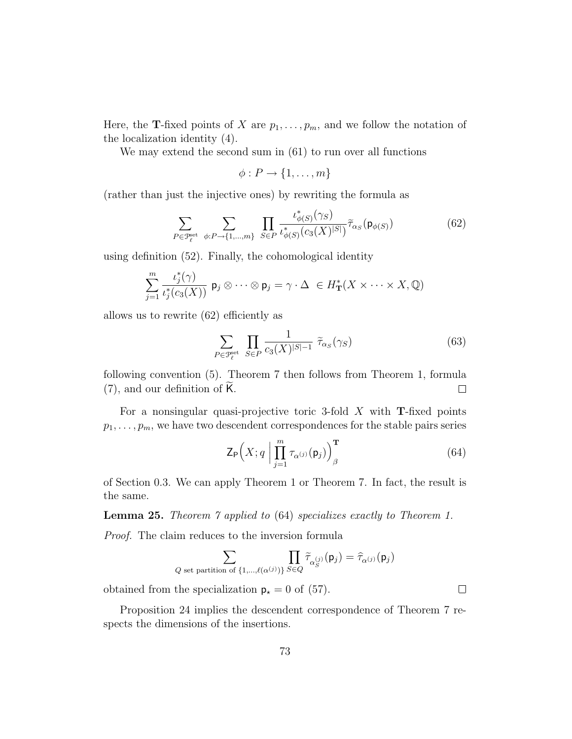Here, the $\mathbf{T}$-fixed points of $X$ are $p_1, \ldots, p_m$, and we follow the notation of the localization identity (4).

We may extend the second sum in (61) to run over all functions

$$\phi : P \to \{1, \ldots, m\}$$

(rather than just the injective ones) by rewriting the formula as

$$\sum_{P \in \mathcal{P}_\ell^{\mathrm{set}}} \sum_{\phi : P \to \{1,\ldots,m\}} \prod_{S \in P} \frac{\iota^*_{\phi(S)}(\gamma_S)}{\iota^*_{\phi(S)}(c_3(X)^{|S|})} \widetilde{\tau}_{\alpha_S}(\mathsf{p}_{\phi(S)}) \tag{62}$$

using definition (52). Finally, the cohomological identity

$$\sum_{j=1}^{m} \frac{\iota^*_j(\gamma)}{\iota^*_j(c_3(X))} \ \mathsf{p}_j \otimes \cdots \otimes \mathsf{p}_j = \gamma \cdot \Delta \ \in H^*_{\mathbf{T}}(X \times \cdots \times X, \mathbb{Q})$$

allows us to rewrite (62) efficiently as

$$\sum_{P \in \mathcal{P}_\ell^{\mathrm{set}}} \prod_{S \in P} \frac{1}{c_3(X)^{|S|-1}} \ \widetilde{\tau}_{\alpha_S}(\gamma_S) \tag{63}$$

following convention (5). Theorem 7 then follows from Theorem 1, formula (7), and our definition of $\widetilde{\mathsf{K}}$. $\square$

For a nonsingular quasi-projective toric 3-fold $X$ with $\mathbf{T}$-fixed points $p_1, \ldots, p_m$, we have two descendent correspondences for the stable pairs series

$$\mathsf{Z}_{\mathsf{P}}\Big(X; q \ \Big| \ \prod_{j=1}^{m} \tau_{\alpha^{(j)}}(\mathsf{p}_j)\Big)^{\mathbf{T}}_{\beta} \tag{64}$$

of Section 0.3. We can apply Theorem 1 or Theorem 7. In fact, the result is the same.

**Lemma 25.** *Theorem 7 applied to* (64) *specializes exactly to Theorem 1.*

*Proof.* The claim reduces to the inversion formula

$$\sum_{Q \text{ set partition of } \{1,\ldots,\ell(\alpha^{(j)})\}} \prod_{S \in Q} \widetilde{\tau}_{\alpha^{(j)}_S}(\mathsf{p}_j) = \widehat{\tau}_{\alpha^{(j)}}(\mathsf{p}_j)$$

obtained from the specialization $\mathsf{p}_\star = 0$ of (57). $\square$

Proposition 24 implies the descendent correspondence of Theorem 7 respects the dimensions of the insertions.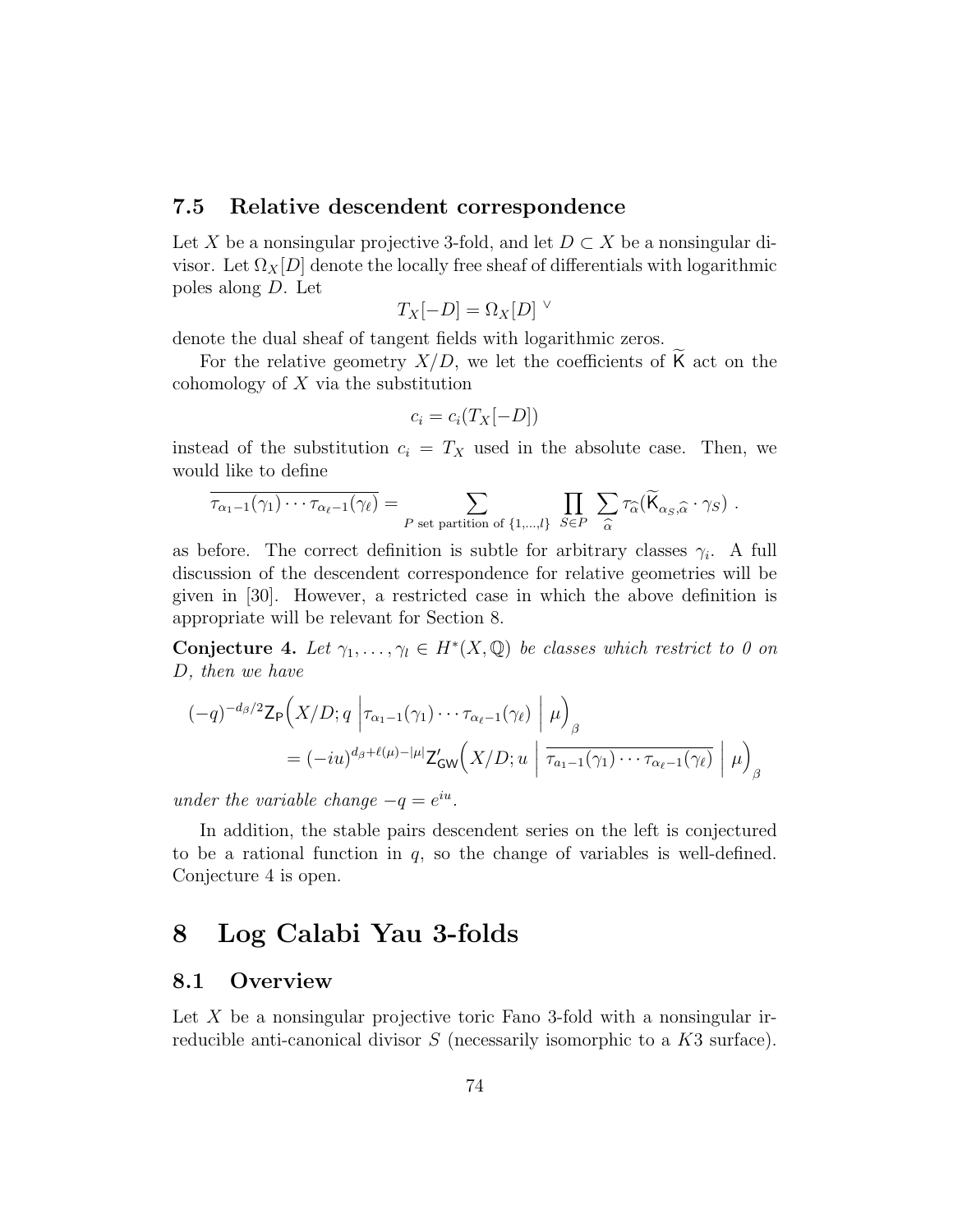### 7.5 Relative descendent correspondence

Let $X$ be a nonsingular projective 3-fold, and let $D \subset X$ be a nonsingular divisor. Let $\Omega_X[D]$ denote the locally free sheaf of differentials with logarithmic poles along $D$. Let

$$T_X[-D] = \Omega_X[D]^{\vee}$$

denote the dual sheaf of tangent fields with logarithmic zeros.

For the relative geometry $X/D$, we let the coefficients of $\widetilde{\mathsf{K}}$ act on the cohomology of $X$ via the substitution

$$c_i = c_i(T_X[-D])$$

instead of the substitution $c_i = T_X$ used in the absolute case. Then, we would like to define

$$\overline{\tau_{\alpha_1-1}(\gamma_1)\cdots\tau_{\alpha_\ell-1}(\gamma_\ell)} = \sum_{P \text{ set partition of } \{1,\ldots,l\}} \prod_{S\in P} \sum_{\widehat{\alpha}} \tau_{\widehat{\alpha}}(\widetilde{\mathsf{K}}_{\alpha_S,\widehat{\alpha}} \cdot \gamma_S) \ .$$

as before. The correct definition is subtle for arbitrary classes $\gamma_i$. A full discussion of the descendent correspondence for relative geometries will be given in [30]. However, a restricted case in which the above definition is appropriate will be relevant for Section 8.

**Conjecture 4.** *Let $\gamma_1,\ldots,\gamma_l \in H^*(X,\mathbb{Q})$ be classes which restrict to 0 on $D$, then we have*

$$\begin{aligned}(-q)^{-d_\beta/2}\mathsf{Z}_{\mathsf{P}}\Big(X/D;q \ \Big|\tau_{\alpha_1-1}(\gamma_1)\cdots\tau_{\alpha_\ell-1}(\gamma_\ell) \ \Big| \ \mu\Big)_\beta \\ = (-iu)^{d_\beta+\ell(\mu)-|\mu|}\mathsf{Z}'_{\mathsf{GW}}\Big(X/D;u \ \Big| \ \overline{\tau_{a_1-1}(\gamma_1)\cdots\tau_{\alpha_\ell-1}(\gamma_\ell)} \ \Big| \ \mu\Big)_\beta\end{aligned}$$

*under the variable change $-q = e^{iu}$.*

In addition, the stable pairs descendent series on the left is conjectured to be a rational function in $q$, so the change of variables is well-defined. Conjecture 4 is open.

# 8 Log Calabi Yau 3-folds

## 8.1 Overview

Let $X$ be a nonsingular projective toric Fano 3-fold with a nonsingular irreducible anti-canonical divisor $S$ (necessarily isomorphic to a $K3$ surface).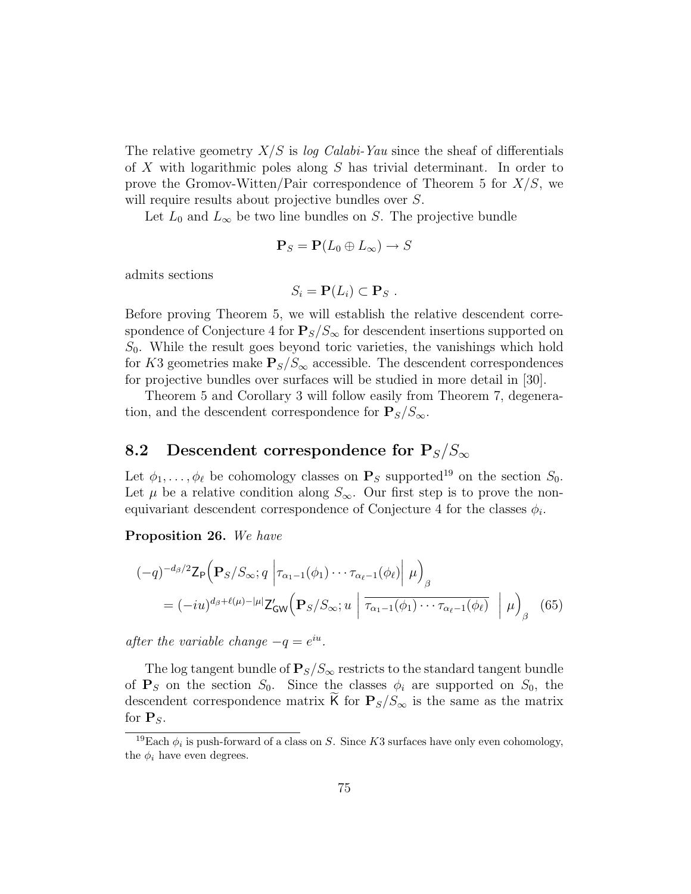The relative geometry $X/S$ is *log Calabi-Yau* since the sheaf of differentials of $X$ with logarithmic poles along $S$ has trivial determinant. In order to prove the Gromov-Witten/Pair correspondence of Theorem 5 for $X/S$, we will require results about projective bundles over $S$.

Let $L_0$ and $L_\infty$ be two line bundles on $S$. The projective bundle

$$\mathbf{P}_S = \mathbf{P}(L_0 \oplus L_\infty) \to S$$

admits sections

$$S_i = \mathbf{P}(L_i) \subset \mathbf{P}_S \ .$$

Before proving Theorem 5, we will establish the relative descendent correspondence of Conjecture 4 for $\mathbf{P}_S/S_\infty$ for descendent insertions supported on $S_0$. While the result goes beyond toric varieties, the vanishings which hold for $K3$ geometries make $\mathbf{P}_S/S_\infty$ accessible. The descendent correspondences for projective bundles over surfaces will be studied in more detail in [30].

Theorem 5 and Corollary 3 will follow easily from Theorem 7, degeneration, and the descendent correspondence for $\mathbf{P}_S/S_\infty$.

## 8.2 Descendent correspondence for $\mathbf{P}_S/S_\infty$

Let $\phi_1, \ldots, \phi_\ell$ be cohomology classes on $\mathbf{P}_S$ supported[19] on the section $S_0$. Let $\mu$ be a relative condition along $S_\infty$. Our first step is to prove the non-equivariant descendent correspondence of Conjecture 4 for the classes $\phi_i$.

**Proposition 26.** *We have*

$$\begin{aligned}(-q)^{-d_\beta/2}\mathsf{Z}_{\mathsf{P}}\Big(\mathbf{P}_S/S_\infty; q \;\Big|\tau_{\alpha_1-1}(\phi_1)\cdots\tau_{\alpha_\ell-1}(\phi_\ell)\Big|\; \mu\Big)_\beta \\ = (-iu)^{d_\beta+\ell(\mu)-|\mu|}\mathsf{Z}'_{\mathsf{GW}}\Big(\mathbf{P}_S/S_\infty; u \;\Big|\; \overline{\tau_{\alpha_1-1}(\phi_1)\cdots\tau_{\alpha_\ell-1}(\phi_\ell)} \;\;\Big|\; \mu\Big)_\beta \quad (65)\end{aligned}$$

*after the variable change $-q = e^{iu}$.*

The log tangent bundle of $\mathbf{P}_S/S_\infty$ restricts to the standard tangent bundle of $\mathbf{P}_S$ on the section $S_0$. Since the classes $\phi_i$ are supported on $S_0$, the descendent correspondence matrix $\widetilde{\mathsf{K}}$ for $\mathbf{P}_S/S_\infty$ is the same as the matrix for $\mathbf{P}_S$.

---

[19] Each $\phi_i$ is push-forward of a class on $S$. Since $K3$ surfaces have only even cohomology, the $\phi_i$ have even degrees.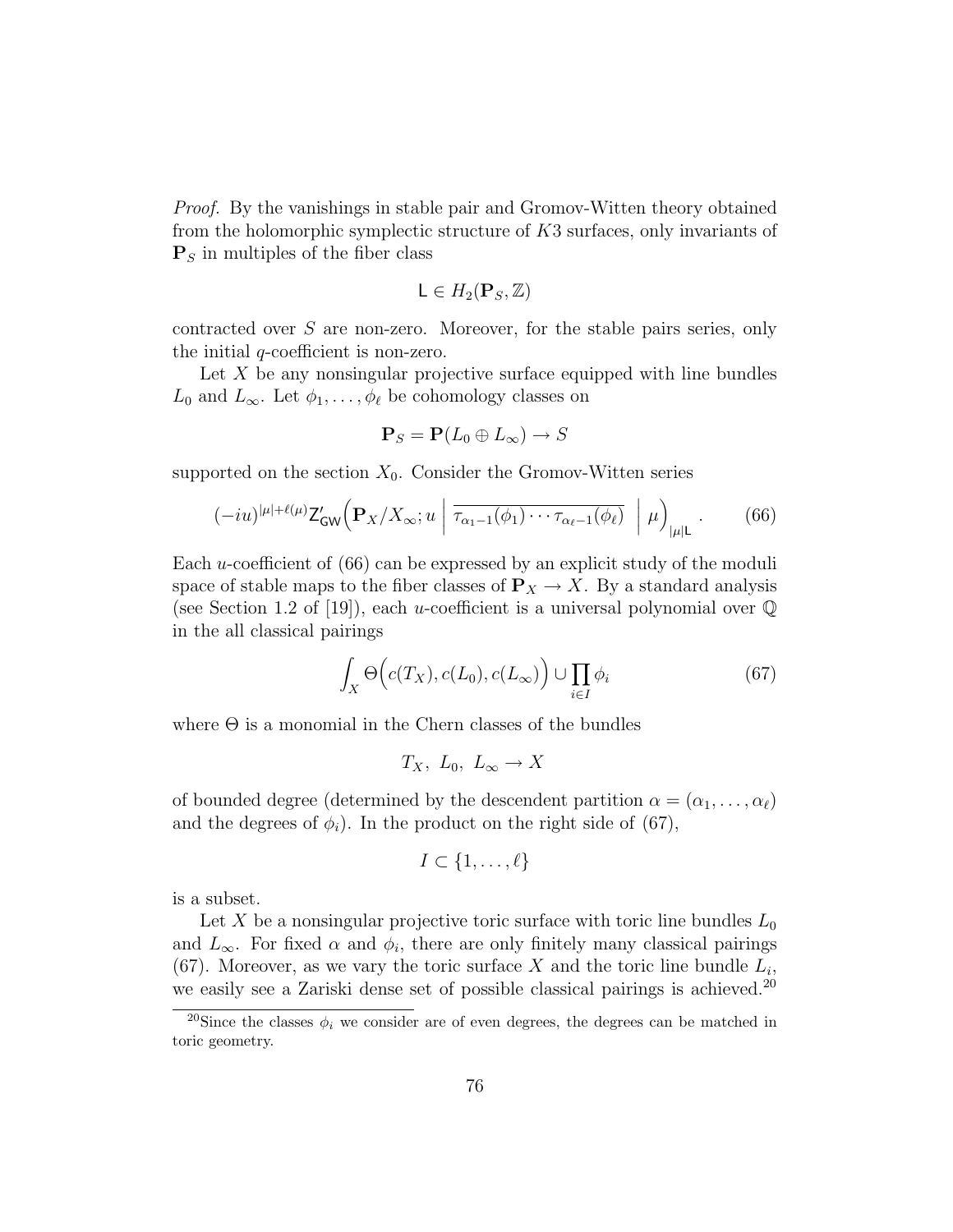*Proof.* By the vanishings in stable pair and Gromov-Witten theory obtained from the holomorphic symplectic structure of $K3$ surfaces, only invariants of $\mathbf{P}_S$ in multiples of the fiber class

$$\mathsf{L} \in H_2(\mathbf{P}_S, \mathbb{Z})$$

contracted over $S$ are non-zero. Moreover, for the stable pairs series, only the initial $q$-coefficient is non-zero.

Let $X$ be any nonsingular projective surface equipped with line bundles $L_0$ and $L_\infty$. Let $\phi_1, \ldots, \phi_\ell$ be cohomology classes on

$$\mathbf{P}_S = \mathbf{P}(L_0 \oplus L_\infty) \to S$$

supported on the section $X_0$. Consider the Gromov-Witten series

$$(-iu)^{|\mu|+\ell(\mu)} \mathsf{Z}'_{\mathsf{GW}}\Big(\mathbf{P}_X/X_\infty; u \;\Big|\; \overline{\tau_{\alpha_1-1}(\phi_1)\cdots\tau_{\alpha_\ell-1}(\phi_\ell)} \;\Big|\; \mu\Big)_{|\mu|\mathsf{L}}. \tag{66}$$

Each $u$-coefficient of (66) can be expressed by an explicit study of the moduli space of stable maps to the fiber classes of $\mathbf{P}_X \to X$. By a standard analysis (see Section 1.2 of [19]), each $u$-coefficient is a universal polynomial over $\mathbb{Q}$ in the all classical pairings

$$\int_X \Theta\Big(c(T_X), c(L_0), c(L_\infty)\Big) \cup \prod_{i\in I} \phi_i \tag{67}$$

where $\Theta$ is a monomial in the Chern classes of the bundles

$$T_X,\ L_0,\ L_\infty \to X$$

of bounded degree (determined by the descendent partition $\alpha = (\alpha_1, \ldots, \alpha_\ell)$ and the degrees of $\phi_i$). In the product on the right side of (67),

$$I \subset \{1, \ldots, \ell\}$$

is a subset.

Let $X$ be a nonsingular projective toric surface with toric line bundles $L_0$ and $L_\infty$. For fixed $\alpha$ and $\phi_i$, there are only finitely many classical pairings (67). Moreover, as we vary the toric surface $X$ and the toric line bundle $L_i$, we easily see a Zariski dense set of possible classical pairings is achieved.[20]

[20] Since the classes $\phi_i$ we consider are of even degrees, the degrees can be matched in toric geometry.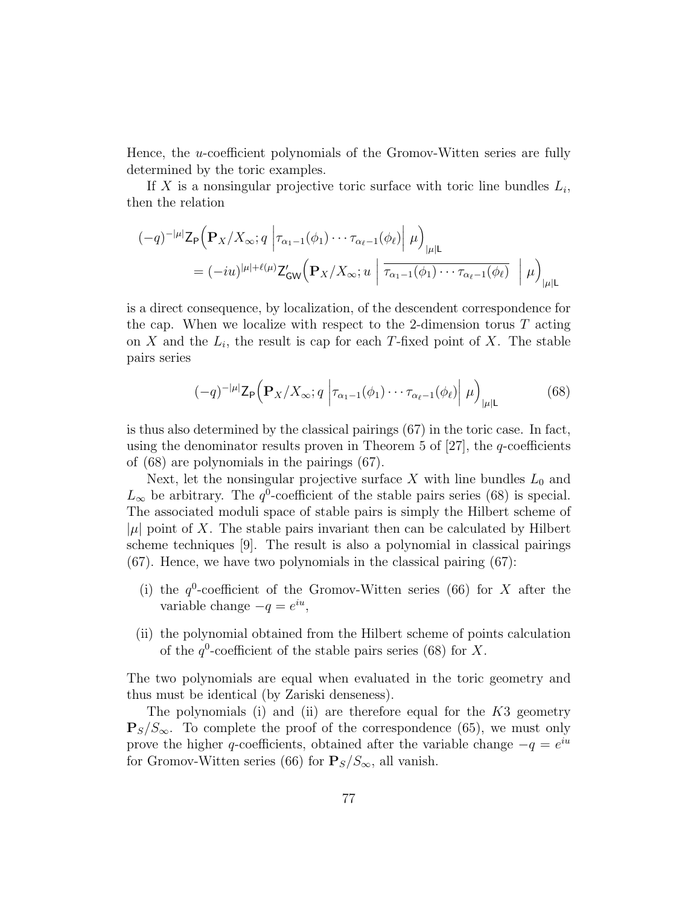Hence, the $u$-coefficient polynomials of the Gromov-Witten series are fully determined by the toric examples.

If $X$ is a nonsingular projective toric surface with toric line bundles $L_i$, then the relation

$$
\begin{aligned}
(-q)^{-|\mu|} \mathsf{Z}_{\mathsf{P}}\Big(\mathbf{P}_X/X_\infty; q \,\Big|\tau_{\alpha_1-1}(\phi_1)\cdots\tau_{\alpha_\ell-1}(\phi_\ell)\Big|\, \mu\Big)_{|\mu|\mathsf{L}} \\
= (-iu)^{|\mu|+\ell(\mu)} \mathsf{Z}'_{\mathsf{GW}}\Big(\mathbf{P}_X/X_\infty; u \,\Big|\, \overline{\tau_{\alpha_1-1}(\phi_1)\cdots\tau_{\alpha_\ell-1}(\phi_\ell)} \,\Big|\, \mu\Big)_{|\mu|\mathsf{L}}
\end{aligned}
$$

is a direct consequence, by localization, of the descendent correspondence for the cap. When we localize with respect to the 2-dimension torus $T$ acting on $X$ and the $L_i$, the result is cap for each $T$-fixed point of $X$. The stable pairs series

$$
(-q)^{-|\mu|} \mathsf{Z}_{\mathsf{P}}\Big(\mathbf{P}_X/X_\infty; q \,\Big|\tau_{\alpha_1-1}(\phi_1)\cdots\tau_{\alpha_\ell-1}(\phi_\ell)\Big|\, \mu\Big)_{|\mu|\mathsf{L}} \tag{68}
$$

is thus also determined by the classical pairings (67) in the toric case. In fact, using the denominator results proven in Theorem 5 of [27], the $q$-coefficients of (68) are polynomials in the pairings (67).

Next, let the nonsingular projective surface $X$ with line bundles $L_0$ and $L_\infty$ be arbitrary. The $q^0$-coefficient of the stable pairs series (68) is special. The associated moduli space of stable pairs is simply the Hilbert scheme of $|\mu|$ point of $X$. The stable pairs invariant then can be calculated by Hilbert scheme techniques [9]. The result is also a polynomial in classical pairings (67). Hence, we have two polynomials in the classical pairing (67):

(i) the $q^0$-coefficient of the Gromov-Witten series (66) for $X$ after the variable change $-q = e^{iu}$,

(ii) the polynomial obtained from the Hilbert scheme of points calculation of the $q^0$-coefficient of the stable pairs series (68) for $X$.

The two polynomials are equal when evaluated in the toric geometry and thus must be identical (by Zariski denseness).

The polynomials (i) and (ii) are therefore equal for the $K3$ geometry $\mathbf{P}_S/S_\infty$. To complete the proof of the correspondence (65), we must only prove the higher $q$-coefficients, obtained after the variable change $-q = e^{iu}$ for Gromov-Witten series (66) for $\mathbf{P}_S/S_\infty$, all vanish.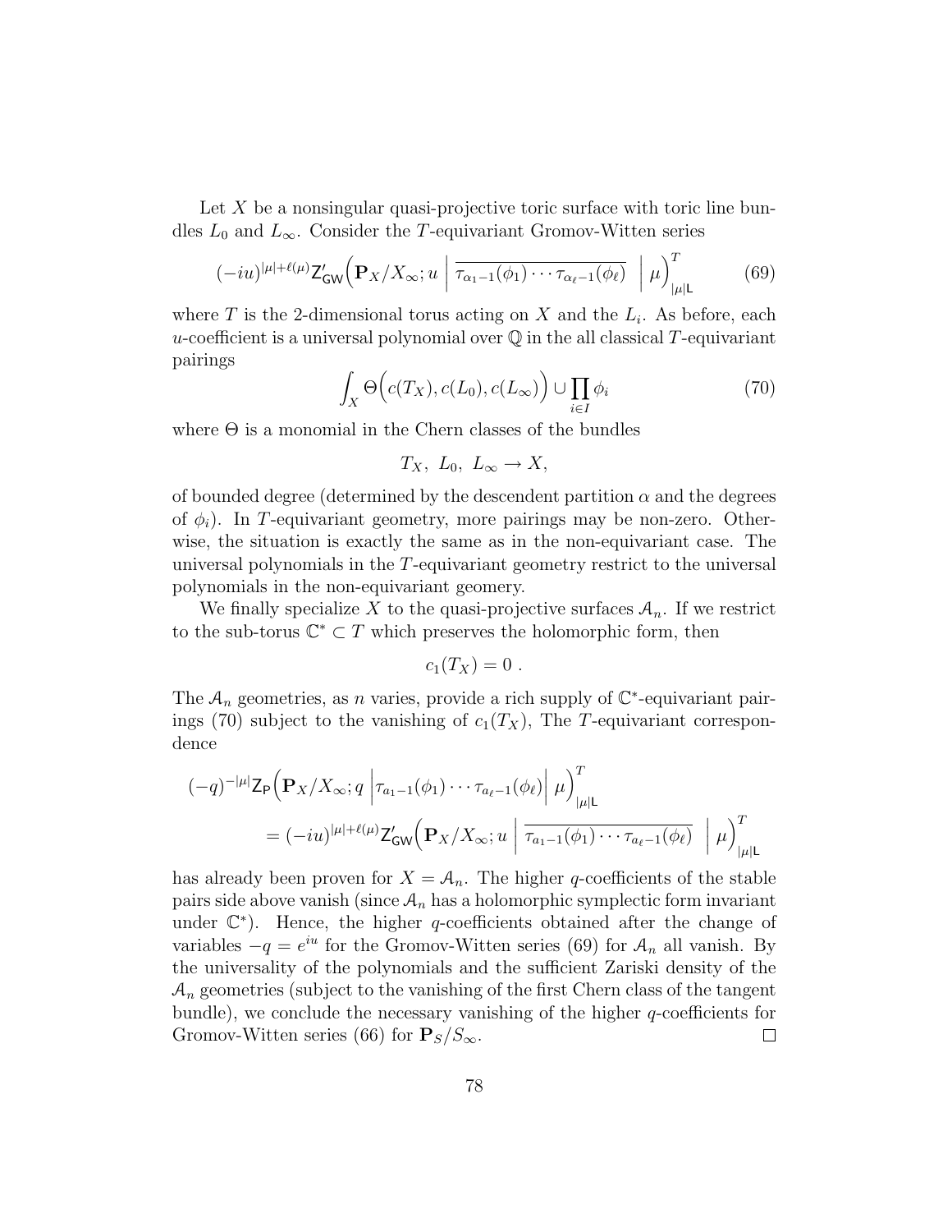Let $X$ be a nonsingular quasi-projective toric surface with toric line bundles $L_0$ and $L_\infty$. Consider the $T$-equivariant Gromov-Witten series

$$(-iu)^{|\mu|+\ell(\mu)}\mathsf{Z}'_{\mathsf{GW}}\Big(\mathbf{P}_X/X_\infty; u \ \Big| \ \overline{\tau_{\alpha_1-1}(\phi_1)\cdots\tau_{\alpha_\ell-1}(\phi_\ell)} \ \ \Big| \ \mu\Big)^T_{|\mu|\mathsf{L}} \tag{69}$$

where $T$ is the 2-dimensional torus acting on $X$ and the $L_i$. As before, each $u$-coefficient is a universal polynomial over $\mathbb{Q}$ in the all classical $T$-equivariant pairings

$$\int_X \Theta\Big(c(T_X), c(L_0), c(L_\infty)\Big) \cup \prod_{i\in I}\phi_i \tag{70}$$

where $\Theta$ is a monomial in the Chern classes of the bundles

$$T_X, \ L_0, \ L_\infty \to X,$$

of bounded degree (determined by the descendent partition $\alpha$ and the degrees of $\phi_i$). In $T$-equivariant geometry, more pairings may be non-zero. Otherwise, the situation is exactly the same as in the non-equivariant case. The universal polynomials in the $T$-equivariant geometry restrict to the universal polynomials in the non-equivariant geomery.

We finally specialize $X$ to the quasi-projective surfaces $\mathcal{A}_n$. If we restrict to the sub-torus $\mathbb{C}^* \subset T$ which preserves the holomorphic form, then

$$c_1(T_X) = 0 \ .$$

The $\mathcal{A}_n$ geometries, as $n$ varies, provide a rich supply of $\mathbb{C}^*$-equivariant pairings (70) subject to the vanishing of $c_1(T_X)$, The $T$-equivariant correspondence

$$\begin{aligned}(-q)^{-|\mu|}\mathsf{Z}_{\mathsf{P}}\Big(\mathbf{P}_X/X_\infty; q \ \Big|\tau_{a_1-1}(\phi_1)\cdots\tau_{a_\ell-1}(\phi_\ell)\Big| \ \mu\Big)^T_{|\mu|\mathsf{L}} \\ = (-iu)^{|\mu|+\ell(\mu)}\mathsf{Z}'_{\mathsf{GW}}\Big(\mathbf{P}_X/X_\infty; u \ \Big| \ \overline{\tau_{a_1-1}(\phi_1)\cdots\tau_{a_\ell-1}(\phi_\ell)} \ \ \Big| \ \mu\Big)^T_{|\mu|\mathsf{L}}\end{aligned}$$

has already been proven for $X = \mathcal{A}_n$. The higher $q$-coefficients of the stable pairs side above vanish (since $\mathcal{A}_n$ has a holomorphic symplectic form invariant under $\mathbb{C}^*$). Hence, the higher $q$-coefficients obtained after the change of variables $-q = e^{iu}$ for the Gromov-Witten series (69) for $\mathcal{A}_n$ all vanish. By the universality of the polynomials and the sufficient Zariski density of the $\mathcal{A}_n$ geometries (subject to the vanishing of the first Chern class of the tangent bundle), we conclude the necessary vanishing of the higher $q$-coefficients for Gromov-Witten series (66) for $\mathbf{P}_S/S_\infty$. $\square$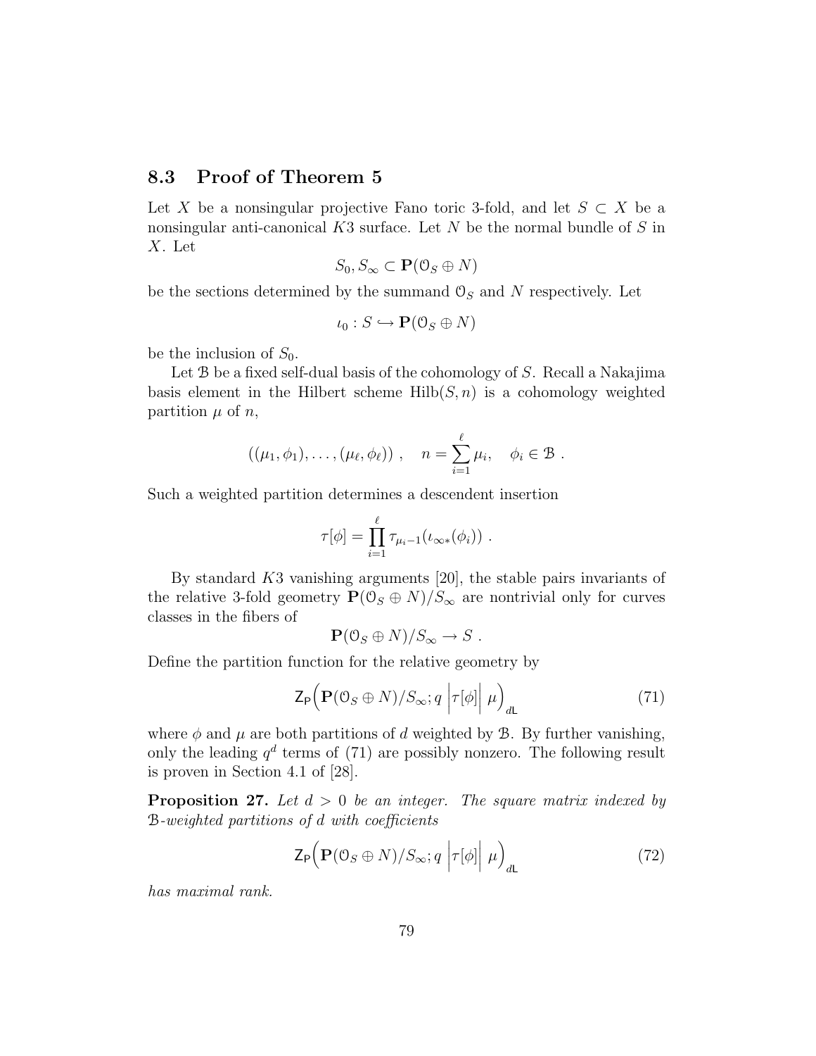## 8.3 Proof of Theorem 5

Let $X$ be a nonsingular projective Fano toric 3-fold, and let $S \subset X$ be a nonsingular anti-canonical $K3$ surface. Let $N$ be the normal bundle of $S$ in $X$. Let

$$S_0, S_\infty \subset \mathbf{P}(\mathcal{O}_S \oplus N)$$

be the sections determined by the summand $\mathcal{O}_S$ and $N$ respectively. Let

$$\iota_0 : S \hookrightarrow \mathbf{P}(\mathcal{O}_S \oplus N)$$

be the inclusion of $S_0$.

Let $\mathcal{B}$ be a fixed self-dual basis of the cohomology of $S$. Recall a Nakajima basis element in the Hilbert scheme $\mathrm{Hilb}(S, n)$ is a cohomology weighted partition $\mu$ of $n$,

$$((\mu_1, \phi_1), \ldots, (\mu_\ell, \phi_\ell)) \ , \quad n = \sum_{i=1}^{\ell} \mu_i, \quad \phi_i \in \mathcal{B} \ .$$

Such a weighted partition determines a descendent insertion

$$\tau[\phi] = \prod_{i=1}^{\ell} \tau_{\mu_i - 1}(\iota_{\infty *}(\phi_i)) \ .$$

By standard $K3$ vanishing arguments [20], the stable pairs invariants of the relative 3-fold geometry $\mathbf{P}(\mathcal{O}_S \oplus N)/S_\infty$ are nontrivial only for curves classes in the fibers of

$$\mathbf{P}(\mathcal{O}_S \oplus N)/S_\infty \to S \ .$$

Define the partition function for the relative geometry by

$$\mathsf{Z}_{\mathsf{P}}\Big(\mathbf{P}(\mathcal{O}_S \oplus N)/S_\infty; q \ \Big| \tau[\phi] \Big| \ \mu\Big)_{d\mathsf{L}} \tag{71}$$

where $\phi$ and $\mu$ are both partitions of $d$ weighted by $\mathcal{B}$. By further vanishing, only the leading $q^d$ terms of (71) are possibly nonzero. The following result is proven in Section 4.1 of [28].

**Proposition 27.** *Let $d > 0$ be an integer. The square matrix indexed by $\mathcal{B}$-weighted partitions of $d$ with coefficients*

$$\mathsf{Z}_{\mathsf{P}}\Big(\mathbf{P}(\mathcal{O}_S \oplus N)/S_\infty; q \ \Big| \tau[\phi] \Big| \ \mu\Big)_{d\mathsf{L}} \tag{72}$$

*has maximal rank.*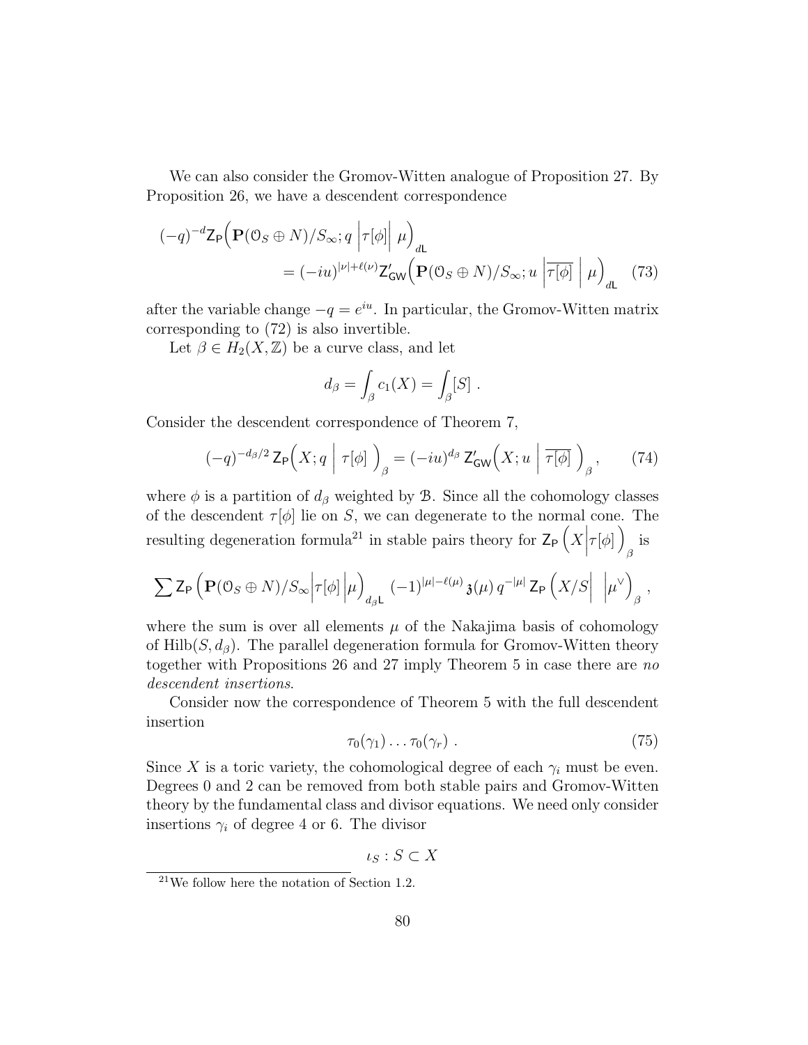We can also consider the Gromov-Witten analogue of Proposition 27. By Proposition 26, we have a descendent correspondence

$$(-q)^{-d}\mathsf{Z}_{\mathsf{P}}\Big(\mathbf{P}(\mathcal{O}_S \oplus N)/S_\infty; q \;\Big|\tau[\phi]\Big|\; \mu\Big)_{d\mathsf{L}} \\ = (-iu)^{|\nu|+\ell(\nu)}\mathsf{Z}'_{\mathsf{GW}}\Big(\mathbf{P}(\mathcal{O}_S \oplus N)/S_\infty; u \;\Big|\overline{\tau[\phi]}\;\Big|\; \mu\Big)_{d\mathsf{L}} \quad (73)$$

after the variable change $-q = e^{iu}$. In particular, the Gromov-Witten matrix corresponding to (72) is also invertible.

Let $\beta \in H_2(X, \mathbb{Z})$ be a curve class, and let

$$d_\beta = \int_\beta c_1(X) = \int_\beta [S] \ .$$

Consider the descendent correspondence of Theorem 7,

$$(-q)^{-d_\beta/2}\, \mathsf{Z}_{\mathsf{P}}\Big(X; q \;\Big|\; \tau[\phi]\;\Big)_\beta = (-iu)^{d_\beta}\, \mathsf{Z}'_{\mathsf{GW}}\Big(X; u \;\Big|\; \overline{\tau[\phi]}\;\Big)_\beta, \qquad (74)$$

where $\phi$ is a partition of $d_\beta$ weighted by $\mathcal{B}$. Since all the cohomology classes of the descendent $\tau[\phi]$ lie on $S$, we can degenerate to the normal cone. The resulting degeneration formula[21] in stable pairs theory for $\mathsf{Z}_{\mathsf{P}}\Big(X\Big|\tau[\phi]\Big)_\beta$ is

$$\sum \mathsf{Z}_{\mathsf{P}}\Big(\mathbf{P}(\mathcal{O}_S \oplus N)/S_\infty\Big|\tau[\phi]\Big|\mu\Big)_{d_\beta\mathsf{L}}\,(-1)^{|\mu|-\ell(\mu)}\,\mathfrak{z}(\mu)\,q^{-|\mu|}\,\mathsf{Z}_{\mathsf{P}}\Big(X/S\Big|\;\;\Big|\mu^\vee\Big)_\beta\ ,$$

where the sum is over all elements $\mu$ of the Nakajima basis of cohomology of $\mathrm{Hilb}(S, d_\beta)$. The parallel degeneration formula for Gromov-Witten theory together with Propositions 26 and 27 imply Theorem 5 in case there are *no descendent insertions*.

Consider now the correspondence of Theorem 5 with the full descendent insertion

$$\tau_0(\gamma_1)\ldots\tau_0(\gamma_r)\ . \qquad (75)$$

Since $X$ is a toric variety, the cohomological degree of each $\gamma_i$ must be even. Degrees 0 and 2 can be removed from both stable pairs and Gromov-Witten theory by the fundamental class and divisor equations. We need only consider insertions $\gamma_i$ of degree 4 or 6. The divisor

$$\iota_S : S \subset X$$

[21] We follow here the notation of Section 1.2.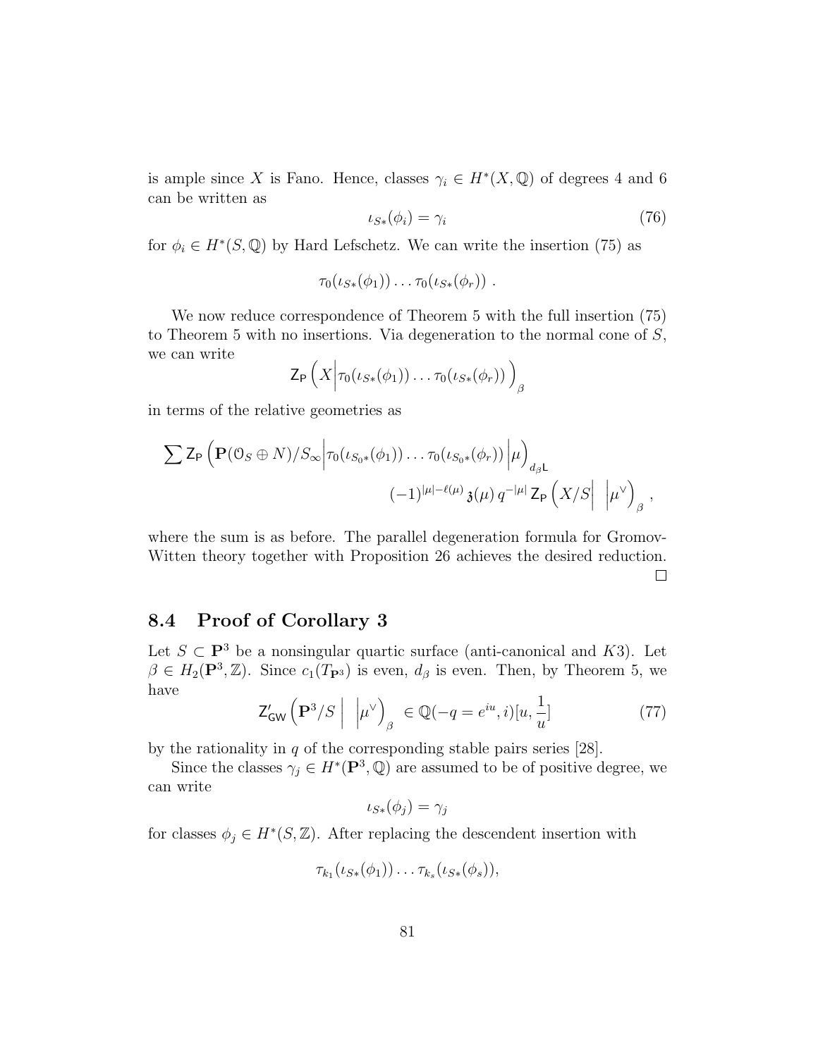is ample since $X$ is Fano. Hence, classes $\gamma_i \in H^*(X, \mathbb{Q})$ of degrees 4 and 6 can be written as

$$\iota_{S*}(\phi_i) = \gamma_i \tag{76}$$

for $\phi_i \in H^*(S, \mathbb{Q})$ by Hard Lefschetz. We can write the insertion (75) as

$$\tau_0(\iota_{S*}(\phi_1)) \dots \tau_0(\iota_{S*}(\phi_r)) \ .$$

We now reduce correspondence of Theorem 5 with the full insertion (75) to Theorem 5 with no insertions. Via degeneration to the normal cone of $S$, we can write

$$\mathsf{Z}_{\mathsf{P}}\Big(X \Big| \tau_0(\iota_{S*}(\phi_1)) \dots \tau_0(\iota_{S*}(\phi_r))\Big)_\beta$$

in terms of the relative geometries as

$$\sum \mathsf{Z}_{\mathsf{P}}\Big(\mathbf{P}(\mathcal{O}_S \oplus N)/S_\infty \Big| \tau_0(\iota_{S_0*}(\phi_1)) \dots \tau_0(\iota_{S_0*}(\phi_r)) \Big| \mu\Big)_{d_\beta \mathsf{L}}$$
$$(-1)^{|\mu|-\ell(\mu)}\, \mathfrak{z}(\mu)\, q^{-|\mu|}\, \mathsf{Z}_{\mathsf{P}}\Big(X/S \Big| \ \Big| \mu^\vee\Big)_\beta \ ,$$

where the sum is as before. The parallel degeneration formula for Gromov-Witten theory together with Proposition 26 achieves the desired reduction. □

## 8.4 Proof of Corollary 3

Let $S \subset \mathbf{P}^3$ be a nonsingular quartic surface (anti-canonical and $K3$). Let $\beta \in H_2(\mathbf{P}^3, \mathbb{Z})$. Since $c_1(T_{\mathbf{P}^3})$ is even, $d_\beta$ is even. Then, by Theorem 5, we have

$$\mathsf{Z}'_{\mathsf{GW}}\Big(\mathbf{P}^3/S \ \Big| \ \Big| \mu^\vee\Big)_\beta \in \mathbb{Q}(-q = e^{iu}, i)[u, \frac{1}{u}] \tag{77}$$

by the rationality in $q$ of the corresponding stable pairs series [28].

Since the classes $\gamma_j \in H^*(\mathbf{P}^3, \mathbb{Q})$ are assumed to be of positive degree, we can write

$$\iota_{S*}(\phi_j) = \gamma_j$$

for classes $\phi_j \in H^*(S, \mathbb{Z})$. After replacing the descendent insertion with

$$\tau_{k_1}(\iota_{S*}(\phi_1)) \dots \tau_{k_s}(\iota_{S*}(\phi_s)),$$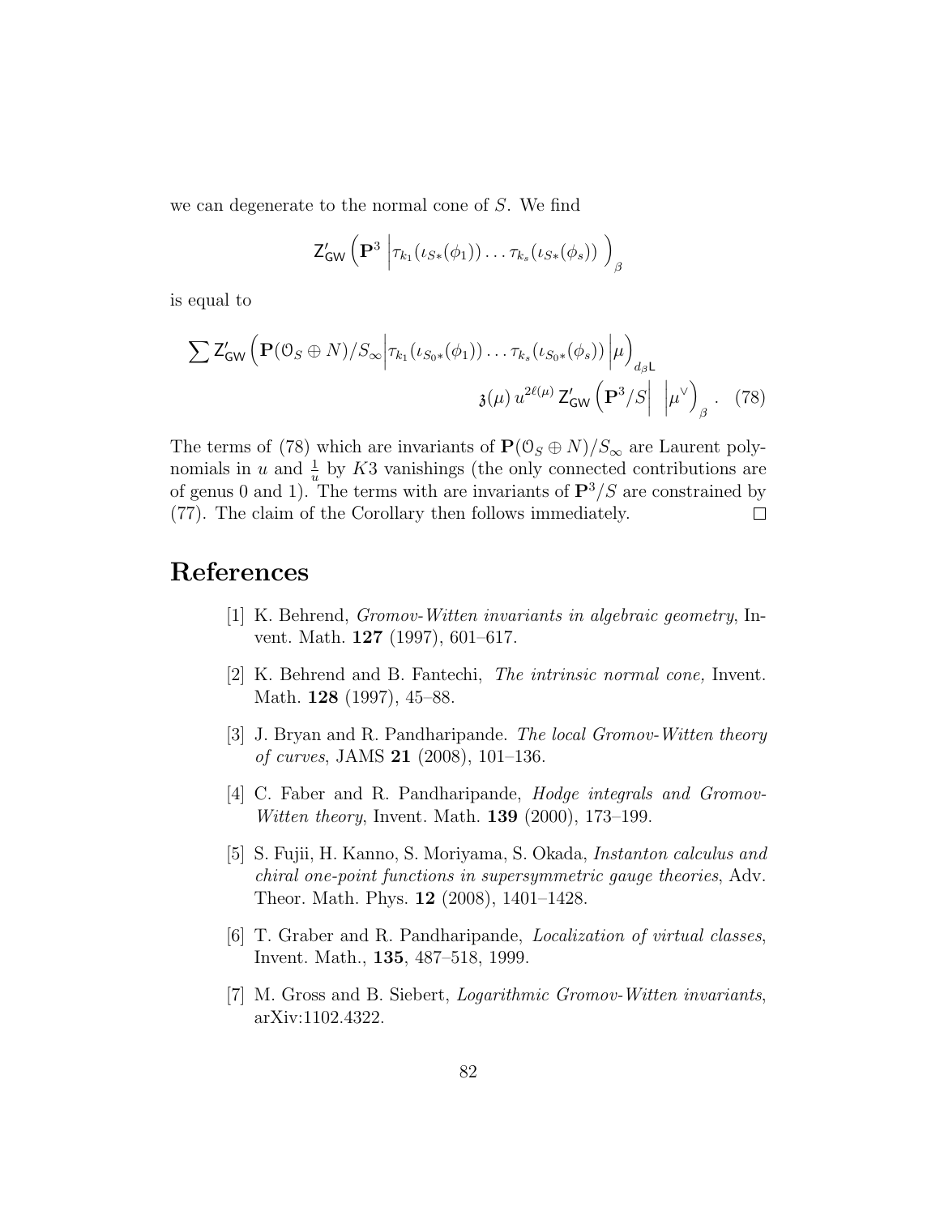we can degenerate to the normal cone of $S$. We find

$$\mathsf{Z}'_{\mathsf{GW}}\left(\mathbf{P}^3 \left| \tau_{k_1}(\iota_{S*}(\phi_1)) \dots \tau_{k_s}(\iota_{S*}(\phi_s)) \right. \right)_\beta$$

is equal to

$$\sum \mathsf{Z}'_{\mathsf{GW}}\left(\mathbf{P}(\mathcal{O}_S \oplus N)/S_\infty \middle| \tau_{k_1}(\iota_{S_0*}(\phi_1)) \dots \tau_{k_s}(\iota_{S_0*}(\phi_s)) \middle| \mu \right)_{d_\beta \mathsf{L}}$$
$$\mathfrak{z}(\mu)\, u^{2\ell(\mu)}\, \mathsf{Z}'_{\mathsf{GW}}\left(\mathbf{P}^3/S \middle| \quad \middle| \mu^\vee \right)_\beta . \quad (78)$$

The terms of (78) which are invariants of $\mathbf{P}(\mathcal{O}_S \oplus N)/S_\infty$ are Laurent polynomials in $u$ and $\frac{1}{u}$ by $K3$ vanishings (the only connected contributions are of genus 0 and 1). The terms with are invariants of $\mathbf{P}^3/S$ are constrained by (77). The claim of the Corollary then follows immediately. $\square$

# References

[1] K. Behrend, *Gromov-Witten invariants in algebraic geometry*, Invent. Math. **127** (1997), 601–617.

[2] K. Behrend and B. Fantechi, *The intrinsic normal cone,* Invent. Math. **128** (1997), 45–88.

[3] J. Bryan and R. Pandharipande. *The local Gromov-Witten theory of curves*, JAMS **21** (2008), 101–136.

[4] C. Faber and R. Pandharipande, *Hodge integrals and Gromov-Witten theory*, Invent. Math. **139** (2000), 173–199.

[5] S. Fujii, H. Kanno, S. Moriyama, S. Okada, *Instanton calculus and chiral one-point functions in supersymmetric gauge theories*, Adv. Theor. Math. Phys. **12** (2008), 1401–1428.

[6] T. Graber and R. Pandharipande, *Localization of virtual classes*, Invent. Math., **135**, 487–518, 1999.

[7] M. Gross and B. Siebert, *Logarithmic Gromov-Witten invariants*, arXiv:1102.4322.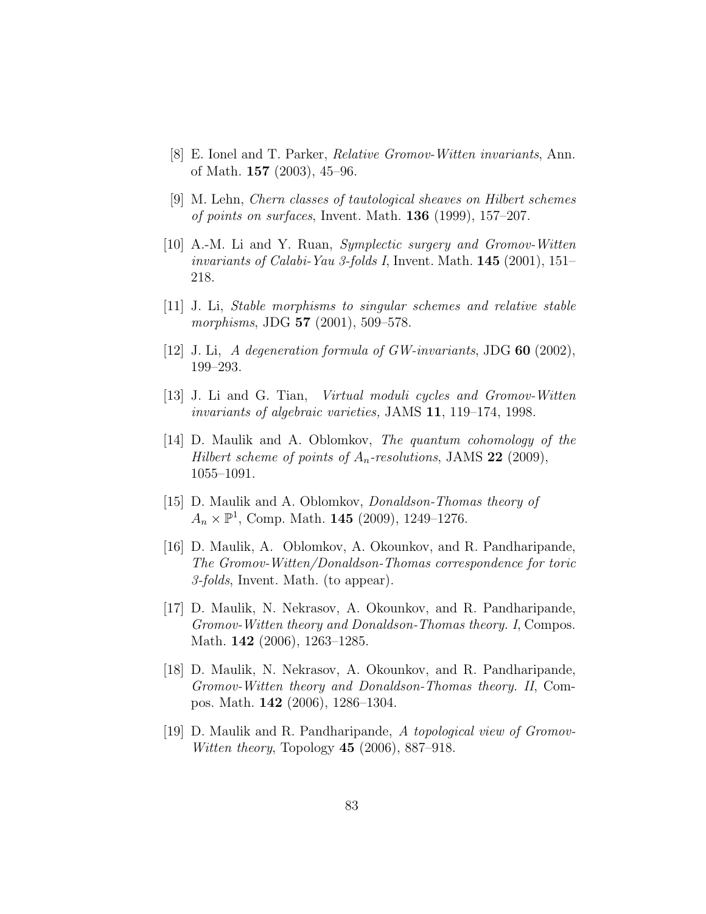[8] E. Ionel and T. Parker, *Relative Gromov-Witten invariants*, Ann. of Math. **157** (2003), 45–96.

[9] M. Lehn, *Chern classes of tautological sheaves on Hilbert schemes of points on surfaces*, Invent. Math. **136** (1999), 157–207.

[10] A.-M. Li and Y. Ruan, *Symplectic surgery and Gromov-Witten invariants of Calabi-Yau 3-folds I*, Invent. Math. **145** (2001), 151–218.

[11] J. Li, *Stable morphisms to singular schemes and relative stable morphisms*, JDG **57** (2001), 509–578.

[12] J. Li, *A degeneration formula of GW-invariants*, JDG **60** (2002), 199–293.

[13] J. Li and G. Tian, *Virtual moduli cycles and Gromov-Witten invariants of algebraic varieties,* JAMS **11**, 119–174, 1998.

[14] D. Maulik and A. Oblomkov, *The quantum cohomology of the Hilbert scheme of points of $A_n$-resolutions*, JAMS **22** (2009), 1055–1091.

[15] D. Maulik and A. Oblomkov, *Donaldson-Thomas theory of $A_n \times \mathbb{P}^1$*, Comp. Math. **145** (2009), 1249–1276.

[16] D. Maulik, A. Oblomkov, A. Okounkov, and R. Pandharipande, *The Gromov-Witten/Donaldson-Thomas correspondence for toric 3-folds*, Invent. Math. (to appear).

[17] D. Maulik, N. Nekrasov, A. Okounkov, and R. Pandharipande, *Gromov-Witten theory and Donaldson-Thomas theory. I*, Compos. Math. **142** (2006), 1263–1285.

[18] D. Maulik, N. Nekrasov, A. Okounkov, and R. Pandharipande, *Gromov-Witten theory and Donaldson-Thomas theory. II*, Compos. Math. **142** (2006), 1286–1304.

[19] D. Maulik and R. Pandharipande, *A topological view of Gromov-Witten theory*, Topology **45** (2006), 887–918.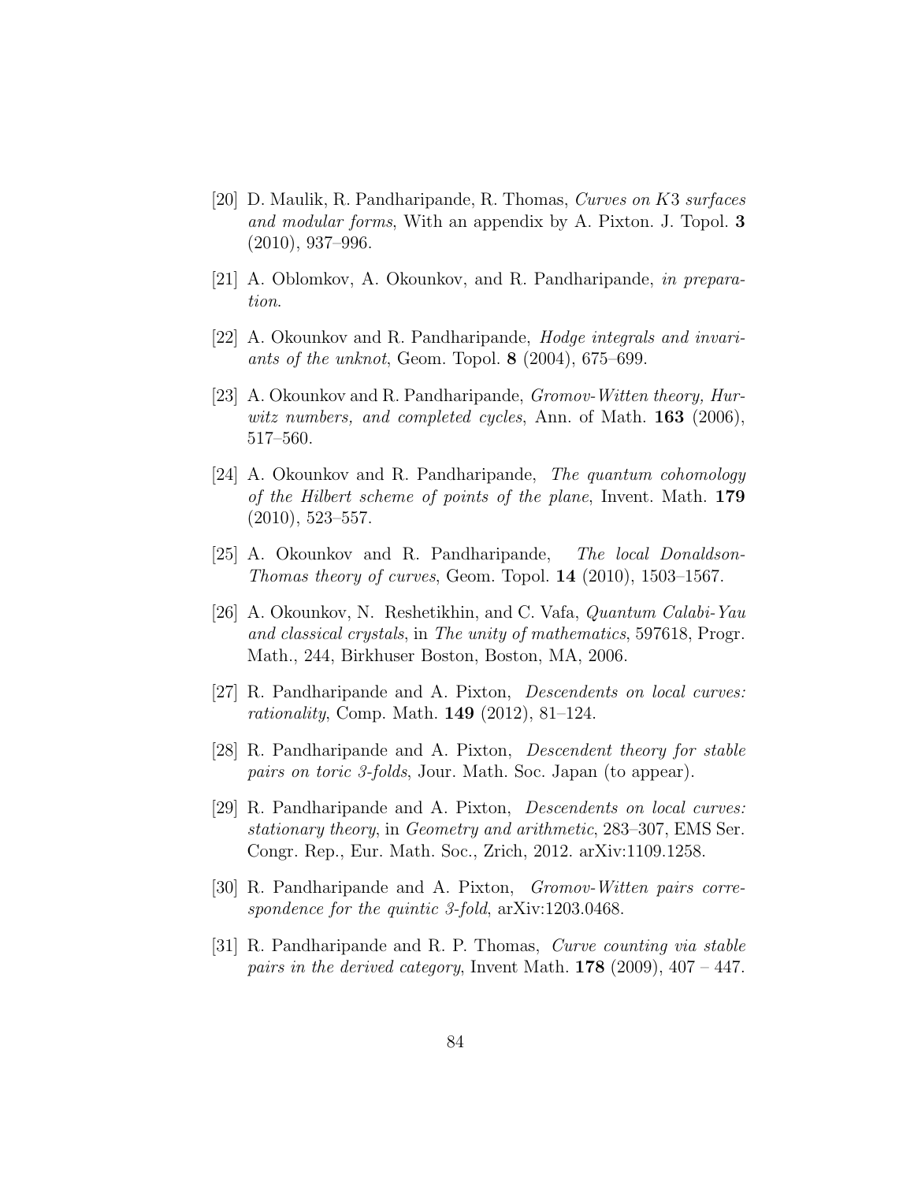[20] D. Maulik, R. Pandharipande, R. Thomas, *Curves on $K3$ surfaces and modular forms*, With an appendix by A. Pixton. J. Topol. **3** (2010), 937–996.

[21] A. Oblomkov, A. Okounkov, and R. Pandharipande, *in preparation*.

[22] A. Okounkov and R. Pandharipande, *Hodge integrals and invariants of the unknot*, Geom. Topol. **8** (2004), 675–699.

[23] A. Okounkov and R. Pandharipande, *Gromov-Witten theory, Hurwitz numbers, and completed cycles*, Ann. of Math. **163** (2006), 517–560.

[24] A. Okounkov and R. Pandharipande, *The quantum cohomology of the Hilbert scheme of points of the plane*, Invent. Math. **179** (2010), 523–557.

[25] A. Okounkov and R. Pandharipande, *The local Donaldson-Thomas theory of curves*, Geom. Topol. **14** (2010), 1503–1567.

[26] A. Okounkov, N. Reshetikhin, and C. Vafa, *Quantum Calabi-Yau and classical crystals*, in *The unity of mathematics*, 597618, Progr. Math., 244, Birkhuser Boston, Boston, MA, 2006.

[27] R. Pandharipande and A. Pixton, *Descendents on local curves: rationality*, Comp. Math. **149** (2012), 81–124.

[28] R. Pandharipande and A. Pixton, *Descendent theory for stable pairs on toric 3-folds*, Jour. Math. Soc. Japan (to appear).

[29] R. Pandharipande and A. Pixton, *Descendents on local curves: stationary theory*, in *Geometry and arithmetic*, 283–307, EMS Ser. Congr. Rep., Eur. Math. Soc., Zrich, 2012. arXiv:1109.1258.

[30] R. Pandharipande and A. Pixton, *Gromov-Witten pairs correspondence for the quintic 3-fold*, arXiv:1203.0468.

[31] R. Pandharipande and R. P. Thomas, *Curve counting via stable pairs in the derived category*, Invent Math. **178** (2009), 407 – 447.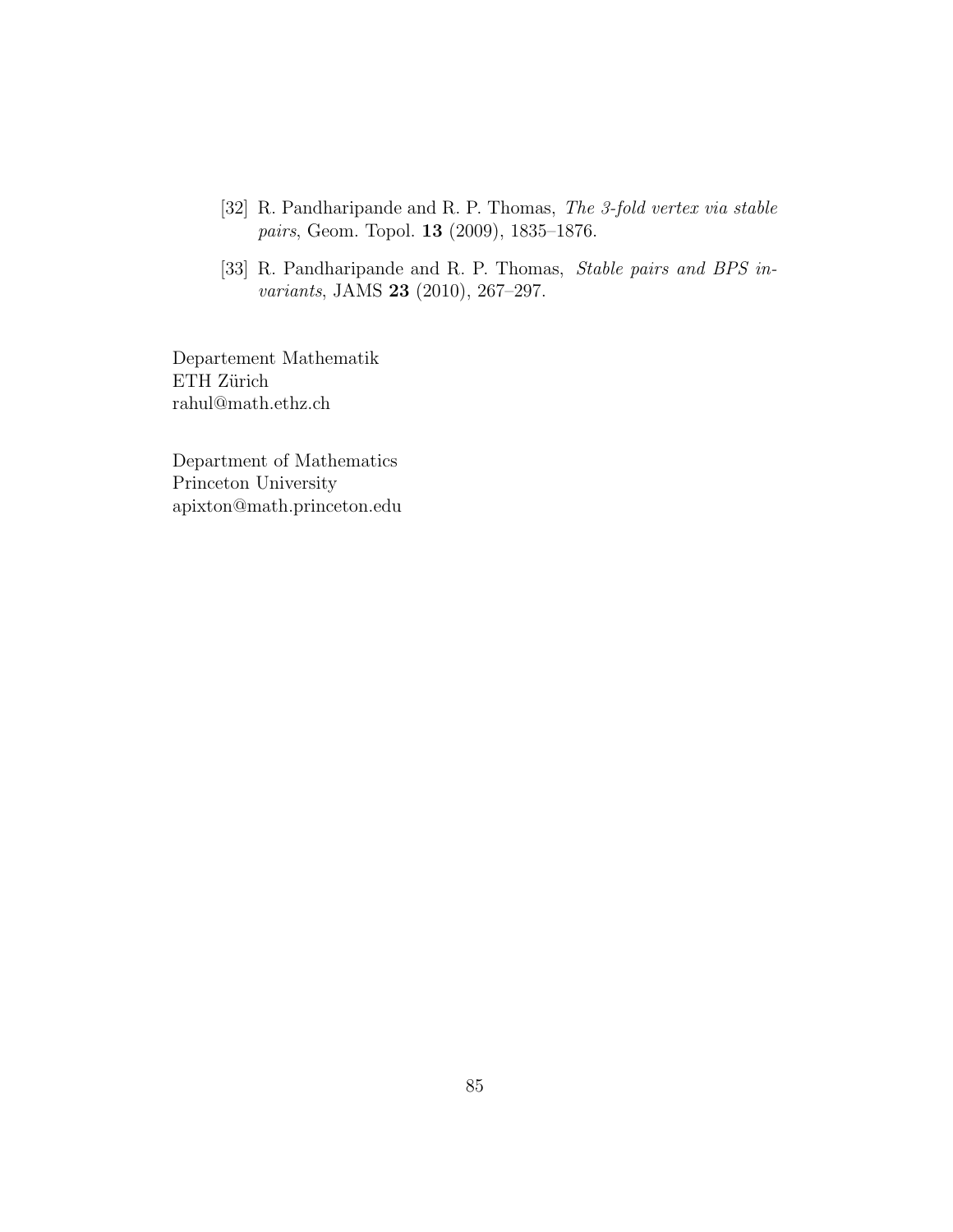[32] R. Pandharipande and R. P. Thomas, *The 3-fold vertex via stable pairs*, Geom. Topol. **13** (2009), 1835–1876.

[33] R. Pandharipande and R. P. Thomas, *Stable pairs and BPS invariants*, JAMS **23** (2010), 267–297.

Departement Mathematik
ETH Zürich
rahul@math.ethz.ch

Department of Mathematics
Princeton University
apixton@math.princeton.edu